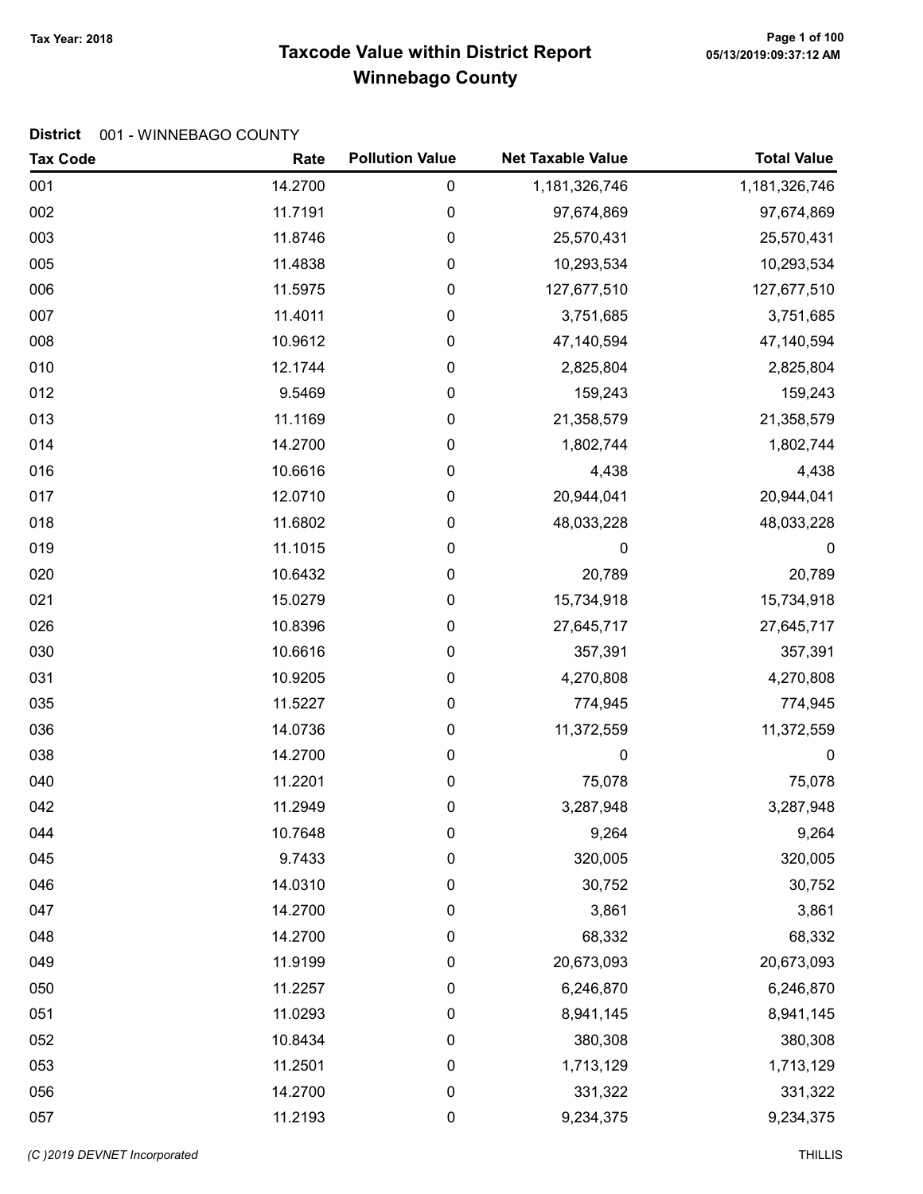Tax Year: 2018

# Taxcode Value within District Report
## Winnebago County

05/13/2019:09:37:12 AM

**District** 001 - WINNEBAGO COUNTY

| Tax Code | Rate | Pollution Value | Net Taxable Value | Total Value |
|---|---|---|---|---|
| 001 | 14.2700 | 0 | 1,181,326,746 | 1,181,326,746 |
| 002 | 11.7191 | 0 | 97,674,869 | 97,674,869 |
| 003 | 11.8746 | 0 | 25,570,431 | 25,570,431 |
| 005 | 11.4838 | 0 | 10,293,534 | 10,293,534 |
| 006 | 11.5975 | 0 | 127,677,510 | 127,677,510 |
| 007 | 11.4011 | 0 | 3,751,685 | 3,751,685 |
| 008 | 10.9612 | 0 | 47,140,594 | 47,140,594 |
| 010 | 12.1744 | 0 | 2,825,804 | 2,825,804 |
| 012 | 9.5469 | 0 | 159,243 | 159,243 |
| 013 | 11.1169 | 0 | 21,358,579 | 21,358,579 |
| 014 | 14.2700 | 0 | 1,802,744 | 1,802,744 |
| 016 | 10.6616 | 0 | 4,438 | 4,438 |
| 017 | 12.0710 | 0 | 20,944,041 | 20,944,041 |
| 018 | 11.6802 | 0 | 48,033,228 | 48,033,228 |
| 019 | 11.1015 | 0 | 0 | 0 |
| 020 | 10.6432 | 0 | 20,789 | 20,789 |
| 021 | 15.0279 | 0 | 15,734,918 | 15,734,918 |
| 026 | 10.8396 | 0 | 27,645,717 | 27,645,717 |
| 030 | 10.6616 | 0 | 357,391 | 357,391 |
| 031 | 10.9205 | 0 | 4,270,808 | 4,270,808 |
| 035 | 11.5227 | 0 | 774,945 | 774,945 |
| 036 | 14.0736 | 0 | 11,372,559 | 11,372,559 |
| 038 | 14.2700 | 0 | 0 | 0 |
| 040 | 11.2201 | 0 | 75,078 | 75,078 |
| 042 | 11.2949 | 0 | 3,287,948 | 3,287,948 |
| 044 | 10.7648 | 0 | 9,264 | 9,264 |
| 045 | 9.7433 | 0 | 320,005 | 320,005 |
| 046 | 14.0310 | 0 | 30,752 | 30,752 |
| 047 | 14.2700 | 0 | 3,861 | 3,861 |
| 048 | 14.2700 | 0 | 68,332 | 68,332 |
| 049 | 11.9199 | 0 | 20,673,093 | 20,673,093 |
| 050 | 11.2257 | 0 | 6,246,870 | 6,246,870 |
| 051 | 11.0293 | 0 | 8,941,145 | 8,941,145 |
| 052 | 10.8434 | 0 | 380,308 | 380,308 |
| 053 | 11.2501 | 0 | 1,713,129 | 1,713,129 |
| 056 | 14.2700 | 0 | 331,322 | 331,322 |
| 057 | 11.2193 | 0 | 9,234,375 | 9,234,375 |

(C )2019 DEVNET Incorporated — THILLIS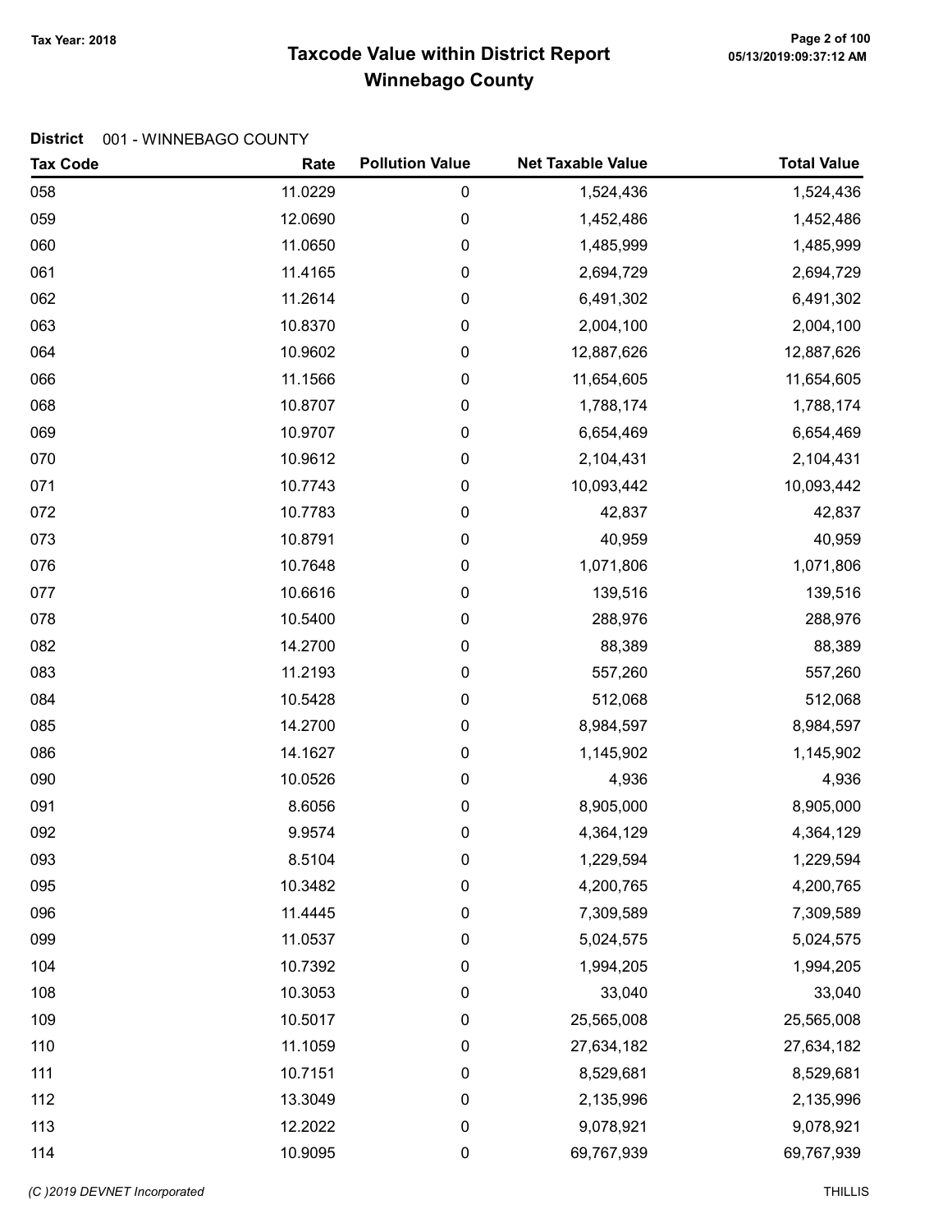**District** 001 - WINNEBAGO COUNTY

| Tax Code | Rate | Pollution Value | Net Taxable Value | Total Value |
|---|---|---|---|---|
| 058 | 11.0229 | 0 | 1,524,436 | 1,524,436 |
| 059 | 12.0690 | 0 | 1,452,486 | 1,452,486 |
| 060 | 11.0650 | 0 | 1,485,999 | 1,485,999 |
| 061 | 11.4165 | 0 | 2,694,729 | 2,694,729 |
| 062 | 11.2614 | 0 | 6,491,302 | 6,491,302 |
| 063 | 10.8370 | 0 | 2,004,100 | 2,004,100 |
| 064 | 10.9602 | 0 | 12,887,626 | 12,887,626 |
| 066 | 11.1566 | 0 | 11,654,605 | 11,654,605 |
| 068 | 10.8707 | 0 | 1,788,174 | 1,788,174 |
| 069 | 10.9707 | 0 | 6,654,469 | 6,654,469 |
| 070 | 10.9612 | 0 | 2,104,431 | 2,104,431 |
| 071 | 10.7743 | 0 | 10,093,442 | 10,093,442 |
| 072 | 10.7783 | 0 | 42,837 | 42,837 |
| 073 | 10.8791 | 0 | 40,959 | 40,959 |
| 076 | 10.7648 | 0 | 1,071,806 | 1,071,806 |
| 077 | 10.6616 | 0 | 139,516 | 139,516 |
| 078 | 10.5400 | 0 | 288,976 | 288,976 |
| 082 | 14.2700 | 0 | 88,389 | 88,389 |
| 083 | 11.2193 | 0 | 557,260 | 557,260 |
| 084 | 10.5428 | 0 | 512,068 | 512,068 |
| 085 | 14.2700 | 0 | 8,984,597 | 8,984,597 |
| 086 | 14.1627 | 0 | 1,145,902 | 1,145,902 |
| 090 | 10.0526 | 0 | 4,936 | 4,936 |
| 091 | 8.6056 | 0 | 8,905,000 | 8,905,000 |
| 092 | 9.9574 | 0 | 4,364,129 | 4,364,129 |
| 093 | 8.5104 | 0 | 1,229,594 | 1,229,594 |
| 095 | 10.3482 | 0 | 4,200,765 | 4,200,765 |
| 096 | 11.4445 | 0 | 7,309,589 | 7,309,589 |
| 099 | 11.0537 | 0 | 5,024,575 | 5,024,575 |
| 104 | 10.7392 | 0 | 1,994,205 | 1,994,205 |
| 108 | 10.3053 | 0 | 33,040 | 33,040 |
| 109 | 10.5017 | 0 | 25,565,008 | 25,565,008 |
| 110 | 11.1059 | 0 | 27,634,182 | 27,634,182 |
| 111 | 10.7151 | 0 | 8,529,681 | 8,529,681 |
| 112 | 13.3049 | 0 | 2,135,996 | 2,135,996 |
| 113 | 12.2022 | 0 | 9,078,921 | 9,078,921 |
| 114 | 10.9095 | 0 | 69,767,939 | 69,767,939 |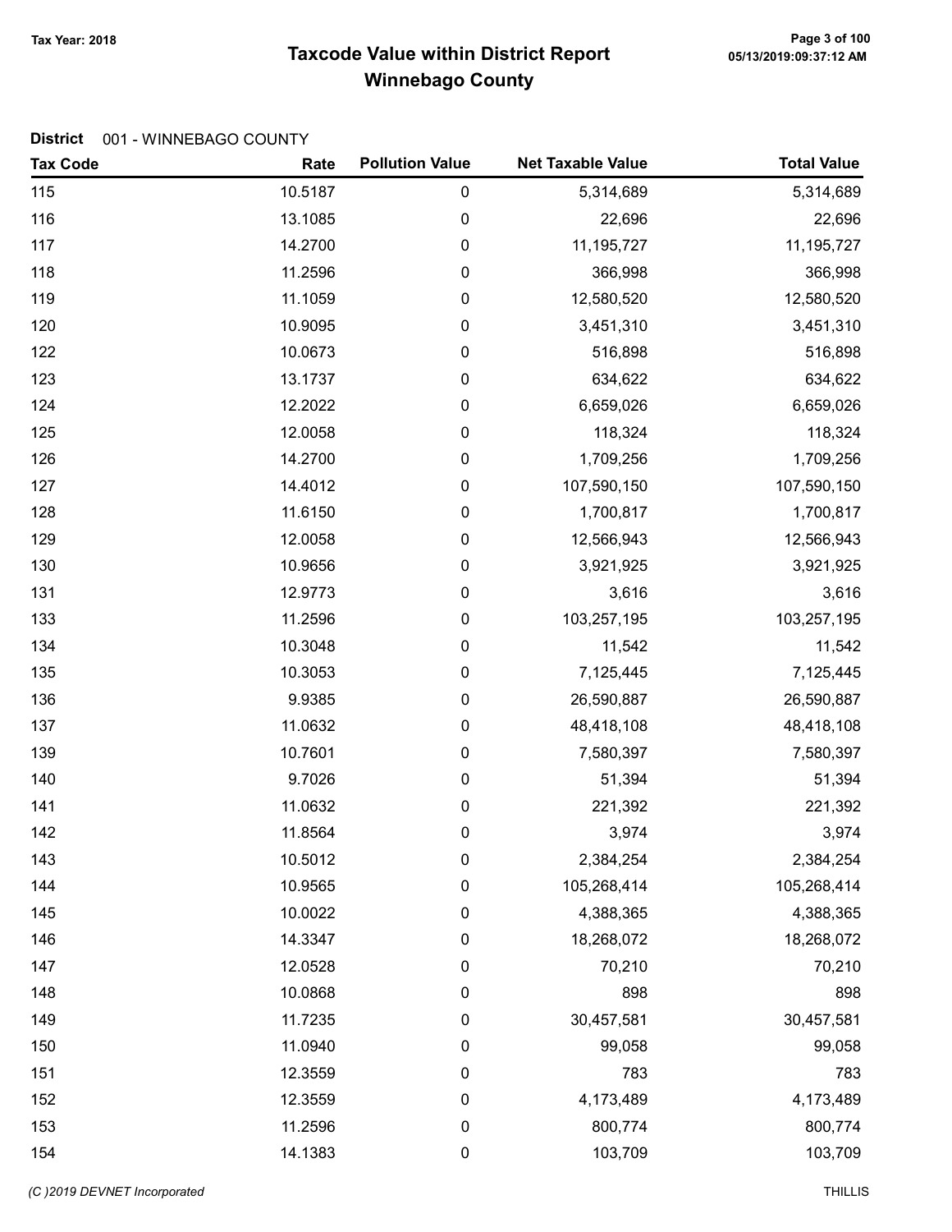# Taxcode Value within District Report
## Winnebago County

Tax Year: 2018

**District** 001 - WINNEBAGO COUNTY

| Tax Code | Rate | Pollution Value | Net Taxable Value | Total Value |
|---|---|---|---|---|
| 115 | 10.5187 | 0 | 5,314,689 | 5,314,689 |
| 116 | 13.1085 | 0 | 22,696 | 22,696 |
| 117 | 14.2700 | 0 | 11,195,727 | 11,195,727 |
| 118 | 11.2596 | 0 | 366,998 | 366,998 |
| 119 | 11.1059 | 0 | 12,580,520 | 12,580,520 |
| 120 | 10.9095 | 0 | 3,451,310 | 3,451,310 |
| 122 | 10.0673 | 0 | 516,898 | 516,898 |
| 123 | 13.1737 | 0 | 634,622 | 634,622 |
| 124 | 12.2022 | 0 | 6,659,026 | 6,659,026 |
| 125 | 12.0058 | 0 | 118,324 | 118,324 |
| 126 | 14.2700 | 0 | 1,709,256 | 1,709,256 |
| 127 | 14.4012 | 0 | 107,590,150 | 107,590,150 |
| 128 | 11.6150 | 0 | 1,700,817 | 1,700,817 |
| 129 | 12.0058 | 0 | 12,566,943 | 12,566,943 |
| 130 | 10.9656 | 0 | 3,921,925 | 3,921,925 |
| 131 | 12.9773 | 0 | 3,616 | 3,616 |
| 133 | 11.2596 | 0 | 103,257,195 | 103,257,195 |
| 134 | 10.3048 | 0 | 11,542 | 11,542 |
| 135 | 10.3053 | 0 | 7,125,445 | 7,125,445 |
| 136 | 9.9385 | 0 | 26,590,887 | 26,590,887 |
| 137 | 11.0632 | 0 | 48,418,108 | 48,418,108 |
| 139 | 10.7601 | 0 | 7,580,397 | 7,580,397 |
| 140 | 9.7026 | 0 | 51,394 | 51,394 |
| 141 | 11.0632 | 0 | 221,392 | 221,392 |
| 142 | 11.8564 | 0 | 3,974 | 3,974 |
| 143 | 10.5012 | 0 | 2,384,254 | 2,384,254 |
| 144 | 10.9565 | 0 | 105,268,414 | 105,268,414 |
| 145 | 10.0022 | 0 | 4,388,365 | 4,388,365 |
| 146 | 14.3347 | 0 | 18,268,072 | 18,268,072 |
| 147 | 12.0528 | 0 | 70,210 | 70,210 |
| 148 | 10.0868 | 0 | 898 | 898 |
| 149 | 11.7235 | 0 | 30,457,581 | 30,457,581 |
| 150 | 11.0940 | 0 | 99,058 | 99,058 |
| 151 | 12.3559 | 0 | 783 | 783 |
| 152 | 12.3559 | 0 | 4,173,489 | 4,173,489 |
| 153 | 11.2596 | 0 | 800,774 | 800,774 |
| 154 | 14.1383 | 0 | 103,709 | 103,709 |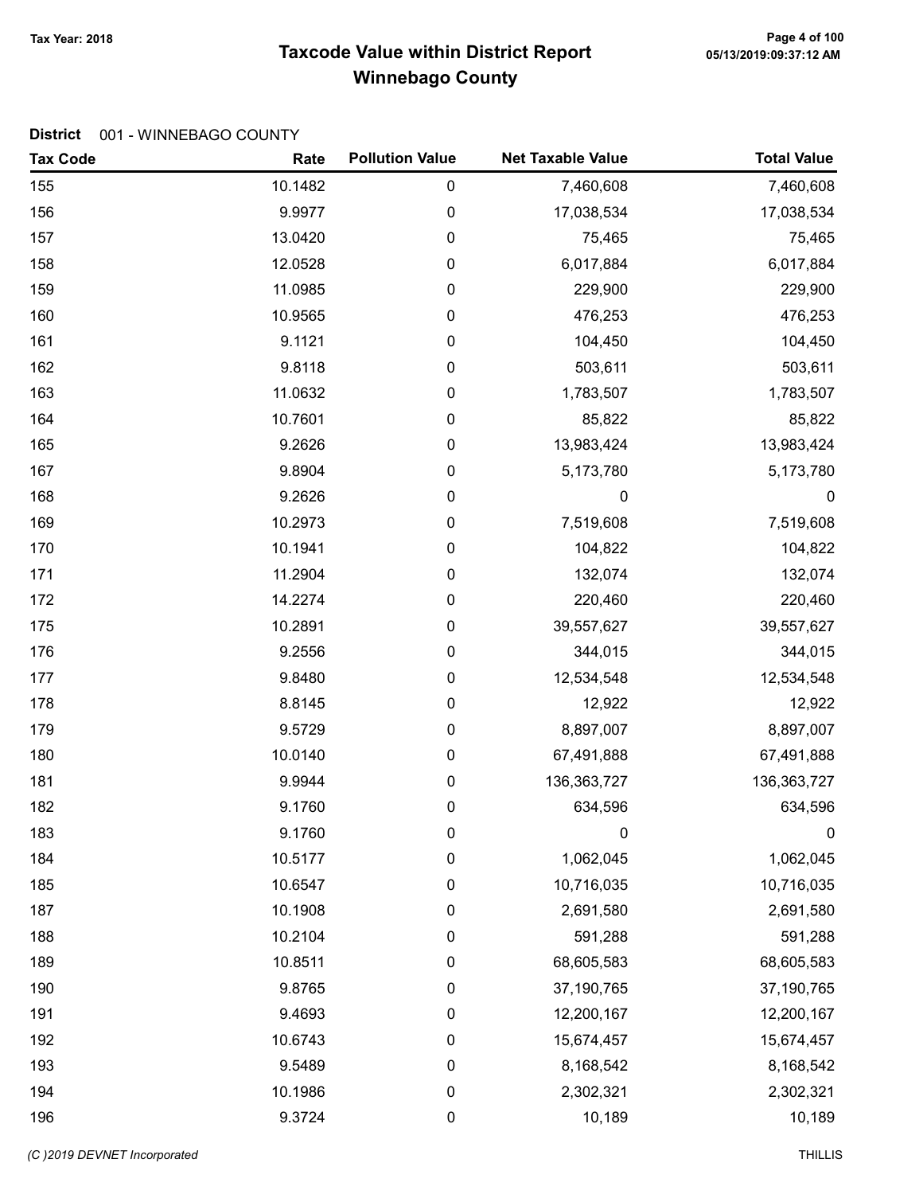**District** 001 - WINNEBAGO COUNTY

| Tax Code | Rate | Pollution Value | Net Taxable Value | Total Value |
|---|---|---|---|---|
| 155 | 10.1482 | 0 | 7,460,608 | 7,460,608 |
| 156 | 9.9977 | 0 | 17,038,534 | 17,038,534 |
| 157 | 13.0420 | 0 | 75,465 | 75,465 |
| 158 | 12.0528 | 0 | 6,017,884 | 6,017,884 |
| 159 | 11.0985 | 0 | 229,900 | 229,900 |
| 160 | 10.9565 | 0 | 476,253 | 476,253 |
| 161 | 9.1121 | 0 | 104,450 | 104,450 |
| 162 | 9.8118 | 0 | 503,611 | 503,611 |
| 163 | 11.0632 | 0 | 1,783,507 | 1,783,507 |
| 164 | 10.7601 | 0 | 85,822 | 85,822 |
| 165 | 9.2626 | 0 | 13,983,424 | 13,983,424 |
| 167 | 9.8904 | 0 | 5,173,780 | 5,173,780 |
| 168 | 9.2626 | 0 | 0 | 0 |
| 169 | 10.2973 | 0 | 7,519,608 | 7,519,608 |
| 170 | 10.1941 | 0 | 104,822 | 104,822 |
| 171 | 11.2904 | 0 | 132,074 | 132,074 |
| 172 | 14.2274 | 0 | 220,460 | 220,460 |
| 175 | 10.2891 | 0 | 39,557,627 | 39,557,627 |
| 176 | 9.2556 | 0 | 344,015 | 344,015 |
| 177 | 9.8480 | 0 | 12,534,548 | 12,534,548 |
| 178 | 8.8145 | 0 | 12,922 | 12,922 |
| 179 | 9.5729 | 0 | 8,897,007 | 8,897,007 |
| 180 | 10.0140 | 0 | 67,491,888 | 67,491,888 |
| 181 | 9.9944 | 0 | 136,363,727 | 136,363,727 |
| 182 | 9.1760 | 0 | 634,596 | 634,596 |
| 183 | 9.1760 | 0 | 0 | 0 |
| 184 | 10.5177 | 0 | 1,062,045 | 1,062,045 |
| 185 | 10.6547 | 0 | 10,716,035 | 10,716,035 |
| 187 | 10.1908 | 0 | 2,691,580 | 2,691,580 |
| 188 | 10.2104 | 0 | 591,288 | 591,288 |
| 189 | 10.8511 | 0 | 68,605,583 | 68,605,583 |
| 190 | 9.8765 | 0 | 37,190,765 | 37,190,765 |
| 191 | 9.4693 | 0 | 12,200,167 | 12,200,167 |
| 192 | 10.6743 | 0 | 15,674,457 | 15,674,457 |
| 193 | 9.5489 | 0 | 8,168,542 | 8,168,542 |
| 194 | 10.1986 | 0 | 2,302,321 | 2,302,321 |
| 196 | 9.3724 | 0 | 10,189 | 10,189 |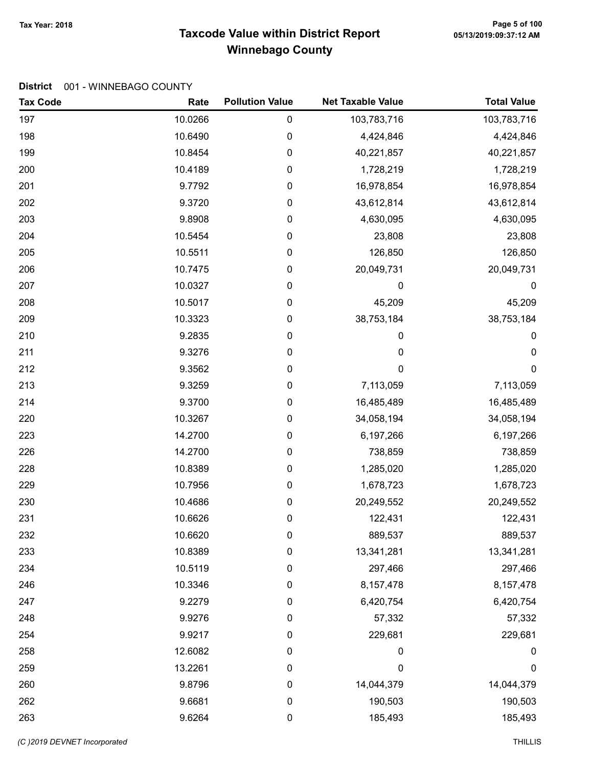# Taxcode Value within District Report
## Winnebago County

Tax Year: 2018

**District** 001 - WINNEBAGO COUNTY

| Tax Code | Rate | Pollution Value | Net Taxable Value | Total Value |
|---|---|---|---|---|
| 197 | 10.0266 | 0 | 103,783,716 | 103,783,716 |
| 198 | 10.6490 | 0 | 4,424,846 | 4,424,846 |
| 199 | 10.8454 | 0 | 40,221,857 | 40,221,857 |
| 200 | 10.4189 | 0 | 1,728,219 | 1,728,219 |
| 201 | 9.7792 | 0 | 16,978,854 | 16,978,854 |
| 202 | 9.3720 | 0 | 43,612,814 | 43,612,814 |
| 203 | 9.8908 | 0 | 4,630,095 | 4,630,095 |
| 204 | 10.5454 | 0 | 23,808 | 23,808 |
| 205 | 10.5511 | 0 | 126,850 | 126,850 |
| 206 | 10.7475 | 0 | 20,049,731 | 20,049,731 |
| 207 | 10.0327 | 0 | 0 | 0 |
| 208 | 10.5017 | 0 | 45,209 | 45,209 |
| 209 | 10.3323 | 0 | 38,753,184 | 38,753,184 |
| 210 | 9.2835 | 0 | 0 | 0 |
| 211 | 9.3276 | 0 | 0 | 0 |
| 212 | 9.3562 | 0 | 0 | 0 |
| 213 | 9.3259 | 0 | 7,113,059 | 7,113,059 |
| 214 | 9.3700 | 0 | 16,485,489 | 16,485,489 |
| 220 | 10.3267 | 0 | 34,058,194 | 34,058,194 |
| 223 | 14.2700 | 0 | 6,197,266 | 6,197,266 |
| 226 | 14.2700 | 0 | 738,859 | 738,859 |
| 228 | 10.8389 | 0 | 1,285,020 | 1,285,020 |
| 229 | 10.7956 | 0 | 1,678,723 | 1,678,723 |
| 230 | 10.4686 | 0 | 20,249,552 | 20,249,552 |
| 231 | 10.6626 | 0 | 122,431 | 122,431 |
| 232 | 10.6620 | 0 | 889,537 | 889,537 |
| 233 | 10.8389 | 0 | 13,341,281 | 13,341,281 |
| 234 | 10.5119 | 0 | 297,466 | 297,466 |
| 246 | 10.3346 | 0 | 8,157,478 | 8,157,478 |
| 247 | 9.2279 | 0 | 6,420,754 | 6,420,754 |
| 248 | 9.9276 | 0 | 57,332 | 57,332 |
| 254 | 9.9217 | 0 | 229,681 | 229,681 |
| 258 | 12.6082 | 0 | 0 | 0 |
| 259 | 13.2261 | 0 | 0 | 0 |
| 260 | 9.8796 | 0 | 14,044,379 | 14,044,379 |
| 262 | 9.6681 | 0 | 190,503 | 190,503 |
| 263 | 9.6264 | 0 | 185,493 | 185,493 |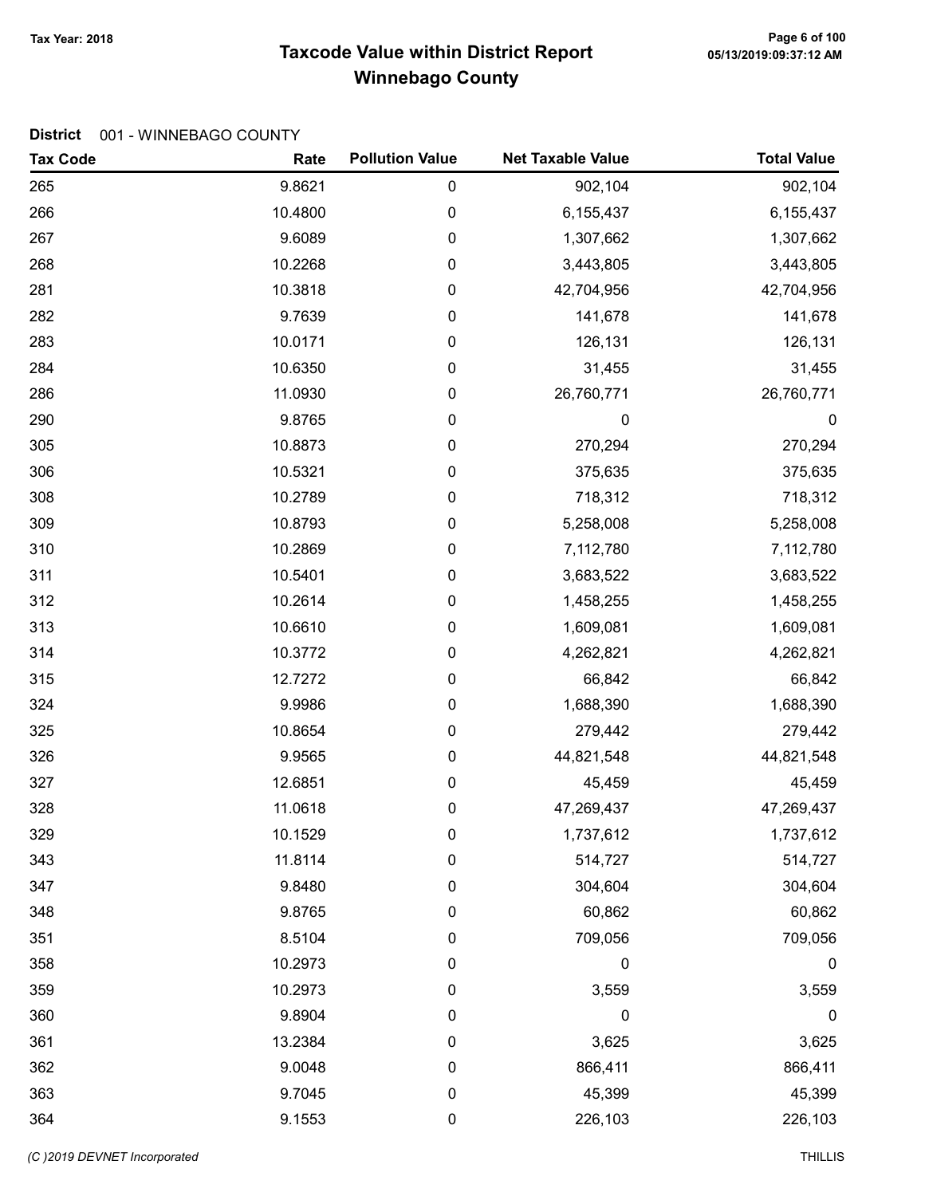# Taxcode Value within District Report
## Winnebago County

Tax Year: 2018

**District** 001 - WINNEBAGO COUNTY

| Tax Code | Rate | Pollution Value | Net Taxable Value | Total Value |
|---|---|---|---|---|
| 265 | 9.8621 | 0 | 902,104 | 902,104 |
| 266 | 10.4800 | 0 | 6,155,437 | 6,155,437 |
| 267 | 9.6089 | 0 | 1,307,662 | 1,307,662 |
| 268 | 10.2268 | 0 | 3,443,805 | 3,443,805 |
| 281 | 10.3818 | 0 | 42,704,956 | 42,704,956 |
| 282 | 9.7639 | 0 | 141,678 | 141,678 |
| 283 | 10.0171 | 0 | 126,131 | 126,131 |
| 284 | 10.6350 | 0 | 31,455 | 31,455 |
| 286 | 11.0930 | 0 | 26,760,771 | 26,760,771 |
| 290 | 9.8765 | 0 | 0 | 0 |
| 305 | 10.8873 | 0 | 270,294 | 270,294 |
| 306 | 10.5321 | 0 | 375,635 | 375,635 |
| 308 | 10.2789 | 0 | 718,312 | 718,312 |
| 309 | 10.8793 | 0 | 5,258,008 | 5,258,008 |
| 310 | 10.2869 | 0 | 7,112,780 | 7,112,780 |
| 311 | 10.5401 | 0 | 3,683,522 | 3,683,522 |
| 312 | 10.2614 | 0 | 1,458,255 | 1,458,255 |
| 313 | 10.6610 | 0 | 1,609,081 | 1,609,081 |
| 314 | 10.3772 | 0 | 4,262,821 | 4,262,821 |
| 315 | 12.7272 | 0 | 66,842 | 66,842 |
| 324 | 9.9986 | 0 | 1,688,390 | 1,688,390 |
| 325 | 10.8654 | 0 | 279,442 | 279,442 |
| 326 | 9.9565 | 0 | 44,821,548 | 44,821,548 |
| 327 | 12.6851 | 0 | 45,459 | 45,459 |
| 328 | 11.0618 | 0 | 47,269,437 | 47,269,437 |
| 329 | 10.1529 | 0 | 1,737,612 | 1,737,612 |
| 343 | 11.8114 | 0 | 514,727 | 514,727 |
| 347 | 9.8480 | 0 | 304,604 | 304,604 |
| 348 | 9.8765 | 0 | 60,862 | 60,862 |
| 351 | 8.5104 | 0 | 709,056 | 709,056 |
| 358 | 10.2973 | 0 | 0 | 0 |
| 359 | 10.2973 | 0 | 3,559 | 3,559 |
| 360 | 9.8904 | 0 | 0 | 0 |
| 361 | 13.2384 | 0 | 3,625 | 3,625 |
| 362 | 9.0048 | 0 | 866,411 | 866,411 |
| 363 | 9.7045 | 0 | 45,399 | 45,399 |
| 364 | 9.1553 | 0 | 226,103 | 226,103 |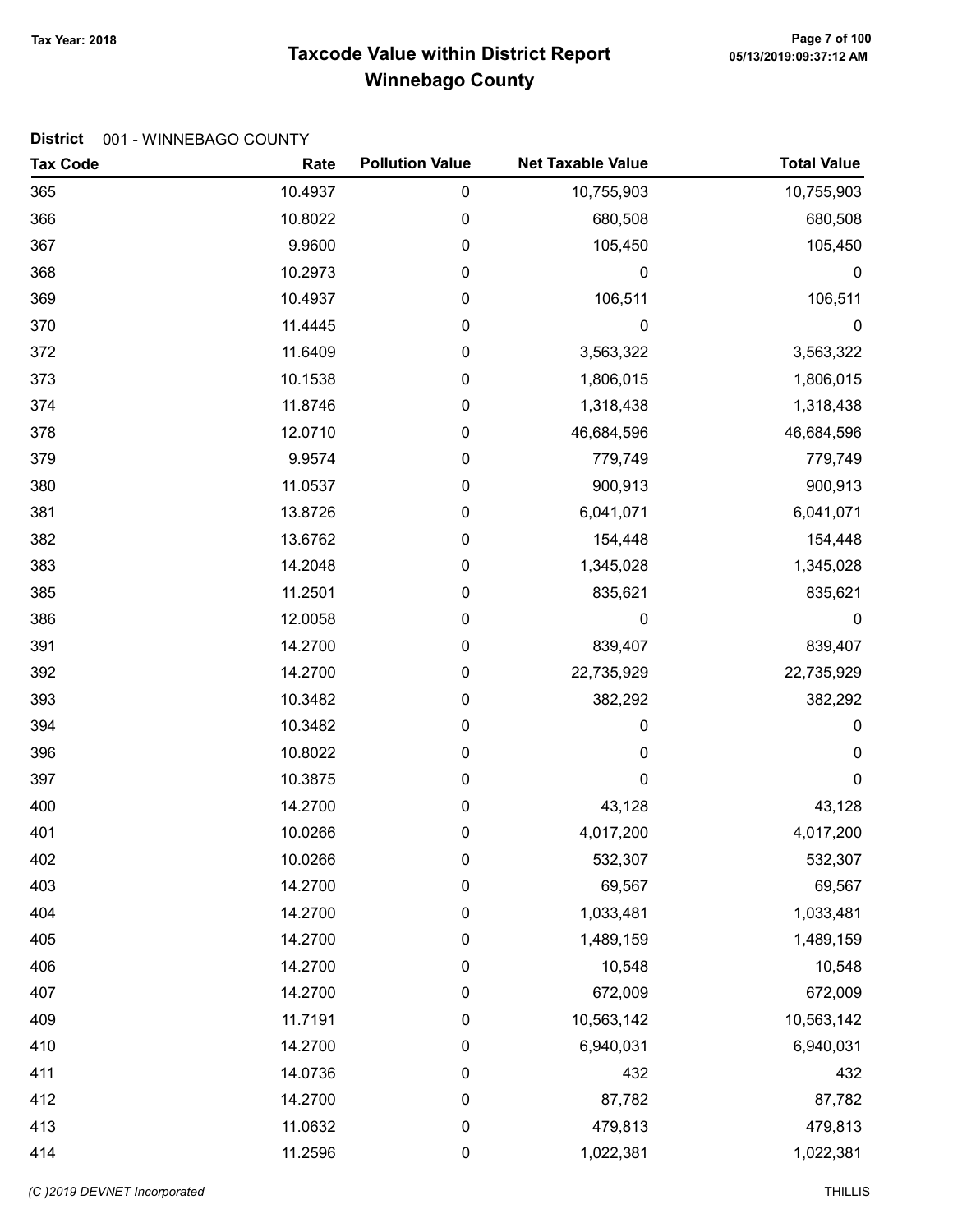# Taxcode Value within District Report
## Winnebago County

Tax Year: 2018

**District** 001 - WINNEBAGO COUNTY

| Tax Code | Rate | Pollution Value | Net Taxable Value | Total Value |
|---|---|---|---|---|
| 365 | 10.4937 | 0 | 10,755,903 | 10,755,903 |
| 366 | 10.8022 | 0 | 680,508 | 680,508 |
| 367 | 9.9600 | 0 | 105,450 | 105,450 |
| 368 | 10.2973 | 0 | 0 | 0 |
| 369 | 10.4937 | 0 | 106,511 | 106,511 |
| 370 | 11.4445 | 0 | 0 | 0 |
| 372 | 11.6409 | 0 | 3,563,322 | 3,563,322 |
| 373 | 10.1538 | 0 | 1,806,015 | 1,806,015 |
| 374 | 11.8746 | 0 | 1,318,438 | 1,318,438 |
| 378 | 12.0710 | 0 | 46,684,596 | 46,684,596 |
| 379 | 9.9574 | 0 | 779,749 | 779,749 |
| 380 | 11.0537 | 0 | 900,913 | 900,913 |
| 381 | 13.8726 | 0 | 6,041,071 | 6,041,071 |
| 382 | 13.6762 | 0 | 154,448 | 154,448 |
| 383 | 14.2048 | 0 | 1,345,028 | 1,345,028 |
| 385 | 11.2501 | 0 | 835,621 | 835,621 |
| 386 | 12.0058 | 0 | 0 | 0 |
| 391 | 14.2700 | 0 | 839,407 | 839,407 |
| 392 | 14.2700 | 0 | 22,735,929 | 22,735,929 |
| 393 | 10.3482 | 0 | 382,292 | 382,292 |
| 394 | 10.3482 | 0 | 0 | 0 |
| 396 | 10.8022 | 0 | 0 | 0 |
| 397 | 10.3875 | 0 | 0 | 0 |
| 400 | 14.2700 | 0 | 43,128 | 43,128 |
| 401 | 10.0266 | 0 | 4,017,200 | 4,017,200 |
| 402 | 10.0266 | 0 | 532,307 | 532,307 |
| 403 | 14.2700 | 0 | 69,567 | 69,567 |
| 404 | 14.2700 | 0 | 1,033,481 | 1,033,481 |
| 405 | 14.2700 | 0 | 1,489,159 | 1,489,159 |
| 406 | 14.2700 | 0 | 10,548 | 10,548 |
| 407 | 14.2700 | 0 | 672,009 | 672,009 |
| 409 | 11.7191 | 0 | 10,563,142 | 10,563,142 |
| 410 | 14.2700 | 0 | 6,940,031 | 6,940,031 |
| 411 | 14.0736 | 0 | 432 | 432 |
| 412 | 14.2700 | 0 | 87,782 | 87,782 |
| 413 | 11.0632 | 0 | 479,813 | 479,813 |
| 414 | 11.2596 | 0 | 1,022,381 | 1,022,381 |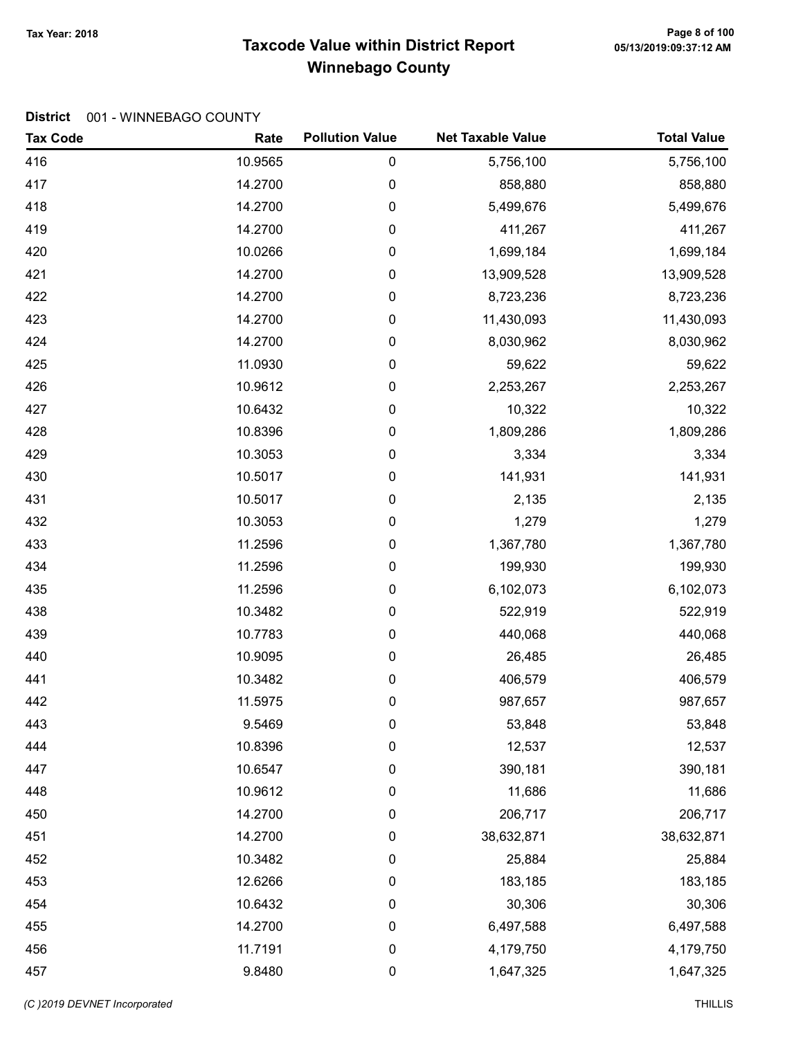# Taxcode Value within District Report
## Winnebago County

Tax Year: 2018

**District** 001 - WINNEBAGO COUNTY

| Tax Code | Rate | Pollution Value | Net Taxable Value | Total Value |
|---|---|---|---|---|
| 416 | 10.9565 | 0 | 5,756,100 | 5,756,100 |
| 417 | 14.2700 | 0 | 858,880 | 858,880 |
| 418 | 14.2700 | 0 | 5,499,676 | 5,499,676 |
| 419 | 14.2700 | 0 | 411,267 | 411,267 |
| 420 | 10.0266 | 0 | 1,699,184 | 1,699,184 |
| 421 | 14.2700 | 0 | 13,909,528 | 13,909,528 |
| 422 | 14.2700 | 0 | 8,723,236 | 8,723,236 |
| 423 | 14.2700 | 0 | 11,430,093 | 11,430,093 |
| 424 | 14.2700 | 0 | 8,030,962 | 8,030,962 |
| 425 | 11.0930 | 0 | 59,622 | 59,622 |
| 426 | 10.9612 | 0 | 2,253,267 | 2,253,267 |
| 427 | 10.6432 | 0 | 10,322 | 10,322 |
| 428 | 10.8396 | 0 | 1,809,286 | 1,809,286 |
| 429 | 10.3053 | 0 | 3,334 | 3,334 |
| 430 | 10.5017 | 0 | 141,931 | 141,931 |
| 431 | 10.5017 | 0 | 2,135 | 2,135 |
| 432 | 10.3053 | 0 | 1,279 | 1,279 |
| 433 | 11.2596 | 0 | 1,367,780 | 1,367,780 |
| 434 | 11.2596 | 0 | 199,930 | 199,930 |
| 435 | 11.2596 | 0 | 6,102,073 | 6,102,073 |
| 438 | 10.3482 | 0 | 522,919 | 522,919 |
| 439 | 10.7783 | 0 | 440,068 | 440,068 |
| 440 | 10.9095 | 0 | 26,485 | 26,485 |
| 441 | 10.3482 | 0 | 406,579 | 406,579 |
| 442 | 11.5975 | 0 | 987,657 | 987,657 |
| 443 | 9.5469 | 0 | 53,848 | 53,848 |
| 444 | 10.8396 | 0 | 12,537 | 12,537 |
| 447 | 10.6547 | 0 | 390,181 | 390,181 |
| 448 | 10.9612 | 0 | 11,686 | 11,686 |
| 450 | 14.2700 | 0 | 206,717 | 206,717 |
| 451 | 14.2700 | 0 | 38,632,871 | 38,632,871 |
| 452 | 10.3482 | 0 | 25,884 | 25,884 |
| 453 | 12.6266 | 0 | 183,185 | 183,185 |
| 454 | 10.6432 | 0 | 30,306 | 30,306 |
| 455 | 14.2700 | 0 | 6,497,588 | 6,497,588 |
| 456 | 11.7191 | 0 | 4,179,750 | 4,179,750 |
| 457 | 9.8480 | 0 | 1,647,325 | 1,647,325 |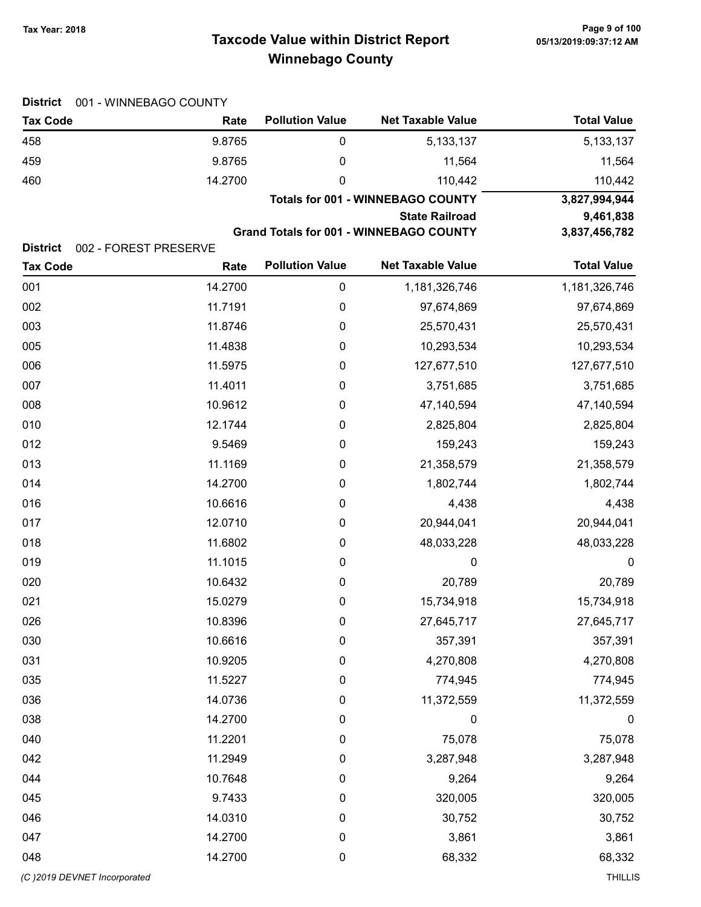# Taxcode Value within District Report
# Winnebago County

Tax Year: 2018

**District** 001 - WINNEBAGO COUNTY

| Tax Code | Rate | Pollution Value | Net Taxable Value | Total Value |
|---|---|---|---|---|
| 458 | 9.8765 | 0 | 5,133,137 | 5,133,137 |
| 459 | 9.8765 | 0 | 11,564 | 11,564 |
| 460 | 14.2700 | 0 | 110,442 | 110,442 |
| | | | **Totals for 001 - WINNEBAGO COUNTY** | **3,827,994,944** |
| | | | **State Railroad** | **9,461,838** |
| | | | **Grand Totals for 001 - WINNEBAGO COUNTY** | **3,837,456,782** |

**District** 002 - FOREST PRESERVE

| Tax Code | Rate | Pollution Value | Net Taxable Value | Total Value |
|---|---|---|---|---|
| 001 | 14.2700 | 0 | 1,181,326,746 | 1,181,326,746 |
| 002 | 11.7191 | 0 | 97,674,869 | 97,674,869 |
| 003 | 11.8746 | 0 | 25,570,431 | 25,570,431 |
| 005 | 11.4838 | 0 | 10,293,534 | 10,293,534 |
| 006 | 11.5975 | 0 | 127,677,510 | 127,677,510 |
| 007 | 11.4011 | 0 | 3,751,685 | 3,751,685 |
| 008 | 10.9612 | 0 | 47,140,594 | 47,140,594 |
| 010 | 12.1744 | 0 | 2,825,804 | 2,825,804 |
| 012 | 9.5469 | 0 | 159,243 | 159,243 |
| 013 | 11.1169 | 0 | 21,358,579 | 21,358,579 |
| 014 | 14.2700 | 0 | 1,802,744 | 1,802,744 |
| 016 | 10.6616 | 0 | 4,438 | 4,438 |
| 017 | 12.0710 | 0 | 20,944,041 | 20,944,041 |
| 018 | 11.6802 | 0 | 48,033,228 | 48,033,228 |
| 019 | 11.1015 | 0 | 0 | 0 |
| 020 | 10.6432 | 0 | 20,789 | 20,789 |
| 021 | 15.0279 | 0 | 15,734,918 | 15,734,918 |
| 026 | 10.8396 | 0 | 27,645,717 | 27,645,717 |
| 030 | 10.6616 | 0 | 357,391 | 357,391 |
| 031 | 10.9205 | 0 | 4,270,808 | 4,270,808 |
| 035 | 11.5227 | 0 | 774,945 | 774,945 |
| 036 | 14.0736 | 0 | 11,372,559 | 11,372,559 |
| 038 | 14.2700 | 0 | 0 | 0 |
| 040 | 11.2201 | 0 | 75,078 | 75,078 |
| 042 | 11.2949 | 0 | 3,287,948 | 3,287,948 |
| 044 | 10.7648 | 0 | 9,264 | 9,264 |
| 045 | 9.7433 | 0 | 320,005 | 320,005 |
| 046 | 14.0310 | 0 | 30,752 | 30,752 |
| 047 | 14.2700 | 0 | 3,861 | 3,861 |
| 048 | 14.2700 | 0 | 68,332 | 68,332 |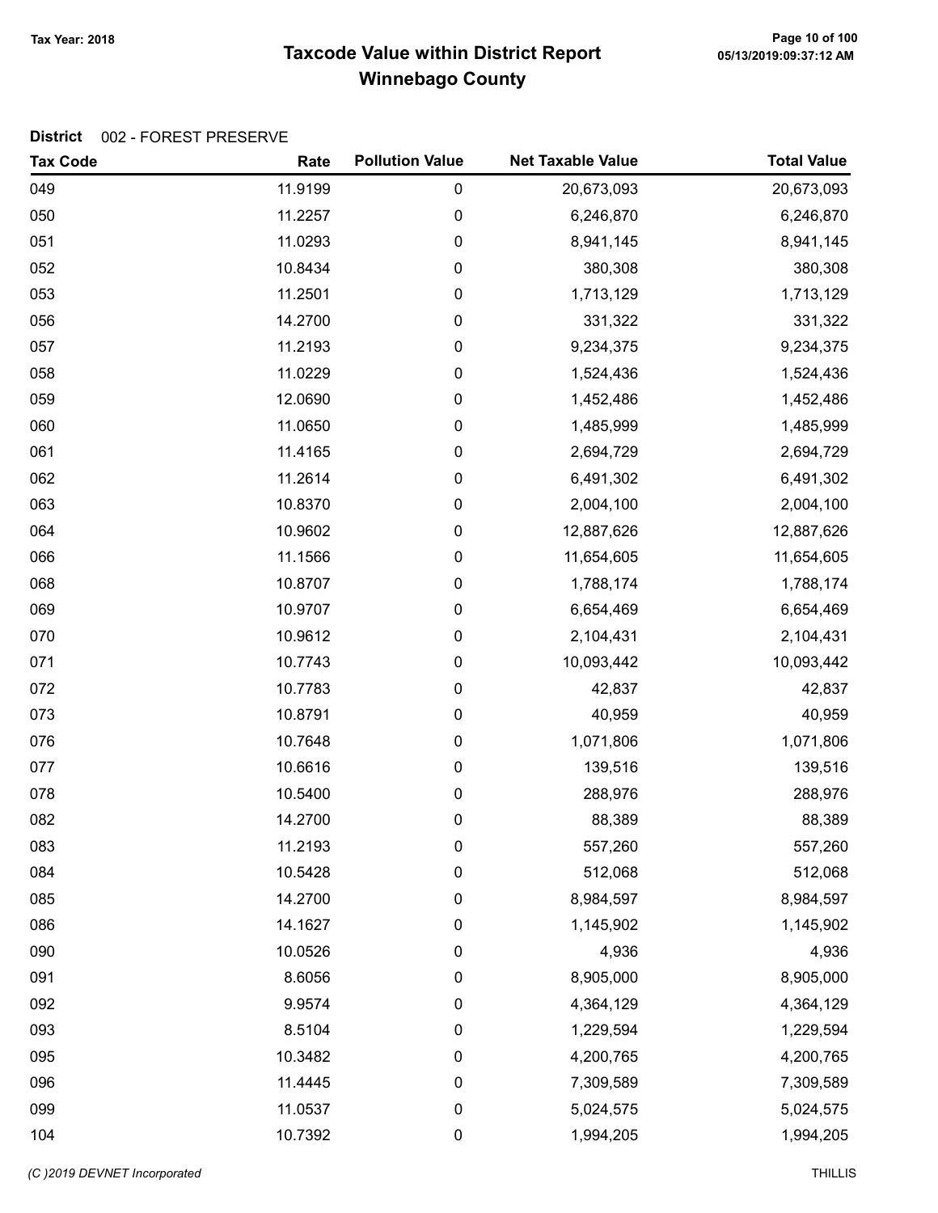# Taxcode Value within District Report
# Winnebago County

Tax Year: 2018

**District** 002 - FOREST PRESERVE

| Tax Code | Rate | Pollution Value | Net Taxable Value | Total Value |
|---|---|---|---|---|
| 049 | 11.9199 | 0 | 20,673,093 | 20,673,093 |
| 050 | 11.2257 | 0 | 6,246,870 | 6,246,870 |
| 051 | 11.0293 | 0 | 8,941,145 | 8,941,145 |
| 052 | 10.8434 | 0 | 380,308 | 380,308 |
| 053 | 11.2501 | 0 | 1,713,129 | 1,713,129 |
| 056 | 14.2700 | 0 | 331,322 | 331,322 |
| 057 | 11.2193 | 0 | 9,234,375 | 9,234,375 |
| 058 | 11.0229 | 0 | 1,524,436 | 1,524,436 |
| 059 | 12.0690 | 0 | 1,452,486 | 1,452,486 |
| 060 | 11.0650 | 0 | 1,485,999 | 1,485,999 |
| 061 | 11.4165 | 0 | 2,694,729 | 2,694,729 |
| 062 | 11.2614 | 0 | 6,491,302 | 6,491,302 |
| 063 | 10.8370 | 0 | 2,004,100 | 2,004,100 |
| 064 | 10.9602 | 0 | 12,887,626 | 12,887,626 |
| 066 | 11.1566 | 0 | 11,654,605 | 11,654,605 |
| 068 | 10.8707 | 0 | 1,788,174 | 1,788,174 |
| 069 | 10.9707 | 0 | 6,654,469 | 6,654,469 |
| 070 | 10.9612 | 0 | 2,104,431 | 2,104,431 |
| 071 | 10.7743 | 0 | 10,093,442 | 10,093,442 |
| 072 | 10.7783 | 0 | 42,837 | 42,837 |
| 073 | 10.8791 | 0 | 40,959 | 40,959 |
| 076 | 10.7648 | 0 | 1,071,806 | 1,071,806 |
| 077 | 10.6616 | 0 | 139,516 | 139,516 |
| 078 | 10.5400 | 0 | 288,976 | 288,976 |
| 082 | 14.2700 | 0 | 88,389 | 88,389 |
| 083 | 11.2193 | 0 | 557,260 | 557,260 |
| 084 | 10.5428 | 0 | 512,068 | 512,068 |
| 085 | 14.2700 | 0 | 8,984,597 | 8,984,597 |
| 086 | 14.1627 | 0 | 1,145,902 | 1,145,902 |
| 090 | 10.0526 | 0 | 4,936 | 4,936 |
| 091 | 8.6056 | 0 | 8,905,000 | 8,905,000 |
| 092 | 9.9574 | 0 | 4,364,129 | 4,364,129 |
| 093 | 8.5104 | 0 | 1,229,594 | 1,229,594 |
| 095 | 10.3482 | 0 | 4,200,765 | 4,200,765 |
| 096 | 11.4445 | 0 | 7,309,589 | 7,309,589 |
| 099 | 11.0537 | 0 | 5,024,575 | 5,024,575 |
| 104 | 10.7392 | 0 | 1,994,205 | 1,994,205 |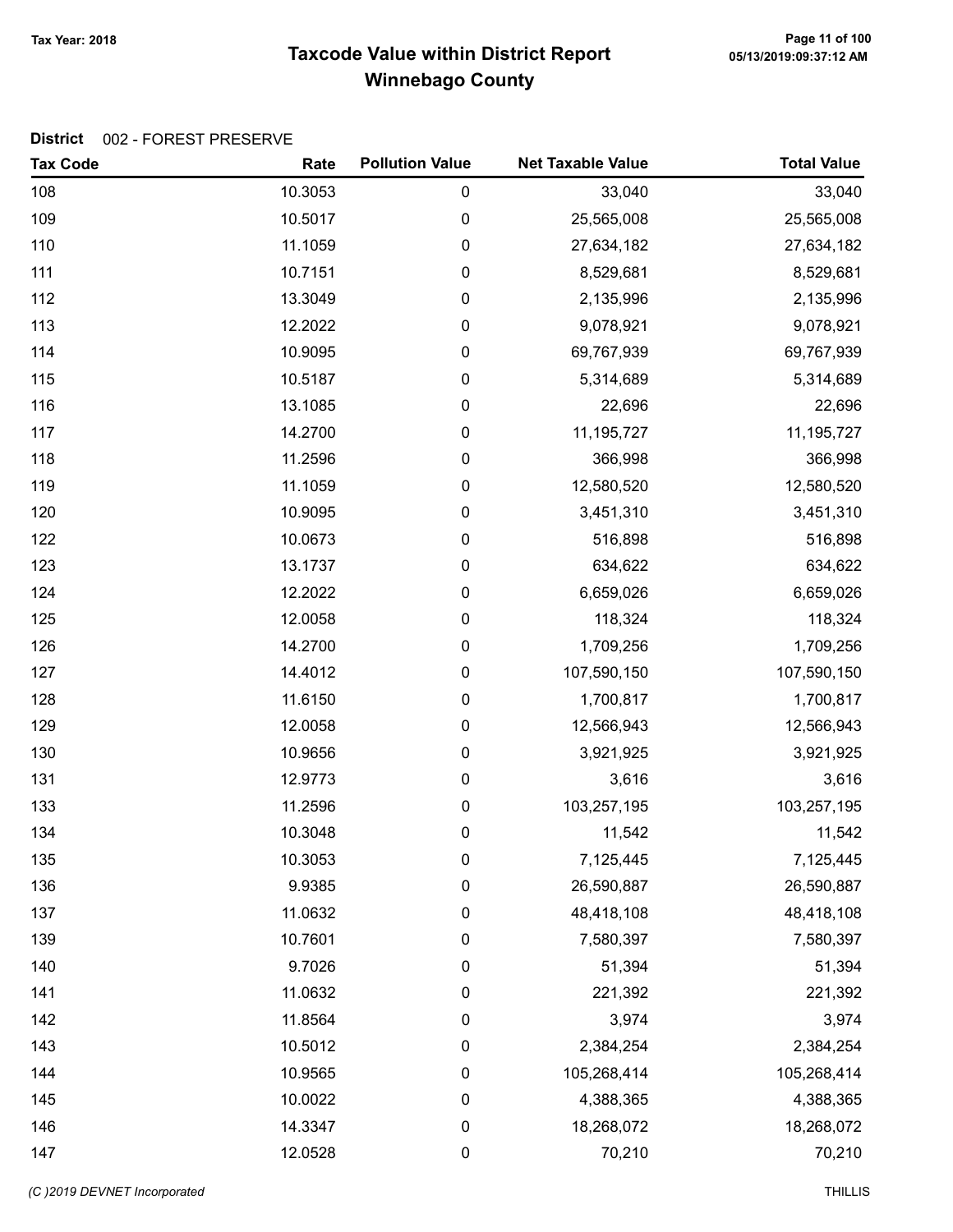# Taxcode Value within District Report
# Winnebago County

Tax Year: 2018

**District** 002 - FOREST PRESERVE

| Tax Code | Rate | Pollution Value | Net Taxable Value | Total Value |
|---|---|---|---|---|
| 108 | 10.3053 | 0 | 33,040 | 33,040 |
| 109 | 10.5017 | 0 | 25,565,008 | 25,565,008 |
| 110 | 11.1059 | 0 | 27,634,182 | 27,634,182 |
| 111 | 10.7151 | 0 | 8,529,681 | 8,529,681 |
| 112 | 13.3049 | 0 | 2,135,996 | 2,135,996 |
| 113 | 12.2022 | 0 | 9,078,921 | 9,078,921 |
| 114 | 10.9095 | 0 | 69,767,939 | 69,767,939 |
| 115 | 10.5187 | 0 | 5,314,689 | 5,314,689 |
| 116 | 13.1085 | 0 | 22,696 | 22,696 |
| 117 | 14.2700 | 0 | 11,195,727 | 11,195,727 |
| 118 | 11.2596 | 0 | 366,998 | 366,998 |
| 119 | 11.1059 | 0 | 12,580,520 | 12,580,520 |
| 120 | 10.9095 | 0 | 3,451,310 | 3,451,310 |
| 122 | 10.0673 | 0 | 516,898 | 516,898 |
| 123 | 13.1737 | 0 | 634,622 | 634,622 |
| 124 | 12.2022 | 0 | 6,659,026 | 6,659,026 |
| 125 | 12.0058 | 0 | 118,324 | 118,324 |
| 126 | 14.2700 | 0 | 1,709,256 | 1,709,256 |
| 127 | 14.4012 | 0 | 107,590,150 | 107,590,150 |
| 128 | 11.6150 | 0 | 1,700,817 | 1,700,817 |
| 129 | 12.0058 | 0 | 12,566,943 | 12,566,943 |
| 130 | 10.9656 | 0 | 3,921,925 | 3,921,925 |
| 131 | 12.9773 | 0 | 3,616 | 3,616 |
| 133 | 11.2596 | 0 | 103,257,195 | 103,257,195 |
| 134 | 10.3048 | 0 | 11,542 | 11,542 |
| 135 | 10.3053 | 0 | 7,125,445 | 7,125,445 |
| 136 | 9.9385 | 0 | 26,590,887 | 26,590,887 |
| 137 | 11.0632 | 0 | 48,418,108 | 48,418,108 |
| 139 | 10.7601 | 0 | 7,580,397 | 7,580,397 |
| 140 | 9.7026 | 0 | 51,394 | 51,394 |
| 141 | 11.0632 | 0 | 221,392 | 221,392 |
| 142 | 11.8564 | 0 | 3,974 | 3,974 |
| 143 | 10.5012 | 0 | 2,384,254 | 2,384,254 |
| 144 | 10.9565 | 0 | 105,268,414 | 105,268,414 |
| 145 | 10.0022 | 0 | 4,388,365 | 4,388,365 |
| 146 | 14.3347 | 0 | 18,268,072 | 18,268,072 |
| 147 | 12.0528 | 0 | 70,210 | 70,210 |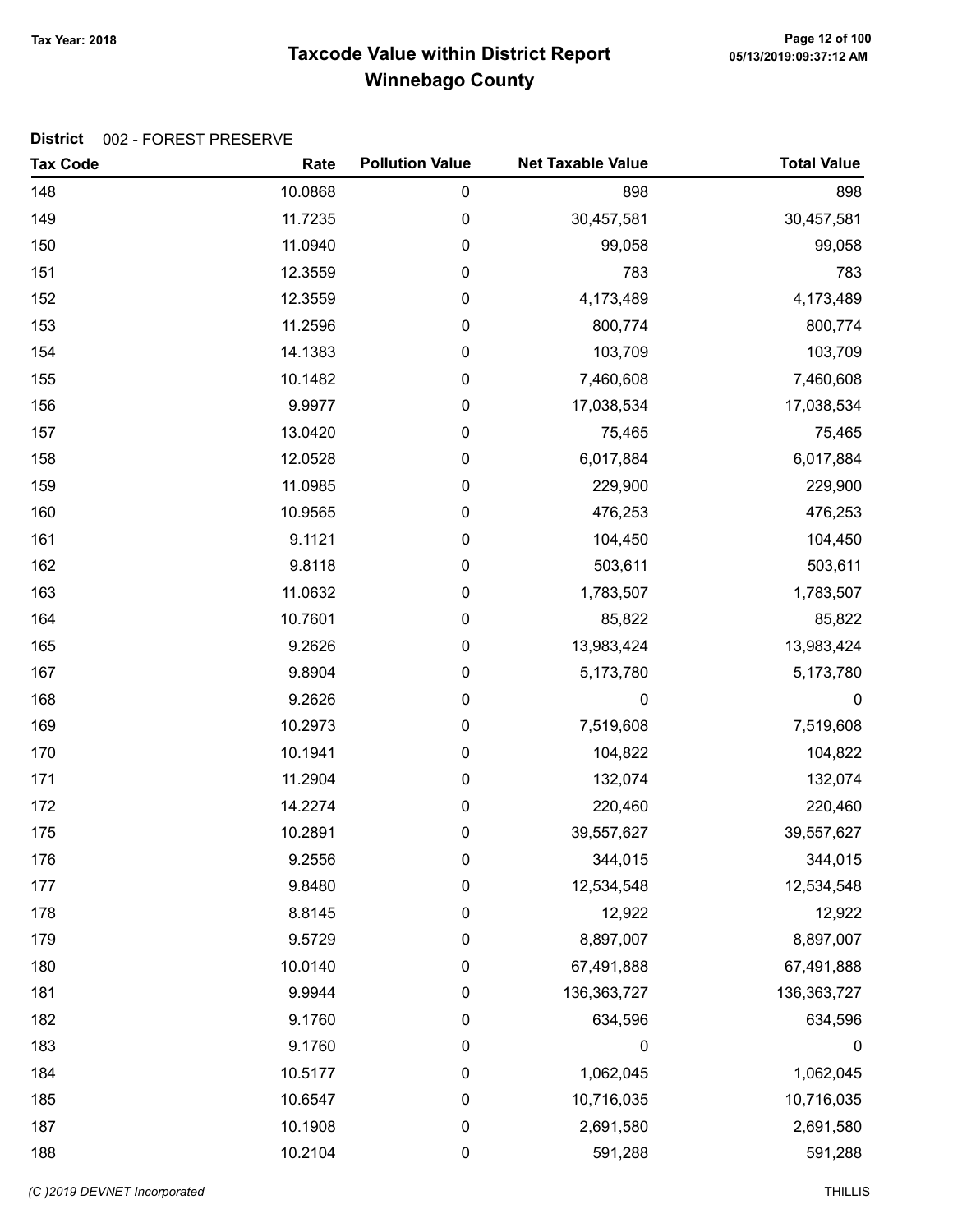# Taxcode Value within District Report
## Winnebago County

Tax Year: 2018

**District** 002 - FOREST PRESERVE

| Tax Code | Rate | Pollution Value | Net Taxable Value | Total Value |
|---|---|---|---|---|
| 148 | 10.0868 | 0 | 898 | 898 |
| 149 | 11.7235 | 0 | 30,457,581 | 30,457,581 |
| 150 | 11.0940 | 0 | 99,058 | 99,058 |
| 151 | 12.3559 | 0 | 783 | 783 |
| 152 | 12.3559 | 0 | 4,173,489 | 4,173,489 |
| 153 | 11.2596 | 0 | 800,774 | 800,774 |
| 154 | 14.1383 | 0 | 103,709 | 103,709 |
| 155 | 10.1482 | 0 | 7,460,608 | 7,460,608 |
| 156 | 9.9977 | 0 | 17,038,534 | 17,038,534 |
| 157 | 13.0420 | 0 | 75,465 | 75,465 |
| 158 | 12.0528 | 0 | 6,017,884 | 6,017,884 |
| 159 | 11.0985 | 0 | 229,900 | 229,900 |
| 160 | 10.9565 | 0 | 476,253 | 476,253 |
| 161 | 9.1121 | 0 | 104,450 | 104,450 |
| 162 | 9.8118 | 0 | 503,611 | 503,611 |
| 163 | 11.0632 | 0 | 1,783,507 | 1,783,507 |
| 164 | 10.7601 | 0 | 85,822 | 85,822 |
| 165 | 9.2626 | 0 | 13,983,424 | 13,983,424 |
| 167 | 9.8904 | 0 | 5,173,780 | 5,173,780 |
| 168 | 9.2626 | 0 | 0 | 0 |
| 169 | 10.2973 | 0 | 7,519,608 | 7,519,608 |
| 170 | 10.1941 | 0 | 104,822 | 104,822 |
| 171 | 11.2904 | 0 | 132,074 | 132,074 |
| 172 | 14.2274 | 0 | 220,460 | 220,460 |
| 175 | 10.2891 | 0 | 39,557,627 | 39,557,627 |
| 176 | 9.2556 | 0 | 344,015 | 344,015 |
| 177 | 9.8480 | 0 | 12,534,548 | 12,534,548 |
| 178 | 8.8145 | 0 | 12,922 | 12,922 |
| 179 | 9.5729 | 0 | 8,897,007 | 8,897,007 |
| 180 | 10.0140 | 0 | 67,491,888 | 67,491,888 |
| 181 | 9.9944 | 0 | 136,363,727 | 136,363,727 |
| 182 | 9.1760 | 0 | 634,596 | 634,596 |
| 183 | 9.1760 | 0 | 0 | 0 |
| 184 | 10.5177 | 0 | 1,062,045 | 1,062,045 |
| 185 | 10.6547 | 0 | 10,716,035 | 10,716,035 |
| 187 | 10.1908 | 0 | 2,691,580 | 2,691,580 |
| 188 | 10.2104 | 0 | 591,288 | 591,288 |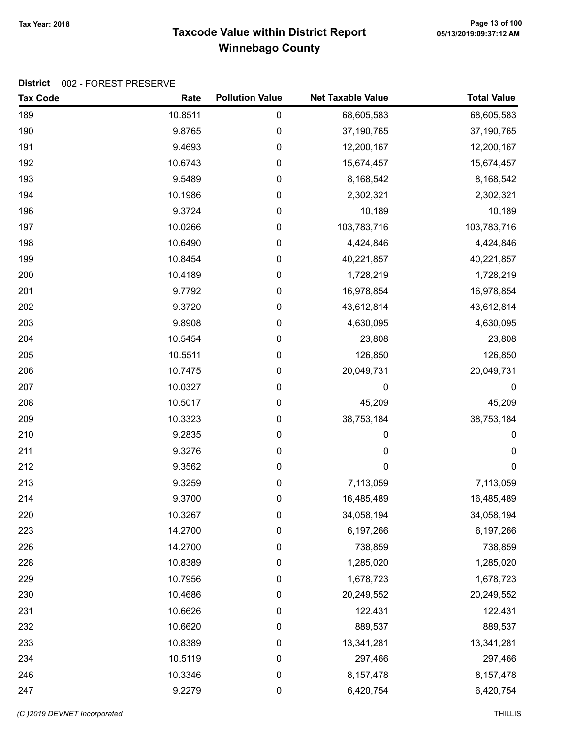**Tax Year: 2018**

# Taxcode Value within District Report
## Winnebago County

05/13/2019:09:37:12 AM

**District** 002 - FOREST PRESERVE

| Tax Code | Rate | Pollution Value | Net Taxable Value | Total Value |
|---|---|---|---|---|
| 189 | 10.8511 | 0 | 68,605,583 | 68,605,583 |
| 190 | 9.8765 | 0 | 37,190,765 | 37,190,765 |
| 191 | 9.4693 | 0 | 12,200,167 | 12,200,167 |
| 192 | 10.6743 | 0 | 15,674,457 | 15,674,457 |
| 193 | 9.5489 | 0 | 8,168,542 | 8,168,542 |
| 194 | 10.1986 | 0 | 2,302,321 | 2,302,321 |
| 196 | 9.3724 | 0 | 10,189 | 10,189 |
| 197 | 10.0266 | 0 | 103,783,716 | 103,783,716 |
| 198 | 10.6490 | 0 | 4,424,846 | 4,424,846 |
| 199 | 10.8454 | 0 | 40,221,857 | 40,221,857 |
| 200 | 10.4189 | 0 | 1,728,219 | 1,728,219 |
| 201 | 9.7792 | 0 | 16,978,854 | 16,978,854 |
| 202 | 9.3720 | 0 | 43,612,814 | 43,612,814 |
| 203 | 9.8908 | 0 | 4,630,095 | 4,630,095 |
| 204 | 10.5454 | 0 | 23,808 | 23,808 |
| 205 | 10.5511 | 0 | 126,850 | 126,850 |
| 206 | 10.7475 | 0 | 20,049,731 | 20,049,731 |
| 207 | 10.0327 | 0 | 0 | 0 |
| 208 | 10.5017 | 0 | 45,209 | 45,209 |
| 209 | 10.3323 | 0 | 38,753,184 | 38,753,184 |
| 210 | 9.2835 | 0 | 0 | 0 |
| 211 | 9.3276 | 0 | 0 | 0 |
| 212 | 9.3562 | 0 | 0 | 0 |
| 213 | 9.3259 | 0 | 7,113,059 | 7,113,059 |
| 214 | 9.3700 | 0 | 16,485,489 | 16,485,489 |
| 220 | 10.3267 | 0 | 34,058,194 | 34,058,194 |
| 223 | 14.2700 | 0 | 6,197,266 | 6,197,266 |
| 226 | 14.2700 | 0 | 738,859 | 738,859 |
| 228 | 10.8389 | 0 | 1,285,020 | 1,285,020 |
| 229 | 10.7956 | 0 | 1,678,723 | 1,678,723 |
| 230 | 10.4686 | 0 | 20,249,552 | 20,249,552 |
| 231 | 10.6626 | 0 | 122,431 | 122,431 |
| 232 | 10.6620 | 0 | 889,537 | 889,537 |
| 233 | 10.8389 | 0 | 13,341,281 | 13,341,281 |
| 234 | 10.5119 | 0 | 297,466 | 297,466 |
| 246 | 10.3346 | 0 | 8,157,478 | 8,157,478 |
| 247 | 9.2279 | 0 | 6,420,754 | 6,420,754 |

(C )2019 DEVNET Incorporated THILLIS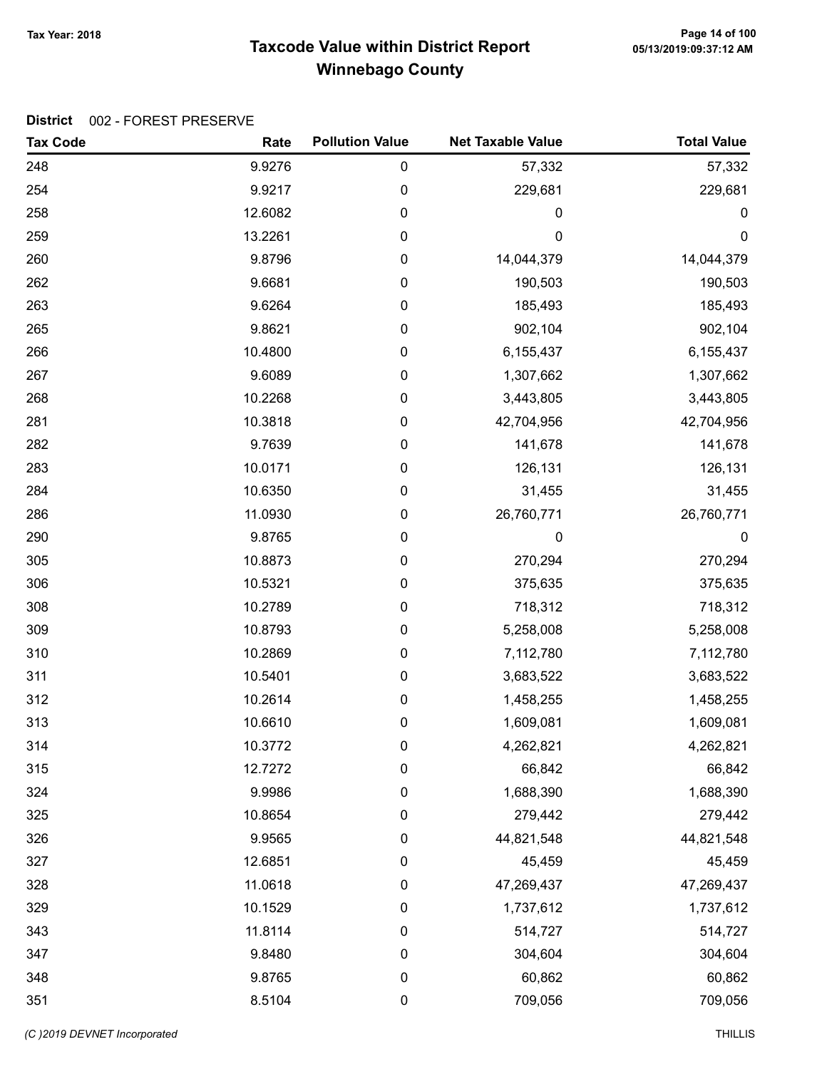# Taxcode Value within District Report

## Winnebago County

Tax Year: 2018

05/13/2019:09:37:12 AM

**District** 002 - FOREST PRESERVE

| Tax Code | Rate | Pollution Value | Net Taxable Value | Total Value |
|---|---|---|---|---|
| 248 | 9.9276 | 0 | 57,332 | 57,332 |
| 254 | 9.9217 | 0 | 229,681 | 229,681 |
| 258 | 12.6082 | 0 | 0 | 0 |
| 259 | 13.2261 | 0 | 0 | 0 |
| 260 | 9.8796 | 0 | 14,044,379 | 14,044,379 |
| 262 | 9.6681 | 0 | 190,503 | 190,503 |
| 263 | 9.6264 | 0 | 185,493 | 185,493 |
| 265 | 9.8621 | 0 | 902,104 | 902,104 |
| 266 | 10.4800 | 0 | 6,155,437 | 6,155,437 |
| 267 | 9.6089 | 0 | 1,307,662 | 1,307,662 |
| 268 | 10.2268 | 0 | 3,443,805 | 3,443,805 |
| 281 | 10.3818 | 0 | 42,704,956 | 42,704,956 |
| 282 | 9.7639 | 0 | 141,678 | 141,678 |
| 283 | 10.0171 | 0 | 126,131 | 126,131 |
| 284 | 10.6350 | 0 | 31,455 | 31,455 |
| 286 | 11.0930 | 0 | 26,760,771 | 26,760,771 |
| 290 | 9.8765 | 0 | 0 | 0 |
| 305 | 10.8873 | 0 | 270,294 | 270,294 |
| 306 | 10.5321 | 0 | 375,635 | 375,635 |
| 308 | 10.2789 | 0 | 718,312 | 718,312 |
| 309 | 10.8793 | 0 | 5,258,008 | 5,258,008 |
| 310 | 10.2869 | 0 | 7,112,780 | 7,112,780 |
| 311 | 10.5401 | 0 | 3,683,522 | 3,683,522 |
| 312 | 10.2614 | 0 | 1,458,255 | 1,458,255 |
| 313 | 10.6610 | 0 | 1,609,081 | 1,609,081 |
| 314 | 10.3772 | 0 | 4,262,821 | 4,262,821 |
| 315 | 12.7272 | 0 | 66,842 | 66,842 |
| 324 | 9.9986 | 0 | 1,688,390 | 1,688,390 |
| 325 | 10.8654 | 0 | 279,442 | 279,442 |
| 326 | 9.9565 | 0 | 44,821,548 | 44,821,548 |
| 327 | 12.6851 | 0 | 45,459 | 45,459 |
| 328 | 11.0618 | 0 | 47,269,437 | 47,269,437 |
| 329 | 10.1529 | 0 | 1,737,612 | 1,737,612 |
| 343 | 11.8114 | 0 | 514,727 | 514,727 |
| 347 | 9.8480 | 0 | 304,604 | 304,604 |
| 348 | 9.8765 | 0 | 60,862 | 60,862 |
| 351 | 8.5104 | 0 | 709,056 | 709,056 |

(C )2019 DEVNET Incorporated THILLIS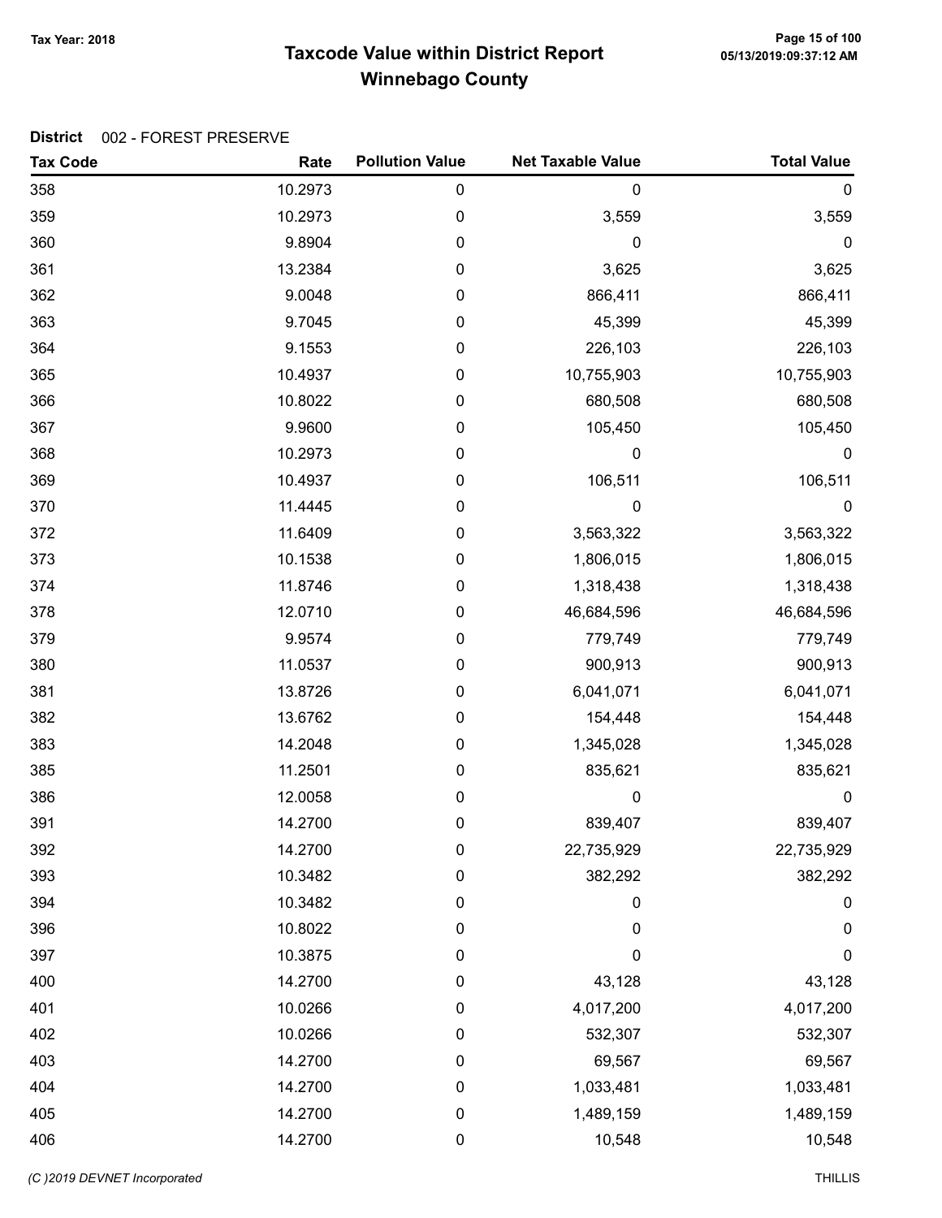Tax Year: 2018

# Taxcode Value within District Report
## Winnebago County

**District** 002 - FOREST PRESERVE

| Tax Code | Rate | Pollution Value | Net Taxable Value | Total Value |
|---|---|---|---|---|
| 358 | 10.2973 | 0 | 0 | 0 |
| 359 | 10.2973 | 0 | 3,559 | 3,559 |
| 360 | 9.8904 | 0 | 0 | 0 |
| 361 | 13.2384 | 0 | 3,625 | 3,625 |
| 362 | 9.0048 | 0 | 866,411 | 866,411 |
| 363 | 9.7045 | 0 | 45,399 | 45,399 |
| 364 | 9.1553 | 0 | 226,103 | 226,103 |
| 365 | 10.4937 | 0 | 10,755,903 | 10,755,903 |
| 366 | 10.8022 | 0 | 680,508 | 680,508 |
| 367 | 9.9600 | 0 | 105,450 | 105,450 |
| 368 | 10.2973 | 0 | 0 | 0 |
| 369 | 10.4937 | 0 | 106,511 | 106,511 |
| 370 | 11.4445 | 0 | 0 | 0 |
| 372 | 11.6409 | 0 | 3,563,322 | 3,563,322 |
| 373 | 10.1538 | 0 | 1,806,015 | 1,806,015 |
| 374 | 11.8746 | 0 | 1,318,438 | 1,318,438 |
| 378 | 12.0710 | 0 | 46,684,596 | 46,684,596 |
| 379 | 9.9574 | 0 | 779,749 | 779,749 |
| 380 | 11.0537 | 0 | 900,913 | 900,913 |
| 381 | 13.8726 | 0 | 6,041,071 | 6,041,071 |
| 382 | 13.6762 | 0 | 154,448 | 154,448 |
| 383 | 14.2048 | 0 | 1,345,028 | 1,345,028 |
| 385 | 11.2501 | 0 | 835,621 | 835,621 |
| 386 | 12.0058 | 0 | 0 | 0 |
| 391 | 14.2700 | 0 | 839,407 | 839,407 |
| 392 | 14.2700 | 0 | 22,735,929 | 22,735,929 |
| 393 | 10.3482 | 0 | 382,292 | 382,292 |
| 394 | 10.3482 | 0 | 0 | 0 |
| 396 | 10.8022 | 0 | 0 | 0 |
| 397 | 10.3875 | 0 | 0 | 0 |
| 400 | 14.2700 | 0 | 43,128 | 43,128 |
| 401 | 10.0266 | 0 | 4,017,200 | 4,017,200 |
| 402 | 10.0266 | 0 | 532,307 | 532,307 |
| 403 | 14.2700 | 0 | 69,567 | 69,567 |
| 404 | 14.2700 | 0 | 1,033,481 | 1,033,481 |
| 405 | 14.2700 | 0 | 1,489,159 | 1,489,159 |
| 406 | 14.2700 | 0 | 10,548 | 10,548 |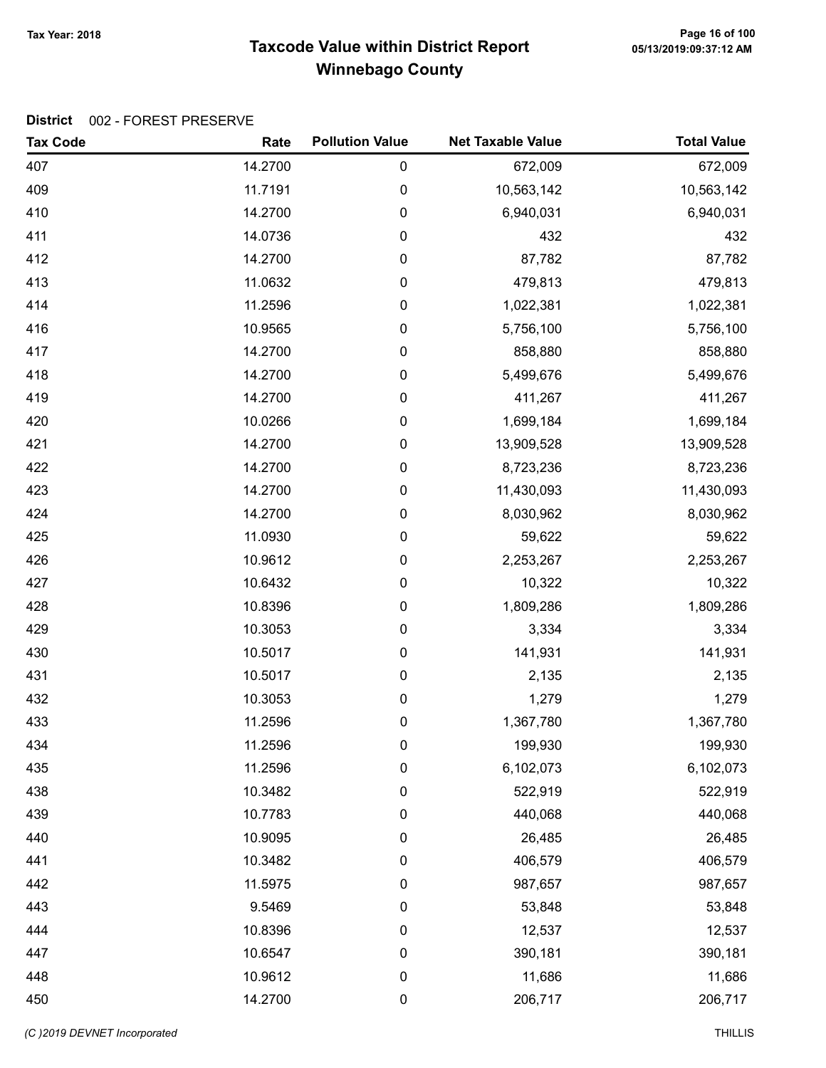# Taxcode Value within District Report
## Winnebago County

Tax Year: 2018

**District** 002 - FOREST PRESERVE

| Tax Code | Rate | Pollution Value | Net Taxable Value | Total Value |
|---|---|---|---|---|
| 407 | 14.2700 | 0 | 672,009 | 672,009 |
| 409 | 11.7191 | 0 | 10,563,142 | 10,563,142 |
| 410 | 14.2700 | 0 | 6,940,031 | 6,940,031 |
| 411 | 14.0736 | 0 | 432 | 432 |
| 412 | 14.2700 | 0 | 87,782 | 87,782 |
| 413 | 11.0632 | 0 | 479,813 | 479,813 |
| 414 | 11.2596 | 0 | 1,022,381 | 1,022,381 |
| 416 | 10.9565 | 0 | 5,756,100 | 5,756,100 |
| 417 | 14.2700 | 0 | 858,880 | 858,880 |
| 418 | 14.2700 | 0 | 5,499,676 | 5,499,676 |
| 419 | 14.2700 | 0 | 411,267 | 411,267 |
| 420 | 10.0266 | 0 | 1,699,184 | 1,699,184 |
| 421 | 14.2700 | 0 | 13,909,528 | 13,909,528 |
| 422 | 14.2700 | 0 | 8,723,236 | 8,723,236 |
| 423 | 14.2700 | 0 | 11,430,093 | 11,430,093 |
| 424 | 14.2700 | 0 | 8,030,962 | 8,030,962 |
| 425 | 11.0930 | 0 | 59,622 | 59,622 |
| 426 | 10.9612 | 0 | 2,253,267 | 2,253,267 |
| 427 | 10.6432 | 0 | 10,322 | 10,322 |
| 428 | 10.8396 | 0 | 1,809,286 | 1,809,286 |
| 429 | 10.3053 | 0 | 3,334 | 3,334 |
| 430 | 10.5017 | 0 | 141,931 | 141,931 |
| 431 | 10.5017 | 0 | 2,135 | 2,135 |
| 432 | 10.3053 | 0 | 1,279 | 1,279 |
| 433 | 11.2596 | 0 | 1,367,780 | 1,367,780 |
| 434 | 11.2596 | 0 | 199,930 | 199,930 |
| 435 | 11.2596 | 0 | 6,102,073 | 6,102,073 |
| 438 | 10.3482 | 0 | 522,919 | 522,919 |
| 439 | 10.7783 | 0 | 440,068 | 440,068 |
| 440 | 10.9095 | 0 | 26,485 | 26,485 |
| 441 | 10.3482 | 0 | 406,579 | 406,579 |
| 442 | 11.5975 | 0 | 987,657 | 987,657 |
| 443 | 9.5469 | 0 | 53,848 | 53,848 |
| 444 | 10.8396 | 0 | 12,537 | 12,537 |
| 447 | 10.6547 | 0 | 390,181 | 390,181 |
| 448 | 10.9612 | 0 | 11,686 | 11,686 |
| 450 | 14.2700 | 0 | 206,717 | 206,717 |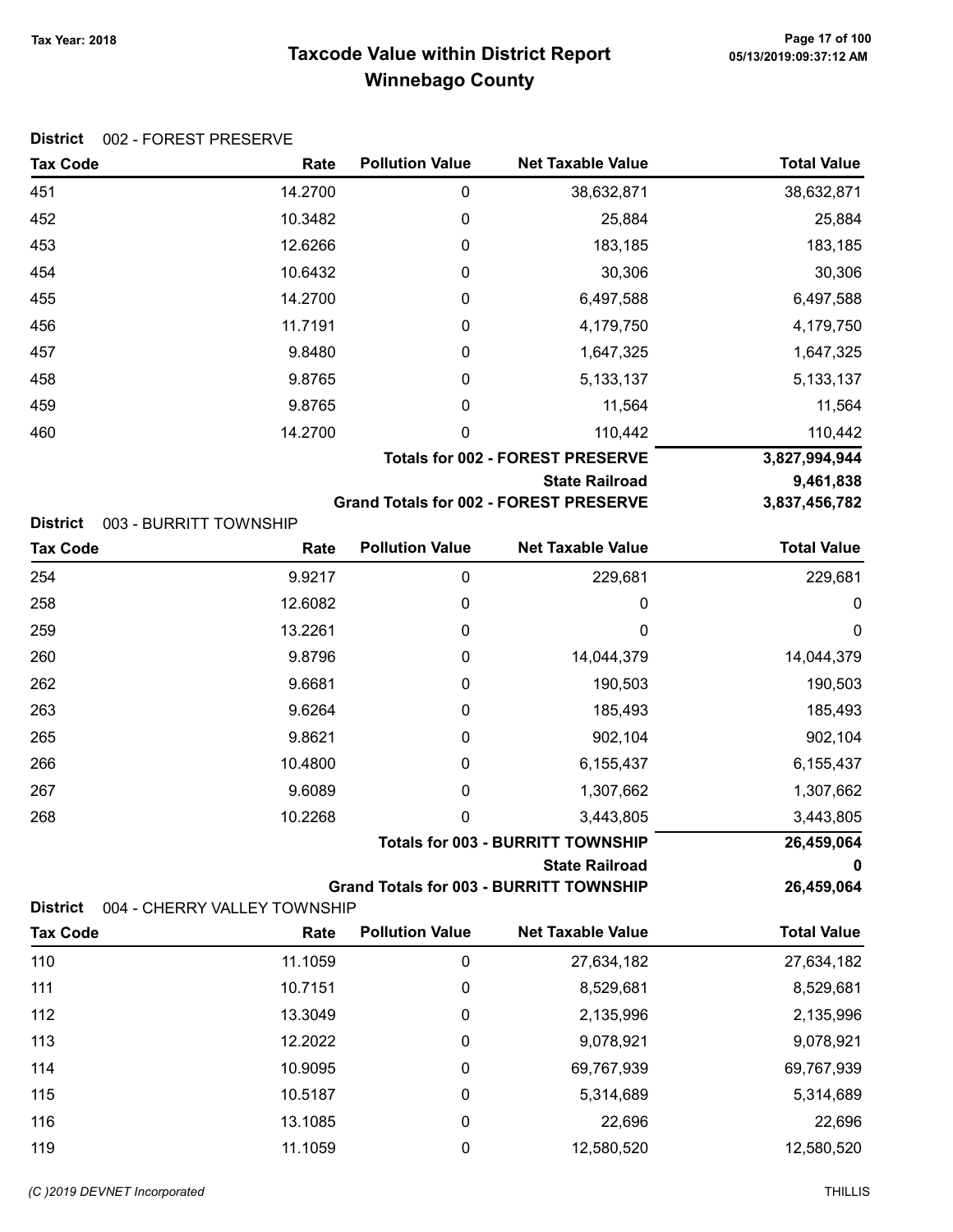Tax Year: 2018

# Taxcode Value within District Report
## Winnebago County

05/13/2019:09:37:12 AM

**District** 002 - FOREST PRESERVE

| Tax Code | Rate | Pollution Value | Net Taxable Value | Total Value |
|---|---|---|---|---|
| 451 | 14.2700 | 0 | 38,632,871 | 38,632,871 |
| 452 | 10.3482 | 0 | 25,884 | 25,884 |
| 453 | 12.6266 | 0 | 183,185 | 183,185 |
| 454 | 10.6432 | 0 | 30,306 | 30,306 |
| 455 | 14.2700 | 0 | 6,497,588 | 6,497,588 |
| 456 | 11.7191 | 0 | 4,179,750 | 4,179,750 |
| 457 | 9.8480 | 0 | 1,647,325 | 1,647,325 |
| 458 | 9.8765 | 0 | 5,133,137 | 5,133,137 |
| 459 | 9.8765 | 0 | 11,564 | 11,564 |
| 460 | 14.2700 | 0 | 110,442 | 110,442 |
| | | | **Totals for 002 - FOREST PRESERVE** | **3,827,994,944** |
| | | | **State Railroad** | **9,461,838** |
| | | | **Grand Totals for 002 - FOREST PRESERVE** | **3,837,456,782** |

**District** 003 - BURRITT TOWNSHIP

| Tax Code | Rate | Pollution Value | Net Taxable Value | Total Value |
|---|---|---|---|---|
| 254 | 9.9217 | 0 | 229,681 | 229,681 |
| 258 | 12.6082 | 0 | 0 | 0 |
| 259 | 13.2261 | 0 | 0 | 0 |
| 260 | 9.8796 | 0 | 14,044,379 | 14,044,379 |
| 262 | 9.6681 | 0 | 190,503 | 190,503 |
| 263 | 9.6264 | 0 | 185,493 | 185,493 |
| 265 | 9.8621 | 0 | 902,104 | 902,104 |
| 266 | 10.4800 | 0 | 6,155,437 | 6,155,437 |
| 267 | 9.6089 | 0 | 1,307,662 | 1,307,662 |
| 268 | 10.2268 | 0 | 3,443,805 | 3,443,805 |
| | | | **Totals for 003 - BURRITT TOWNSHIP** | **26,459,064** |
| | | | **State Railroad** | **0** |
| | | | **Grand Totals for 003 - BURRITT TOWNSHIP** | **26,459,064** |

**District** 004 - CHERRY VALLEY TOWNSHIP

| Tax Code | Rate | Pollution Value | Net Taxable Value | Total Value |
|---|---|---|---|---|
| 110 | 11.1059 | 0 | 27,634,182 | 27,634,182 |
| 111 | 10.7151 | 0 | 8,529,681 | 8,529,681 |
| 112 | 13.3049 | 0 | 2,135,996 | 2,135,996 |
| 113 | 12.2022 | 0 | 9,078,921 | 9,078,921 |
| 114 | 10.9095 | 0 | 69,767,939 | 69,767,939 |
| 115 | 10.5187 | 0 | 5,314,689 | 5,314,689 |
| 116 | 13.1085 | 0 | 22,696 | 22,696 |
| 119 | 11.1059 | 0 | 12,580,520 | 12,580,520 |

*(C )2019 DEVNET Incorporated* THILLIS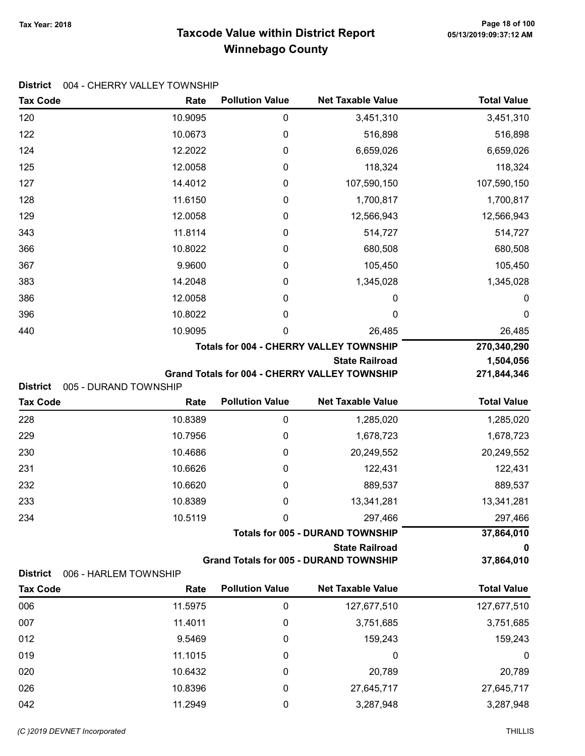# Taxcode Value within District Report
## Winnebago County

Tax Year: 2018

**District** 004 - CHERRY VALLEY TOWNSHIP

| Tax Code | Rate | Pollution Value | Net Taxable Value | Total Value |
|---|---|---|---|---|
| 120 | 10.9095 | 0 | 3,451,310 | 3,451,310 |
| 122 | 10.0673 | 0 | 516,898 | 516,898 |
| 124 | 12.2022 | 0 | 6,659,026 | 6,659,026 |
| 125 | 12.0058 | 0 | 118,324 | 118,324 |
| 127 | 14.4012 | 0 | 107,590,150 | 107,590,150 |
| 128 | 11.6150 | 0 | 1,700,817 | 1,700,817 |
| 129 | 12.0058 | 0 | 12,566,943 | 12,566,943 |
| 343 | 11.8114 | 0 | 514,727 | 514,727 |
| 366 | 10.8022 | 0 | 680,508 | 680,508 |
| 367 | 9.9600 | 0 | 105,450 | 105,450 |
| 383 | 14.2048 | 0 | 1,345,028 | 1,345,028 |
| 386 | 12.0058 | 0 | 0 | 0 |
| 396 | 10.8022 | 0 | 0 | 0 |
| 440 | 10.9095 | 0 | 26,485 | 26,485 |
| | | | **Totals for 004 - CHERRY VALLEY TOWNSHIP** | **270,340,290** |
| | | | **State Railroad** | **1,504,056** |
| | | | **Grand Totals for 004 - CHERRY VALLEY TOWNSHIP** | **271,844,346** |

**District** 005 - DURAND TOWNSHIP

| Tax Code | Rate | Pollution Value | Net Taxable Value | Total Value |
|---|---|---|---|---|
| 228 | 10.8389 | 0 | 1,285,020 | 1,285,020 |
| 229 | 10.7956 | 0 | 1,678,723 | 1,678,723 |
| 230 | 10.4686 | 0 | 20,249,552 | 20,249,552 |
| 231 | 10.6626 | 0 | 122,431 | 122,431 |
| 232 | 10.6620 | 0 | 889,537 | 889,537 |
| 233 | 10.8389 | 0 | 13,341,281 | 13,341,281 |
| 234 | 10.5119 | 0 | 297,466 | 297,466 |
| | | | **Totals for 005 - DURAND TOWNSHIP** | **37,864,010** |
| | | | **State Railroad** | **0** |
| | | | **Grand Totals for 005 - DURAND TOWNSHIP** | **37,864,010** |

**District** 006 - HARLEM TOWNSHIP

| Tax Code | Rate | Pollution Value | Net Taxable Value | Total Value |
|---|---|---|---|---|
| 006 | 11.5975 | 0 | 127,677,510 | 127,677,510 |
| 007 | 11.4011 | 0 | 3,751,685 | 3,751,685 |
| 012 | 9.5469 | 0 | 159,243 | 159,243 |
| 019 | 11.1015 | 0 | 0 | 0 |
| 020 | 10.6432 | 0 | 20,789 | 20,789 |
| 026 | 10.8396 | 0 | 27,645,717 | 27,645,717 |
| 042 | 11.2949 | 0 | 3,287,948 | 3,287,948 |

(C )2019 DEVNET Incorporated THILLIS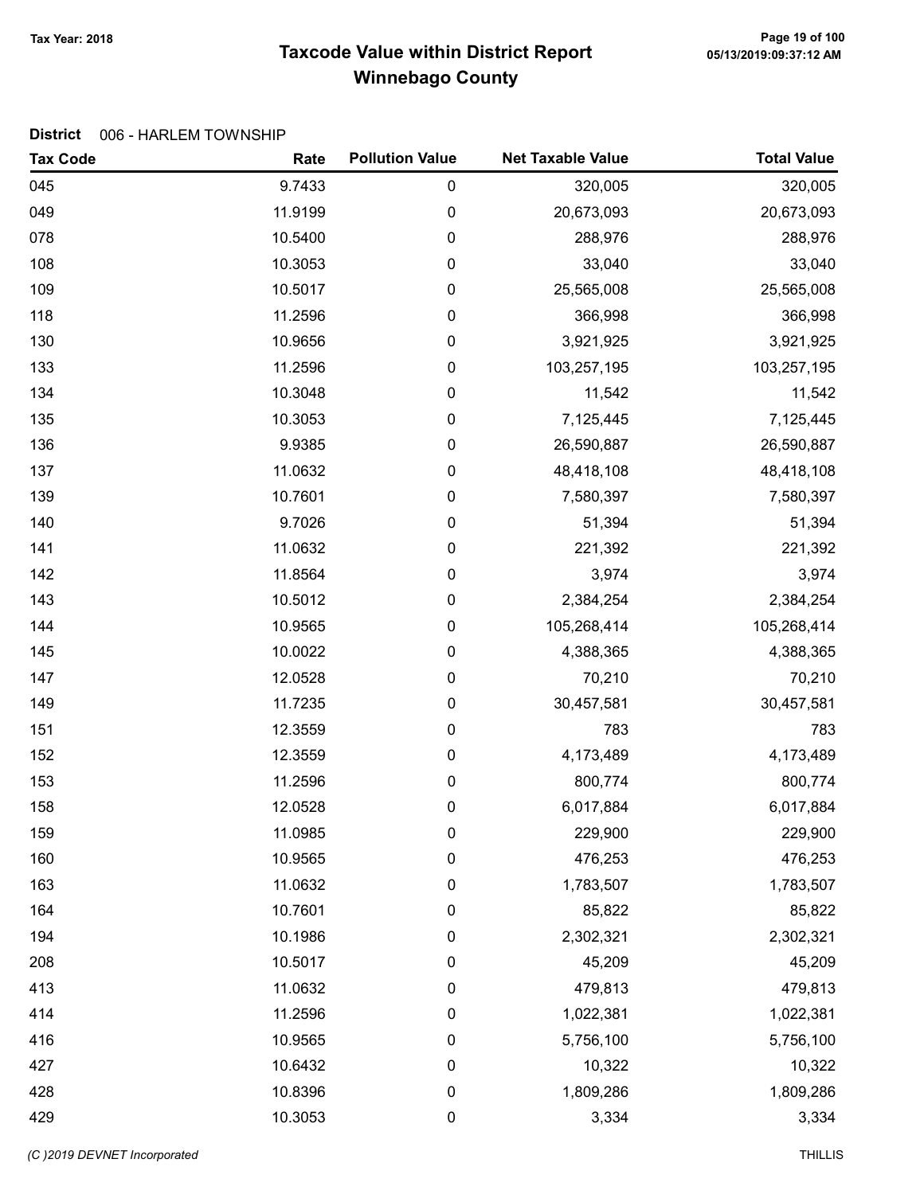# Taxcode Value within District Report
## Winnebago County

Tax Year: 2018

**District** 006 - HARLEM TOWNSHIP

| Tax Code | Rate | Pollution Value | Net Taxable Value | Total Value |
|---|---|---|---|---|
| 045 | 9.7433 | 0 | 320,005 | 320,005 |
| 049 | 11.9199 | 0 | 20,673,093 | 20,673,093 |
| 078 | 10.5400 | 0 | 288,976 | 288,976 |
| 108 | 10.3053 | 0 | 33,040 | 33,040 |
| 109 | 10.5017 | 0 | 25,565,008 | 25,565,008 |
| 118 | 11.2596 | 0 | 366,998 | 366,998 |
| 130 | 10.9656 | 0 | 3,921,925 | 3,921,925 |
| 133 | 11.2596 | 0 | 103,257,195 | 103,257,195 |
| 134 | 10.3048 | 0 | 11,542 | 11,542 |
| 135 | 10.3053 | 0 | 7,125,445 | 7,125,445 |
| 136 | 9.9385 | 0 | 26,590,887 | 26,590,887 |
| 137 | 11.0632 | 0 | 48,418,108 | 48,418,108 |
| 139 | 10.7601 | 0 | 7,580,397 | 7,580,397 |
| 140 | 9.7026 | 0 | 51,394 | 51,394 |
| 141 | 11.0632 | 0 | 221,392 | 221,392 |
| 142 | 11.8564 | 0 | 3,974 | 3,974 |
| 143 | 10.5012 | 0 | 2,384,254 | 2,384,254 |
| 144 | 10.9565 | 0 | 105,268,414 | 105,268,414 |
| 145 | 10.0022 | 0 | 4,388,365 | 4,388,365 |
| 147 | 12.0528 | 0 | 70,210 | 70,210 |
| 149 | 11.7235 | 0 | 30,457,581 | 30,457,581 |
| 151 | 12.3559 | 0 | 783 | 783 |
| 152 | 12.3559 | 0 | 4,173,489 | 4,173,489 |
| 153 | 11.2596 | 0 | 800,774 | 800,774 |
| 158 | 12.0528 | 0 | 6,017,884 | 6,017,884 |
| 159 | 11.0985 | 0 | 229,900 | 229,900 |
| 160 | 10.9565 | 0 | 476,253 | 476,253 |
| 163 | 11.0632 | 0 | 1,783,507 | 1,783,507 |
| 164 | 10.7601 | 0 | 85,822 | 85,822 |
| 194 | 10.1986 | 0 | 2,302,321 | 2,302,321 |
| 208 | 10.5017 | 0 | 45,209 | 45,209 |
| 413 | 11.0632 | 0 | 479,813 | 479,813 |
| 414 | 11.2596 | 0 | 1,022,381 | 1,022,381 |
| 416 | 10.9565 | 0 | 5,756,100 | 5,756,100 |
| 427 | 10.6432 | 0 | 10,322 | 10,322 |
| 428 | 10.8396 | 0 | 1,809,286 | 1,809,286 |
| 429 | 10.3053 | 0 | 3,334 | 3,334 |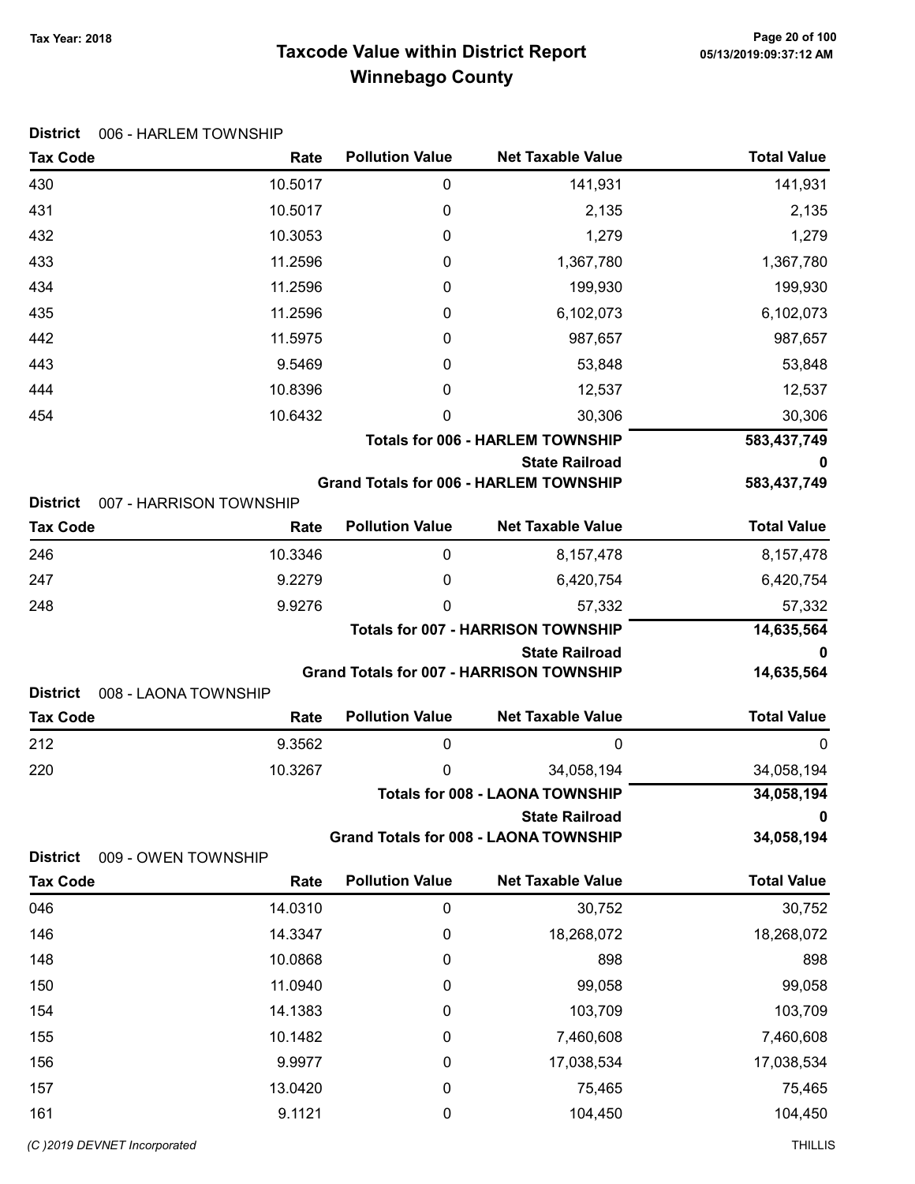## Taxcode Value within District Report
## Winnebago County

Tax Year: 2018

**District** 006 - HARLEM TOWNSHIP

| Tax Code | Rate | Pollution Value | Net Taxable Value | Total Value |
|---|---|---|---|---|
| 430 | 10.5017 | 0 | 141,931 | 141,931 |
| 431 | 10.5017 | 0 | 2,135 | 2,135 |
| 432 | 10.3053 | 0 | 1,279 | 1,279 |
| 433 | 11.2596 | 0 | 1,367,780 | 1,367,780 |
| 434 | 11.2596 | 0 | 199,930 | 199,930 |
| 435 | 11.2596 | 0 | 6,102,073 | 6,102,073 |
| 442 | 11.5975 | 0 | 987,657 | 987,657 |
| 443 | 9.5469 | 0 | 53,848 | 53,848 |
| 444 | 10.8396 | 0 | 12,537 | 12,537 |
| 454 | 10.6432 | 0 | 30,306 | 30,306 |
| | | | **Totals for 006 - HARLEM TOWNSHIP** | **583,437,749** |
| | | | **State Railroad** | **0** |
| | | | **Grand Totals for 006 - HARLEM TOWNSHIP** | **583,437,749** |

**District** 007 - HARRISON TOWNSHIP

| Tax Code | Rate | Pollution Value | Net Taxable Value | Total Value |
|---|---|---|---|---|
| 246 | 10.3346 | 0 | 8,157,478 | 8,157,478 |
| 247 | 9.2279 | 0 | 6,420,754 | 6,420,754 |
| 248 | 9.9276 | 0 | 57,332 | 57,332 |
| | | | **Totals for 007 - HARRISON TOWNSHIP** | **14,635,564** |
| | | | **State Railroad** | **0** |
| | | | **Grand Totals for 007 - HARRISON TOWNSHIP** | **14,635,564** |

**District** 008 - LAONA TOWNSHIP

| Tax Code | Rate | Pollution Value | Net Taxable Value | Total Value |
|---|---|---|---|---|
| 212 | 9.3562 | 0 | 0 | 0 |
| 220 | 10.3267 | 0 | 34,058,194 | 34,058,194 |
| | | | **Totals for 008 - LAONA TOWNSHIP** | **34,058,194** |
| | | | **State Railroad** | **0** |
| | | | **Grand Totals for 008 - LAONA TOWNSHIP** | **34,058,194** |

**District** 009 - OWEN TOWNSHIP

| Tax Code | Rate | Pollution Value | Net Taxable Value | Total Value |
|---|---|---|---|---|
| 046 | 14.0310 | 0 | 30,752 | 30,752 |
| 146 | 14.3347 | 0 | 18,268,072 | 18,268,072 |
| 148 | 10.0868 | 0 | 898 | 898 |
| 150 | 11.0940 | 0 | 99,058 | 99,058 |
| 154 | 14.1383 | 0 | 103,709 | 103,709 |
| 155 | 10.1482 | 0 | 7,460,608 | 7,460,608 |
| 156 | 9.9977 | 0 | 17,038,534 | 17,038,534 |
| 157 | 13.0420 | 0 | 75,465 | 75,465 |
| 161 | 9.1121 | 0 | 104,450 | 104,450 |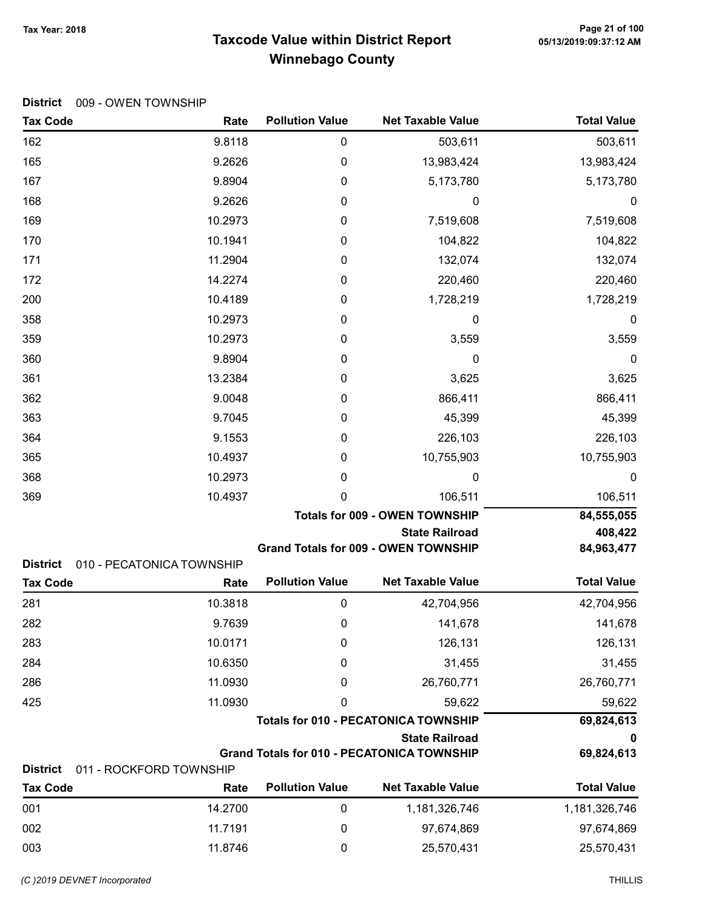# Taxcode Value within District Report
## Winnebago County

Tax Year: 2018

**District** 009 - OWEN TOWNSHIP

| Tax Code | Rate | Pollution Value | Net Taxable Value | Total Value |
|---|---|---|---|---|
| 162 | 9.8118 | 0 | 503,611 | 503,611 |
| 165 | 9.2626 | 0 | 13,983,424 | 13,983,424 |
| 167 | 9.8904 | 0 | 5,173,780 | 5,173,780 |
| 168 | 9.2626 | 0 | 0 | 0 |
| 169 | 10.2973 | 0 | 7,519,608 | 7,519,608 |
| 170 | 10.1941 | 0 | 104,822 | 104,822 |
| 171 | 11.2904 | 0 | 132,074 | 132,074 |
| 172 | 14.2274 | 0 | 220,460 | 220,460 |
| 200 | 10.4189 | 0 | 1,728,219 | 1,728,219 |
| 358 | 10.2973 | 0 | 0 | 0 |
| 359 | 10.2973 | 0 | 3,559 | 3,559 |
| 360 | 9.8904 | 0 | 0 | 0 |
| 361 | 13.2384 | 0 | 3,625 | 3,625 |
| 362 | 9.0048 | 0 | 866,411 | 866,411 |
| 363 | 9.7045 | 0 | 45,399 | 45,399 |
| 364 | 9.1553 | 0 | 226,103 | 226,103 |
| 365 | 10.4937 | 0 | 10,755,903 | 10,755,903 |
| 368 | 10.2973 | 0 | 0 | 0 |
| 369 | 10.4937 | 0 | 106,511 | 106,511 |
| | | | **Totals for 009 - OWEN TOWNSHIP** | **84,555,055** |
| | | | **State Railroad** | **408,422** |
| | | | **Grand Totals for 009 - OWEN TOWNSHIP** | **84,963,477** |

**District** 010 - PECATONICA TOWNSHIP

| Tax Code | Rate | Pollution Value | Net Taxable Value | Total Value |
|---|---|---|---|---|
| 281 | 10.3818 | 0 | 42,704,956 | 42,704,956 |
| 282 | 9.7639 | 0 | 141,678 | 141,678 |
| 283 | 10.0171 | 0 | 126,131 | 126,131 |
| 284 | 10.6350 | 0 | 31,455 | 31,455 |
| 286 | 11.0930 | 0 | 26,760,771 | 26,760,771 |
| 425 | 11.0930 | 0 | 59,622 | 59,622 |
| | | | **Totals for 010 - PECATONICA TOWNSHIP** | **69,824,613** |
| | | | **State Railroad** | **0** |
| | | | **Grand Totals for 010 - PECATONICA TOWNSHIP** | **69,824,613** |

**District** 011 - ROCKFORD TOWNSHIP

| Tax Code | Rate | Pollution Value | Net Taxable Value | Total Value |
|---|---|---|---|---|
| 001 | 14.2700 | 0 | 1,181,326,746 | 1,181,326,746 |
| 002 | 11.7191 | 0 | 97,674,869 | 97,674,869 |
| 003 | 11.8746 | 0 | 25,570,431 | 25,570,431 |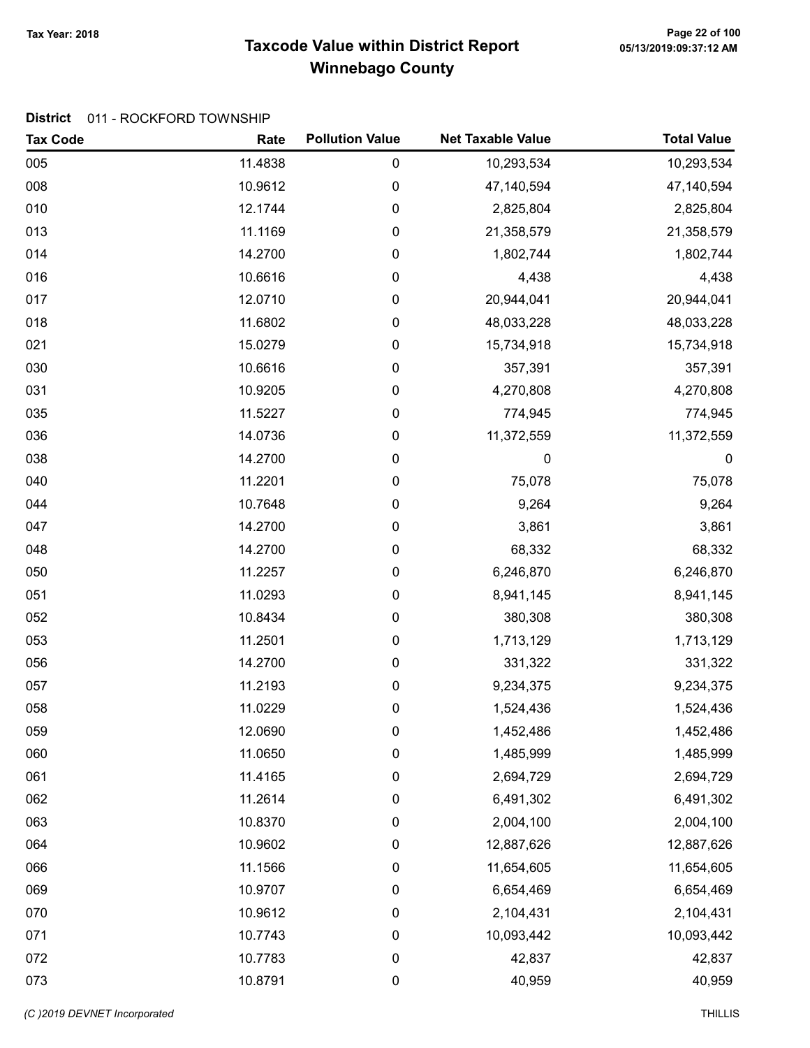# Taxcode Value within District Report
## Winnebago County

Tax Year: 2018

**District** 011 - ROCKFORD TOWNSHIP

| Tax Code | Rate | Pollution Value | Net Taxable Value | Total Value |
|---|---|---|---|---|
| 005 | 11.4838 | 0 | 10,293,534 | 10,293,534 |
| 008 | 10.9612 | 0 | 47,140,594 | 47,140,594 |
| 010 | 12.1744 | 0 | 2,825,804 | 2,825,804 |
| 013 | 11.1169 | 0 | 21,358,579 | 21,358,579 |
| 014 | 14.2700 | 0 | 1,802,744 | 1,802,744 |
| 016 | 10.6616 | 0 | 4,438 | 4,438 |
| 017 | 12.0710 | 0 | 20,944,041 | 20,944,041 |
| 018 | 11.6802 | 0 | 48,033,228 | 48,033,228 |
| 021 | 15.0279 | 0 | 15,734,918 | 15,734,918 |
| 030 | 10.6616 | 0 | 357,391 | 357,391 |
| 031 | 10.9205 | 0 | 4,270,808 | 4,270,808 |
| 035 | 11.5227 | 0 | 774,945 | 774,945 |
| 036 | 14.0736 | 0 | 11,372,559 | 11,372,559 |
| 038 | 14.2700 | 0 | 0 | 0 |
| 040 | 11.2201 | 0 | 75,078 | 75,078 |
| 044 | 10.7648 | 0 | 9,264 | 9,264 |
| 047 | 14.2700 | 0 | 3,861 | 3,861 |
| 048 | 14.2700 | 0 | 68,332 | 68,332 |
| 050 | 11.2257 | 0 | 6,246,870 | 6,246,870 |
| 051 | 11.0293 | 0 | 8,941,145 | 8,941,145 |
| 052 | 10.8434 | 0 | 380,308 | 380,308 |
| 053 | 11.2501 | 0 | 1,713,129 | 1,713,129 |
| 056 | 14.2700 | 0 | 331,322 | 331,322 |
| 057 | 11.2193 | 0 | 9,234,375 | 9,234,375 |
| 058 | 11.0229 | 0 | 1,524,436 | 1,524,436 |
| 059 | 12.0690 | 0 | 1,452,486 | 1,452,486 |
| 060 | 11.0650 | 0 | 1,485,999 | 1,485,999 |
| 061 | 11.4165 | 0 | 2,694,729 | 2,694,729 |
| 062 | 11.2614 | 0 | 6,491,302 | 6,491,302 |
| 063 | 10.8370 | 0 | 2,004,100 | 2,004,100 |
| 064 | 10.9602 | 0 | 12,887,626 | 12,887,626 |
| 066 | 11.1566 | 0 | 11,654,605 | 11,654,605 |
| 069 | 10.9707 | 0 | 6,654,469 | 6,654,469 |
| 070 | 10.9612 | 0 | 2,104,431 | 2,104,431 |
| 071 | 10.7743 | 0 | 10,093,442 | 10,093,442 |
| 072 | 10.7783 | 0 | 42,837 | 42,837 |
| 073 | 10.8791 | 0 | 40,959 | 40,959 |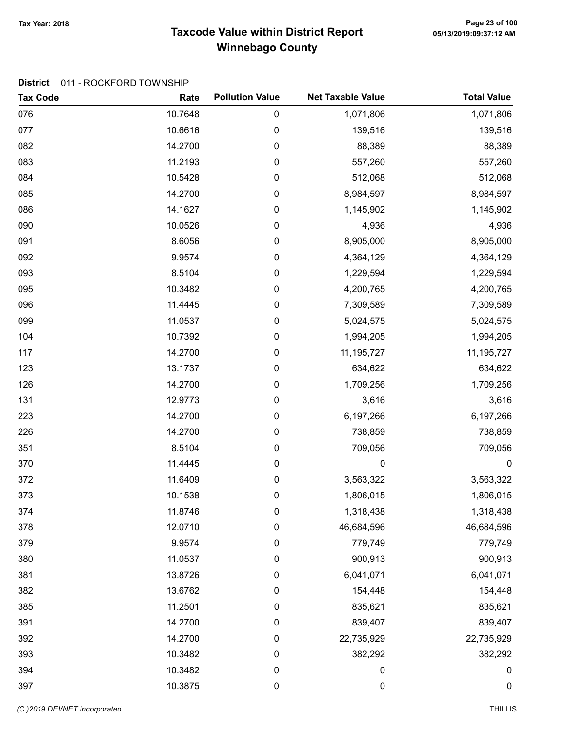Tax Year: 2018

# Taxcode Value within District Report
## Winnebago County

**District** 011 - ROCKFORD TOWNSHIP

| Tax Code | Rate | Pollution Value | Net Taxable Value | Total Value |
|---|---|---|---|---|
| 076 | 10.7648 | 0 | 1,071,806 | 1,071,806 |
| 077 | 10.6616 | 0 | 139,516 | 139,516 |
| 082 | 14.2700 | 0 | 88,389 | 88,389 |
| 083 | 11.2193 | 0 | 557,260 | 557,260 |
| 084 | 10.5428 | 0 | 512,068 | 512,068 |
| 085 | 14.2700 | 0 | 8,984,597 | 8,984,597 |
| 086 | 14.1627 | 0 | 1,145,902 | 1,145,902 |
| 090 | 10.0526 | 0 | 4,936 | 4,936 |
| 091 | 8.6056 | 0 | 8,905,000 | 8,905,000 |
| 092 | 9.9574 | 0 | 4,364,129 | 4,364,129 |
| 093 | 8.5104 | 0 | 1,229,594 | 1,229,594 |
| 095 | 10.3482 | 0 | 4,200,765 | 4,200,765 |
| 096 | 11.4445 | 0 | 7,309,589 | 7,309,589 |
| 099 | 11.0537 | 0 | 5,024,575 | 5,024,575 |
| 104 | 10.7392 | 0 | 1,994,205 | 1,994,205 |
| 117 | 14.2700 | 0 | 11,195,727 | 11,195,727 |
| 123 | 13.1737 | 0 | 634,622 | 634,622 |
| 126 | 14.2700 | 0 | 1,709,256 | 1,709,256 |
| 131 | 12.9773 | 0 | 3,616 | 3,616 |
| 223 | 14.2700 | 0 | 6,197,266 | 6,197,266 |
| 226 | 14.2700 | 0 | 738,859 | 738,859 |
| 351 | 8.5104 | 0 | 709,056 | 709,056 |
| 370 | 11.4445 | 0 | 0 | 0 |
| 372 | 11.6409 | 0 | 3,563,322 | 3,563,322 |
| 373 | 10.1538 | 0 | 1,806,015 | 1,806,015 |
| 374 | 11.8746 | 0 | 1,318,438 | 1,318,438 |
| 378 | 12.0710 | 0 | 46,684,596 | 46,684,596 |
| 379 | 9.9574 | 0 | 779,749 | 779,749 |
| 380 | 11.0537 | 0 | 900,913 | 900,913 |
| 381 | 13.8726 | 0 | 6,041,071 | 6,041,071 |
| 382 | 13.6762 | 0 | 154,448 | 154,448 |
| 385 | 11.2501 | 0 | 835,621 | 835,621 |
| 391 | 14.2700 | 0 | 839,407 | 839,407 |
| 392 | 14.2700 | 0 | 22,735,929 | 22,735,929 |
| 393 | 10.3482 | 0 | 382,292 | 382,292 |
| 394 | 10.3482 | 0 | 0 | 0 |
| 397 | 10.3875 | 0 | 0 | 0 |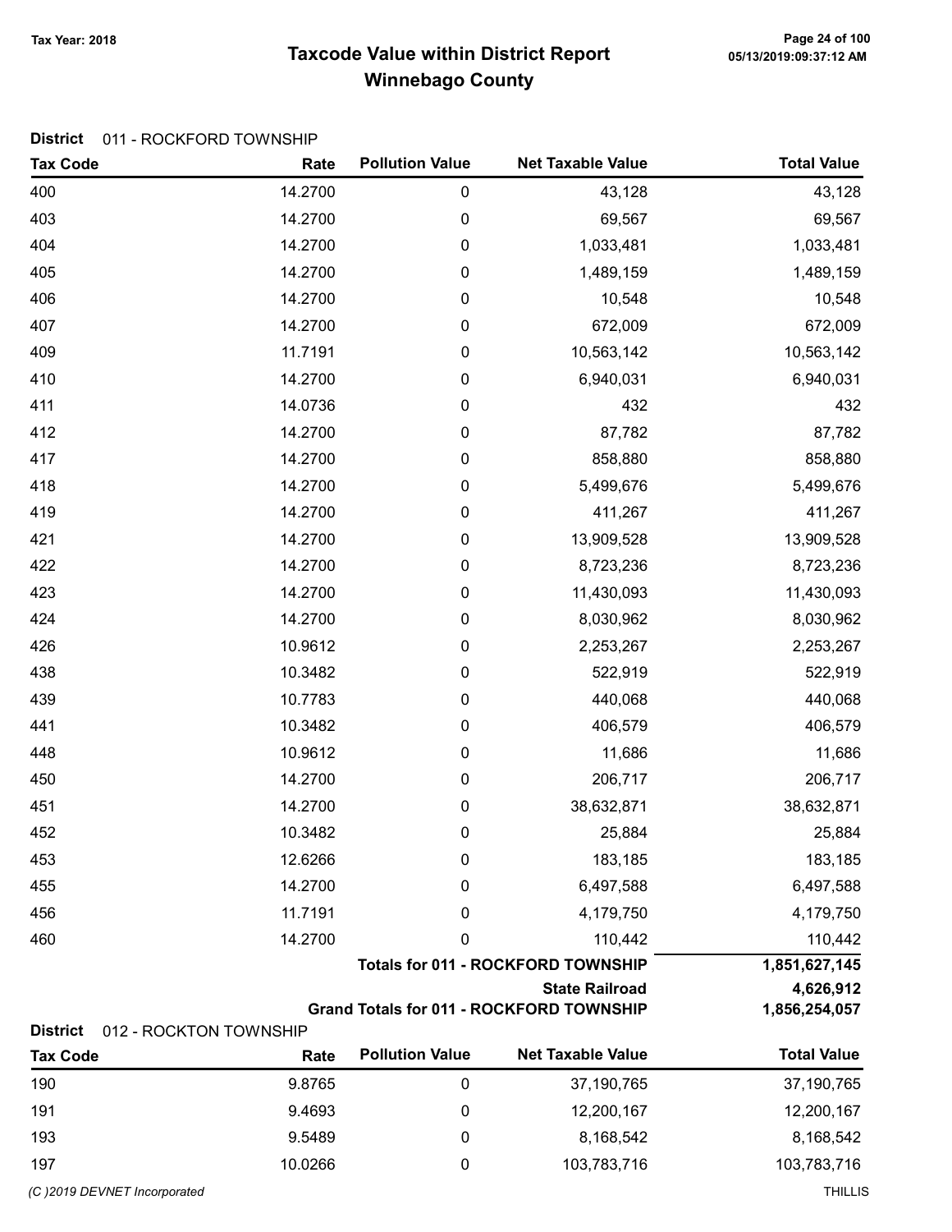# Taxcode Value within District Report
## Winnebago County

Tax Year: 2018

**District** 011 - ROCKFORD TOWNSHIP

| Tax Code | Rate | Pollution Value | Net Taxable Value | Total Value |
|---|---|---|---|---|
| 400 | 14.2700 | 0 | 43,128 | 43,128 |
| 403 | 14.2700 | 0 | 69,567 | 69,567 |
| 404 | 14.2700 | 0 | 1,033,481 | 1,033,481 |
| 405 | 14.2700 | 0 | 1,489,159 | 1,489,159 |
| 406 | 14.2700 | 0 | 10,548 | 10,548 |
| 407 | 14.2700 | 0 | 672,009 | 672,009 |
| 409 | 11.7191 | 0 | 10,563,142 | 10,563,142 |
| 410 | 14.2700 | 0 | 6,940,031 | 6,940,031 |
| 411 | 14.0736 | 0 | 432 | 432 |
| 412 | 14.2700 | 0 | 87,782 | 87,782 |
| 417 | 14.2700 | 0 | 858,880 | 858,880 |
| 418 | 14.2700 | 0 | 5,499,676 | 5,499,676 |
| 419 | 14.2700 | 0 | 411,267 | 411,267 |
| 421 | 14.2700 | 0 | 13,909,528 | 13,909,528 |
| 422 | 14.2700 | 0 | 8,723,236 | 8,723,236 |
| 423 | 14.2700 | 0 | 11,430,093 | 11,430,093 |
| 424 | 14.2700 | 0 | 8,030,962 | 8,030,962 |
| 426 | 10.9612 | 0 | 2,253,267 | 2,253,267 |
| 438 | 10.3482 | 0 | 522,919 | 522,919 |
| 439 | 10.7783 | 0 | 440,068 | 440,068 |
| 441 | 10.3482 | 0 | 406,579 | 406,579 |
| 448 | 10.9612 | 0 | 11,686 | 11,686 |
| 450 | 14.2700 | 0 | 206,717 | 206,717 |
| 451 | 14.2700 | 0 | 38,632,871 | 38,632,871 |
| 452 | 10.3482 | 0 | 25,884 | 25,884 |
| 453 | 12.6266 | 0 | 183,185 | 183,185 |
| 455 | 14.2700 | 0 | 6,497,588 | 6,497,588 |
| 456 | 11.7191 | 0 | 4,179,750 | 4,179,750 |
| 460 | 14.2700 | 0 | 110,442 | 110,442 |
| | | | **Totals for 011 - ROCKFORD TOWNSHIP** | **1,851,627,145** |
| | | | **State Railroad** | **4,626,912** |
| | | | **Grand Totals for 011 - ROCKFORD TOWNSHIP** | **1,856,254,057** |

**District** 012 - ROCKTON TOWNSHIP

| Tax Code | Rate | Pollution Value | Net Taxable Value | Total Value |
|---|---|---|---|---|
| 190 | 9.8765 | 0 | 37,190,765 | 37,190,765 |
| 191 | 9.4693 | 0 | 12,200,167 | 12,200,167 |
| 193 | 9.5489 | 0 | 8,168,542 | 8,168,542 |
| 197 | 10.0266 | 0 | 103,783,716 | 103,783,716 |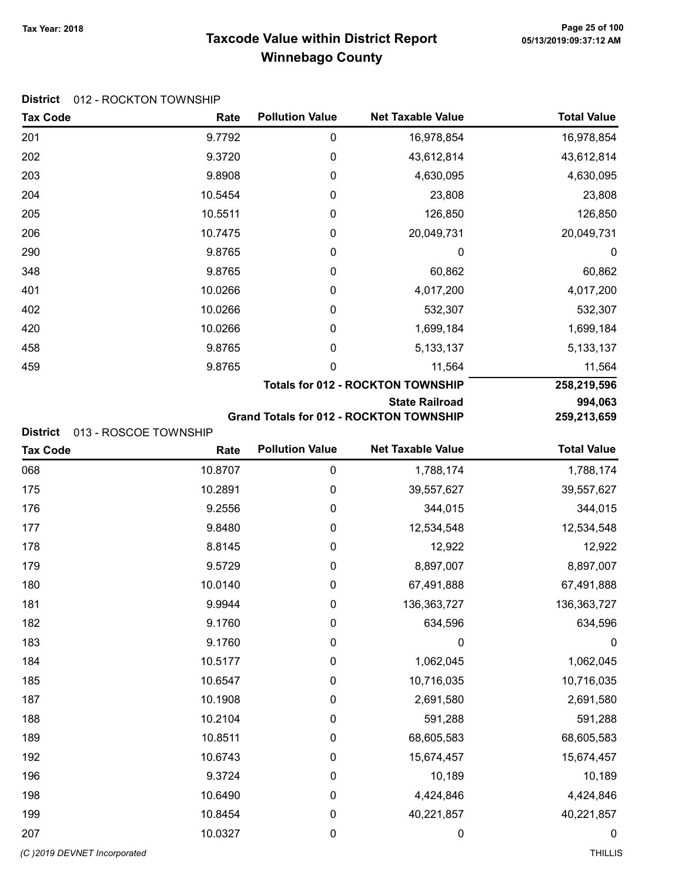# Taxcode Value within District Report
## Winnebago County

Tax Year: 2018

**District** 012 - ROCKTON TOWNSHIP

| Tax Code | Rate | Pollution Value | Net Taxable Value | Total Value |
|---|---|---|---|---|
| 201 | 9.7792 | 0 | 16,978,854 | 16,978,854 |
| 202 | 9.3720 | 0 | 43,612,814 | 43,612,814 |
| 203 | 9.8908 | 0 | 4,630,095 | 4,630,095 |
| 204 | 10.5454 | 0 | 23,808 | 23,808 |
| 205 | 10.5511 | 0 | 126,850 | 126,850 |
| 206 | 10.7475 | 0 | 20,049,731 | 20,049,731 |
| 290 | 9.8765 | 0 | 0 | 0 |
| 348 | 9.8765 | 0 | 60,862 | 60,862 |
| 401 | 10.0266 | 0 | 4,017,200 | 4,017,200 |
| 402 | 10.0266 | 0 | 532,307 | 532,307 |
| 420 | 10.0266 | 0 | 1,699,184 | 1,699,184 |
| 458 | 9.8765 | 0 | 5,133,137 | 5,133,137 |
| 459 | 9.8765 | 0 | 11,564 | 11,564 |
| | | | **Totals for 012 - ROCKTON TOWNSHIP** | **258,219,596** |
| | | | **State Railroad** | **994,063** |
| | | | **Grand Totals for 012 - ROCKTON TOWNSHIP** | **259,213,659** |

**District** 013 - ROSCOE TOWNSHIP

| Tax Code | Rate | Pollution Value | Net Taxable Value | Total Value |
|---|---|---|---|---|
| 068 | 10.8707 | 0 | 1,788,174 | 1,788,174 |
| 175 | 10.2891 | 0 | 39,557,627 | 39,557,627 |
| 176 | 9.2556 | 0 | 344,015 | 344,015 |
| 177 | 9.8480 | 0 | 12,534,548 | 12,534,548 |
| 178 | 8.8145 | 0 | 12,922 | 12,922 |
| 179 | 9.5729 | 0 | 8,897,007 | 8,897,007 |
| 180 | 10.0140 | 0 | 67,491,888 | 67,491,888 |
| 181 | 9.9944 | 0 | 136,363,727 | 136,363,727 |
| 182 | 9.1760 | 0 | 634,596 | 634,596 |
| 183 | 9.1760 | 0 | 0 | 0 |
| 184 | 10.5177 | 0 | 1,062,045 | 1,062,045 |
| 185 | 10.6547 | 0 | 10,716,035 | 10,716,035 |
| 187 | 10.1908 | 0 | 2,691,580 | 2,691,580 |
| 188 | 10.2104 | 0 | 591,288 | 591,288 |
| 189 | 10.8511 | 0 | 68,605,583 | 68,605,583 |
| 192 | 10.6743 | 0 | 15,674,457 | 15,674,457 |
| 196 | 9.3724 | 0 | 10,189 | 10,189 |
| 198 | 10.6490 | 0 | 4,424,846 | 4,424,846 |
| 199 | 10.8454 | 0 | 40,221,857 | 40,221,857 |
| 207 | 10.0327 | 0 | 0 | 0 |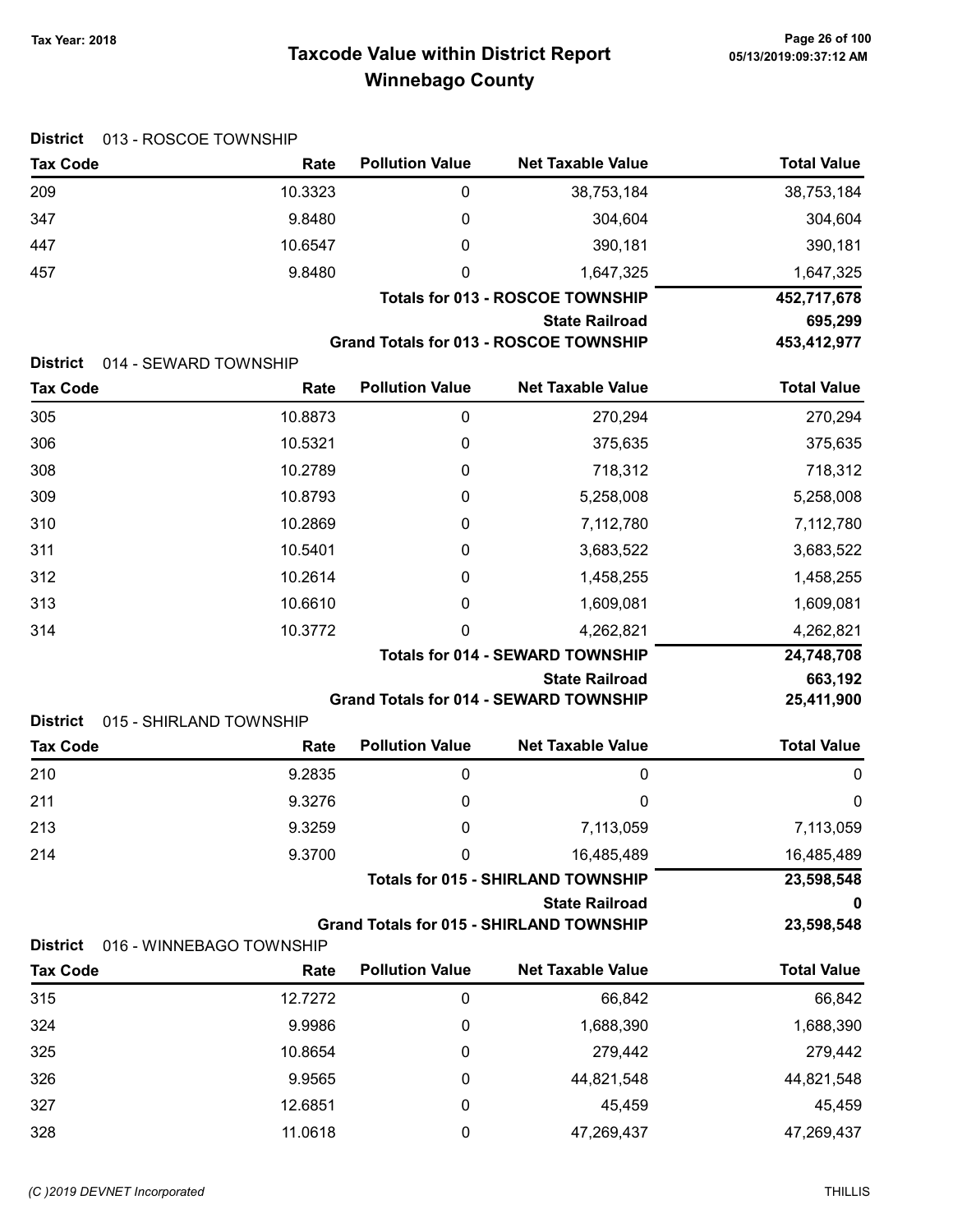# Taxcode Value within District Report
## Winnebago County

Tax Year: 2018

**District** 013 - ROSCOE TOWNSHIP

| Tax Code | Rate | Pollution Value | Net Taxable Value | Total Value |
|---|---|---|---|---|
| 209 | 10.3323 | 0 | 38,753,184 | 38,753,184 |
| 347 | 9.8480 | 0 | 304,604 | 304,604 |
| 447 | 10.6547 | 0 | 390,181 | 390,181 |
| 457 | 9.8480 | 0 | 1,647,325 | 1,647,325 |
| | | | **Totals for 013 - ROSCOE TOWNSHIP** | **452,717,678** |
| | | | **State Railroad** | **695,299** |
| | | | **Grand Totals for 013 - ROSCOE TOWNSHIP** | **453,412,977** |

**District** 014 - SEWARD TOWNSHIP

| Tax Code | Rate | Pollution Value | Net Taxable Value | Total Value |
|---|---|---|---|---|
| 305 | 10.8873 | 0 | 270,294 | 270,294 |
| 306 | 10.5321 | 0 | 375,635 | 375,635 |
| 308 | 10.2789 | 0 | 718,312 | 718,312 |
| 309 | 10.8793 | 0 | 5,258,008 | 5,258,008 |
| 310 | 10.2869 | 0 | 7,112,780 | 7,112,780 |
| 311 | 10.5401 | 0 | 3,683,522 | 3,683,522 |
| 312 | 10.2614 | 0 | 1,458,255 | 1,458,255 |
| 313 | 10.6610 | 0 | 1,609,081 | 1,609,081 |
| 314 | 10.3772 | 0 | 4,262,821 | 4,262,821 |
| | | | **Totals for 014 - SEWARD TOWNSHIP** | **24,748,708** |
| | | | **State Railroad** | **663,192** |
| | | | **Grand Totals for 014 - SEWARD TOWNSHIP** | **25,411,900** |

**District** 015 - SHIRLAND TOWNSHIP

| Tax Code | Rate | Pollution Value | Net Taxable Value | Total Value |
|---|---|---|---|---|
| 210 | 9.2835 | 0 | 0 | 0 |
| 211 | 9.3276 | 0 | 0 | 0 |
| 213 | 9.3259 | 0 | 7,113,059 | 7,113,059 |
| 214 | 9.3700 | 0 | 16,485,489 | 16,485,489 |
| | | | **Totals for 015 - SHIRLAND TOWNSHIP** | **23,598,548** |
| | | | **State Railroad** | **0** |
| | | | **Grand Totals for 015 - SHIRLAND TOWNSHIP** | **23,598,548** |

**District** 016 - WINNEBAGO TOWNSHIP

| Tax Code | Rate | Pollution Value | Net Taxable Value | Total Value |
|---|---|---|---|---|
| 315 | 12.7272 | 0 | 66,842 | 66,842 |
| 324 | 9.9986 | 0 | 1,688,390 | 1,688,390 |
| 325 | 10.8654 | 0 | 279,442 | 279,442 |
| 326 | 9.9565 | 0 | 44,821,548 | 44,821,548 |
| 327 | 12.6851 | 0 | 45,459 | 45,459 |
| 328 | 11.0618 | 0 | 47,269,437 | 47,269,437 |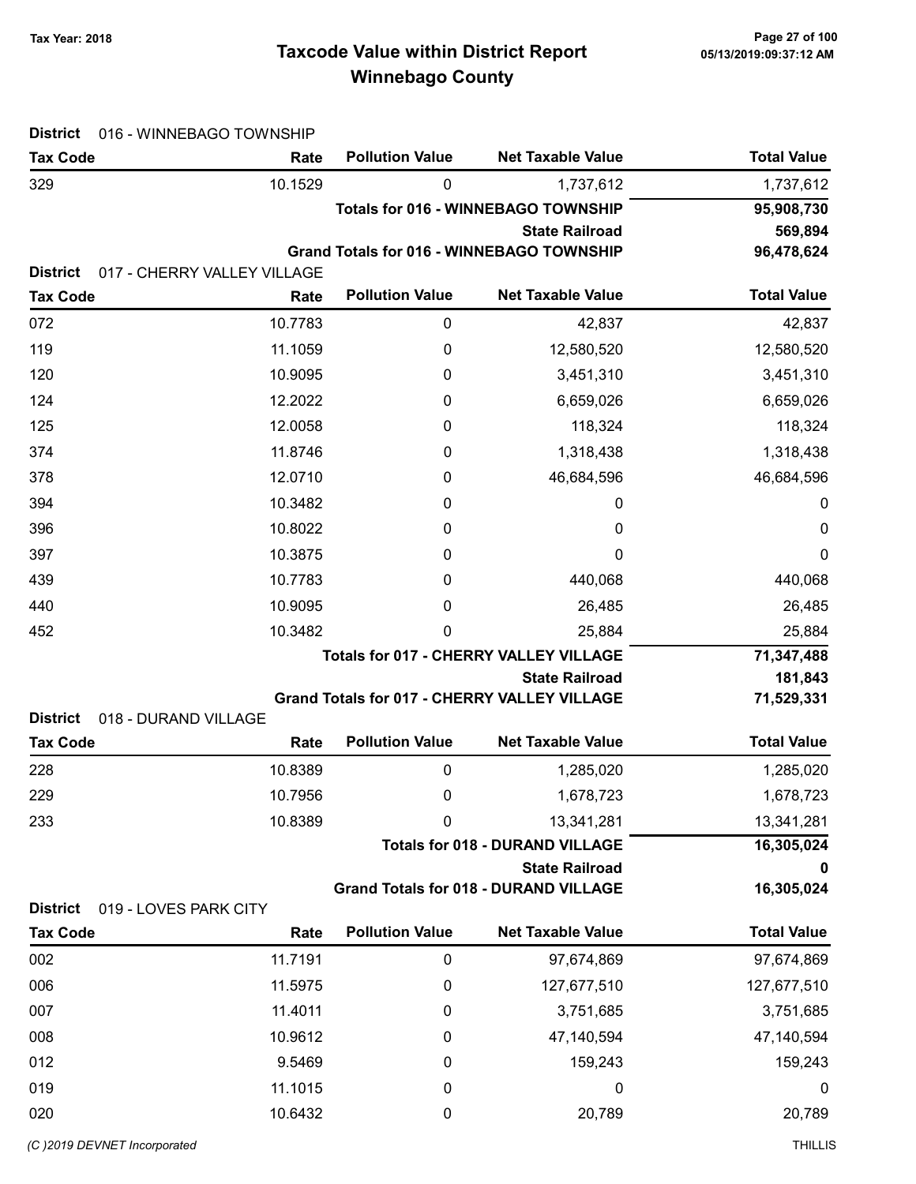# Taxcode Value within District Report
# Winnebago County

Tax Year: 2018

05/13/2019:09:37:12 AM

**District** 016 - WINNEBAGO TOWNSHIP

| Tax Code | Rate | Pollution Value | Net Taxable Value | Total Value |
|---|---|---|---|---|
| 329 | 10.1529 | 0 | 1,737,612 | 1,737,612 |
| | | | **Totals for 016 - WINNEBAGO TOWNSHIP** | **95,908,730** |
| | | | **State Railroad** | **569,894** |
| | | | **Grand Totals for 016 - WINNEBAGO TOWNSHIP** | **96,478,624** |

**District** 017 - CHERRY VALLEY VILLAGE

| Tax Code | Rate | Pollution Value | Net Taxable Value | Total Value |
|---|---|---|---|---|
| 072 | 10.7783 | 0 | 42,837 | 42,837 |
| 119 | 11.1059 | 0 | 12,580,520 | 12,580,520 |
| 120 | 10.9095 | 0 | 3,451,310 | 3,451,310 |
| 124 | 12.2022 | 0 | 6,659,026 | 6,659,026 |
| 125 | 12.0058 | 0 | 118,324 | 118,324 |
| 374 | 11.8746 | 0 | 1,318,438 | 1,318,438 |
| 378 | 12.0710 | 0 | 46,684,596 | 46,684,596 |
| 394 | 10.3482 | 0 | 0 | 0 |
| 396 | 10.8022 | 0 | 0 | 0 |
| 397 | 10.3875 | 0 | 0 | 0 |
| 439 | 10.7783 | 0 | 440,068 | 440,068 |
| 440 | 10.9095 | 0 | 26,485 | 26,485 |
| 452 | 10.3482 | 0 | 25,884 | 25,884 |
| | | | **Totals for 017 - CHERRY VALLEY VILLAGE** | **71,347,488** |
| | | | **State Railroad** | **181,843** |
| | | | **Grand Totals for 017 - CHERRY VALLEY VILLAGE** | **71,529,331** |

**District** 018 - DURAND VILLAGE

| Tax Code | Rate | Pollution Value | Net Taxable Value | Total Value |
|---|---|---|---|---|
| 228 | 10.8389 | 0 | 1,285,020 | 1,285,020 |
| 229 | 10.7956 | 0 | 1,678,723 | 1,678,723 |
| 233 | 10.8389 | 0 | 13,341,281 | 13,341,281 |
| | | | **Totals for 018 - DURAND VILLAGE** | **16,305,024** |
| | | | **State Railroad** | **0** |
| | | | **Grand Totals for 018 - DURAND VILLAGE** | **16,305,024** |

**District** 019 - LOVES PARK CITY

| Tax Code | Rate | Pollution Value | Net Taxable Value | Total Value |
|---|---|---|---|---|
| 002 | 11.7191 | 0 | 97,674,869 | 97,674,869 |
| 006 | 11.5975 | 0 | 127,677,510 | 127,677,510 |
| 007 | 11.4011 | 0 | 3,751,685 | 3,751,685 |
| 008 | 10.9612 | 0 | 47,140,594 | 47,140,594 |
| 012 | 9.5469 | 0 | 159,243 | 159,243 |
| 019 | 11.1015 | 0 | 0 | 0 |
| 020 | 10.6432 | 0 | 20,789 | 20,789 |

(C )2019 DEVNET Incorporated — THILLIS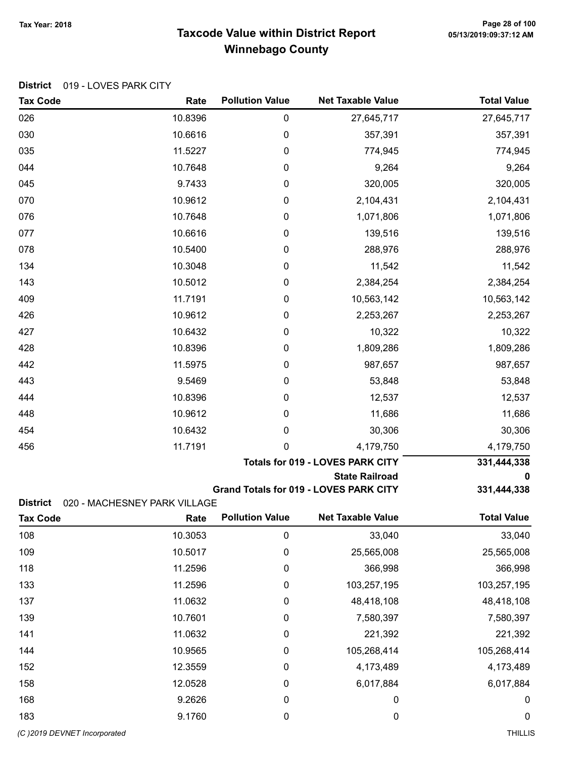# Taxcode Value within District Report
## Winnebago County

Tax Year: 2018

**District** 019 - LOVES PARK CITY

| Tax Code | Rate | Pollution Value | Net Taxable Value | Total Value |
|---|---|---|---|---|
| 026 | 10.8396 | 0 | 27,645,717 | 27,645,717 |
| 030 | 10.6616 | 0 | 357,391 | 357,391 |
| 035 | 11.5227 | 0 | 774,945 | 774,945 |
| 044 | 10.7648 | 0 | 9,264 | 9,264 |
| 045 | 9.7433 | 0 | 320,005 | 320,005 |
| 070 | 10.9612 | 0 | 2,104,431 | 2,104,431 |
| 076 | 10.7648 | 0 | 1,071,806 | 1,071,806 |
| 077 | 10.6616 | 0 | 139,516 | 139,516 |
| 078 | 10.5400 | 0 | 288,976 | 288,976 |
| 134 | 10.3048 | 0 | 11,542 | 11,542 |
| 143 | 10.5012 | 0 | 2,384,254 | 2,384,254 |
| 409 | 11.7191 | 0 | 10,563,142 | 10,563,142 |
| 426 | 10.9612 | 0 | 2,253,267 | 2,253,267 |
| 427 | 10.6432 | 0 | 10,322 | 10,322 |
| 428 | 10.8396 | 0 | 1,809,286 | 1,809,286 |
| 442 | 11.5975 | 0 | 987,657 | 987,657 |
| 443 | 9.5469 | 0 | 53,848 | 53,848 |
| 444 | 10.8396 | 0 | 12,537 | 12,537 |
| 448 | 10.9612 | 0 | 11,686 | 11,686 |
| 454 | 10.6432 | 0 | 30,306 | 30,306 |
| 456 | 11.7191 | 0 | 4,179,750 | 4,179,750 |
| | | | **Totals for 019 - LOVES PARK CITY** | **331,444,338** |
| | | | **State Railroad** | **0** |
| | | | **Grand Totals for 019 - LOVES PARK CITY** | **331,444,338** |

**District** 020 - MACHESNEY PARK VILLAGE

| Tax Code | Rate | Pollution Value | Net Taxable Value | Total Value |
|---|---|---|---|---|
| 108 | 10.3053 | 0 | 33,040 | 33,040 |
| 109 | 10.5017 | 0 | 25,565,008 | 25,565,008 |
| 118 | 11.2596 | 0 | 366,998 | 366,998 |
| 133 | 11.2596 | 0 | 103,257,195 | 103,257,195 |
| 137 | 11.0632 | 0 | 48,418,108 | 48,418,108 |
| 139 | 10.7601 | 0 | 7,580,397 | 7,580,397 |
| 141 | 11.0632 | 0 | 221,392 | 221,392 |
| 144 | 10.9565 | 0 | 105,268,414 | 105,268,414 |
| 152 | 12.3559 | 0 | 4,173,489 | 4,173,489 |
| 158 | 12.0528 | 0 | 6,017,884 | 6,017,884 |
| 168 | 9.2626 | 0 | 0 | 0 |
| 183 | 9.1760 | 0 | 0 | 0 |

(C )2019 DEVNET Incorporated THILLIS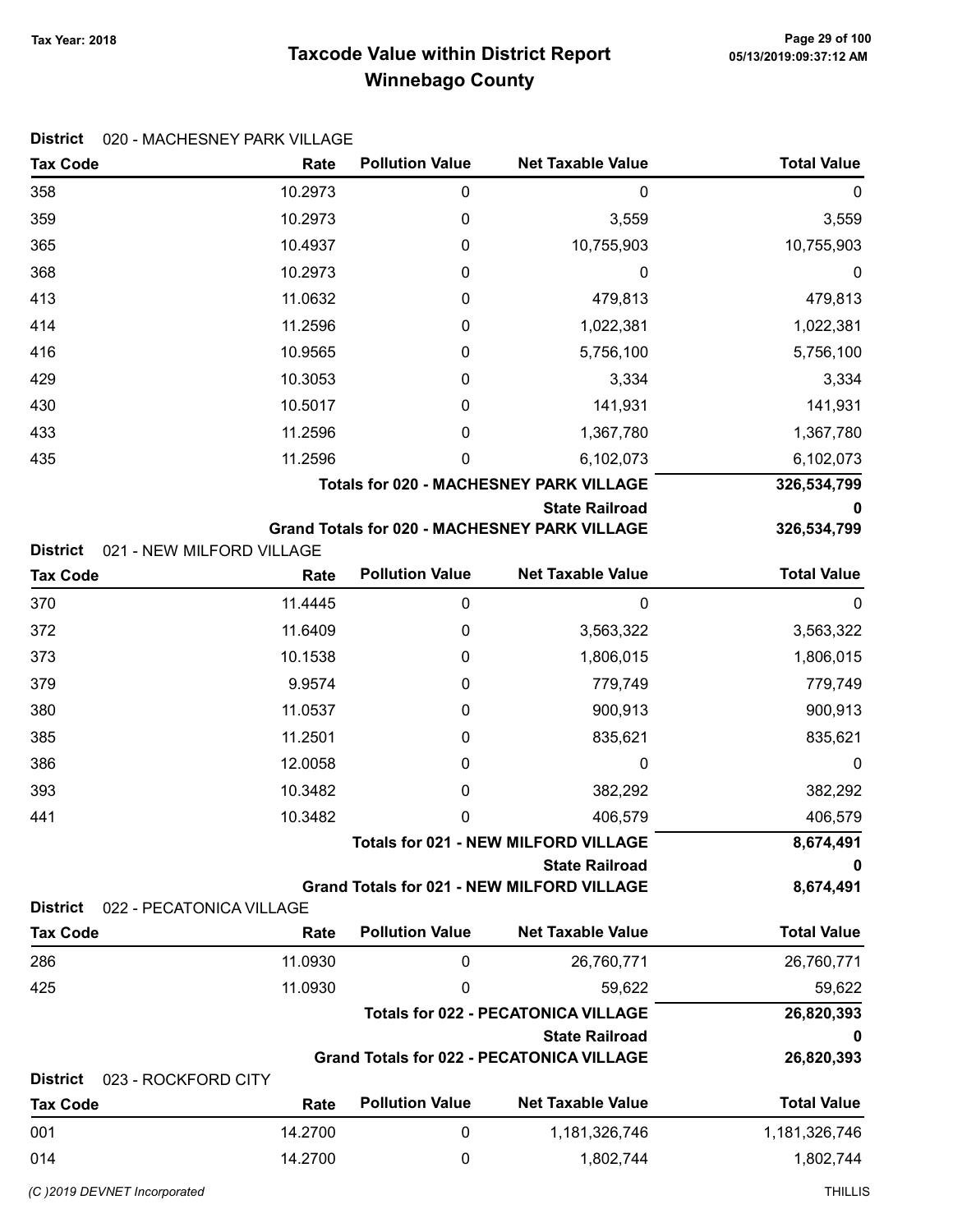# Taxcode Value within District Report
## Winnebago County

Tax Year: 2018

**District** 020 - MACHESNEY PARK VILLAGE

| Tax Code | Rate | Pollution Value | Net Taxable Value | Total Value |
|---|---|---|---|---|
| 358 | 10.2973 | 0 | 0 | 0 |
| 359 | 10.2973 | 0 | 3,559 | 3,559 |
| 365 | 10.4937 | 0 | 10,755,903 | 10,755,903 |
| 368 | 10.2973 | 0 | 0 | 0 |
| 413 | 11.0632 | 0 | 479,813 | 479,813 |
| 414 | 11.2596 | 0 | 1,022,381 | 1,022,381 |
| 416 | 10.9565 | 0 | 5,756,100 | 5,756,100 |
| 429 | 10.3053 | 0 | 3,334 | 3,334 |
| 430 | 10.5017 | 0 | 141,931 | 141,931 |
| 433 | 11.2596 | 0 | 1,367,780 | 1,367,780 |
| 435 | 11.2596 | 0 | 6,102,073 | 6,102,073 |
| | | | **Totals for 020 - MACHESNEY PARK VILLAGE** | **326,534,799** |
| | | | **State Railroad** | **0** |
| | | | **Grand Totals for 020 - MACHESNEY PARK VILLAGE** | **326,534,799** |

**District** 021 - NEW MILFORD VILLAGE

| Tax Code | Rate | Pollution Value | Net Taxable Value | Total Value |
|---|---|---|---|---|
| 370 | 11.4445 | 0 | 0 | 0 |
| 372 | 11.6409 | 0 | 3,563,322 | 3,563,322 |
| 373 | 10.1538 | 0 | 1,806,015 | 1,806,015 |
| 379 | 9.9574 | 0 | 779,749 | 779,749 |
| 380 | 11.0537 | 0 | 900,913 | 900,913 |
| 385 | 11.2501 | 0 | 835,621 | 835,621 |
| 386 | 12.0058 | 0 | 0 | 0 |
| 393 | 10.3482 | 0 | 382,292 | 382,292 |
| 441 | 10.3482 | 0 | 406,579 | 406,579 |
| | | | **Totals for 021 - NEW MILFORD VILLAGE** | **8,674,491** |
| | | | **State Railroad** | **0** |
| | | | **Grand Totals for 021 - NEW MILFORD VILLAGE** | **8,674,491** |

**District** 022 - PECATONICA VILLAGE

| Tax Code | Rate | Pollution Value | Net Taxable Value | Total Value |
|---|---|---|---|---|
| 286 | 11.0930 | 0 | 26,760,771 | 26,760,771 |
| 425 | 11.0930 | 0 | 59,622 | 59,622 |
| | | | **Totals for 022 - PECATONICA VILLAGE** | **26,820,393** |
| | | | **State Railroad** | **0** |
| | | | **Grand Totals for 022 - PECATONICA VILLAGE** | **26,820,393** |

**District** 023 - ROCKFORD CITY

| Tax Code | Rate | Pollution Value | Net Taxable Value | Total Value |
|---|---|---|---|---|
| 001 | 14.2700 | 0 | 1,181,326,746 | 1,181,326,746 |
| 014 | 14.2700 | 0 | 1,802,744 | 1,802,744 |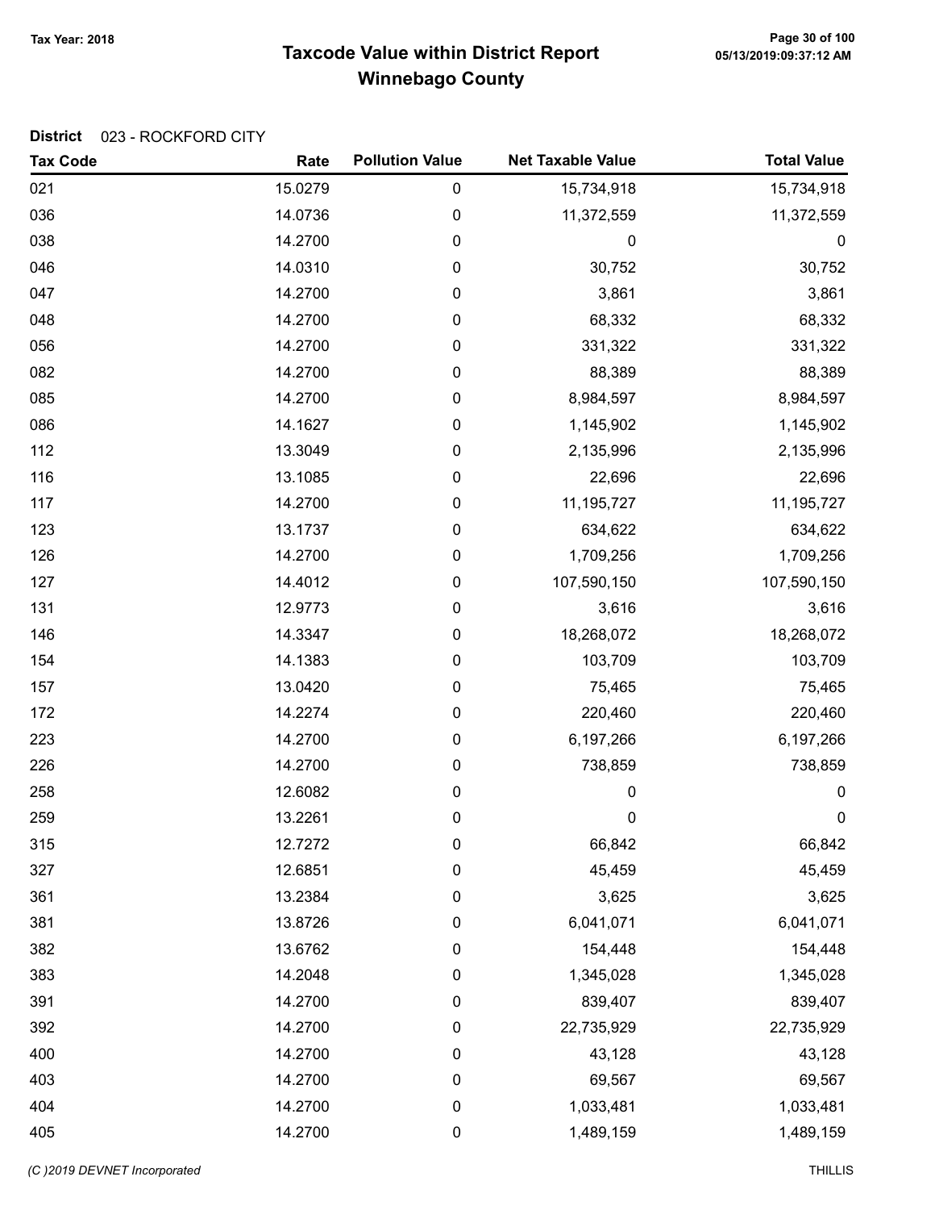# Taxcode Value within District Report
## Winnebago County

Tax Year: 2018

**District** 023 - ROCKFORD CITY

| Tax Code | Rate | Pollution Value | Net Taxable Value | Total Value |
|---|---|---|---|---|
| 021 | 15.0279 | 0 | 15,734,918 | 15,734,918 |
| 036 | 14.0736 | 0 | 11,372,559 | 11,372,559 |
| 038 | 14.2700 | 0 | 0 | 0 |
| 046 | 14.0310 | 0 | 30,752 | 30,752 |
| 047 | 14.2700 | 0 | 3,861 | 3,861 |
| 048 | 14.2700 | 0 | 68,332 | 68,332 |
| 056 | 14.2700 | 0 | 331,322 | 331,322 |
| 082 | 14.2700 | 0 | 88,389 | 88,389 |
| 085 | 14.2700 | 0 | 8,984,597 | 8,984,597 |
| 086 | 14.1627 | 0 | 1,145,902 | 1,145,902 |
| 112 | 13.3049 | 0 | 2,135,996 | 2,135,996 |
| 116 | 13.1085 | 0 | 22,696 | 22,696 |
| 117 | 14.2700 | 0 | 11,195,727 | 11,195,727 |
| 123 | 13.1737 | 0 | 634,622 | 634,622 |
| 126 | 14.2700 | 0 | 1,709,256 | 1,709,256 |
| 127 | 14.4012 | 0 | 107,590,150 | 107,590,150 |
| 131 | 12.9773 | 0 | 3,616 | 3,616 |
| 146 | 14.3347 | 0 | 18,268,072 | 18,268,072 |
| 154 | 14.1383 | 0 | 103,709 | 103,709 |
| 157 | 13.0420 | 0 | 75,465 | 75,465 |
| 172 | 14.2274 | 0 | 220,460 | 220,460 |
| 223 | 14.2700 | 0 | 6,197,266 | 6,197,266 |
| 226 | 14.2700 | 0 | 738,859 | 738,859 |
| 258 | 12.6082 | 0 | 0 | 0 |
| 259 | 13.2261 | 0 | 0 | 0 |
| 315 | 12.7272 | 0 | 66,842 | 66,842 |
| 327 | 12.6851 | 0 | 45,459 | 45,459 |
| 361 | 13.2384 | 0 | 3,625 | 3,625 |
| 381 | 13.8726 | 0 | 6,041,071 | 6,041,071 |
| 382 | 13.6762 | 0 | 154,448 | 154,448 |
| 383 | 14.2048 | 0 | 1,345,028 | 1,345,028 |
| 391 | 14.2700 | 0 | 839,407 | 839,407 |
| 392 | 14.2700 | 0 | 22,735,929 | 22,735,929 |
| 400 | 14.2700 | 0 | 43,128 | 43,128 |
| 403 | 14.2700 | 0 | 69,567 | 69,567 |
| 404 | 14.2700 | 0 | 1,033,481 | 1,033,481 |
| 405 | 14.2700 | 0 | 1,489,159 | 1,489,159 |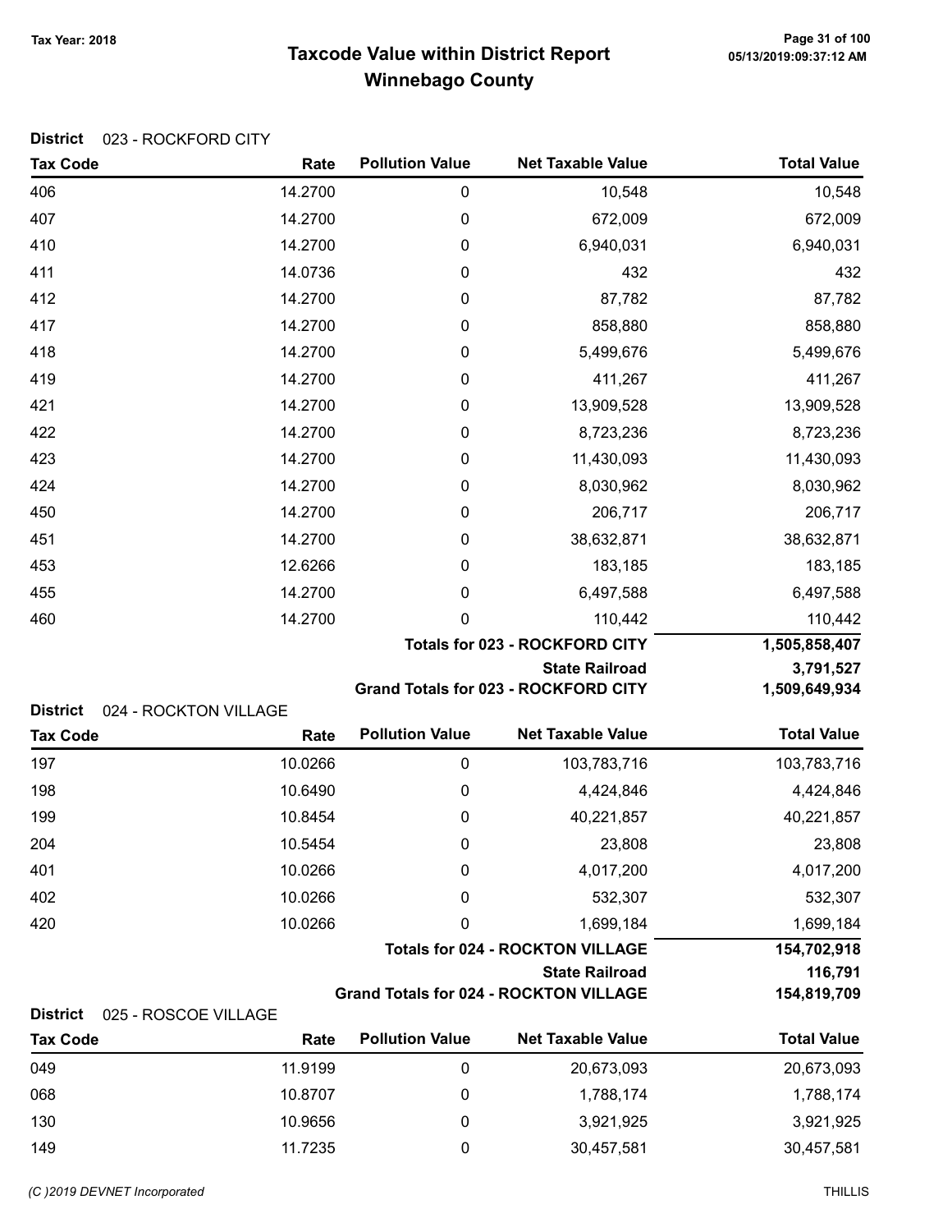**Tax Year: 2018**

# Taxcode Value within District Report
## Winnebago County

05/13/2019:09:37:12 AM

**District** 023 - ROCKFORD CITY

| Tax Code | Rate | Pollution Value | Net Taxable Value | Total Value |
|---|---|---|---|---|
| 406 | 14.2700 | 0 | 10,548 | 10,548 |
| 407 | 14.2700 | 0 | 672,009 | 672,009 |
| 410 | 14.2700 | 0 | 6,940,031 | 6,940,031 |
| 411 | 14.0736 | 0 | 432 | 432 |
| 412 | 14.2700 | 0 | 87,782 | 87,782 |
| 417 | 14.2700 | 0 | 858,880 | 858,880 |
| 418 | 14.2700 | 0 | 5,499,676 | 5,499,676 |
| 419 | 14.2700 | 0 | 411,267 | 411,267 |
| 421 | 14.2700 | 0 | 13,909,528 | 13,909,528 |
| 422 | 14.2700 | 0 | 8,723,236 | 8,723,236 |
| 423 | 14.2700 | 0 | 11,430,093 | 11,430,093 |
| 424 | 14.2700 | 0 | 8,030,962 | 8,030,962 |
| 450 | 14.2700 | 0 | 206,717 | 206,717 |
| 451 | 14.2700 | 0 | 38,632,871 | 38,632,871 |
| 453 | 12.6266 | 0 | 183,185 | 183,185 |
| 455 | 14.2700 | 0 | 6,497,588 | 6,497,588 |
| 460 | 14.2700 | 0 | 110,442 | 110,442 |
| | | | **Totals for 023 - ROCKFORD CITY** | **1,505,858,407** |
| | | | **State Railroad** | **3,791,527** |
| | | | **Grand Totals for 023 - ROCKFORD CITY** | **1,509,649,934** |

**District** 024 - ROCKTON VILLAGE

| Tax Code | Rate | Pollution Value | Net Taxable Value | Total Value |
|---|---|---|---|---|
| 197 | 10.0266 | 0 | 103,783,716 | 103,783,716 |
| 198 | 10.6490 | 0 | 4,424,846 | 4,424,846 |
| 199 | 10.8454 | 0 | 40,221,857 | 40,221,857 |
| 204 | 10.5454 | 0 | 23,808 | 23,808 |
| 401 | 10.0266 | 0 | 4,017,200 | 4,017,200 |
| 402 | 10.0266 | 0 | 532,307 | 532,307 |
| 420 | 10.0266 | 0 | 1,699,184 | 1,699,184 |
| | | | **Totals for 024 - ROCKTON VILLAGE** | **154,702,918** |
| | | | **State Railroad** | **116,791** |
| | | | **Grand Totals for 024 - ROCKTON VILLAGE** | **154,819,709** |

**District** 025 - ROSCOE VILLAGE

| Tax Code | Rate | Pollution Value | Net Taxable Value | Total Value |
|---|---|---|---|---|
| 049 | 11.9199 | 0 | 20,673,093 | 20,673,093 |
| 068 | 10.8707 | 0 | 1,788,174 | 1,788,174 |
| 130 | 10.9656 | 0 | 3,921,925 | 3,921,925 |
| 149 | 11.7235 | 0 | 30,457,581 | 30,457,581 |

(C )2019 DEVNET Incorporated THILLIS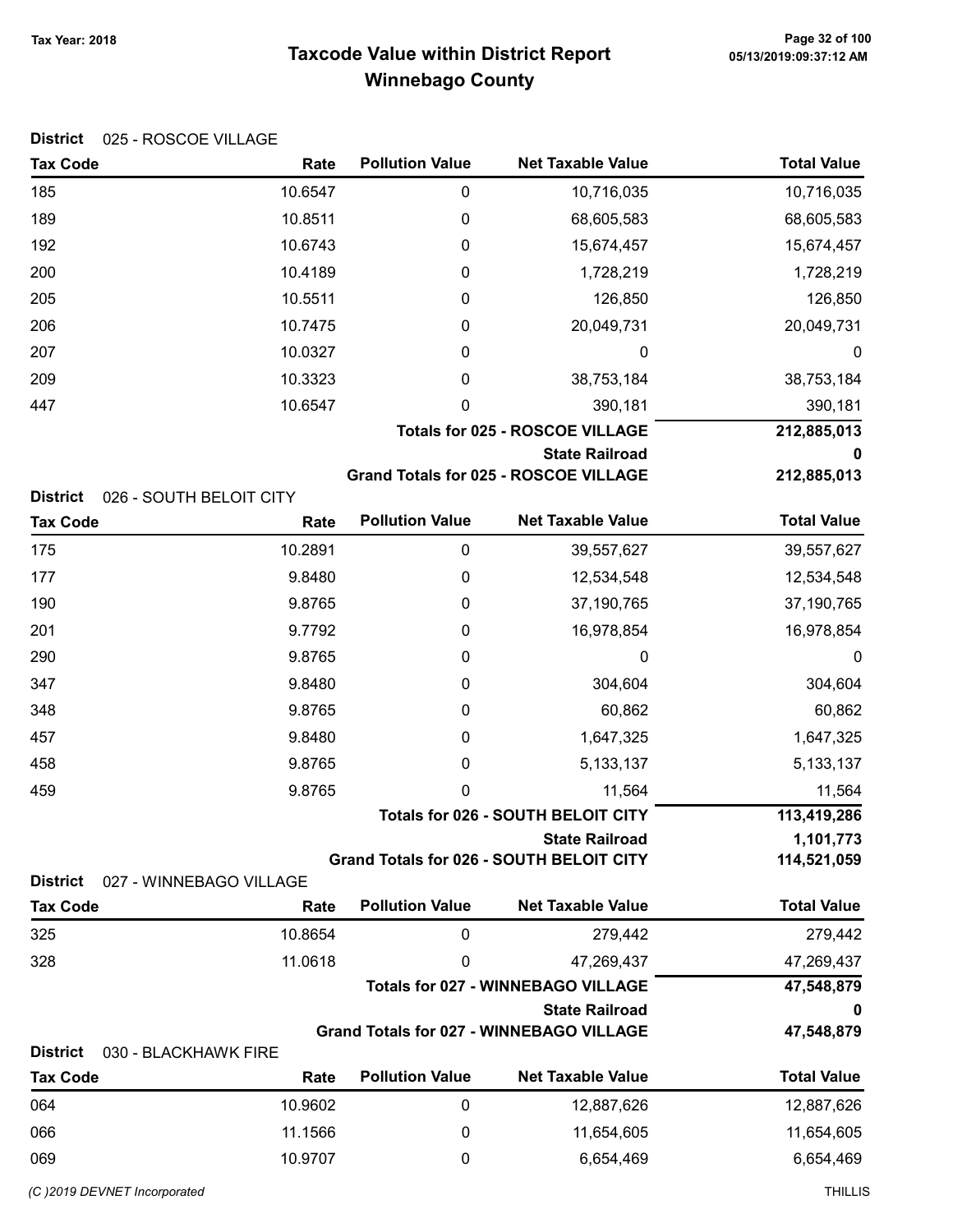**Tax Year: 2018**

# Taxcode Value within District Report
## Winnebago County

**District** 025 - ROSCOE VILLAGE

| Tax Code | Rate | Pollution Value | Net Taxable Value | Total Value |
|---|---|---|---|---|
| 185 | 10.6547 | 0 | 10,716,035 | 10,716,035 |
| 189 | 10.8511 | 0 | 68,605,583 | 68,605,583 |
| 192 | 10.6743 | 0 | 15,674,457 | 15,674,457 |
| 200 | 10.4189 | 0 | 1,728,219 | 1,728,219 |
| 205 | 10.5511 | 0 | 126,850 | 126,850 |
| 206 | 10.7475 | 0 | 20,049,731 | 20,049,731 |
| 207 | 10.0327 | 0 | 0 | 0 |
| 209 | 10.3323 | 0 | 38,753,184 | 38,753,184 |
| 447 | 10.6547 | 0 | 390,181 | 390,181 |
| | | | **Totals for 025 - ROSCOE VILLAGE** | **212,885,013** |
| | | | **State Railroad** | **0** |
| | | | **Grand Totals for 025 - ROSCOE VILLAGE** | **212,885,013** |

**District** 026 - SOUTH BELOIT CITY

| Tax Code | Rate | Pollution Value | Net Taxable Value | Total Value |
|---|---|---|---|---|
| 175 | 10.2891 | 0 | 39,557,627 | 39,557,627 |
| 177 | 9.8480 | 0 | 12,534,548 | 12,534,548 |
| 190 | 9.8765 | 0 | 37,190,765 | 37,190,765 |
| 201 | 9.7792 | 0 | 16,978,854 | 16,978,854 |
| 290 | 9.8765 | 0 | 0 | 0 |
| 347 | 9.8480 | 0 | 304,604 | 304,604 |
| 348 | 9.8765 | 0 | 60,862 | 60,862 |
| 457 | 9.8480 | 0 | 1,647,325 | 1,647,325 |
| 458 | 9.8765 | 0 | 5,133,137 | 5,133,137 |
| 459 | 9.8765 | 0 | 11,564 | 11,564 |
| | | | **Totals for 026 - SOUTH BELOIT CITY** | **113,419,286** |
| | | | **State Railroad** | **1,101,773** |
| | | | **Grand Totals for 026 - SOUTH BELOIT CITY** | **114,521,059** |

**District** 027 - WINNEBAGO VILLAGE

| Tax Code | Rate | Pollution Value | Net Taxable Value | Total Value |
|---|---|---|---|---|
| 325 | 10.8654 | 0 | 279,442 | 279,442 |
| 328 | 11.0618 | 0 | 47,269,437 | 47,269,437 |
| | | | **Totals for 027 - WINNEBAGO VILLAGE** | **47,548,879** |
| | | | **State Railroad** | **0** |
| | | | **Grand Totals for 027 - WINNEBAGO VILLAGE** | **47,548,879** |

**District** 030 - BLACKHAWK FIRE

| Tax Code | Rate | Pollution Value | Net Taxable Value | Total Value |
|---|---|---|---|---|
| 064 | 10.9602 | 0 | 12,887,626 | 12,887,626 |
| 066 | 11.1566 | 0 | 11,654,605 | 11,654,605 |
| 069 | 10.9707 | 0 | 6,654,469 | 6,654,469 |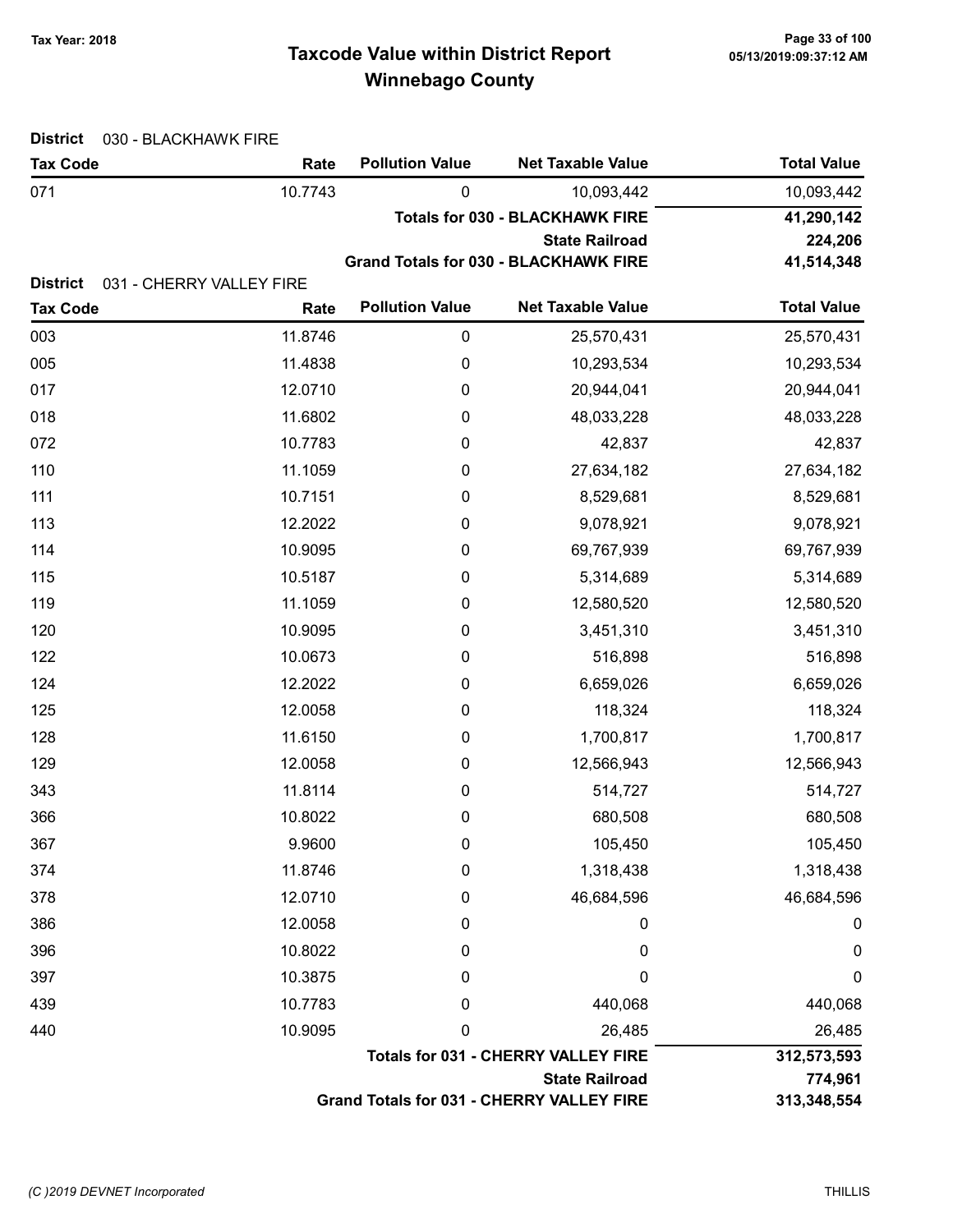**Tax Year: 2018**

# Taxcode Value within District Report
## Winnebago County

05/13/2019:09:37:12 AM

**District** 030 - BLACKHAWK FIRE

| Tax Code | Rate | Pollution Value | Net Taxable Value | Total Value |
|---|---|---|---|---|
| 071 | 10.7743 | 0 | 10,093,442 | 10,093,442 |
| | | | **Totals for 030 - BLACKHAWK FIRE** | **41,290,142** |
| | | | **State Railroad** | **224,206** |
| | | | **Grand Totals for 030 - BLACKHAWK FIRE** | **41,514,348** |

**District** 031 - CHERRY VALLEY FIRE

| Tax Code | Rate | Pollution Value | Net Taxable Value | Total Value |
|---|---|---|---|---|
| 003 | 11.8746 | 0 | 25,570,431 | 25,570,431 |
| 005 | 11.4838 | 0 | 10,293,534 | 10,293,534 |
| 017 | 12.0710 | 0 | 20,944,041 | 20,944,041 |
| 018 | 11.6802 | 0 | 48,033,228 | 48,033,228 |
| 072 | 10.7783 | 0 | 42,837 | 42,837 |
| 110 | 11.1059 | 0 | 27,634,182 | 27,634,182 |
| 111 | 10.7151 | 0 | 8,529,681 | 8,529,681 |
| 113 | 12.2022 | 0 | 9,078,921 | 9,078,921 |
| 114 | 10.9095 | 0 | 69,767,939 | 69,767,939 |
| 115 | 10.5187 | 0 | 5,314,689 | 5,314,689 |
| 119 | 11.1059 | 0 | 12,580,520 | 12,580,520 |
| 120 | 10.9095 | 0 | 3,451,310 | 3,451,310 |
| 122 | 10.0673 | 0 | 516,898 | 516,898 |
| 124 | 12.2022 | 0 | 6,659,026 | 6,659,026 |
| 125 | 12.0058 | 0 | 118,324 | 118,324 |
| 128 | 11.6150 | 0 | 1,700,817 | 1,700,817 |
| 129 | 12.0058 | 0 | 12,566,943 | 12,566,943 |
| 343 | 11.8114 | 0 | 514,727 | 514,727 |
| 366 | 10.8022 | 0 | 680,508 | 680,508 |
| 367 | 9.9600 | 0 | 105,450 | 105,450 |
| 374 | 11.8746 | 0 | 1,318,438 | 1,318,438 |
| 378 | 12.0710 | 0 | 46,684,596 | 46,684,596 |
| 386 | 12.0058 | 0 | 0 | 0 |
| 396 | 10.8022 | 0 | 0 | 0 |
| 397 | 10.3875 | 0 | 0 | 0 |
| 439 | 10.7783 | 0 | 440,068 | 440,068 |
| 440 | 10.9095 | 0 | 26,485 | 26,485 |
| | | | **Totals for 031 - CHERRY VALLEY FIRE** | **312,573,593** |
| | | | **State Railroad** | **774,961** |
| | | | **Grand Totals for 031 - CHERRY VALLEY FIRE** | **313,348,554** |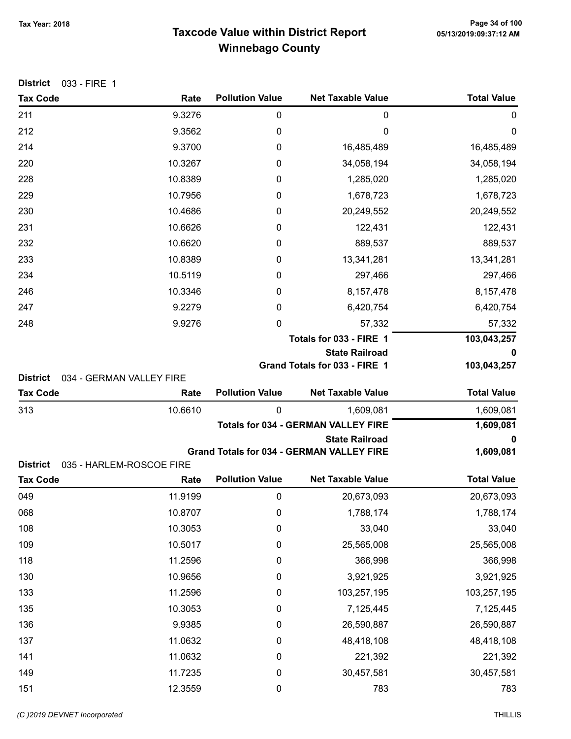# Taxcode Value within District Report
## Winnebago County

Tax Year: 2018

**District** 033 - FIRE 1

| Tax Code | Rate | Pollution Value | Net Taxable Value | Total Value |
|---|---|---|---|---|
| 211 | 9.3276 | 0 | 0 | 0 |
| 212 | 9.3562 | 0 | 0 | 0 |
| 214 | 9.3700 | 0 | 16,485,489 | 16,485,489 |
| 220 | 10.3267 | 0 | 34,058,194 | 34,058,194 |
| 228 | 10.8389 | 0 | 1,285,020 | 1,285,020 |
| 229 | 10.7956 | 0 | 1,678,723 | 1,678,723 |
| 230 | 10.4686 | 0 | 20,249,552 | 20,249,552 |
| 231 | 10.6626 | 0 | 122,431 | 122,431 |
| 232 | 10.6620 | 0 | 889,537 | 889,537 |
| 233 | 10.8389 | 0 | 13,341,281 | 13,341,281 |
| 234 | 10.5119 | 0 | 297,466 | 297,466 |
| 246 | 10.3346 | 0 | 8,157,478 | 8,157,478 |
| 247 | 9.2279 | 0 | 6,420,754 | 6,420,754 |
| 248 | 9.9276 | 0 | 57,332 | 57,332 |
| | | | **Totals for 033 - FIRE 1** | **103,043,257** |
| | | | **State Railroad** | **0** |
| | | | **Grand Totals for 033 - FIRE 1** | **103,043,257** |

**District** 034 - GERMAN VALLEY FIRE

| Tax Code | Rate | Pollution Value | Net Taxable Value | Total Value |
|---|---|---|---|---|
| 313 | 10.6610 | 0 | 1,609,081 | 1,609,081 |
| | | | **Totals for 034 - GERMAN VALLEY FIRE** | **1,609,081** |
| | | | **State Railroad** | **0** |
| | | | **Grand Totals for 034 - GERMAN VALLEY FIRE** | **1,609,081** |

**District** 035 - HARLEM-ROSCOE FIRE

| Tax Code | Rate | Pollution Value | Net Taxable Value | Total Value |
|---|---|---|---|---|
| 049 | 11.9199 | 0 | 20,673,093 | 20,673,093 |
| 068 | 10.8707 | 0 | 1,788,174 | 1,788,174 |
| 108 | 10.3053 | 0 | 33,040 | 33,040 |
| 109 | 10.5017 | 0 | 25,565,008 | 25,565,008 |
| 118 | 11.2596 | 0 | 366,998 | 366,998 |
| 130 | 10.9656 | 0 | 3,921,925 | 3,921,925 |
| 133 | 11.2596 | 0 | 103,257,195 | 103,257,195 |
| 135 | 10.3053 | 0 | 7,125,445 | 7,125,445 |
| 136 | 9.9385 | 0 | 26,590,887 | 26,590,887 |
| 137 | 11.0632 | 0 | 48,418,108 | 48,418,108 |
| 141 | 11.0632 | 0 | 221,392 | 221,392 |
| 149 | 11.7235 | 0 | 30,457,581 | 30,457,581 |
| 151 | 12.3559 | 0 | 783 | 783 |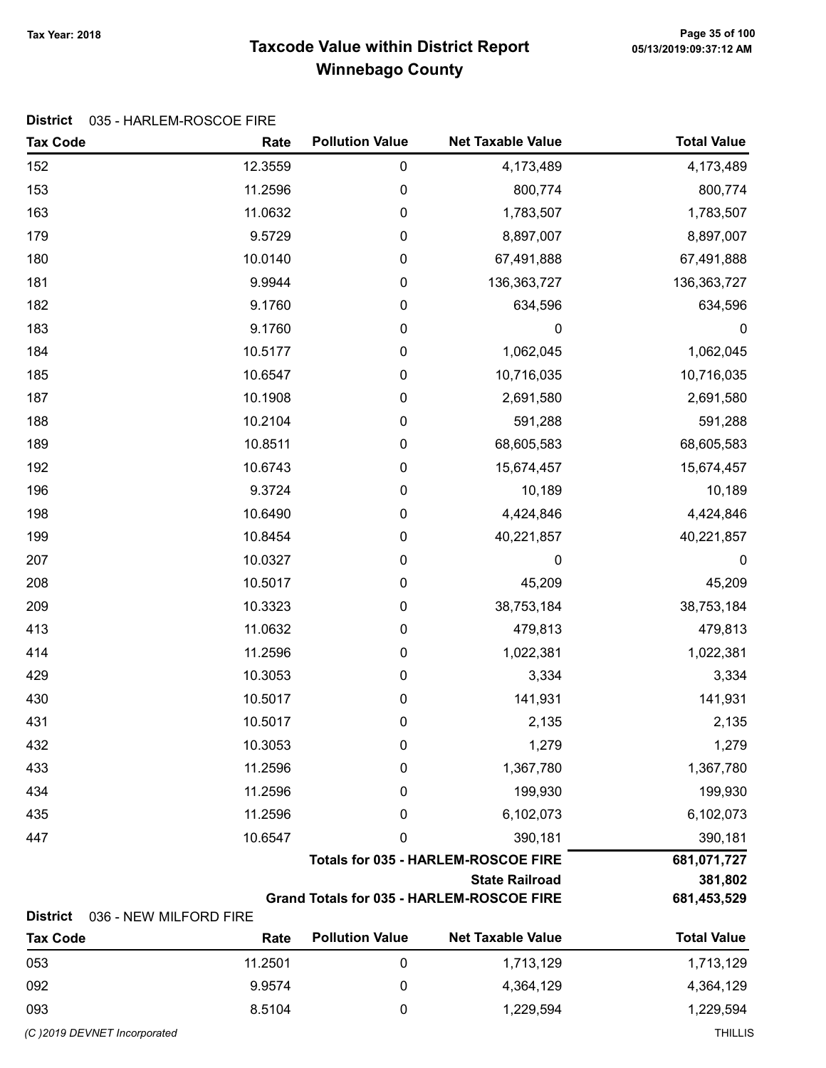# Taxcode Value within District Report
## Winnebago County

Tax Year: 2018

**District** 035 - HARLEM-ROSCOE FIRE

| Tax Code | Rate | Pollution Value | Net Taxable Value | Total Value |
|---|---|---|---|---|
| 152 | 12.3559 | 0 | 4,173,489 | 4,173,489 |
| 153 | 11.2596 | 0 | 800,774 | 800,774 |
| 163 | 11.0632 | 0 | 1,783,507 | 1,783,507 |
| 179 | 9.5729 | 0 | 8,897,007 | 8,897,007 |
| 180 | 10.0140 | 0 | 67,491,888 | 67,491,888 |
| 181 | 9.9944 | 0 | 136,363,727 | 136,363,727 |
| 182 | 9.1760 | 0 | 634,596 | 634,596 |
| 183 | 9.1760 | 0 | 0 | 0 |
| 184 | 10.5177 | 0 | 1,062,045 | 1,062,045 |
| 185 | 10.6547 | 0 | 10,716,035 | 10,716,035 |
| 187 | 10.1908 | 0 | 2,691,580 | 2,691,580 |
| 188 | 10.2104 | 0 | 591,288 | 591,288 |
| 189 | 10.8511 | 0 | 68,605,583 | 68,605,583 |
| 192 | 10.6743 | 0 | 15,674,457 | 15,674,457 |
| 196 | 9.3724 | 0 | 10,189 | 10,189 |
| 198 | 10.6490 | 0 | 4,424,846 | 4,424,846 |
| 199 | 10.8454 | 0 | 40,221,857 | 40,221,857 |
| 207 | 10.0327 | 0 | 0 | 0 |
| 208 | 10.5017 | 0 | 45,209 | 45,209 |
| 209 | 10.3323 | 0 | 38,753,184 | 38,753,184 |
| 413 | 11.0632 | 0 | 479,813 | 479,813 |
| 414 | 11.2596 | 0 | 1,022,381 | 1,022,381 |
| 429 | 10.3053 | 0 | 3,334 | 3,334 |
| 430 | 10.5017 | 0 | 141,931 | 141,931 |
| 431 | 10.5017 | 0 | 2,135 | 2,135 |
| 432 | 10.3053 | 0 | 1,279 | 1,279 |
| 433 | 11.2596 | 0 | 1,367,780 | 1,367,780 |
| 434 | 11.2596 | 0 | 199,930 | 199,930 |
| 435 | 11.2596 | 0 | 6,102,073 | 6,102,073 |
| 447 | 10.6547 | 0 | 390,181 | 390,181 |
| | | | **Totals for 035 - HARLEM-ROSCOE FIRE** | **681,071,727** |
| | | | **State Railroad** | **381,802** |
| | | | **Grand Totals for 035 - HARLEM-ROSCOE FIRE** | **681,453,529** |

**District** 036 - NEW MILFORD FIRE

| Tax Code | Rate | Pollution Value | Net Taxable Value | Total Value |
|---|---|---|---|---|
| 053 | 11.2501 | 0 | 1,713,129 | 1,713,129 |
| 092 | 9.9574 | 0 | 4,364,129 | 4,364,129 |
| 093 | 8.5104 | 0 | 1,229,594 | 1,229,594 |

*(C )2019 DEVNET Incorporated* THILLIS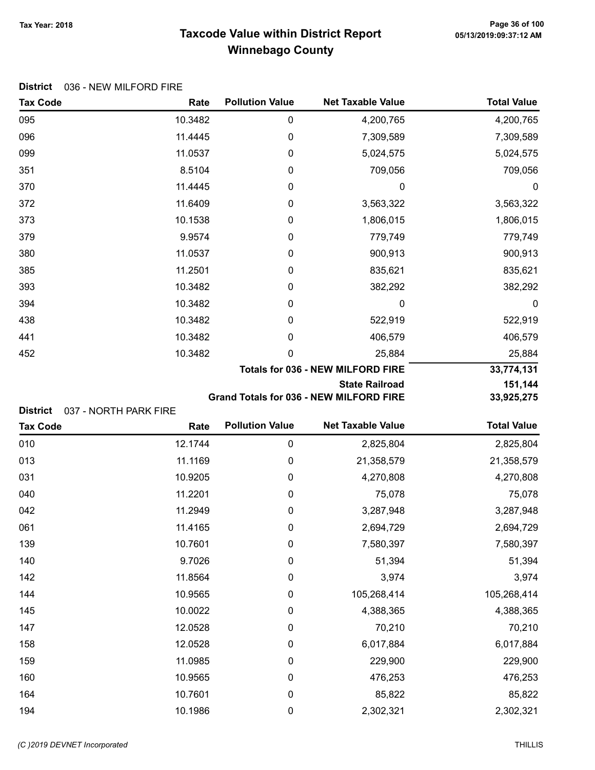# Taxcode Value within District Report
## Winnebago County

Tax Year: 2018

**District** 036 - NEW MILFORD FIRE

| Tax Code | Rate | Pollution Value | Net Taxable Value | Total Value |
|---|---|---|---|---|
| 095 | 10.3482 | 0 | 4,200,765 | 4,200,765 |
| 096 | 11.4445 | 0 | 7,309,589 | 7,309,589 |
| 099 | 11.0537 | 0 | 5,024,575 | 5,024,575 |
| 351 | 8.5104 | 0 | 709,056 | 709,056 |
| 370 | 11.4445 | 0 | 0 | 0 |
| 372 | 11.6409 | 0 | 3,563,322 | 3,563,322 |
| 373 | 10.1538 | 0 | 1,806,015 | 1,806,015 |
| 379 | 9.9574 | 0 | 779,749 | 779,749 |
| 380 | 11.0537 | 0 | 900,913 | 900,913 |
| 385 | 11.2501 | 0 | 835,621 | 835,621 |
| 393 | 10.3482 | 0 | 382,292 | 382,292 |
| 394 | 10.3482 | 0 | 0 | 0 |
| 438 | 10.3482 | 0 | 522,919 | 522,919 |
| 441 | 10.3482 | 0 | 406,579 | 406,579 |
| 452 | 10.3482 | 0 | 25,884 | 25,884 |
| | | | **Totals for 036 - NEW MILFORD FIRE** | **33,774,131** |
| | | | **State Railroad** | **151,144** |
| | | | **Grand Totals for 036 - NEW MILFORD FIRE** | **33,925,275** |

**District** 037 - NORTH PARK FIRE

| Tax Code | Rate | Pollution Value | Net Taxable Value | Total Value |
|---|---|---|---|---|
| 010 | 12.1744 | 0 | 2,825,804 | 2,825,804 |
| 013 | 11.1169 | 0 | 21,358,579 | 21,358,579 |
| 031 | 10.9205 | 0 | 4,270,808 | 4,270,808 |
| 040 | 11.2201 | 0 | 75,078 | 75,078 |
| 042 | 11.2949 | 0 | 3,287,948 | 3,287,948 |
| 061 | 11.4165 | 0 | 2,694,729 | 2,694,729 |
| 139 | 10.7601 | 0 | 7,580,397 | 7,580,397 |
| 140 | 9.7026 | 0 | 51,394 | 51,394 |
| 142 | 11.8564 | 0 | 3,974 | 3,974 |
| 144 | 10.9565 | 0 | 105,268,414 | 105,268,414 |
| 145 | 10.0022 | 0 | 4,388,365 | 4,388,365 |
| 147 | 12.0528 | 0 | 70,210 | 70,210 |
| 158 | 12.0528 | 0 | 6,017,884 | 6,017,884 |
| 159 | 11.0985 | 0 | 229,900 | 229,900 |
| 160 | 10.9565 | 0 | 476,253 | 476,253 |
| 164 | 10.7601 | 0 | 85,822 | 85,822 |
| 194 | 10.1986 | 0 | 2,302,321 | 2,302,321 |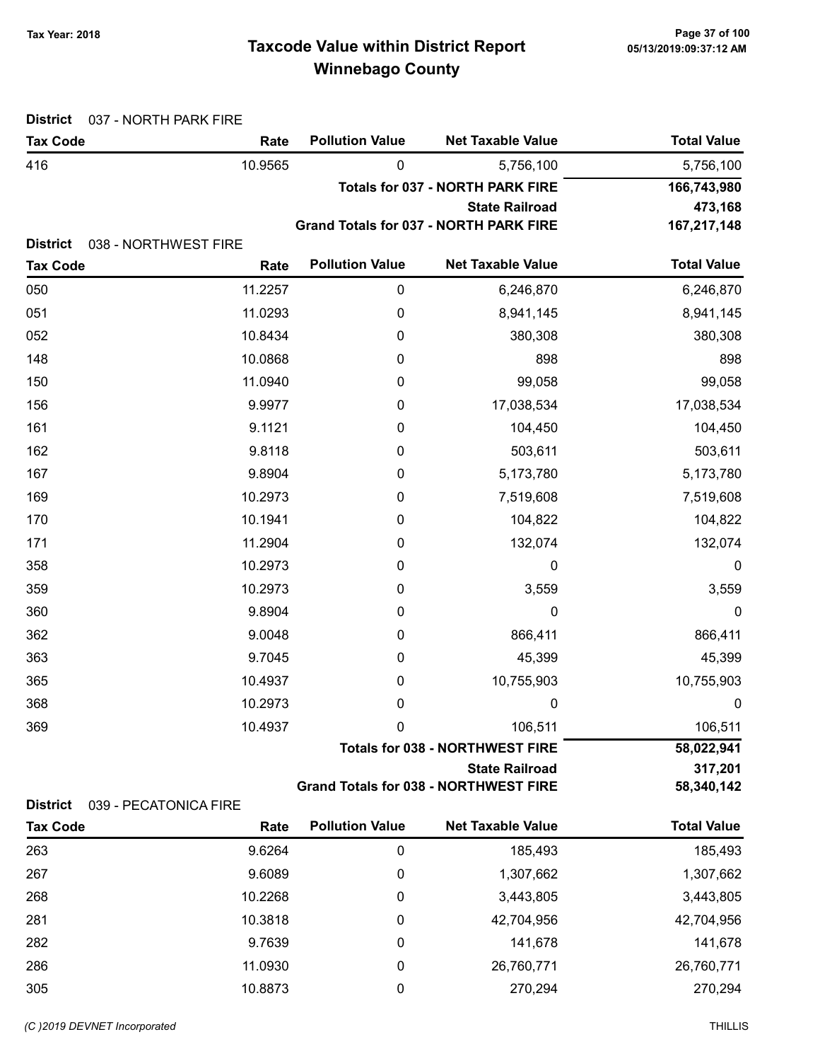# Taxcode Value within District Report
## Winnebago County

Tax Year: 2018

**District** 037 - NORTH PARK FIRE

| Tax Code | Rate | Pollution Value | Net Taxable Value | Total Value |
|---|---|---|---|---|
| 416 | 10.9565 | 0 | 5,756,100 | 5,756,100 |
| | | | **Totals for 037 - NORTH PARK FIRE** | **166,743,980** |
| | | | **State Railroad** | **473,168** |
| | | | **Grand Totals for 037 - NORTH PARK FIRE** | **167,217,148** |

**District** 038 - NORTHWEST FIRE

| Tax Code | Rate | Pollution Value | Net Taxable Value | Total Value |
|---|---|---|---|---|
| 050 | 11.2257 | 0 | 6,246,870 | 6,246,870 |
| 051 | 11.0293 | 0 | 8,941,145 | 8,941,145 |
| 052 | 10.8434 | 0 | 380,308 | 380,308 |
| 148 | 10.0868 | 0 | 898 | 898 |
| 150 | 11.0940 | 0 | 99,058 | 99,058 |
| 156 | 9.9977 | 0 | 17,038,534 | 17,038,534 |
| 161 | 9.1121 | 0 | 104,450 | 104,450 |
| 162 | 9.8118 | 0 | 503,611 | 503,611 |
| 167 | 9.8904 | 0 | 5,173,780 | 5,173,780 |
| 169 | 10.2973 | 0 | 7,519,608 | 7,519,608 |
| 170 | 10.1941 | 0 | 104,822 | 104,822 |
| 171 | 11.2904 | 0 | 132,074 | 132,074 |
| 358 | 10.2973 | 0 | 0 | 0 |
| 359 | 10.2973 | 0 | 3,559 | 3,559 |
| 360 | 9.8904 | 0 | 0 | 0 |
| 362 | 9.0048 | 0 | 866,411 | 866,411 |
| 363 | 9.7045 | 0 | 45,399 | 45,399 |
| 365 | 10.4937 | 0 | 10,755,903 | 10,755,903 |
| 368 | 10.2973 | 0 | 0 | 0 |
| 369 | 10.4937 | 0 | 106,511 | 106,511 |
| | | | **Totals for 038 - NORTHWEST FIRE** | **58,022,941** |
| | | | **State Railroad** | **317,201** |
| | | | **Grand Totals for 038 - NORTHWEST FIRE** | **58,340,142** |

**District** 039 - PECATONICA FIRE

| Tax Code | Rate | Pollution Value | Net Taxable Value | Total Value |
|---|---|---|---|---|
| 263 | 9.6264 | 0 | 185,493 | 185,493 |
| 267 | 9.6089 | 0 | 1,307,662 | 1,307,662 |
| 268 | 10.2268 | 0 | 3,443,805 | 3,443,805 |
| 281 | 10.3818 | 0 | 42,704,956 | 42,704,956 |
| 282 | 9.7639 | 0 | 141,678 | 141,678 |
| 286 | 11.0930 | 0 | 26,760,771 | 26,760,771 |
| 305 | 10.8873 | 0 | 270,294 | 270,294 |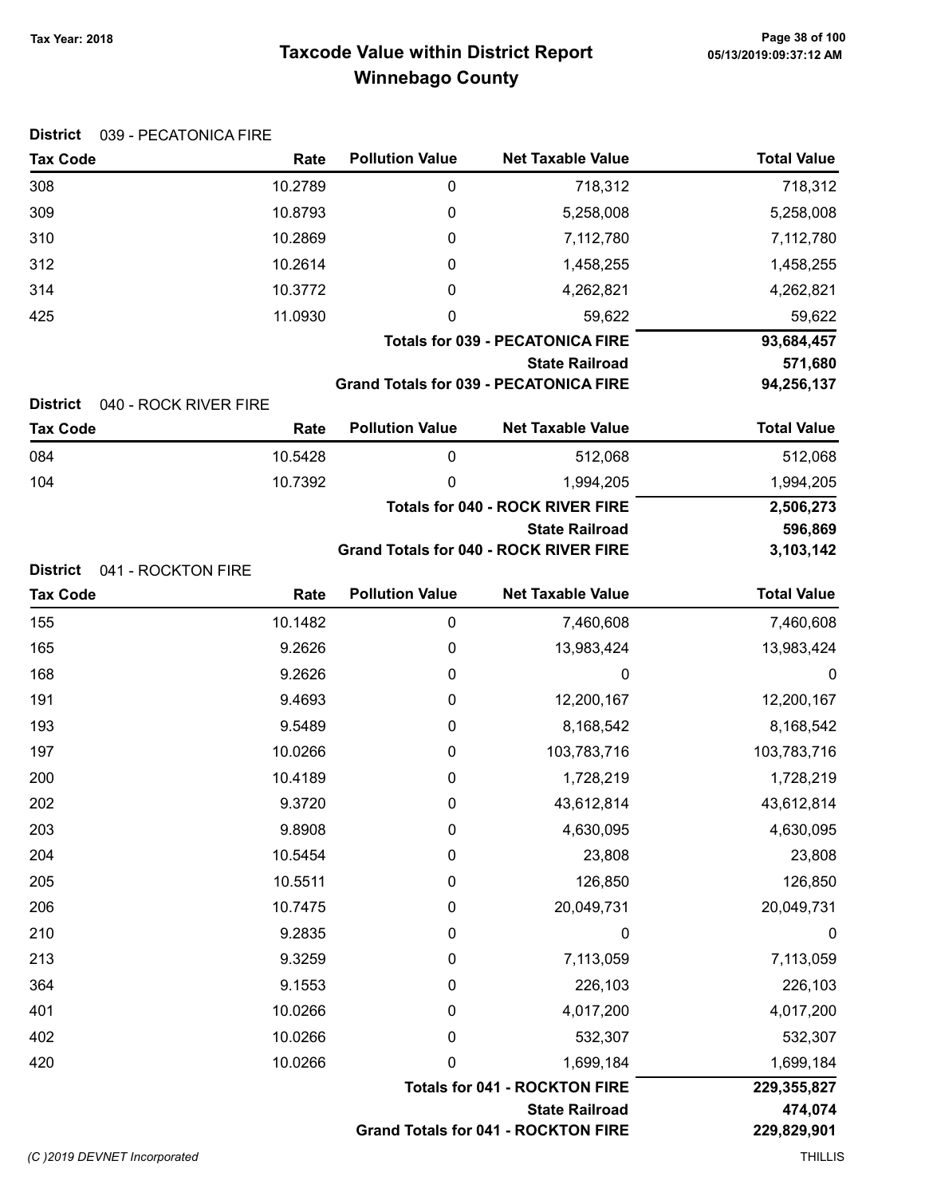# Taxcode Value within District Report

## Winnebago County

Tax Year: 2018

**District** 039 - PECATONICA FIRE

| Tax Code | Rate | Pollution Value | Net Taxable Value | Total Value |
|---|---|---|---|---|
| 308 | 10.2789 | 0 | 718,312 | 718,312 |
| 309 | 10.8793 | 0 | 5,258,008 | 5,258,008 |
| 310 | 10.2869 | 0 | 7,112,780 | 7,112,780 |
| 312 | 10.2614 | 0 | 1,458,255 | 1,458,255 |
| 314 | 10.3772 | 0 | 4,262,821 | 4,262,821 |
| 425 | 11.0930 | 0 | 59,622 | 59,622 |
| | | | **Totals for 039 - PECATONICA FIRE** | **93,684,457** |
| | | | **State Railroad** | **571,680** |
| | | | **Grand Totals for 039 - PECATONICA FIRE** | **94,256,137** |

**District** 040 - ROCK RIVER FIRE

| Tax Code | Rate | Pollution Value | Net Taxable Value | Total Value |
|---|---|---|---|---|
| 084 | 10.5428 | 0 | 512,068 | 512,068 |
| 104 | 10.7392 | 0 | 1,994,205 | 1,994,205 |
| | | | **Totals for 040 - ROCK RIVER FIRE** | **2,506,273** |
| | | | **State Railroad** | **596,869** |
| | | | **Grand Totals for 040 - ROCK RIVER FIRE** | **3,103,142** |

**District** 041 - ROCKTON FIRE

| Tax Code | Rate | Pollution Value | Net Taxable Value | Total Value |
|---|---|---|---|---|
| 155 | 10.1482 | 0 | 7,460,608 | 7,460,608 |
| 165 | 9.2626 | 0 | 13,983,424 | 13,983,424 |
| 168 | 9.2626 | 0 | 0 | 0 |
| 191 | 9.4693 | 0 | 12,200,167 | 12,200,167 |
| 193 | 9.5489 | 0 | 8,168,542 | 8,168,542 |
| 197 | 10.0266 | 0 | 103,783,716 | 103,783,716 |
| 200 | 10.4189 | 0 | 1,728,219 | 1,728,219 |
| 202 | 9.3720 | 0 | 43,612,814 | 43,612,814 |
| 203 | 9.8908 | 0 | 4,630,095 | 4,630,095 |
| 204 | 10.5454 | 0 | 23,808 | 23,808 |
| 205 | 10.5511 | 0 | 126,850 | 126,850 |
| 206 | 10.7475 | 0 | 20,049,731 | 20,049,731 |
| 210 | 9.2835 | 0 | 0 | 0 |
| 213 | 9.3259 | 0 | 7,113,059 | 7,113,059 |
| 364 | 9.1553 | 0 | 226,103 | 226,103 |
| 401 | 10.0266 | 0 | 4,017,200 | 4,017,200 |
| 402 | 10.0266 | 0 | 532,307 | 532,307 |
| 420 | 10.0266 | 0 | 1,699,184 | 1,699,184 |
| | | | **Totals for 041 - ROCKTON FIRE** | **229,355,827** |
| | | | **State Railroad** | **474,074** |
| | | | **Grand Totals for 041 - ROCKTON FIRE** | **229,829,901** |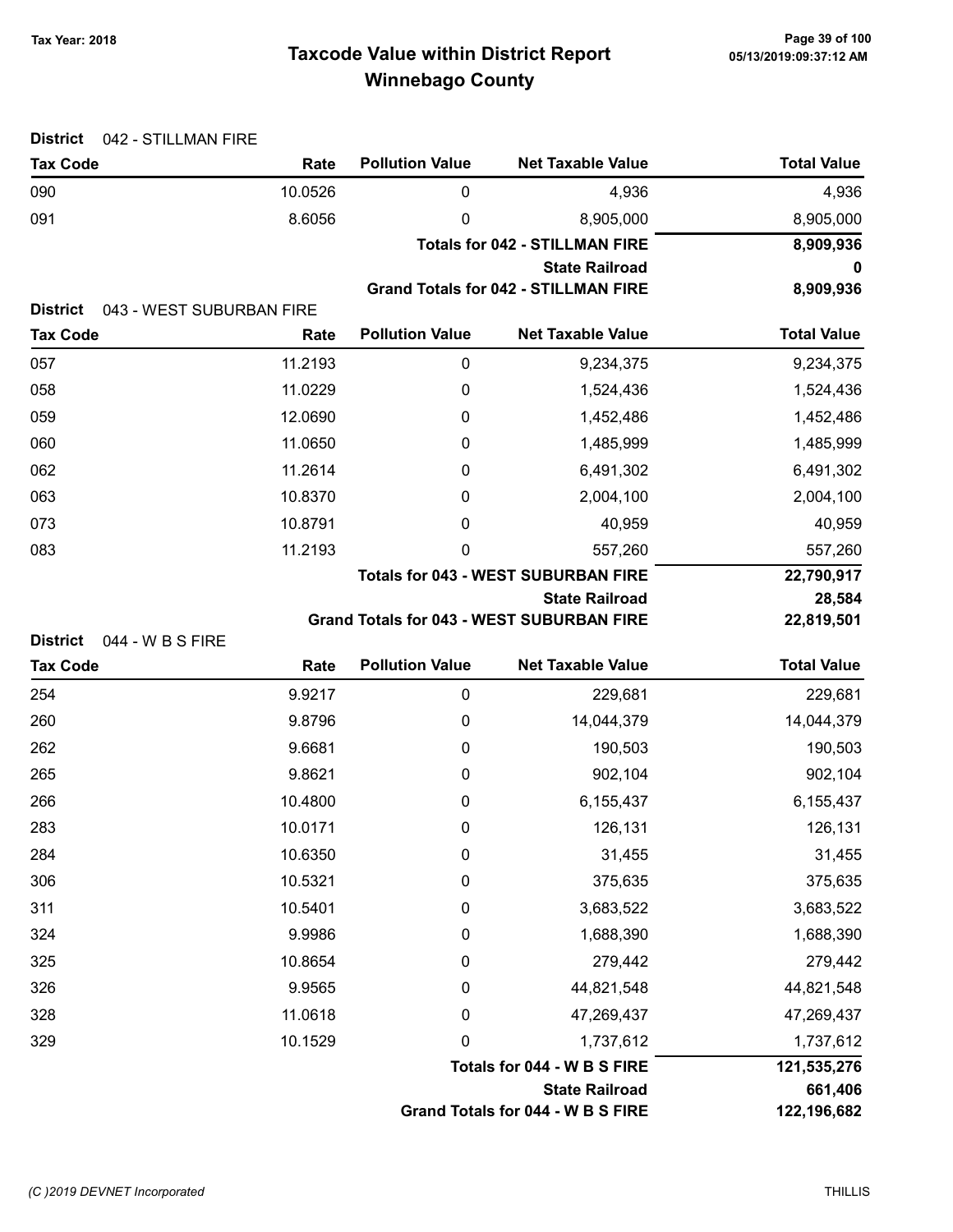# Taxcode Value within District Report
## Winnebago County

Tax Year: 2018

**District** 042 - STILLMAN FIRE

| Tax Code | Rate | Pollution Value | Net Taxable Value | Total Value |
|---|---|---|---|---|
| 090 | 10.0526 | 0 | 4,936 | 4,936 |
| 091 | 8.6056 | 0 | 8,905,000 | 8,905,000 |
| | | | **Totals for 042 - STILLMAN FIRE** | **8,909,936** |
| | | | **State Railroad** | **0** |
| | | | **Grand Totals for 042 - STILLMAN FIRE** | **8,909,936** |

**District** 043 - WEST SUBURBAN FIRE

| Tax Code | Rate | Pollution Value | Net Taxable Value | Total Value |
|---|---|---|---|---|
| 057 | 11.2193 | 0 | 9,234,375 | 9,234,375 |
| 058 | 11.0229 | 0 | 1,524,436 | 1,524,436 |
| 059 | 12.0690 | 0 | 1,452,486 | 1,452,486 |
| 060 | 11.0650 | 0 | 1,485,999 | 1,485,999 |
| 062 | 11.2614 | 0 | 6,491,302 | 6,491,302 |
| 063 | 10.8370 | 0 | 2,004,100 | 2,004,100 |
| 073 | 10.8791 | 0 | 40,959 | 40,959 |
| 083 | 11.2193 | 0 | 557,260 | 557,260 |
| | | | **Totals for 043 - WEST SUBURBAN FIRE** | **22,790,917** |
| | | | **State Railroad** | **28,584** |
| | | | **Grand Totals for 043 - WEST SUBURBAN FIRE** | **22,819,501** |

**District** 044 - W B S FIRE

| Tax Code | Rate | Pollution Value | Net Taxable Value | Total Value |
|---|---|---|---|---|
| 254 | 9.9217 | 0 | 229,681 | 229,681 |
| 260 | 9.8796 | 0 | 14,044,379 | 14,044,379 |
| 262 | 9.6681 | 0 | 190,503 | 190,503 |
| 265 | 9.8621 | 0 | 902,104 | 902,104 |
| 266 | 10.4800 | 0 | 6,155,437 | 6,155,437 |
| 283 | 10.0171 | 0 | 126,131 | 126,131 |
| 284 | 10.6350 | 0 | 31,455 | 31,455 |
| 306 | 10.5321 | 0 | 375,635 | 375,635 |
| 311 | 10.5401 | 0 | 3,683,522 | 3,683,522 |
| 324 | 9.9986 | 0 | 1,688,390 | 1,688,390 |
| 325 | 10.8654 | 0 | 279,442 | 279,442 |
| 326 | 9.9565 | 0 | 44,821,548 | 44,821,548 |
| 328 | 11.0618 | 0 | 47,269,437 | 47,269,437 |
| 329 | 10.1529 | 0 | 1,737,612 | 1,737,612 |
| | | | **Totals for 044 - W B S FIRE** | **121,535,276** |
| | | | **State Railroad** | **661,406** |
| | | | **Grand Totals for 044 - W B S FIRE** | **122,196,682** |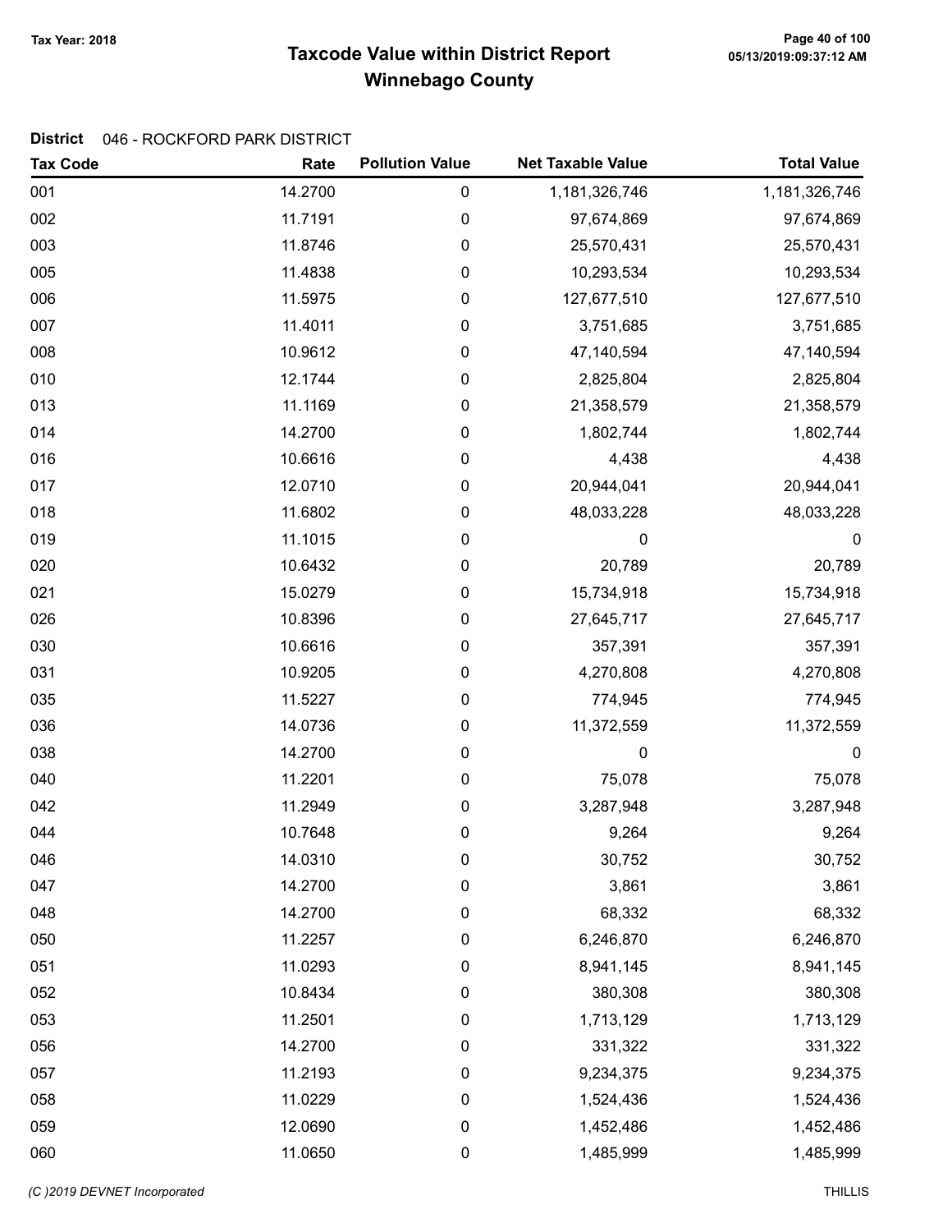**Tax Year: 2018**

# Taxcode Value within District Report
## Winnebago County

**District** 046 - ROCKFORD PARK DISTRICT

| Tax Code | Rate | Pollution Value | Net Taxable Value | Total Value |
|---|---|---|---|---|
| 001 | 14.2700 | 0 | 1,181,326,746 | 1,181,326,746 |
| 002 | 11.7191 | 0 | 97,674,869 | 97,674,869 |
| 003 | 11.8746 | 0 | 25,570,431 | 25,570,431 |
| 005 | 11.4838 | 0 | 10,293,534 | 10,293,534 |
| 006 | 11.5975 | 0 | 127,677,510 | 127,677,510 |
| 007 | 11.4011 | 0 | 3,751,685 | 3,751,685 |
| 008 | 10.9612 | 0 | 47,140,594 | 47,140,594 |
| 010 | 12.1744 | 0 | 2,825,804 | 2,825,804 |
| 013 | 11.1169 | 0 | 21,358,579 | 21,358,579 |
| 014 | 14.2700 | 0 | 1,802,744 | 1,802,744 |
| 016 | 10.6616 | 0 | 4,438 | 4,438 |
| 017 | 12.0710 | 0 | 20,944,041 | 20,944,041 |
| 018 | 11.6802 | 0 | 48,033,228 | 48,033,228 |
| 019 | 11.1015 | 0 | 0 | 0 |
| 020 | 10.6432 | 0 | 20,789 | 20,789 |
| 021 | 15.0279 | 0 | 15,734,918 | 15,734,918 |
| 026 | 10.8396 | 0 | 27,645,717 | 27,645,717 |
| 030 | 10.6616 | 0 | 357,391 | 357,391 |
| 031 | 10.9205 | 0 | 4,270,808 | 4,270,808 |
| 035 | 11.5227 | 0 | 774,945 | 774,945 |
| 036 | 14.0736 | 0 | 11,372,559 | 11,372,559 |
| 038 | 14.2700 | 0 | 0 | 0 |
| 040 | 11.2201 | 0 | 75,078 | 75,078 |
| 042 | 11.2949 | 0 | 3,287,948 | 3,287,948 |
| 044 | 10.7648 | 0 | 9,264 | 9,264 |
| 046 | 14.0310 | 0 | 30,752 | 30,752 |
| 047 | 14.2700 | 0 | 3,861 | 3,861 |
| 048 | 14.2700 | 0 | 68,332 | 68,332 |
| 050 | 11.2257 | 0 | 6,246,870 | 6,246,870 |
| 051 | 11.0293 | 0 | 8,941,145 | 8,941,145 |
| 052 | 10.8434 | 0 | 380,308 | 380,308 |
| 053 | 11.2501 | 0 | 1,713,129 | 1,713,129 |
| 056 | 14.2700 | 0 | 331,322 | 331,322 |
| 057 | 11.2193 | 0 | 9,234,375 | 9,234,375 |
| 058 | 11.0229 | 0 | 1,524,436 | 1,524,436 |
| 059 | 12.0690 | 0 | 1,452,486 | 1,452,486 |
| 060 | 11.0650 | 0 | 1,485,999 | 1,485,999 |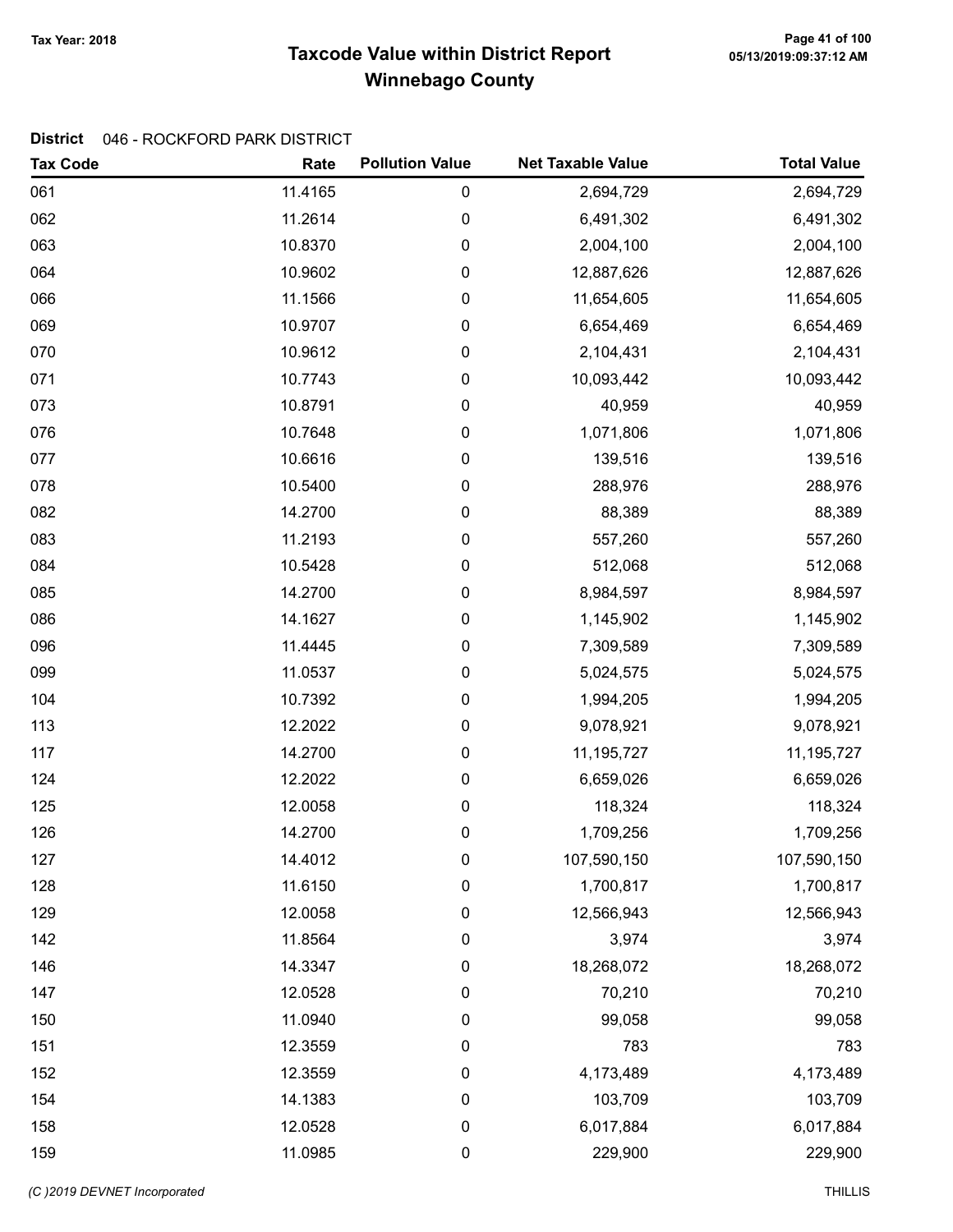# Taxcode Value within District Report

## Winnebago County

Tax Year: 2018

**District** 046 - ROCKFORD PARK DISTRICT

| Tax Code | Rate | Pollution Value | Net Taxable Value | Total Value |
|---|---|---|---|---|
| 061 | 11.4165 | 0 | 2,694,729 | 2,694,729 |
| 062 | 11.2614 | 0 | 6,491,302 | 6,491,302 |
| 063 | 10.8370 | 0 | 2,004,100 | 2,004,100 |
| 064 | 10.9602 | 0 | 12,887,626 | 12,887,626 |
| 066 | 11.1566 | 0 | 11,654,605 | 11,654,605 |
| 069 | 10.9707 | 0 | 6,654,469 | 6,654,469 |
| 070 | 10.9612 | 0 | 2,104,431 | 2,104,431 |
| 071 | 10.7743 | 0 | 10,093,442 | 10,093,442 |
| 073 | 10.8791 | 0 | 40,959 | 40,959 |
| 076 | 10.7648 | 0 | 1,071,806 | 1,071,806 |
| 077 | 10.6616 | 0 | 139,516 | 139,516 |
| 078 | 10.5400 | 0 | 288,976 | 288,976 |
| 082 | 14.2700 | 0 | 88,389 | 88,389 |
| 083 | 11.2193 | 0 | 557,260 | 557,260 |
| 084 | 10.5428 | 0 | 512,068 | 512,068 |
| 085 | 14.2700 | 0 | 8,984,597 | 8,984,597 |
| 086 | 14.1627 | 0 | 1,145,902 | 1,145,902 |
| 096 | 11.4445 | 0 | 7,309,589 | 7,309,589 |
| 099 | 11.0537 | 0 | 5,024,575 | 5,024,575 |
| 104 | 10.7392 | 0 | 1,994,205 | 1,994,205 |
| 113 | 12.2022 | 0 | 9,078,921 | 9,078,921 |
| 117 | 14.2700 | 0 | 11,195,727 | 11,195,727 |
| 124 | 12.2022 | 0 | 6,659,026 | 6,659,026 |
| 125 | 12.0058 | 0 | 118,324 | 118,324 |
| 126 | 14.2700 | 0 | 1,709,256 | 1,709,256 |
| 127 | 14.4012 | 0 | 107,590,150 | 107,590,150 |
| 128 | 11.6150 | 0 | 1,700,817 | 1,700,817 |
| 129 | 12.0058 | 0 | 12,566,943 | 12,566,943 |
| 142 | 11.8564 | 0 | 3,974 | 3,974 |
| 146 | 14.3347 | 0 | 18,268,072 | 18,268,072 |
| 147 | 12.0528 | 0 | 70,210 | 70,210 |
| 150 | 11.0940 | 0 | 99,058 | 99,058 |
| 151 | 12.3559 | 0 | 783 | 783 |
| 152 | 12.3559 | 0 | 4,173,489 | 4,173,489 |
| 154 | 14.1383 | 0 | 103,709 | 103,709 |
| 158 | 12.0528 | 0 | 6,017,884 | 6,017,884 |
| 159 | 11.0985 | 0 | 229,900 | 229,900 |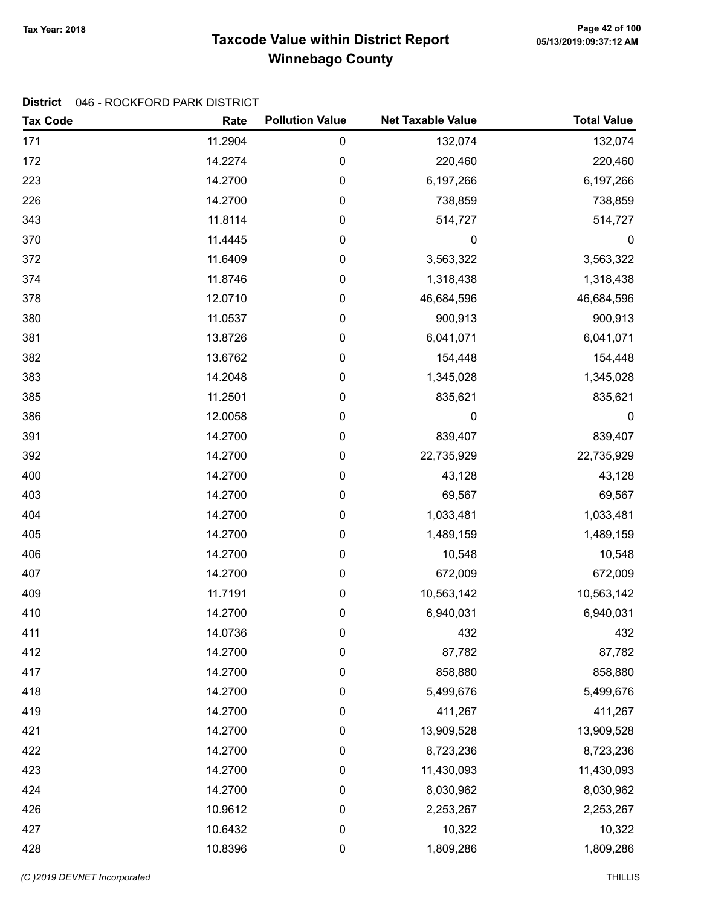**Tax Year: 2018**

# Taxcode Value within District Report
## Winnebago County

**District** 046 - ROCKFORD PARK DISTRICT

| Tax Code | Rate | Pollution Value | Net Taxable Value | Total Value |
|---|---|---|---|---|
| 171 | 11.2904 | 0 | 132,074 | 132,074 |
| 172 | 14.2274 | 0 | 220,460 | 220,460 |
| 223 | 14.2700 | 0 | 6,197,266 | 6,197,266 |
| 226 | 14.2700 | 0 | 738,859 | 738,859 |
| 343 | 11.8114 | 0 | 514,727 | 514,727 |
| 370 | 11.4445 | 0 | 0 | 0 |
| 372 | 11.6409 | 0 | 3,563,322 | 3,563,322 |
| 374 | 11.8746 | 0 | 1,318,438 | 1,318,438 |
| 378 | 12.0710 | 0 | 46,684,596 | 46,684,596 |
| 380 | 11.0537 | 0 | 900,913 | 900,913 |
| 381 | 13.8726 | 0 | 6,041,071 | 6,041,071 |
| 382 | 13.6762 | 0 | 154,448 | 154,448 |
| 383 | 14.2048 | 0 | 1,345,028 | 1,345,028 |
| 385 | 11.2501 | 0 | 835,621 | 835,621 |
| 386 | 12.0058 | 0 | 0 | 0 |
| 391 | 14.2700 | 0 | 839,407 | 839,407 |
| 392 | 14.2700 | 0 | 22,735,929 | 22,735,929 |
| 400 | 14.2700 | 0 | 43,128 | 43,128 |
| 403 | 14.2700 | 0 | 69,567 | 69,567 |
| 404 | 14.2700 | 0 | 1,033,481 | 1,033,481 |
| 405 | 14.2700 | 0 | 1,489,159 | 1,489,159 |
| 406 | 14.2700 | 0 | 10,548 | 10,548 |
| 407 | 14.2700 | 0 | 672,009 | 672,009 |
| 409 | 11.7191 | 0 | 10,563,142 | 10,563,142 |
| 410 | 14.2700 | 0 | 6,940,031 | 6,940,031 |
| 411 | 14.0736 | 0 | 432 | 432 |
| 412 | 14.2700 | 0 | 87,782 | 87,782 |
| 417 | 14.2700 | 0 | 858,880 | 858,880 |
| 418 | 14.2700 | 0 | 5,499,676 | 5,499,676 |
| 419 | 14.2700 | 0 | 411,267 | 411,267 |
| 421 | 14.2700 | 0 | 13,909,528 | 13,909,528 |
| 422 | 14.2700 | 0 | 8,723,236 | 8,723,236 |
| 423 | 14.2700 | 0 | 11,430,093 | 11,430,093 |
| 424 | 14.2700 | 0 | 8,030,962 | 8,030,962 |
| 426 | 10.9612 | 0 | 2,253,267 | 2,253,267 |
| 427 | 10.6432 | 0 | 10,322 | 10,322 |
| 428 | 10.8396 | 0 | 1,809,286 | 1,809,286 |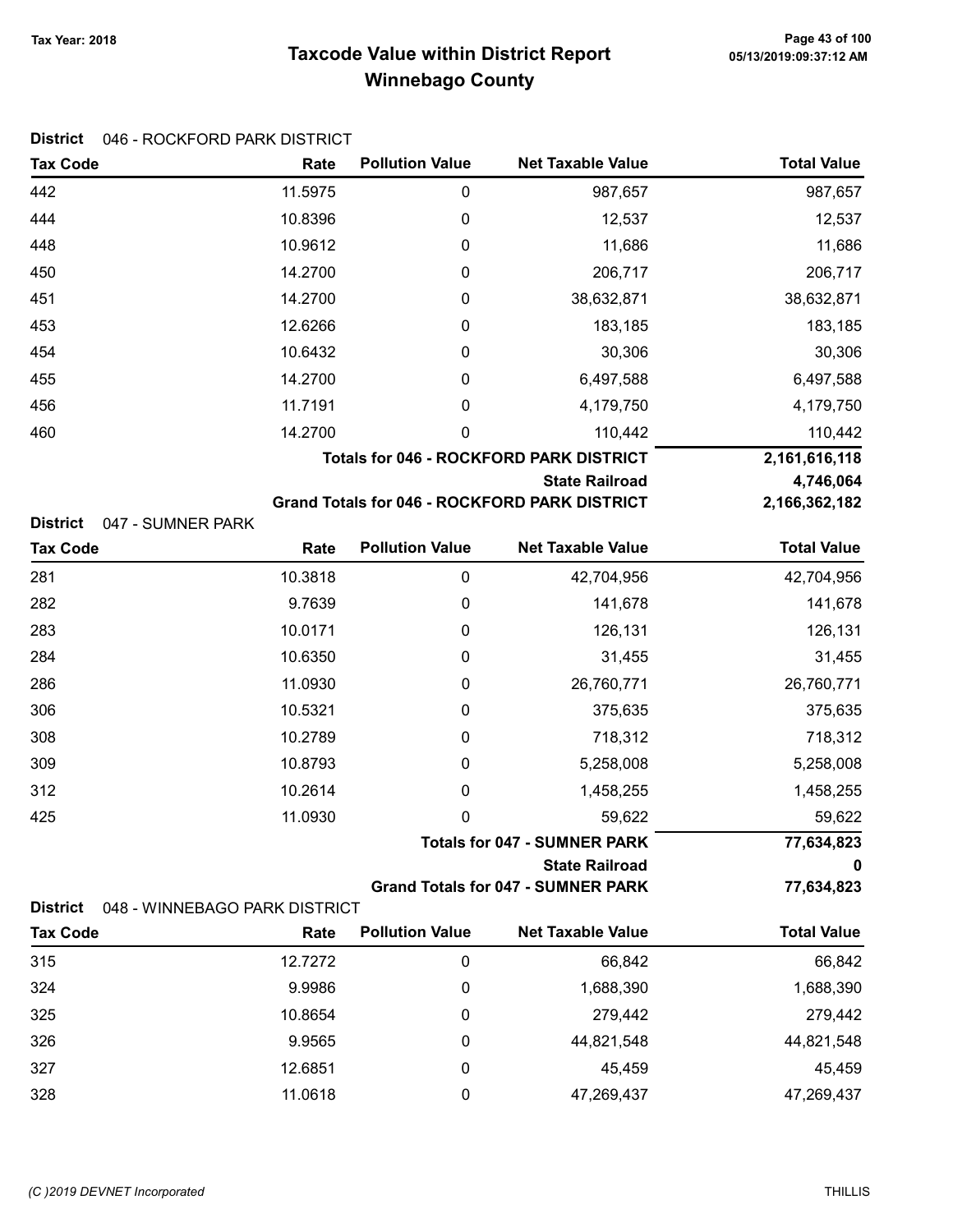# Taxcode Value within District Report
## Winnebago County

Tax Year: 2018

**District** 046 - ROCKFORD PARK DISTRICT

| Tax Code | Rate | Pollution Value | Net Taxable Value | Total Value |
|---|---|---|---|---|
| 442 | 11.5975 | 0 | 987,657 | 987,657 |
| 444 | 10.8396 | 0 | 12,537 | 12,537 |
| 448 | 10.9612 | 0 | 11,686 | 11,686 |
| 450 | 14.2700 | 0 | 206,717 | 206,717 |
| 451 | 14.2700 | 0 | 38,632,871 | 38,632,871 |
| 453 | 12.6266 | 0 | 183,185 | 183,185 |
| 454 | 10.6432 | 0 | 30,306 | 30,306 |
| 455 | 14.2700 | 0 | 6,497,588 | 6,497,588 |
| 456 | 11.7191 | 0 | 4,179,750 | 4,179,750 |
| 460 | 14.2700 | 0 | 110,442 | 110,442 |
| | | | **Totals for 046 - ROCKFORD PARK DISTRICT** | **2,161,616,118** |
| | | | **State Railroad** | **4,746,064** |
| | | | **Grand Totals for 046 - ROCKFORD PARK DISTRICT** | **2,166,362,182** |

**District** 047 - SUMNER PARK

| Tax Code | Rate | Pollution Value | Net Taxable Value | Total Value |
|---|---|---|---|---|
| 281 | 10.3818 | 0 | 42,704,956 | 42,704,956 |
| 282 | 9.7639 | 0 | 141,678 | 141,678 |
| 283 | 10.0171 | 0 | 126,131 | 126,131 |
| 284 | 10.6350 | 0 | 31,455 | 31,455 |
| 286 | 11.0930 | 0 | 26,760,771 | 26,760,771 |
| 306 | 10.5321 | 0 | 375,635 | 375,635 |
| 308 | 10.2789 | 0 | 718,312 | 718,312 |
| 309 | 10.8793 | 0 | 5,258,008 | 5,258,008 |
| 312 | 10.2614 | 0 | 1,458,255 | 1,458,255 |
| 425 | 11.0930 | 0 | 59,622 | 59,622 |
| | | | **Totals for 047 - SUMNER PARK** | **77,634,823** |
| | | | **State Railroad** | **0** |
| | | | **Grand Totals for 047 - SUMNER PARK** | **77,634,823** |

**District** 048 - WINNEBAGO PARK DISTRICT

| Tax Code | Rate | Pollution Value | Net Taxable Value | Total Value |
|---|---|---|---|---|
| 315 | 12.7272 | 0 | 66,842 | 66,842 |
| 324 | 9.9986 | 0 | 1,688,390 | 1,688,390 |
| 325 | 10.8654 | 0 | 279,442 | 279,442 |
| 326 | 9.9565 | 0 | 44,821,548 | 44,821,548 |
| 327 | 12.6851 | 0 | 45,459 | 45,459 |
| 328 | 11.0618 | 0 | 47,269,437 | 47,269,437 |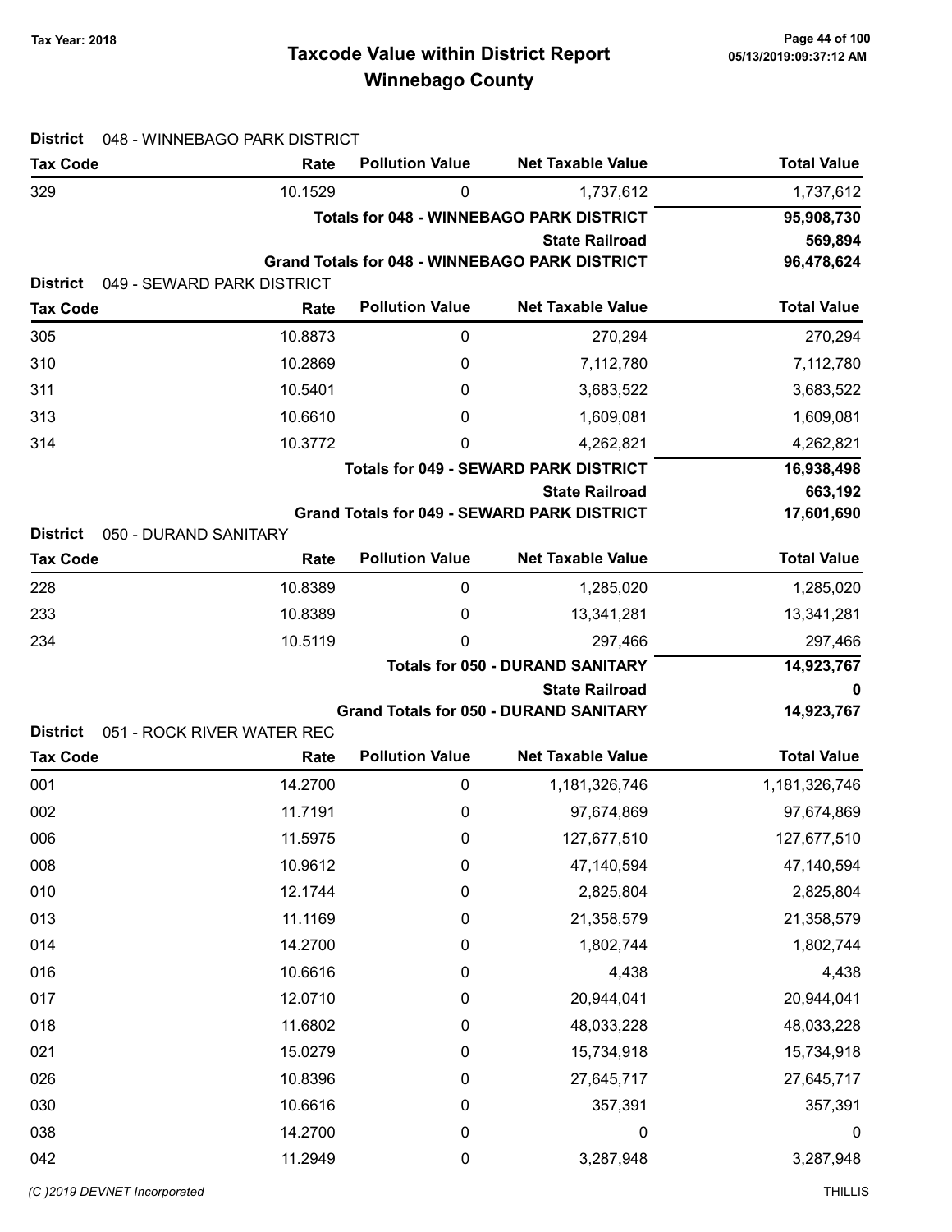# Taxcode Value within District Report
# Winnebago County

Tax Year: 2018

**District** 048 - WINNEBAGO PARK DISTRICT

| Tax Code | Rate | Pollution Value | Net Taxable Value | Total Value |
|---|---|---|---|---|
| 329 | 10.1529 | 0 | 1,737,612 | 1,737,612 |
| | | | **Totals for 048 - WINNEBAGO PARK DISTRICT** | **95,908,730** |
| | | | **State Railroad** | **569,894** |
| | | | **Grand Totals for 048 - WINNEBAGO PARK DISTRICT** | **96,478,624** |

**District** 049 - SEWARD PARK DISTRICT

| Tax Code | Rate | Pollution Value | Net Taxable Value | Total Value |
|---|---|---|---|---|
| 305 | 10.8873 | 0 | 270,294 | 270,294 |
| 310 | 10.2869 | 0 | 7,112,780 | 7,112,780 |
| 311 | 10.5401 | 0 | 3,683,522 | 3,683,522 |
| 313 | 10.6610 | 0 | 1,609,081 | 1,609,081 |
| 314 | 10.3772 | 0 | 4,262,821 | 4,262,821 |
| | | | **Totals for 049 - SEWARD PARK DISTRICT** | **16,938,498** |
| | | | **State Railroad** | **663,192** |
| | | | **Grand Totals for 049 - SEWARD PARK DISTRICT** | **17,601,690** |

**District** 050 - DURAND SANITARY

| Tax Code | Rate | Pollution Value | Net Taxable Value | Total Value |
|---|---|---|---|---|
| 228 | 10.8389 | 0 | 1,285,020 | 1,285,020 |
| 233 | 10.8389 | 0 | 13,341,281 | 13,341,281 |
| 234 | 10.5119 | 0 | 297,466 | 297,466 |
| | | | **Totals for 050 - DURAND SANITARY** | **14,923,767** |
| | | | **State Railroad** | **0** |
| | | | **Grand Totals for 050 - DURAND SANITARY** | **14,923,767** |

**District** 051 - ROCK RIVER WATER REC

| Tax Code | Rate | Pollution Value | Net Taxable Value | Total Value |
|---|---|---|---|---|
| 001 | 14.2700 | 0 | 1,181,326,746 | 1,181,326,746 |
| 002 | 11.7191 | 0 | 97,674,869 | 97,674,869 |
| 006 | 11.5975 | 0 | 127,677,510 | 127,677,510 |
| 008 | 10.9612 | 0 | 47,140,594 | 47,140,594 |
| 010 | 12.1744 | 0 | 2,825,804 | 2,825,804 |
| 013 | 11.1169 | 0 | 21,358,579 | 21,358,579 |
| 014 | 14.2700 | 0 | 1,802,744 | 1,802,744 |
| 016 | 10.6616 | 0 | 4,438 | 4,438 |
| 017 | 12.0710 | 0 | 20,944,041 | 20,944,041 |
| 018 | 11.6802 | 0 | 48,033,228 | 48,033,228 |
| 021 | 15.0279 | 0 | 15,734,918 | 15,734,918 |
| 026 | 10.8396 | 0 | 27,645,717 | 27,645,717 |
| 030 | 10.6616 | 0 | 357,391 | 357,391 |
| 038 | 14.2700 | 0 | 0 | 0 |
| 042 | 11.2949 | 0 | 3,287,948 | 3,287,948 |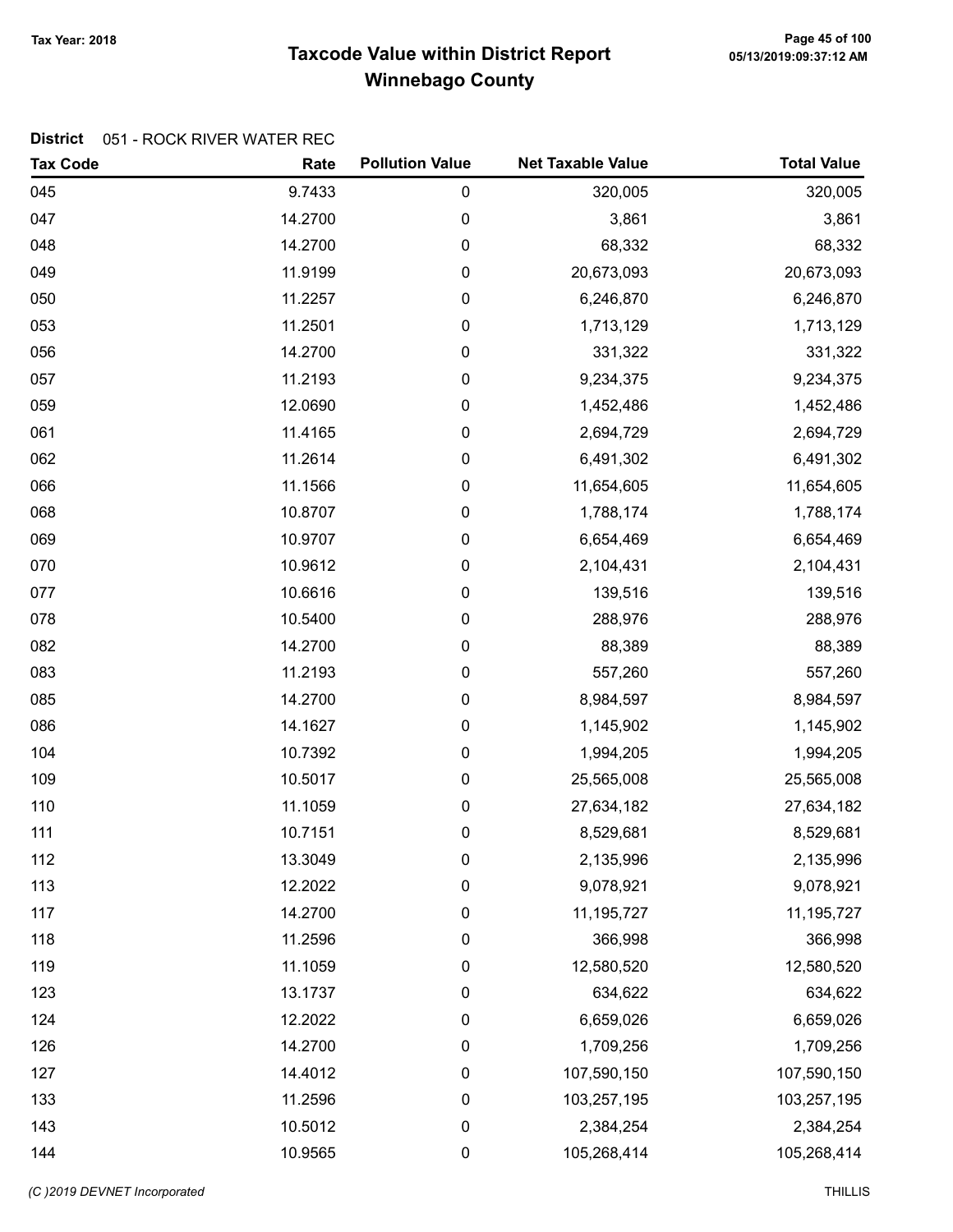# Taxcode Value within District Report
## Winnebago County

Tax Year: 2018

**District** 051 - ROCK RIVER WATER REC

| Tax Code | Rate | Pollution Value | Net Taxable Value | Total Value |
|---|---|---|---|---|
| 045 | 9.7433 | 0 | 320,005 | 320,005 |
| 047 | 14.2700 | 0 | 3,861 | 3,861 |
| 048 | 14.2700 | 0 | 68,332 | 68,332 |
| 049 | 11.9199 | 0 | 20,673,093 | 20,673,093 |
| 050 | 11.2257 | 0 | 6,246,870 | 6,246,870 |
| 053 | 11.2501 | 0 | 1,713,129 | 1,713,129 |
| 056 | 14.2700 | 0 | 331,322 | 331,322 |
| 057 | 11.2193 | 0 | 9,234,375 | 9,234,375 |
| 059 | 12.0690 | 0 | 1,452,486 | 1,452,486 |
| 061 | 11.4165 | 0 | 2,694,729 | 2,694,729 |
| 062 | 11.2614 | 0 | 6,491,302 | 6,491,302 |
| 066 | 11.1566 | 0 | 11,654,605 | 11,654,605 |
| 068 | 10.8707 | 0 | 1,788,174 | 1,788,174 |
| 069 | 10.9707 | 0 | 6,654,469 | 6,654,469 |
| 070 | 10.9612 | 0 | 2,104,431 | 2,104,431 |
| 077 | 10.6616 | 0 | 139,516 | 139,516 |
| 078 | 10.5400 | 0 | 288,976 | 288,976 |
| 082 | 14.2700 | 0 | 88,389 | 88,389 |
| 083 | 11.2193 | 0 | 557,260 | 557,260 |
| 085 | 14.2700 | 0 | 8,984,597 | 8,984,597 |
| 086 | 14.1627 | 0 | 1,145,902 | 1,145,902 |
| 104 | 10.7392 | 0 | 1,994,205 | 1,994,205 |
| 109 | 10.5017 | 0 | 25,565,008 | 25,565,008 |
| 110 | 11.1059 | 0 | 27,634,182 | 27,634,182 |
| 111 | 10.7151 | 0 | 8,529,681 | 8,529,681 |
| 112 | 13.3049 | 0 | 2,135,996 | 2,135,996 |
| 113 | 12.2022 | 0 | 9,078,921 | 9,078,921 |
| 117 | 14.2700 | 0 | 11,195,727 | 11,195,727 |
| 118 | 11.2596 | 0 | 366,998 | 366,998 |
| 119 | 11.1059 | 0 | 12,580,520 | 12,580,520 |
| 123 | 13.1737 | 0 | 634,622 | 634,622 |
| 124 | 12.2022 | 0 | 6,659,026 | 6,659,026 |
| 126 | 14.2700 | 0 | 1,709,256 | 1,709,256 |
| 127 | 14.4012 | 0 | 107,590,150 | 107,590,150 |
| 133 | 11.2596 | 0 | 103,257,195 | 103,257,195 |
| 143 | 10.5012 | 0 | 2,384,254 | 2,384,254 |
| 144 | 10.9565 | 0 | 105,268,414 | 105,268,414 |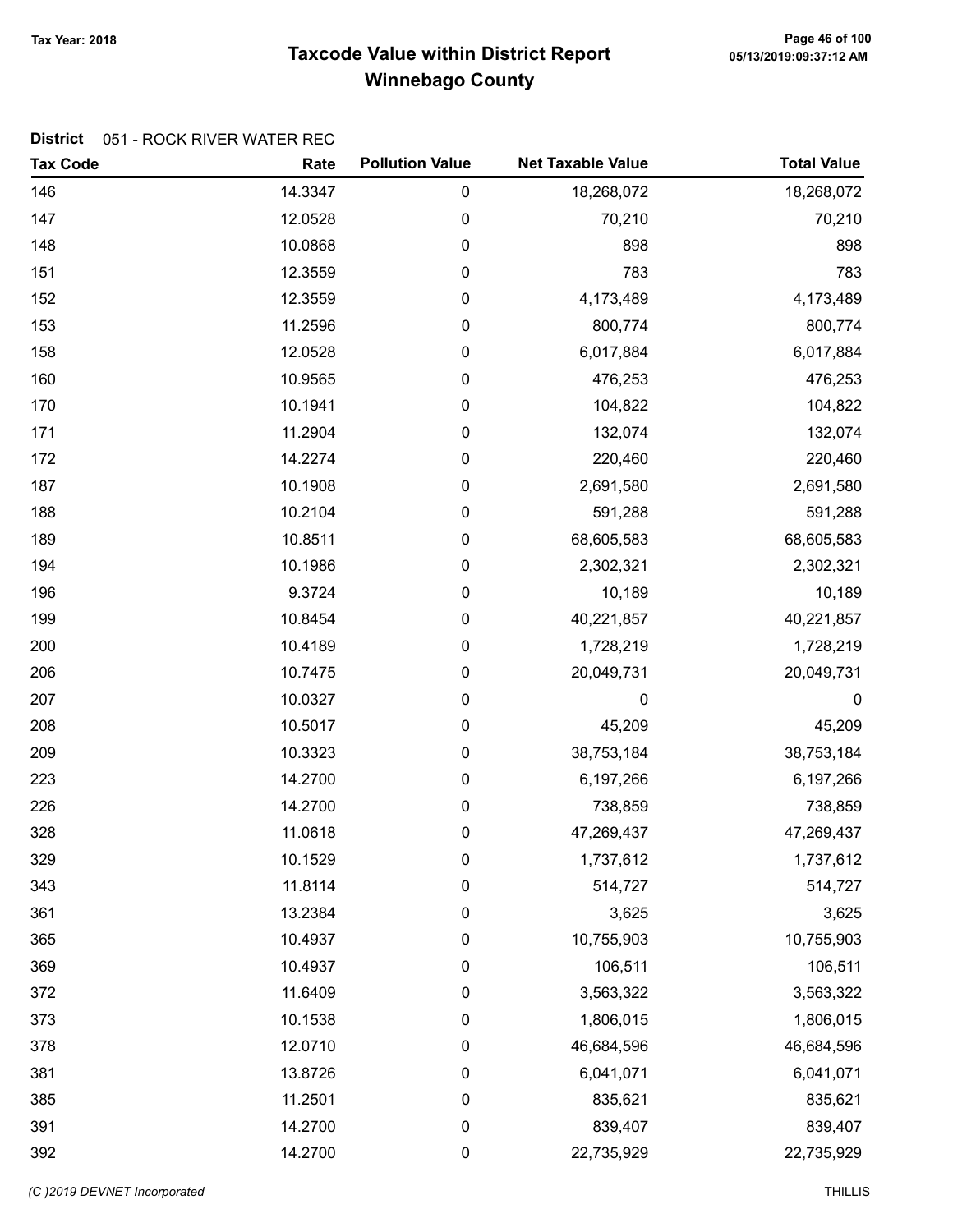# Taxcode Value within District Report

## Winnebago County

Tax Year: 2018

**District** 051 - ROCK RIVER WATER REC

| Tax Code | Rate | Pollution Value | Net Taxable Value | Total Value |
|---|---|---|---|---|
| 146 | 14.3347 | 0 | 18,268,072 | 18,268,072 |
| 147 | 12.0528 | 0 | 70,210 | 70,210 |
| 148 | 10.0868 | 0 | 898 | 898 |
| 151 | 12.3559 | 0 | 783 | 783 |
| 152 | 12.3559 | 0 | 4,173,489 | 4,173,489 |
| 153 | 11.2596 | 0 | 800,774 | 800,774 |
| 158 | 12.0528 | 0 | 6,017,884 | 6,017,884 |
| 160 | 10.9565 | 0 | 476,253 | 476,253 |
| 170 | 10.1941 | 0 | 104,822 | 104,822 |
| 171 | 11.2904 | 0 | 132,074 | 132,074 |
| 172 | 14.2274 | 0 | 220,460 | 220,460 |
| 187 | 10.1908 | 0 | 2,691,580 | 2,691,580 |
| 188 | 10.2104 | 0 | 591,288 | 591,288 |
| 189 | 10.8511 | 0 | 68,605,583 | 68,605,583 |
| 194 | 10.1986 | 0 | 2,302,321 | 2,302,321 |
| 196 | 9.3724 | 0 | 10,189 | 10,189 |
| 199 | 10.8454 | 0 | 40,221,857 | 40,221,857 |
| 200 | 10.4189 | 0 | 1,728,219 | 1,728,219 |
| 206 | 10.7475 | 0 | 20,049,731 | 20,049,731 |
| 207 | 10.0327 | 0 | 0 | 0 |
| 208 | 10.5017 | 0 | 45,209 | 45,209 |
| 209 | 10.3323 | 0 | 38,753,184 | 38,753,184 |
| 223 | 14.2700 | 0 | 6,197,266 | 6,197,266 |
| 226 | 14.2700 | 0 | 738,859 | 738,859 |
| 328 | 11.0618 | 0 | 47,269,437 | 47,269,437 |
| 329 | 10.1529 | 0 | 1,737,612 | 1,737,612 |
| 343 | 11.8114 | 0 | 514,727 | 514,727 |
| 361 | 13.2384 | 0 | 3,625 | 3,625 |
| 365 | 10.4937 | 0 | 10,755,903 | 10,755,903 |
| 369 | 10.4937 | 0 | 106,511 | 106,511 |
| 372 | 11.6409 | 0 | 3,563,322 | 3,563,322 |
| 373 | 10.1538 | 0 | 1,806,015 | 1,806,015 |
| 378 | 12.0710 | 0 | 46,684,596 | 46,684,596 |
| 381 | 13.8726 | 0 | 6,041,071 | 6,041,071 |
| 385 | 11.2501 | 0 | 835,621 | 835,621 |
| 391 | 14.2700 | 0 | 839,407 | 839,407 |
| 392 | 14.2700 | 0 | 22,735,929 | 22,735,929 |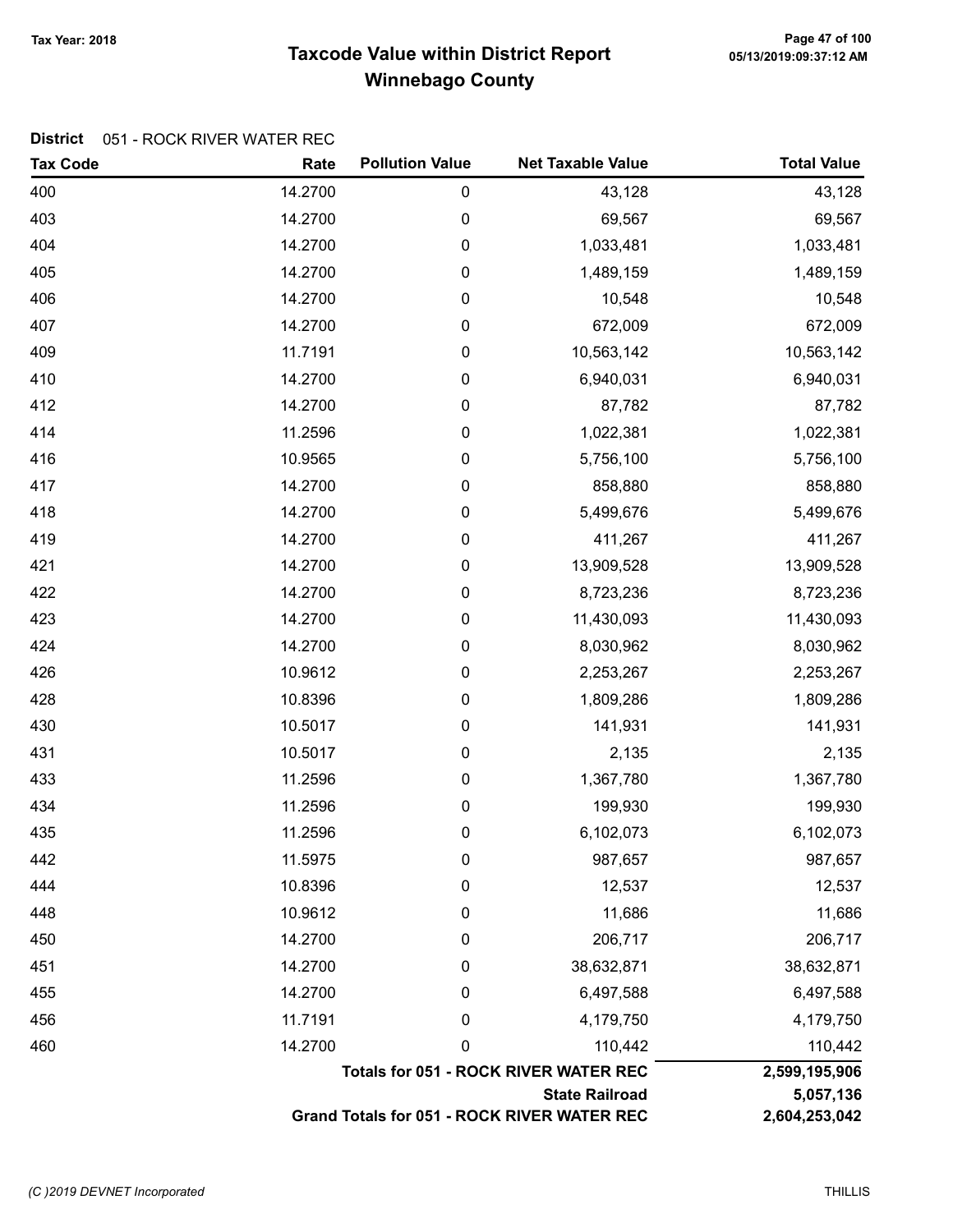**Tax Year: 2018**

# Taxcode Value within District Report
## Winnebago County

**District** 051 - ROCK RIVER WATER REC

| Tax Code | Rate | Pollution Value | Net Taxable Value | Total Value |
|---|---|---|---|---|
| 400 | 14.2700 | 0 | 43,128 | 43,128 |
| 403 | 14.2700 | 0 | 69,567 | 69,567 |
| 404 | 14.2700 | 0 | 1,033,481 | 1,033,481 |
| 405 | 14.2700 | 0 | 1,489,159 | 1,489,159 |
| 406 | 14.2700 | 0 | 10,548 | 10,548 |
| 407 | 14.2700 | 0 | 672,009 | 672,009 |
| 409 | 11.7191 | 0 | 10,563,142 | 10,563,142 |
| 410 | 14.2700 | 0 | 6,940,031 | 6,940,031 |
| 412 | 14.2700 | 0 | 87,782 | 87,782 |
| 414 | 11.2596 | 0 | 1,022,381 | 1,022,381 |
| 416 | 10.9565 | 0 | 5,756,100 | 5,756,100 |
| 417 | 14.2700 | 0 | 858,880 | 858,880 |
| 418 | 14.2700 | 0 | 5,499,676 | 5,499,676 |
| 419 | 14.2700 | 0 | 411,267 | 411,267 |
| 421 | 14.2700 | 0 | 13,909,528 | 13,909,528 |
| 422 | 14.2700 | 0 | 8,723,236 | 8,723,236 |
| 423 | 14.2700 | 0 | 11,430,093 | 11,430,093 |
| 424 | 14.2700 | 0 | 8,030,962 | 8,030,962 |
| 426 | 10.9612 | 0 | 2,253,267 | 2,253,267 |
| 428 | 10.8396 | 0 | 1,809,286 | 1,809,286 |
| 430 | 10.5017 | 0 | 141,931 | 141,931 |
| 431 | 10.5017 | 0 | 2,135 | 2,135 |
| 433 | 11.2596 | 0 | 1,367,780 | 1,367,780 |
| 434 | 11.2596 | 0 | 199,930 | 199,930 |
| 435 | 11.2596 | 0 | 6,102,073 | 6,102,073 |
| 442 | 11.5975 | 0 | 987,657 | 987,657 |
| 444 | 10.8396 | 0 | 12,537 | 12,537 |
| 448 | 10.9612 | 0 | 11,686 | 11,686 |
| 450 | 14.2700 | 0 | 206,717 | 206,717 |
| 451 | 14.2700 | 0 | 38,632,871 | 38,632,871 |
| 455 | 14.2700 | 0 | 6,497,588 | 6,497,588 |
| 456 | 11.7191 | 0 | 4,179,750 | 4,179,750 |
| 460 | 14.2700 | 0 | 110,442 | 110,442 |
| | | | **Totals for 051 - ROCK RIVER WATER REC** | **2,599,195,906** |
| | | | **State Railroad** | **5,057,136** |
| | | | **Grand Totals for 051 - ROCK RIVER WATER REC** | **2,604,253,042** |

*(C )2019 DEVNET Incorporated* THILLIS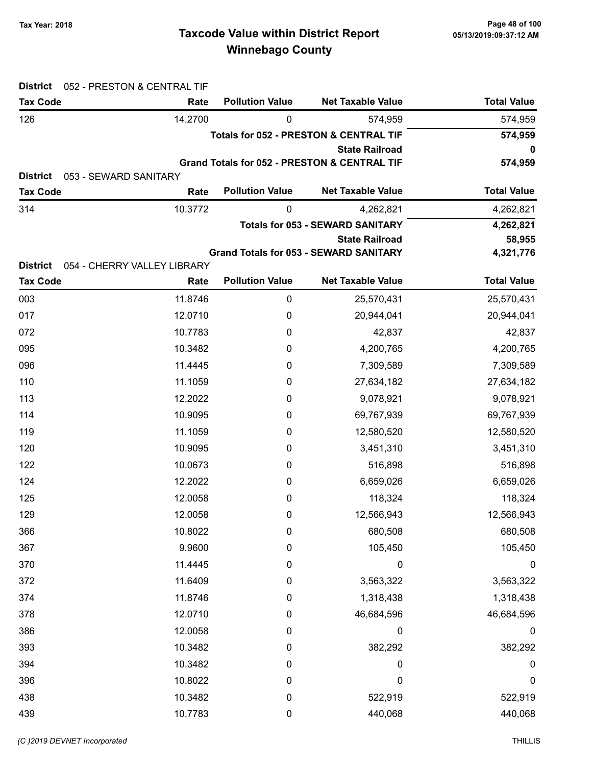Tax Year: 2018

# Taxcode Value within District Report
## Winnebago County

**District** 052 - PRESTON & CENTRAL TIF

| Tax Code | Rate | Pollution Value | Net Taxable Value | Total Value |
|---|---|---|---|---|
| 126 | 14.2700 | 0 | 574,959 | 574,959 |
| | | | **Totals for 052 - PRESTON & CENTRAL TIF** | **574,959** |
| | | | **State Railroad** | **0** |
| | | | **Grand Totals for 052 - PRESTON & CENTRAL TIF** | **574,959** |

**District** 053 - SEWARD SANITARY

| Tax Code | Rate | Pollution Value | Net Taxable Value | Total Value |
|---|---|---|---|---|
| 314 | 10.3772 | 0 | 4,262,821 | 4,262,821 |
| | | | **Totals for 053 - SEWARD SANITARY** | **4,262,821** |
| | | | **State Railroad** | **58,955** |
| | | | **Grand Totals for 053 - SEWARD SANITARY** | **4,321,776** |

**District** 054 - CHERRY VALLEY LIBRARY

| Tax Code | Rate | Pollution Value | Net Taxable Value | Total Value |
|---|---|---|---|---|
| 003 | 11.8746 | 0 | 25,570,431 | 25,570,431 |
| 017 | 12.0710 | 0 | 20,944,041 | 20,944,041 |
| 072 | 10.7783 | 0 | 42,837 | 42,837 |
| 095 | 10.3482 | 0 | 4,200,765 | 4,200,765 |
| 096 | 11.4445 | 0 | 7,309,589 | 7,309,589 |
| 110 | 11.1059 | 0 | 27,634,182 | 27,634,182 |
| 113 | 12.2022 | 0 | 9,078,921 | 9,078,921 |
| 114 | 10.9095 | 0 | 69,767,939 | 69,767,939 |
| 119 | 11.1059 | 0 | 12,580,520 | 12,580,520 |
| 120 | 10.9095 | 0 | 3,451,310 | 3,451,310 |
| 122 | 10.0673 | 0 | 516,898 | 516,898 |
| 124 | 12.2022 | 0 | 6,659,026 | 6,659,026 |
| 125 | 12.0058 | 0 | 118,324 | 118,324 |
| 129 | 12.0058 | 0 | 12,566,943 | 12,566,943 |
| 366 | 10.8022 | 0 | 680,508 | 680,508 |
| 367 | 9.9600 | 0 | 105,450 | 105,450 |
| 370 | 11.4445 | 0 | 0 | 0 |
| 372 | 11.6409 | 0 | 3,563,322 | 3,563,322 |
| 374 | 11.8746 | 0 | 1,318,438 | 1,318,438 |
| 378 | 12.0710 | 0 | 46,684,596 | 46,684,596 |
| 386 | 12.0058 | 0 | 0 | 0 |
| 393 | 10.3482 | 0 | 382,292 | 382,292 |
| 394 | 10.3482 | 0 | 0 | 0 |
| 396 | 10.8022 | 0 | 0 | 0 |
| 438 | 10.3482 | 0 | 522,919 | 522,919 |
| 439 | 10.7783 | 0 | 440,068 | 440,068 |

*(C )2019 DEVNET Incorporated* THILLIS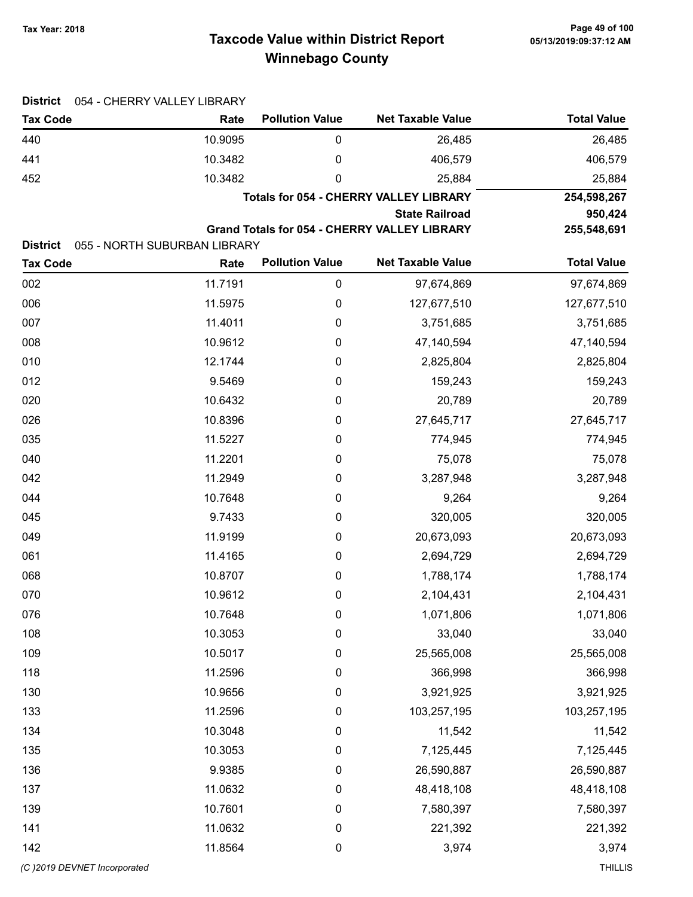# Taxcode Value within District Report

## Winnebago County

Tax Year: 2018

**District** 054 - CHERRY VALLEY LIBRARY

| Tax Code | Rate | Pollution Value | Net Taxable Value | Total Value |
|---|---|---|---|---|
| 440 | 10.9095 | 0 | 26,485 | 26,485 |
| 441 | 10.3482 | 0 | 406,579 | 406,579 |
| 452 | 10.3482 | 0 | 25,884 | 25,884 |
| | | | **Totals for 054 - CHERRY VALLEY LIBRARY** | **254,598,267** |
| | | | **State Railroad** | **950,424** |
| | | | **Grand Totals for 054 - CHERRY VALLEY LIBRARY** | **255,548,691** |

**District** 055 - NORTH SUBURBAN LIBRARY

| Tax Code | Rate | Pollution Value | Net Taxable Value | Total Value |
|---|---|---|---|---|
| 002 | 11.7191 | 0 | 97,674,869 | 97,674,869 |
| 006 | 11.5975 | 0 | 127,677,510 | 127,677,510 |
| 007 | 11.4011 | 0 | 3,751,685 | 3,751,685 |
| 008 | 10.9612 | 0 | 47,140,594 | 47,140,594 |
| 010 | 12.1744 | 0 | 2,825,804 | 2,825,804 |
| 012 | 9.5469 | 0 | 159,243 | 159,243 |
| 020 | 10.6432 | 0 | 20,789 | 20,789 |
| 026 | 10.8396 | 0 | 27,645,717 | 27,645,717 |
| 035 | 11.5227 | 0 | 774,945 | 774,945 |
| 040 | 11.2201 | 0 | 75,078 | 75,078 |
| 042 | 11.2949 | 0 | 3,287,948 | 3,287,948 |
| 044 | 10.7648 | 0 | 9,264 | 9,264 |
| 045 | 9.7433 | 0 | 320,005 | 320,005 |
| 049 | 11.9199 | 0 | 20,673,093 | 20,673,093 |
| 061 | 11.4165 | 0 | 2,694,729 | 2,694,729 |
| 068 | 10.8707 | 0 | 1,788,174 | 1,788,174 |
| 070 | 10.9612 | 0 | 2,104,431 | 2,104,431 |
| 076 | 10.7648 | 0 | 1,071,806 | 1,071,806 |
| 108 | 10.3053 | 0 | 33,040 | 33,040 |
| 109 | 10.5017 | 0 | 25,565,008 | 25,565,008 |
| 118 | 11.2596 | 0 | 366,998 | 366,998 |
| 130 | 10.9656 | 0 | 3,921,925 | 3,921,925 |
| 133 | 11.2596 | 0 | 103,257,195 | 103,257,195 |
| 134 | 10.3048 | 0 | 11,542 | 11,542 |
| 135 | 10.3053 | 0 | 7,125,445 | 7,125,445 |
| 136 | 9.9385 | 0 | 26,590,887 | 26,590,887 |
| 137 | 11.0632 | 0 | 48,418,108 | 48,418,108 |
| 139 | 10.7601 | 0 | 7,580,397 | 7,580,397 |
| 141 | 11.0632 | 0 | 221,392 | 221,392 |
| 142 | 11.8564 | 0 | 3,974 | 3,974 |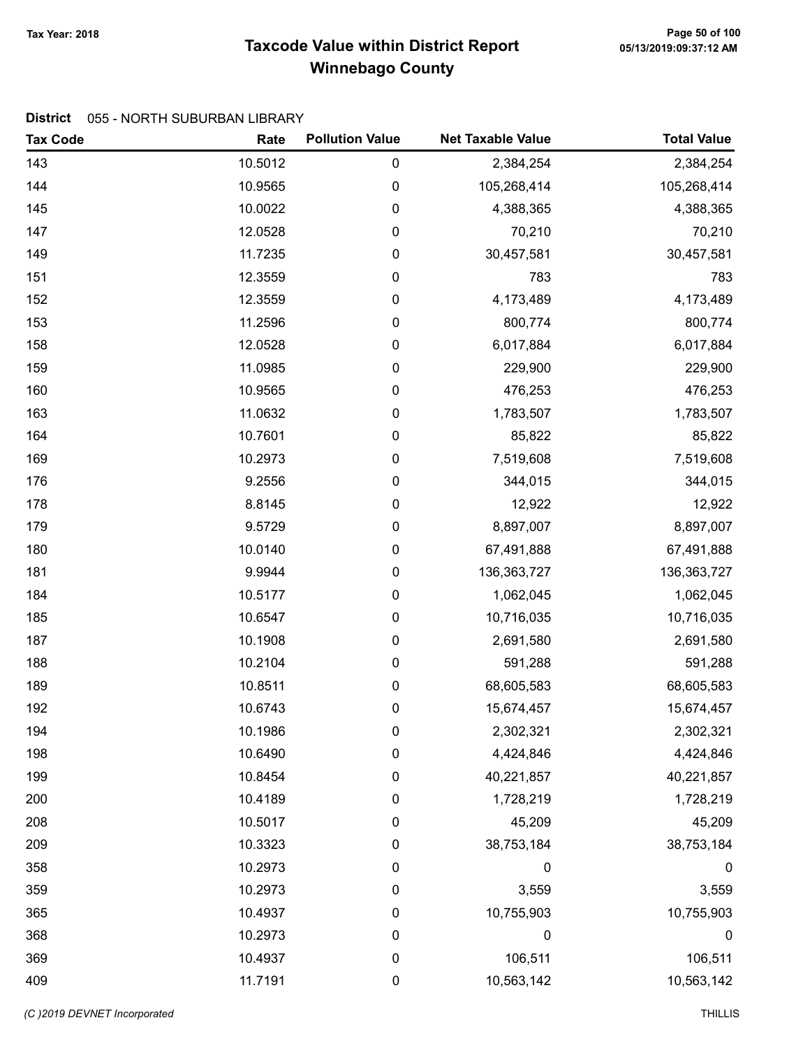# Taxcode Value within District Report
## Winnebago County

Tax Year: 2018

**District** 055 - NORTH SUBURBAN LIBRARY

| Tax Code | Rate | Pollution Value | Net Taxable Value | Total Value |
|---|---|---|---|---|
| 143 | 10.5012 | 0 | 2,384,254 | 2,384,254 |
| 144 | 10.9565 | 0 | 105,268,414 | 105,268,414 |
| 145 | 10.0022 | 0 | 4,388,365 | 4,388,365 |
| 147 | 12.0528 | 0 | 70,210 | 70,210 |
| 149 | 11.7235 | 0 | 30,457,581 | 30,457,581 |
| 151 | 12.3559 | 0 | 783 | 783 |
| 152 | 12.3559 | 0 | 4,173,489 | 4,173,489 |
| 153 | 11.2596 | 0 | 800,774 | 800,774 |
| 158 | 12.0528 | 0 | 6,017,884 | 6,017,884 |
| 159 | 11.0985 | 0 | 229,900 | 229,900 |
| 160 | 10.9565 | 0 | 476,253 | 476,253 |
| 163 | 11.0632 | 0 | 1,783,507 | 1,783,507 |
| 164 | 10.7601 | 0 | 85,822 | 85,822 |
| 169 | 10.2973 | 0 | 7,519,608 | 7,519,608 |
| 176 | 9.2556 | 0 | 344,015 | 344,015 |
| 178 | 8.8145 | 0 | 12,922 | 12,922 |
| 179 | 9.5729 | 0 | 8,897,007 | 8,897,007 |
| 180 | 10.0140 | 0 | 67,491,888 | 67,491,888 |
| 181 | 9.9944 | 0 | 136,363,727 | 136,363,727 |
| 184 | 10.5177 | 0 | 1,062,045 | 1,062,045 |
| 185 | 10.6547 | 0 | 10,716,035 | 10,716,035 |
| 187 | 10.1908 | 0 | 2,691,580 | 2,691,580 |
| 188 | 10.2104 | 0 | 591,288 | 591,288 |
| 189 | 10.8511 | 0 | 68,605,583 | 68,605,583 |
| 192 | 10.6743 | 0 | 15,674,457 | 15,674,457 |
| 194 | 10.1986 | 0 | 2,302,321 | 2,302,321 |
| 198 | 10.6490 | 0 | 4,424,846 | 4,424,846 |
| 199 | 10.8454 | 0 | 40,221,857 | 40,221,857 |
| 200 | 10.4189 | 0 | 1,728,219 | 1,728,219 |
| 208 | 10.5017 | 0 | 45,209 | 45,209 |
| 209 | 10.3323 | 0 | 38,753,184 | 38,753,184 |
| 358 | 10.2973 | 0 | 0 | 0 |
| 359 | 10.2973 | 0 | 3,559 | 3,559 |
| 365 | 10.4937 | 0 | 10,755,903 | 10,755,903 |
| 368 | 10.2973 | 0 | 0 | 0 |
| 369 | 10.4937 | 0 | 106,511 | 106,511 |
| 409 | 11.7191 | 0 | 10,563,142 | 10,563,142 |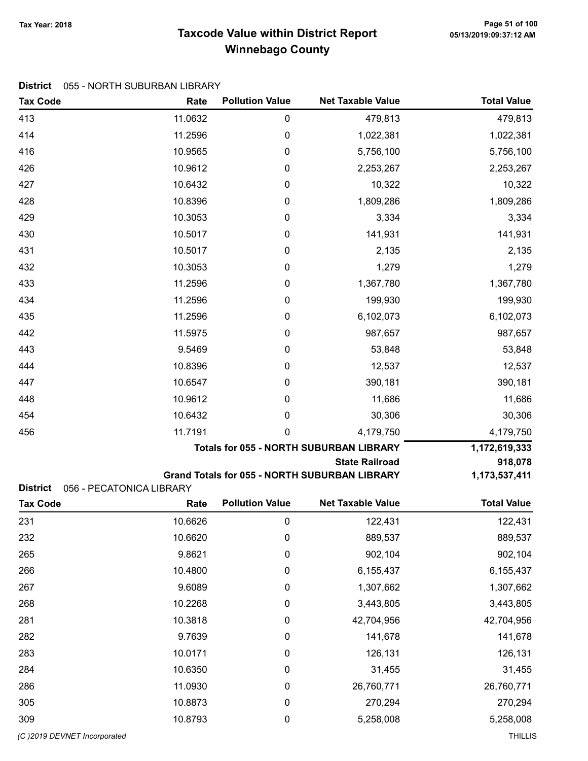# Taxcode Value within District Report
## Winnebago County

Tax Year: 2018

**District** 055 - NORTH SUBURBAN LIBRARY

| Tax Code | Rate | Pollution Value | Net Taxable Value | Total Value |
|---|---|---|---|---|
| 413 | 11.0632 | 0 | 479,813 | 479,813 |
| 414 | 11.2596 | 0 | 1,022,381 | 1,022,381 |
| 416 | 10.9565 | 0 | 5,756,100 | 5,756,100 |
| 426 | 10.9612 | 0 | 2,253,267 | 2,253,267 |
| 427 | 10.6432 | 0 | 10,322 | 10,322 |
| 428 | 10.8396 | 0 | 1,809,286 | 1,809,286 |
| 429 | 10.3053 | 0 | 3,334 | 3,334 |
| 430 | 10.5017 | 0 | 141,931 | 141,931 |
| 431 | 10.5017 | 0 | 2,135 | 2,135 |
| 432 | 10.3053 | 0 | 1,279 | 1,279 |
| 433 | 11.2596 | 0 | 1,367,780 | 1,367,780 |
| 434 | 11.2596 | 0 | 199,930 | 199,930 |
| 435 | 11.2596 | 0 | 6,102,073 | 6,102,073 |
| 442 | 11.5975 | 0 | 987,657 | 987,657 |
| 443 | 9.5469 | 0 | 53,848 | 53,848 |
| 444 | 10.8396 | 0 | 12,537 | 12,537 |
| 447 | 10.6547 | 0 | 390,181 | 390,181 |
| 448 | 10.9612 | 0 | 11,686 | 11,686 |
| 454 | 10.6432 | 0 | 30,306 | 30,306 |
| 456 | 11.7191 | 0 | 4,179,750 | 4,179,750 |
| | | | **Totals for 055 - NORTH SUBURBAN LIBRARY** | **1,172,619,333** |
| | | | **State Railroad** | **918,078** |
| | | | **Grand Totals for 055 - NORTH SUBURBAN LIBRARY** | **1,173,537,411** |

**District** 056 - PECATONICA LIBRARY

| Tax Code | Rate | Pollution Value | Net Taxable Value | Total Value |
|---|---|---|---|---|
| 231 | 10.6626 | 0 | 122,431 | 122,431 |
| 232 | 10.6620 | 0 | 889,537 | 889,537 |
| 265 | 9.8621 | 0 | 902,104 | 902,104 |
| 266 | 10.4800 | 0 | 6,155,437 | 6,155,437 |
| 267 | 9.6089 | 0 | 1,307,662 | 1,307,662 |
| 268 | 10.2268 | 0 | 3,443,805 | 3,443,805 |
| 281 | 10.3818 | 0 | 42,704,956 | 42,704,956 |
| 282 | 9.7639 | 0 | 141,678 | 141,678 |
| 283 | 10.0171 | 0 | 126,131 | 126,131 |
| 284 | 10.6350 | 0 | 31,455 | 31,455 |
| 286 | 11.0930 | 0 | 26,760,771 | 26,760,771 |
| 305 | 10.8873 | 0 | 270,294 | 270,294 |
| 309 | 10.8793 | 0 | 5,258,008 | 5,258,008 |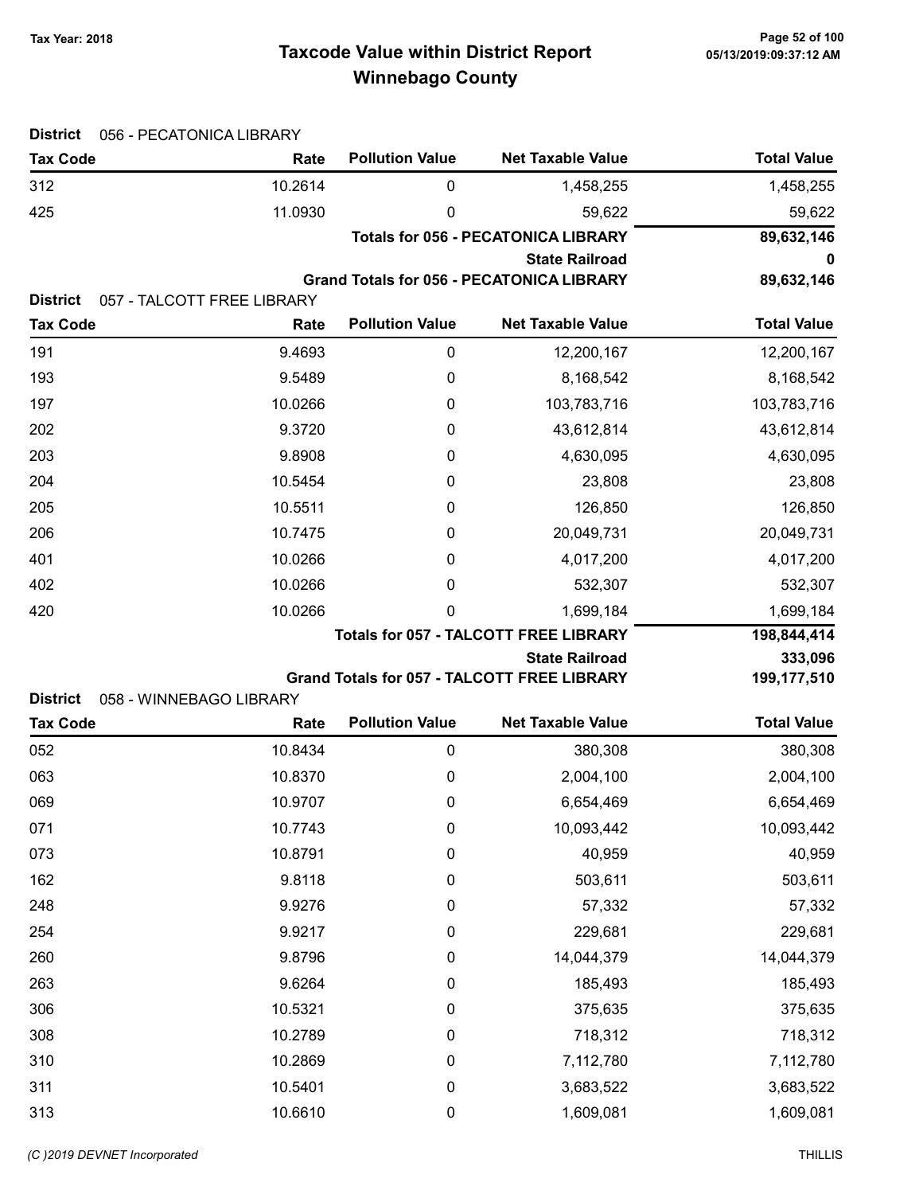# Taxcode Value within District Report
## Winnebago County

Tax Year: 2018

**District** 056 - PECATONICA LIBRARY

| Tax Code | Rate | Pollution Value | Net Taxable Value | Total Value |
|---|---|---|---|---|
| 312 | 10.2614 | 0 | 1,458,255 | 1,458,255 |
| 425 | 11.0930 | 0 | 59,622 | 59,622 |
| | | | **Totals for 056 - PECATONICA LIBRARY** | **89,632,146** |
| | | | **State Railroad** | **0** |
| | | | **Grand Totals for 056 - PECATONICA LIBRARY** | **89,632,146** |

**District** 057 - TALCOTT FREE LIBRARY

| Tax Code | Rate | Pollution Value | Net Taxable Value | Total Value |
|---|---|---|---|---|
| 191 | 9.4693 | 0 | 12,200,167 | 12,200,167 |
| 193 | 9.5489 | 0 | 8,168,542 | 8,168,542 |
| 197 | 10.0266 | 0 | 103,783,716 | 103,783,716 |
| 202 | 9.3720 | 0 | 43,612,814 | 43,612,814 |
| 203 | 9.8908 | 0 | 4,630,095 | 4,630,095 |
| 204 | 10.5454 | 0 | 23,808 | 23,808 |
| 205 | 10.5511 | 0 | 126,850 | 126,850 |
| 206 | 10.7475 | 0 | 20,049,731 | 20,049,731 |
| 401 | 10.0266 | 0 | 4,017,200 | 4,017,200 |
| 402 | 10.0266 | 0 | 532,307 | 532,307 |
| 420 | 10.0266 | 0 | 1,699,184 | 1,699,184 |
| | | | **Totals for 057 - TALCOTT FREE LIBRARY** | **198,844,414** |
| | | | **State Railroad** | **333,096** |
| | | | **Grand Totals for 057 - TALCOTT FREE LIBRARY** | **199,177,510** |

**District** 058 - WINNEBAGO LIBRARY

| Tax Code | Rate | Pollution Value | Net Taxable Value | Total Value |
|---|---|---|---|---|
| 052 | 10.8434 | 0 | 380,308 | 380,308 |
| 063 | 10.8370 | 0 | 2,004,100 | 2,004,100 |
| 069 | 10.9707 | 0 | 6,654,469 | 6,654,469 |
| 071 | 10.7743 | 0 | 10,093,442 | 10,093,442 |
| 073 | 10.8791 | 0 | 40,959 | 40,959 |
| 162 | 9.8118 | 0 | 503,611 | 503,611 |
| 248 | 9.9276 | 0 | 57,332 | 57,332 |
| 254 | 9.9217 | 0 | 229,681 | 229,681 |
| 260 | 9.8796 | 0 | 14,044,379 | 14,044,379 |
| 263 | 9.6264 | 0 | 185,493 | 185,493 |
| 306 | 10.5321 | 0 | 375,635 | 375,635 |
| 308 | 10.2789 | 0 | 718,312 | 718,312 |
| 310 | 10.2869 | 0 | 7,112,780 | 7,112,780 |
| 311 | 10.5401 | 0 | 3,683,522 | 3,683,522 |
| 313 | 10.6610 | 0 | 1,609,081 | 1,609,081 |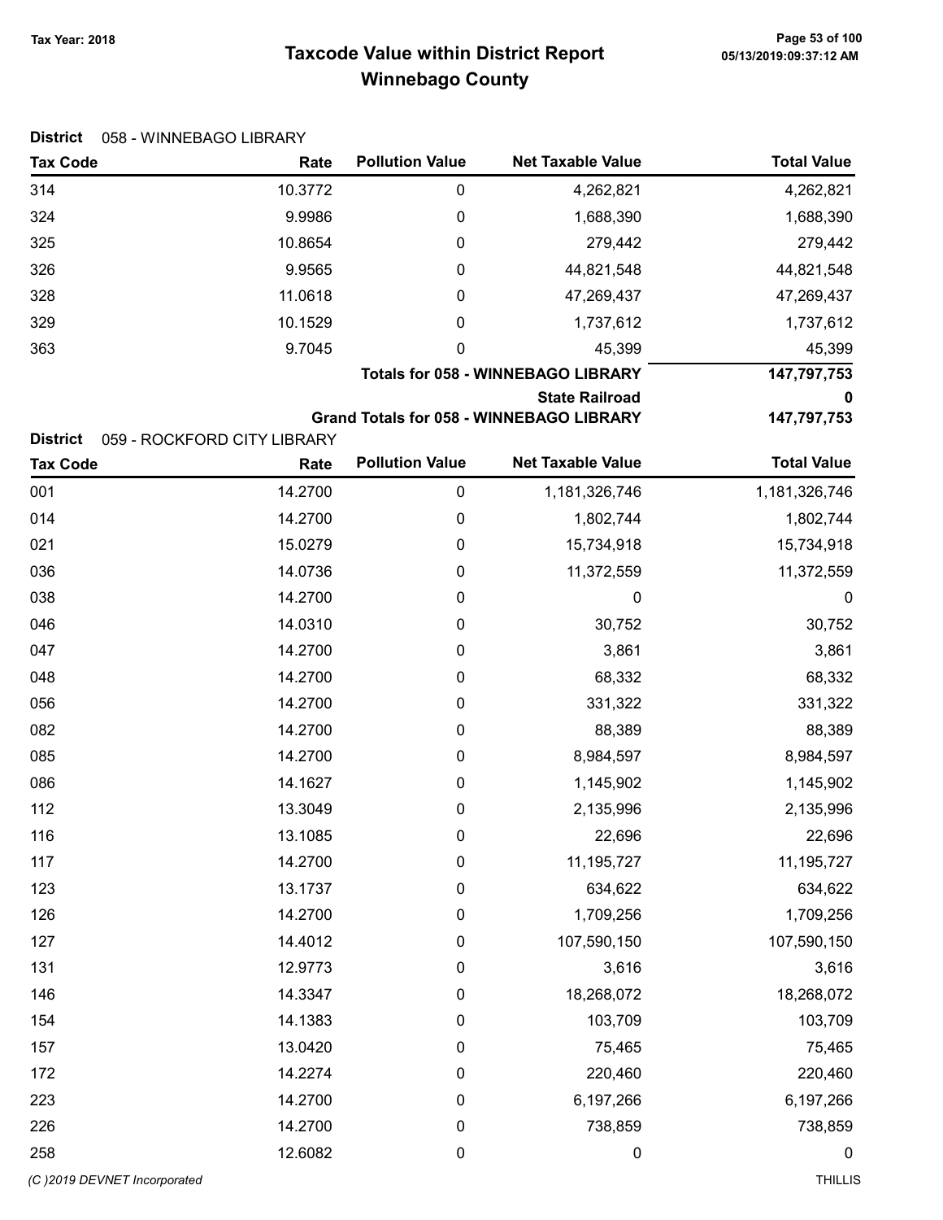# Taxcode Value within District Report
## Winnebago County

Tax Year: 2018

**District** 058 - WINNEBAGO LIBRARY

| Tax Code | Rate | Pollution Value | Net Taxable Value | Total Value |
|---|---|---|---|---|
| 314 | 10.3772 | 0 | 4,262,821 | 4,262,821 |
| 324 | 9.9986 | 0 | 1,688,390 | 1,688,390 |
| 325 | 10.8654 | 0 | 279,442 | 279,442 |
| 326 | 9.9565 | 0 | 44,821,548 | 44,821,548 |
| 328 | 11.0618 | 0 | 47,269,437 | 47,269,437 |
| 329 | 10.1529 | 0 | 1,737,612 | 1,737,612 |
| 363 | 9.7045 | 0 | 45,399 | 45,399 |
| | | | **Totals for 058 - WINNEBAGO LIBRARY** | **147,797,753** |
| | | | **State Railroad** | **0** |
| | | | **Grand Totals for 058 - WINNEBAGO LIBRARY** | **147,797,753** |

**District** 059 - ROCKFORD CITY LIBRARY

| Tax Code | Rate | Pollution Value | Net Taxable Value | Total Value |
|---|---|---|---|---|
| 001 | 14.2700 | 0 | 1,181,326,746 | 1,181,326,746 |
| 014 | 14.2700 | 0 | 1,802,744 | 1,802,744 |
| 021 | 15.0279 | 0 | 15,734,918 | 15,734,918 |
| 036 | 14.0736 | 0 | 11,372,559 | 11,372,559 |
| 038 | 14.2700 | 0 | 0 | 0 |
| 046 | 14.0310 | 0 | 30,752 | 30,752 |
| 047 | 14.2700 | 0 | 3,861 | 3,861 |
| 048 | 14.2700 | 0 | 68,332 | 68,332 |
| 056 | 14.2700 | 0 | 331,322 | 331,322 |
| 082 | 14.2700 | 0 | 88,389 | 88,389 |
| 085 | 14.2700 | 0 | 8,984,597 | 8,984,597 |
| 086 | 14.1627 | 0 | 1,145,902 | 1,145,902 |
| 112 | 13.3049 | 0 | 2,135,996 | 2,135,996 |
| 116 | 13.1085 | 0 | 22,696 | 22,696 |
| 117 | 14.2700 | 0 | 11,195,727 | 11,195,727 |
| 123 | 13.1737 | 0 | 634,622 | 634,622 |
| 126 | 14.2700 | 0 | 1,709,256 | 1,709,256 |
| 127 | 14.4012 | 0 | 107,590,150 | 107,590,150 |
| 131 | 12.9773 | 0 | 3,616 | 3,616 |
| 146 | 14.3347 | 0 | 18,268,072 | 18,268,072 |
| 154 | 14.1383 | 0 | 103,709 | 103,709 |
| 157 | 13.0420 | 0 | 75,465 | 75,465 |
| 172 | 14.2274 | 0 | 220,460 | 220,460 |
| 223 | 14.2700 | 0 | 6,197,266 | 6,197,266 |
| 226 | 14.2700 | 0 | 738,859 | 738,859 |
| 258 | 12.6082 | 0 | 0 | 0 |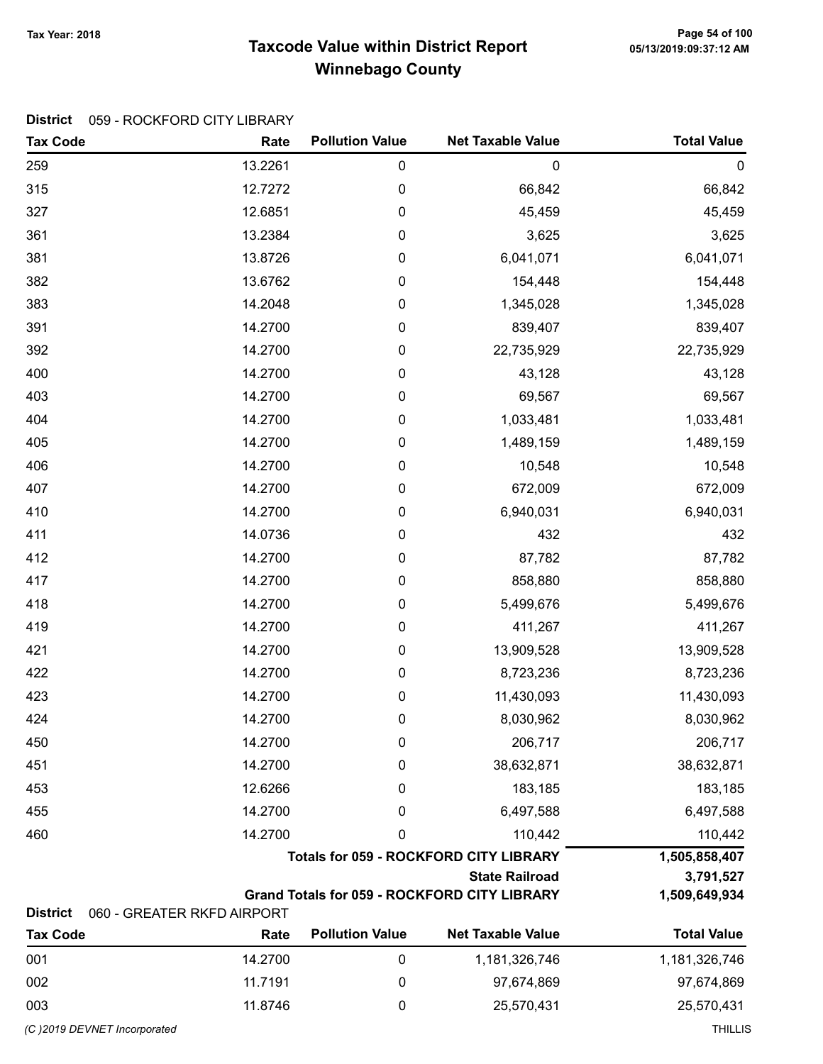**Tax Year: 2018**

# Taxcode Value within District Report
## Winnebago County

05/13/2019:09:37:12 AM

**District** 059 - ROCKFORD CITY LIBRARY

| Tax Code | Rate | Pollution Value | Net Taxable Value | Total Value |
|---|---|---|---|---|
| 259 | 13.2261 | 0 | 0 | 0 |
| 315 | 12.7272 | 0 | 66,842 | 66,842 |
| 327 | 12.6851 | 0 | 45,459 | 45,459 |
| 361 | 13.2384 | 0 | 3,625 | 3,625 |
| 381 | 13.8726 | 0 | 6,041,071 | 6,041,071 |
| 382 | 13.6762 | 0 | 154,448 | 154,448 |
| 383 | 14.2048 | 0 | 1,345,028 | 1,345,028 |
| 391 | 14.2700 | 0 | 839,407 | 839,407 |
| 392 | 14.2700 | 0 | 22,735,929 | 22,735,929 |
| 400 | 14.2700 | 0 | 43,128 | 43,128 |
| 403 | 14.2700 | 0 | 69,567 | 69,567 |
| 404 | 14.2700 | 0 | 1,033,481 | 1,033,481 |
| 405 | 14.2700 | 0 | 1,489,159 | 1,489,159 |
| 406 | 14.2700 | 0 | 10,548 | 10,548 |
| 407 | 14.2700 | 0 | 672,009 | 672,009 |
| 410 | 14.2700 | 0 | 6,940,031 | 6,940,031 |
| 411 | 14.0736 | 0 | 432 | 432 |
| 412 | 14.2700 | 0 | 87,782 | 87,782 |
| 417 | 14.2700 | 0 | 858,880 | 858,880 |
| 418 | 14.2700 | 0 | 5,499,676 | 5,499,676 |
| 419 | 14.2700 | 0 | 411,267 | 411,267 |
| 421 | 14.2700 | 0 | 13,909,528 | 13,909,528 |
| 422 | 14.2700 | 0 | 8,723,236 | 8,723,236 |
| 423 | 14.2700 | 0 | 11,430,093 | 11,430,093 |
| 424 | 14.2700 | 0 | 8,030,962 | 8,030,962 |
| 450 | 14.2700 | 0 | 206,717 | 206,717 |
| 451 | 14.2700 | 0 | 38,632,871 | 38,632,871 |
| 453 | 12.6266 | 0 | 183,185 | 183,185 |
| 455 | 14.2700 | 0 | 6,497,588 | 6,497,588 |
| 460 | 14.2700 | 0 | 110,442 | 110,442 |
| | | | **Totals for 059 - ROCKFORD CITY LIBRARY** | **1,505,858,407** |
| | | | **State Railroad** | **3,791,527** |
| | | | **Grand Totals for 059 - ROCKFORD CITY LIBRARY** | **1,509,649,934** |

**District** 060 - GREATER RKFD AIRPORT

| Tax Code | Rate | Pollution Value | Net Taxable Value | Total Value |
|---|---|---|---|---|
| 001 | 14.2700 | 0 | 1,181,326,746 | 1,181,326,746 |
| 002 | 11.7191 | 0 | 97,674,869 | 97,674,869 |
| 003 | 11.8746 | 0 | 25,570,431 | 25,570,431 |

(C )2019 DEVNET Incorporated THILLIS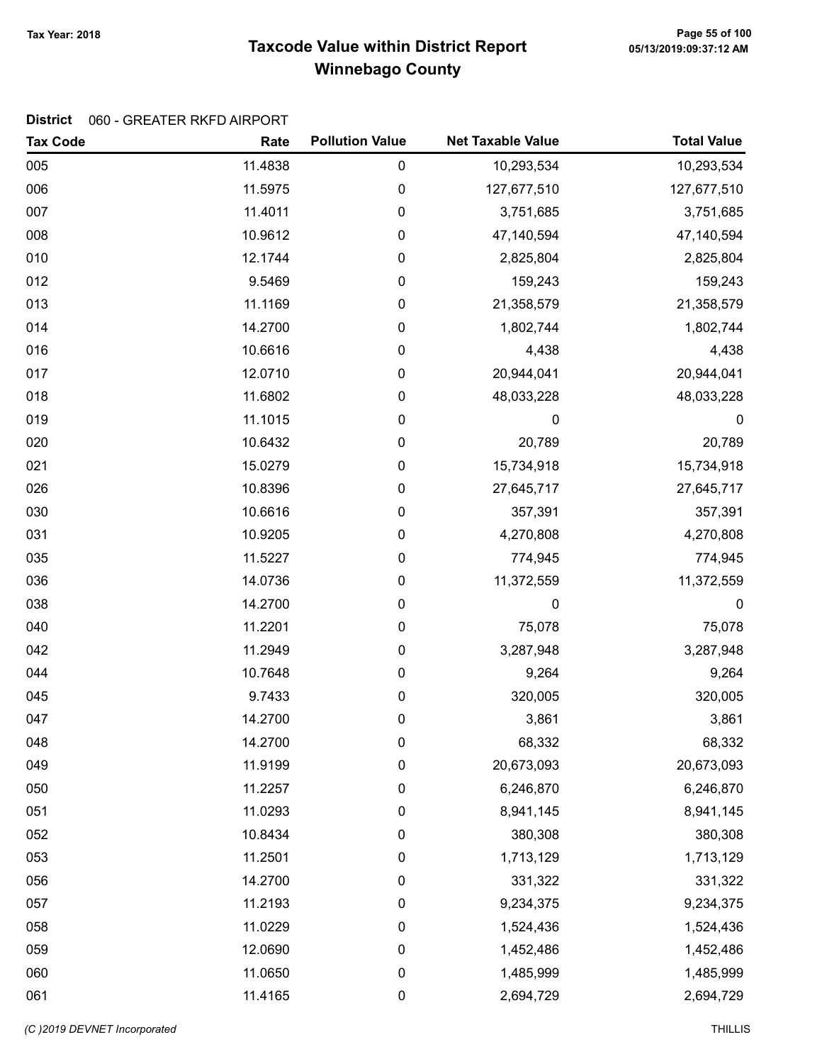# Taxcode Value within District Report
## Winnebago County

Tax Year: 2018

**District** 060 - GREATER RKFD AIRPORT

| Tax Code | Rate | Pollution Value | Net Taxable Value | Total Value |
|---|---|---|---|---|
| 005 | 11.4838 | 0 | 10,293,534 | 10,293,534 |
| 006 | 11.5975 | 0 | 127,677,510 | 127,677,510 |
| 007 | 11.4011 | 0 | 3,751,685 | 3,751,685 |
| 008 | 10.9612 | 0 | 47,140,594 | 47,140,594 |
| 010 | 12.1744 | 0 | 2,825,804 | 2,825,804 |
| 012 | 9.5469 | 0 | 159,243 | 159,243 |
| 013 | 11.1169 | 0 | 21,358,579 | 21,358,579 |
| 014 | 14.2700 | 0 | 1,802,744 | 1,802,744 |
| 016 | 10.6616 | 0 | 4,438 | 4,438 |
| 017 | 12.0710 | 0 | 20,944,041 | 20,944,041 |
| 018 | 11.6802 | 0 | 48,033,228 | 48,033,228 |
| 019 | 11.1015 | 0 | 0 | 0 |
| 020 | 10.6432 | 0 | 20,789 | 20,789 |
| 021 | 15.0279 | 0 | 15,734,918 | 15,734,918 |
| 026 | 10.8396 | 0 | 27,645,717 | 27,645,717 |
| 030 | 10.6616 | 0 | 357,391 | 357,391 |
| 031 | 10.9205 | 0 | 4,270,808 | 4,270,808 |
| 035 | 11.5227 | 0 | 774,945 | 774,945 |
| 036 | 14.0736 | 0 | 11,372,559 | 11,372,559 |
| 038 | 14.2700 | 0 | 0 | 0 |
| 040 | 11.2201 | 0 | 75,078 | 75,078 |
| 042 | 11.2949 | 0 | 3,287,948 | 3,287,948 |
| 044 | 10.7648 | 0 | 9,264 | 9,264 |
| 045 | 9.7433 | 0 | 320,005 | 320,005 |
| 047 | 14.2700 | 0 | 3,861 | 3,861 |
| 048 | 14.2700 | 0 | 68,332 | 68,332 |
| 049 | 11.9199 | 0 | 20,673,093 | 20,673,093 |
| 050 | 11.2257 | 0 | 6,246,870 | 6,246,870 |
| 051 | 11.0293 | 0 | 8,941,145 | 8,941,145 |
| 052 | 10.8434 | 0 | 380,308 | 380,308 |
| 053 | 11.2501 | 0 | 1,713,129 | 1,713,129 |
| 056 | 14.2700 | 0 | 331,322 | 331,322 |
| 057 | 11.2193 | 0 | 9,234,375 | 9,234,375 |
| 058 | 11.0229 | 0 | 1,524,436 | 1,524,436 |
| 059 | 12.0690 | 0 | 1,452,486 | 1,452,486 |
| 060 | 11.0650 | 0 | 1,485,999 | 1,485,999 |
| 061 | 11.4165 | 0 | 2,694,729 | 2,694,729 |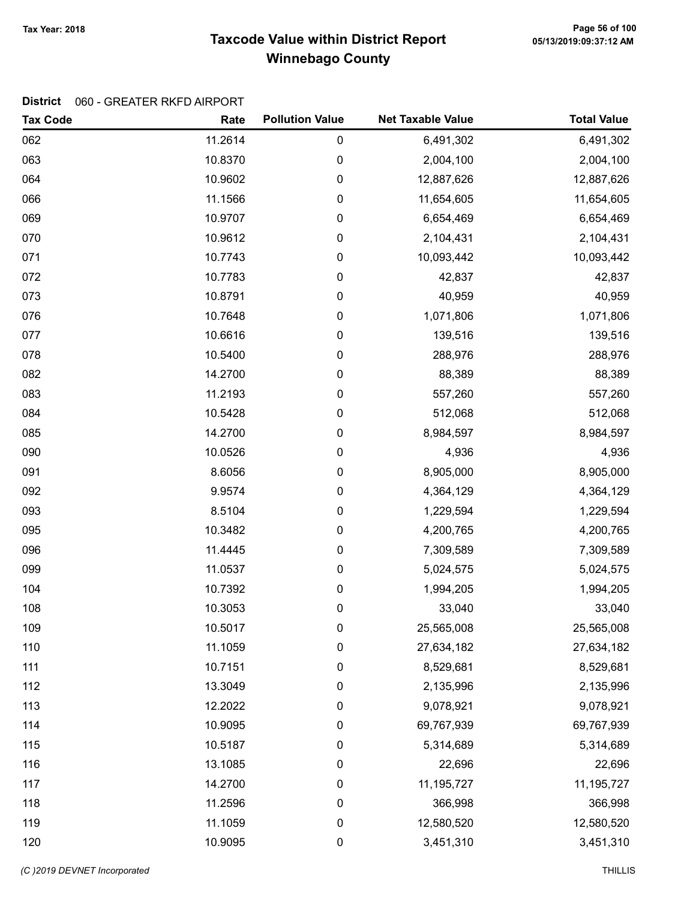# Taxcode Value within District Report
## Winnebago County

Tax Year: 2018

**District** 060 - GREATER RKFD AIRPORT

| Tax Code | Rate | Pollution Value | Net Taxable Value | Total Value |
|---|---|---|---|---|
| 062 | 11.2614 | 0 | 6,491,302 | 6,491,302 |
| 063 | 10.8370 | 0 | 2,004,100 | 2,004,100 |
| 064 | 10.9602 | 0 | 12,887,626 | 12,887,626 |
| 066 | 11.1566 | 0 | 11,654,605 | 11,654,605 |
| 069 | 10.9707 | 0 | 6,654,469 | 6,654,469 |
| 070 | 10.9612 | 0 | 2,104,431 | 2,104,431 |
| 071 | 10.7743 | 0 | 10,093,442 | 10,093,442 |
| 072 | 10.7783 | 0 | 42,837 | 42,837 |
| 073 | 10.8791 | 0 | 40,959 | 40,959 |
| 076 | 10.7648 | 0 | 1,071,806 | 1,071,806 |
| 077 | 10.6616 | 0 | 139,516 | 139,516 |
| 078 | 10.5400 | 0 | 288,976 | 288,976 |
| 082 | 14.2700 | 0 | 88,389 | 88,389 |
| 083 | 11.2193 | 0 | 557,260 | 557,260 |
| 084 | 10.5428 | 0 | 512,068 | 512,068 |
| 085 | 14.2700 | 0 | 8,984,597 | 8,984,597 |
| 090 | 10.0526 | 0 | 4,936 | 4,936 |
| 091 | 8.6056 | 0 | 8,905,000 | 8,905,000 |
| 092 | 9.9574 | 0 | 4,364,129 | 4,364,129 |
| 093 | 8.5104 | 0 | 1,229,594 | 1,229,594 |
| 095 | 10.3482 | 0 | 4,200,765 | 4,200,765 |
| 096 | 11.4445 | 0 | 7,309,589 | 7,309,589 |
| 099 | 11.0537 | 0 | 5,024,575 | 5,024,575 |
| 104 | 10.7392 | 0 | 1,994,205 | 1,994,205 |
| 108 | 10.3053 | 0 | 33,040 | 33,040 |
| 109 | 10.5017 | 0 | 25,565,008 | 25,565,008 |
| 110 | 11.1059 | 0 | 27,634,182 | 27,634,182 |
| 111 | 10.7151 | 0 | 8,529,681 | 8,529,681 |
| 112 | 13.3049 | 0 | 2,135,996 | 2,135,996 |
| 113 | 12.2022 | 0 | 9,078,921 | 9,078,921 |
| 114 | 10.9095 | 0 | 69,767,939 | 69,767,939 |
| 115 | 10.5187 | 0 | 5,314,689 | 5,314,689 |
| 116 | 13.1085 | 0 | 22,696 | 22,696 |
| 117 | 14.2700 | 0 | 11,195,727 | 11,195,727 |
| 118 | 11.2596 | 0 | 366,998 | 366,998 |
| 119 | 11.1059 | 0 | 12,580,520 | 12,580,520 |
| 120 | 10.9095 | 0 | 3,451,310 | 3,451,310 |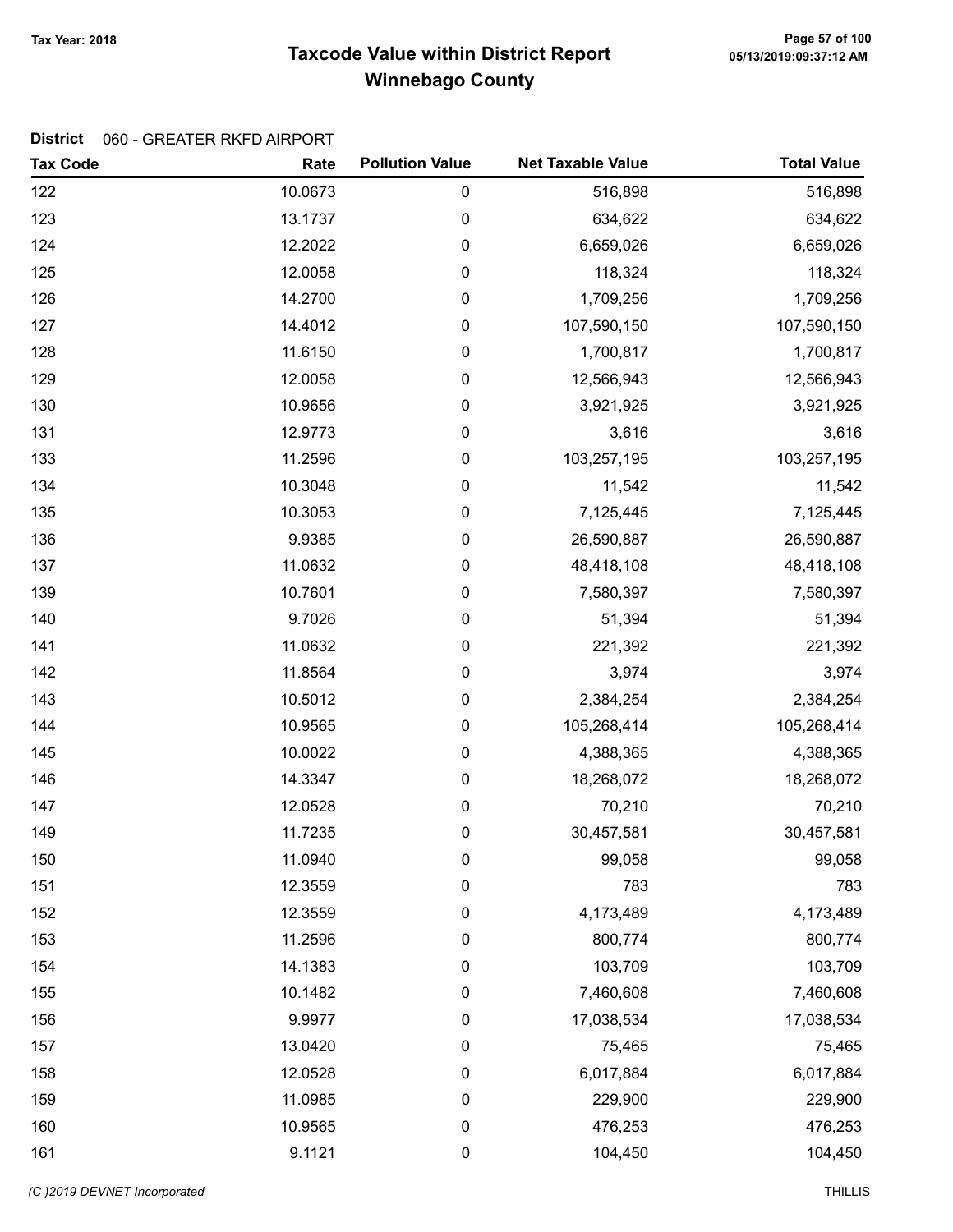# Taxcode Value within District Report
## Winnebago County

Tax Year: 2018

**District** 060 - GREATER RKFD AIRPORT

| Tax Code | Rate | Pollution Value | Net Taxable Value | Total Value |
|---|---|---|---|---|
| 122 | 10.0673 | 0 | 516,898 | 516,898 |
| 123 | 13.1737 | 0 | 634,622 | 634,622 |
| 124 | 12.2022 | 0 | 6,659,026 | 6,659,026 |
| 125 | 12.0058 | 0 | 118,324 | 118,324 |
| 126 | 14.2700 | 0 | 1,709,256 | 1,709,256 |
| 127 | 14.4012 | 0 | 107,590,150 | 107,590,150 |
| 128 | 11.6150 | 0 | 1,700,817 | 1,700,817 |
| 129 | 12.0058 | 0 | 12,566,943 | 12,566,943 |
| 130 | 10.9656 | 0 | 3,921,925 | 3,921,925 |
| 131 | 12.9773 | 0 | 3,616 | 3,616 |
| 133 | 11.2596 | 0 | 103,257,195 | 103,257,195 |
| 134 | 10.3048 | 0 | 11,542 | 11,542 |
| 135 | 10.3053 | 0 | 7,125,445 | 7,125,445 |
| 136 | 9.9385 | 0 | 26,590,887 | 26,590,887 |
| 137 | 11.0632 | 0 | 48,418,108 | 48,418,108 |
| 139 | 10.7601 | 0 | 7,580,397 | 7,580,397 |
| 140 | 9.7026 | 0 | 51,394 | 51,394 |
| 141 | 11.0632 | 0 | 221,392 | 221,392 |
| 142 | 11.8564 | 0 | 3,974 | 3,974 |
| 143 | 10.5012 | 0 | 2,384,254 | 2,384,254 |
| 144 | 10.9565 | 0 | 105,268,414 | 105,268,414 |
| 145 | 10.0022 | 0 | 4,388,365 | 4,388,365 |
| 146 | 14.3347 | 0 | 18,268,072 | 18,268,072 |
| 147 | 12.0528 | 0 | 70,210 | 70,210 |
| 149 | 11.7235 | 0 | 30,457,581 | 30,457,581 |
| 150 | 11.0940 | 0 | 99,058 | 99,058 |
| 151 | 12.3559 | 0 | 783 | 783 |
| 152 | 12.3559 | 0 | 4,173,489 | 4,173,489 |
| 153 | 11.2596 | 0 | 800,774 | 800,774 |
| 154 | 14.1383 | 0 | 103,709 | 103,709 |
| 155 | 10.1482 | 0 | 7,460,608 | 7,460,608 |
| 156 | 9.9977 | 0 | 17,038,534 | 17,038,534 |
| 157 | 13.0420 | 0 | 75,465 | 75,465 |
| 158 | 12.0528 | 0 | 6,017,884 | 6,017,884 |
| 159 | 11.0985 | 0 | 229,900 | 229,900 |
| 160 | 10.9565 | 0 | 476,253 | 476,253 |
| 161 | 9.1121 | 0 | 104,450 | 104,450 |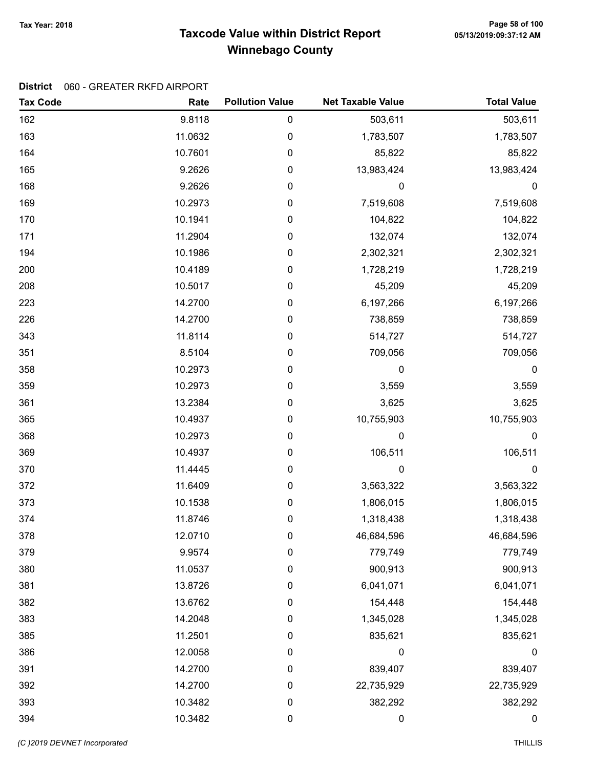# Taxcode Value within District Report
## Winnebago County

Tax Year: 2018

**District** 060 - GREATER RKFD AIRPORT

| Tax Code | Rate | Pollution Value | Net Taxable Value | Total Value |
|---|---|---|---|---|
| 162 | 9.8118 | 0 | 503,611 | 503,611 |
| 163 | 11.0632 | 0 | 1,783,507 | 1,783,507 |
| 164 | 10.7601 | 0 | 85,822 | 85,822 |
| 165 | 9.2626 | 0 | 13,983,424 | 13,983,424 |
| 168 | 9.2626 | 0 | 0 | 0 |
| 169 | 10.2973 | 0 | 7,519,608 | 7,519,608 |
| 170 | 10.1941 | 0 | 104,822 | 104,822 |
| 171 | 11.2904 | 0 | 132,074 | 132,074 |
| 194 | 10.1986 | 0 | 2,302,321 | 2,302,321 |
| 200 | 10.4189 | 0 | 1,728,219 | 1,728,219 |
| 208 | 10.5017 | 0 | 45,209 | 45,209 |
| 223 | 14.2700 | 0 | 6,197,266 | 6,197,266 |
| 226 | 14.2700 | 0 | 738,859 | 738,859 |
| 343 | 11.8114 | 0 | 514,727 | 514,727 |
| 351 | 8.5104 | 0 | 709,056 | 709,056 |
| 358 | 10.2973 | 0 | 0 | 0 |
| 359 | 10.2973 | 0 | 3,559 | 3,559 |
| 361 | 13.2384 | 0 | 3,625 | 3,625 |
| 365 | 10.4937 | 0 | 10,755,903 | 10,755,903 |
| 368 | 10.2973 | 0 | 0 | 0 |
| 369 | 10.4937 | 0 | 106,511 | 106,511 |
| 370 | 11.4445 | 0 | 0 | 0 |
| 372 | 11.6409 | 0 | 3,563,322 | 3,563,322 |
| 373 | 10.1538 | 0 | 1,806,015 | 1,806,015 |
| 374 | 11.8746 | 0 | 1,318,438 | 1,318,438 |
| 378 | 12.0710 | 0 | 46,684,596 | 46,684,596 |
| 379 | 9.9574 | 0 | 779,749 | 779,749 |
| 380 | 11.0537 | 0 | 900,913 | 900,913 |
| 381 | 13.8726 | 0 | 6,041,071 | 6,041,071 |
| 382 | 13.6762 | 0 | 154,448 | 154,448 |
| 383 | 14.2048 | 0 | 1,345,028 | 1,345,028 |
| 385 | 11.2501 | 0 | 835,621 | 835,621 |
| 386 | 12.0058 | 0 | 0 | 0 |
| 391 | 14.2700 | 0 | 839,407 | 839,407 |
| 392 | 14.2700 | 0 | 22,735,929 | 22,735,929 |
| 393 | 10.3482 | 0 | 382,292 | 382,292 |
| 394 | 10.3482 | 0 | 0 | 0 |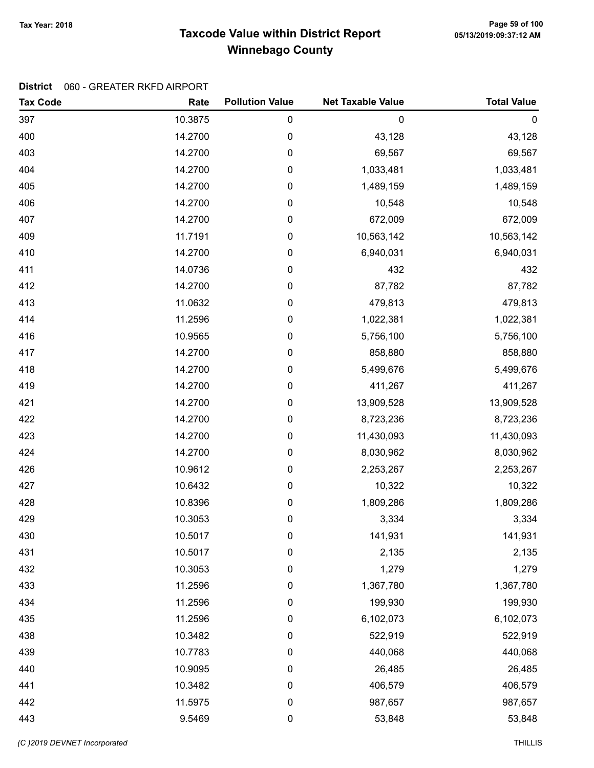# Taxcode Value within District Report
## Winnebago County

Tax Year: 2018

**District** 060 - GREATER RKFD AIRPORT

| Tax Code | Rate | Pollution Value | Net Taxable Value | Total Value |
|---|---|---|---|---|
| 397 | 10.3875 | 0 | 0 | 0 |
| 400 | 14.2700 | 0 | 43,128 | 43,128 |
| 403 | 14.2700 | 0 | 69,567 | 69,567 |
| 404 | 14.2700 | 0 | 1,033,481 | 1,033,481 |
| 405 | 14.2700 | 0 | 1,489,159 | 1,489,159 |
| 406 | 14.2700 | 0 | 10,548 | 10,548 |
| 407 | 14.2700 | 0 | 672,009 | 672,009 |
| 409 | 11.7191 | 0 | 10,563,142 | 10,563,142 |
| 410 | 14.2700 | 0 | 6,940,031 | 6,940,031 |
| 411 | 14.0736 | 0 | 432 | 432 |
| 412 | 14.2700 | 0 | 87,782 | 87,782 |
| 413 | 11.0632 | 0 | 479,813 | 479,813 |
| 414 | 11.2596 | 0 | 1,022,381 | 1,022,381 |
| 416 | 10.9565 | 0 | 5,756,100 | 5,756,100 |
| 417 | 14.2700 | 0 | 858,880 | 858,880 |
| 418 | 14.2700 | 0 | 5,499,676 | 5,499,676 |
| 419 | 14.2700 | 0 | 411,267 | 411,267 |
| 421 | 14.2700 | 0 | 13,909,528 | 13,909,528 |
| 422 | 14.2700 | 0 | 8,723,236 | 8,723,236 |
| 423 | 14.2700 | 0 | 11,430,093 | 11,430,093 |
| 424 | 14.2700 | 0 | 8,030,962 | 8,030,962 |
| 426 | 10.9612 | 0 | 2,253,267 | 2,253,267 |
| 427 | 10.6432 | 0 | 10,322 | 10,322 |
| 428 | 10.8396 | 0 | 1,809,286 | 1,809,286 |
| 429 | 10.3053 | 0 | 3,334 | 3,334 |
| 430 | 10.5017 | 0 | 141,931 | 141,931 |
| 431 | 10.5017 | 0 | 2,135 | 2,135 |
| 432 | 10.3053 | 0 | 1,279 | 1,279 |
| 433 | 11.2596 | 0 | 1,367,780 | 1,367,780 |
| 434 | 11.2596 | 0 | 199,930 | 199,930 |
| 435 | 11.2596 | 0 | 6,102,073 | 6,102,073 |
| 438 | 10.3482 | 0 | 522,919 | 522,919 |
| 439 | 10.7783 | 0 | 440,068 | 440,068 |
| 440 | 10.9095 | 0 | 26,485 | 26,485 |
| 441 | 10.3482 | 0 | 406,579 | 406,579 |
| 442 | 11.5975 | 0 | 987,657 | 987,657 |
| 443 | 9.5469 | 0 | 53,848 | 53,848 |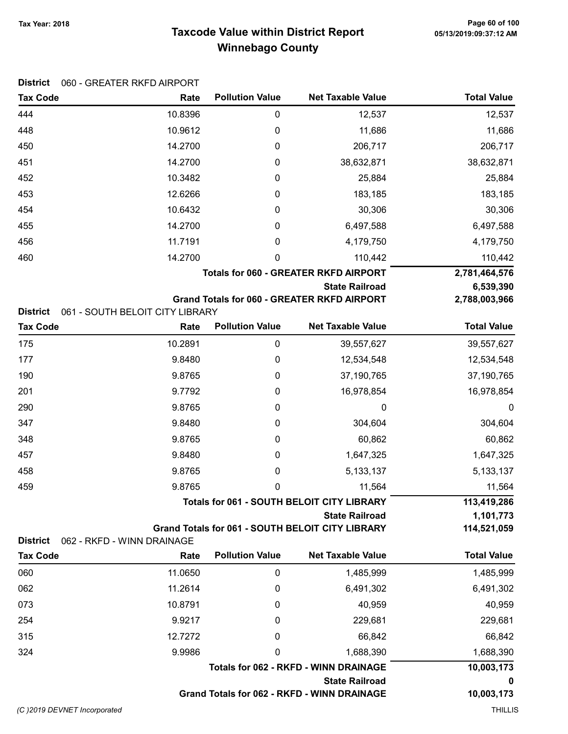# Taxcode Value within District Report
## Winnebago County

Tax Year: 2018

**District** 060 - GREATER RKFD AIRPORT

| Tax Code | Rate | Pollution Value | Net Taxable Value | Total Value |
|---|---|---|---|---|
| 444 | 10.8396 | 0 | 12,537 | 12,537 |
| 448 | 10.9612 | 0 | 11,686 | 11,686 |
| 450 | 14.2700 | 0 | 206,717 | 206,717 |
| 451 | 14.2700 | 0 | 38,632,871 | 38,632,871 |
| 452 | 10.3482 | 0 | 25,884 | 25,884 |
| 453 | 12.6266 | 0 | 183,185 | 183,185 |
| 454 | 10.6432 | 0 | 30,306 | 30,306 |
| 455 | 14.2700 | 0 | 6,497,588 | 6,497,588 |
| 456 | 11.7191 | 0 | 4,179,750 | 4,179,750 |
| 460 | 14.2700 | 0 | 110,442 | 110,442 |
| | | | **Totals for 060 - GREATER RKFD AIRPORT** | **2,781,464,576** |
| | | | **State Railroad** | **6,539,390** |
| | | | **Grand Totals for 060 - GREATER RKFD AIRPORT** | **2,788,003,966** |

**District** 061 - SOUTH BELOIT CITY LIBRARY

| Tax Code | Rate | Pollution Value | Net Taxable Value | Total Value |
|---|---|---|---|---|
| 175 | 10.2891 | 0 | 39,557,627 | 39,557,627 |
| 177 | 9.8480 | 0 | 12,534,548 | 12,534,548 |
| 190 | 9.8765 | 0 | 37,190,765 | 37,190,765 |
| 201 | 9.7792 | 0 | 16,978,854 | 16,978,854 |
| 290 | 9.8765 | 0 | 0 | 0 |
| 347 | 9.8480 | 0 | 304,604 | 304,604 |
| 348 | 9.8765 | 0 | 60,862 | 60,862 |
| 457 | 9.8480 | 0 | 1,647,325 | 1,647,325 |
| 458 | 9.8765 | 0 | 5,133,137 | 5,133,137 |
| 459 | 9.8765 | 0 | 11,564 | 11,564 |
| | | | **Totals for 061 - SOUTH BELOIT CITY LIBRARY** | **113,419,286** |
| | | | **State Railroad** | **1,101,773** |
| | | | **Grand Totals for 061 - SOUTH BELOIT CITY LIBRARY** | **114,521,059** |

**District** 062 - RKFD - WINN DRAINAGE

| Tax Code | Rate | Pollution Value | Net Taxable Value | Total Value |
|---|---|---|---|---|
| 060 | 11.0650 | 0 | 1,485,999 | 1,485,999 |
| 062 | 11.2614 | 0 | 6,491,302 | 6,491,302 |
| 073 | 10.8791 | 0 | 40,959 | 40,959 |
| 254 | 9.9217 | 0 | 229,681 | 229,681 |
| 315 | 12.7272 | 0 | 66,842 | 66,842 |
| 324 | 9.9986 | 0 | 1,688,390 | 1,688,390 |
| | | | **Totals for 062 - RKFD - WINN DRAINAGE** | **10,003,173** |
| | | | **State Railroad** | **0** |
| | | | **Grand Totals for 062 - RKFD - WINN DRAINAGE** | **10,003,173** |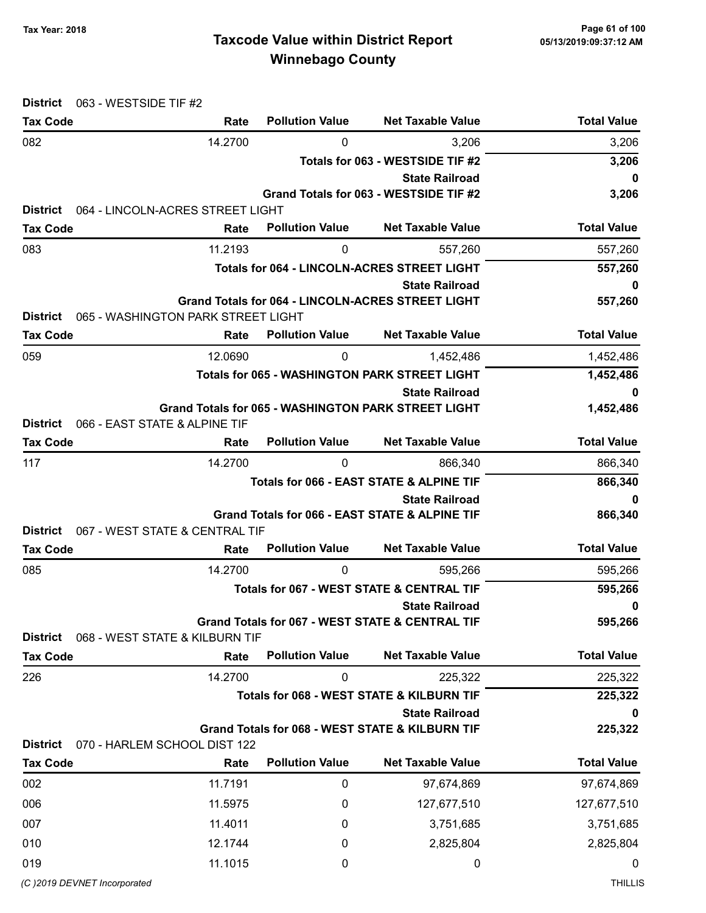# Taxcode Value within District Report
## Winnebago County

Tax Year: 2018

**District** 063 - WESTSIDE TIF #2

| Tax Code | Rate | Pollution Value | Net Taxable Value | Total Value |
|---|---|---|---|---|
| 082 | 14.2700 | 0 | 3,206 | 3,206 |
| | | | **Totals for 063 - WESTSIDE TIF #2** | **3,206** |
| | | | **State Railroad** | **0** |
| | | | **Grand Totals for 063 - WESTSIDE TIF #2** | **3,206** |

**District** 064 - LINCOLN-ACRES STREET LIGHT

| Tax Code | Rate | Pollution Value | Net Taxable Value | Total Value |
|---|---|---|---|---|
| 083 | 11.2193 | 0 | 557,260 | 557,260 |
| | | | **Totals for 064 - LINCOLN-ACRES STREET LIGHT** | **557,260** |
| | | | **State Railroad** | **0** |
| | | | **Grand Totals for 064 - LINCOLN-ACRES STREET LIGHT** | **557,260** |

**District** 065 - WASHINGTON PARK STREET LIGHT

| Tax Code | Rate | Pollution Value | Net Taxable Value | Total Value |
|---|---|---|---|---|
| 059 | 12.0690 | 0 | 1,452,486 | 1,452,486 |
| | | | **Totals for 065 - WASHINGTON PARK STREET LIGHT** | **1,452,486** |
| | | | **State Railroad** | **0** |
| | | | **Grand Totals for 065 - WASHINGTON PARK STREET LIGHT** | **1,452,486** |

**District** 066 - EAST STATE & ALPINE TIF

| Tax Code | Rate | Pollution Value | Net Taxable Value | Total Value |
|---|---|---|---|---|
| 117 | 14.2700 | 0 | 866,340 | 866,340 |
| | | | **Totals for 066 - EAST STATE & ALPINE TIF** | **866,340** |
| | | | **State Railroad** | **0** |
| | | | **Grand Totals for 066 - EAST STATE & ALPINE TIF** | **866,340** |

**District** 067 - WEST STATE & CENTRAL TIF

| Tax Code | Rate | Pollution Value | Net Taxable Value | Total Value |
|---|---|---|---|---|
| 085 | 14.2700 | 0 | 595,266 | 595,266 |
| | | | **Totals for 067 - WEST STATE & CENTRAL TIF** | **595,266** |
| | | | **State Railroad** | **0** |
| | | | **Grand Totals for 067 - WEST STATE & CENTRAL TIF** | **595,266** |

**District** 068 - WEST STATE & KILBURN TIF

| Tax Code | Rate | Pollution Value | Net Taxable Value | Total Value |
|---|---|---|---|---|
| 226 | 14.2700 | 0 | 225,322 | 225,322 |
| | | | **Totals for 068 - WEST STATE & KILBURN TIF** | **225,322** |
| | | | **State Railroad** | **0** |
| | | | **Grand Totals for 068 - WEST STATE & KILBURN TIF** | **225,322** |

**District** 070 - HARLEM SCHOOL DIST 122

| Tax Code | Rate | Pollution Value | Net Taxable Value | Total Value |
|---|---|---|---|---|
| 002 | 11.7191 | 0 | 97,674,869 | 97,674,869 |
| 006 | 11.5975 | 0 | 127,677,510 | 127,677,510 |
| 007 | 11.4011 | 0 | 3,751,685 | 3,751,685 |
| 010 | 12.1744 | 0 | 2,825,804 | 2,825,804 |
| 019 | 11.1015 | 0 | 0 | 0 |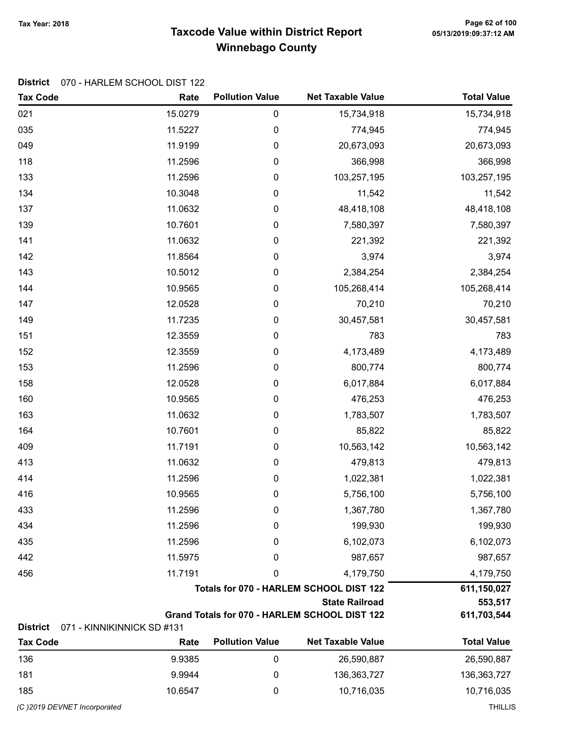# Taxcode Value within District Report
## Winnebago County

Tax Year: 2018

**District** 070 - HARLEM SCHOOL DIST 122

| Tax Code | Rate | Pollution Value | Net Taxable Value | Total Value |
|---|---|---|---|---|
| 021 | 15.0279 | 0 | 15,734,918 | 15,734,918 |
| 035 | 11.5227 | 0 | 774,945 | 774,945 |
| 049 | 11.9199 | 0 | 20,673,093 | 20,673,093 |
| 118 | 11.2596 | 0 | 366,998 | 366,998 |
| 133 | 11.2596 | 0 | 103,257,195 | 103,257,195 |
| 134 | 10.3048 | 0 | 11,542 | 11,542 |
| 137 | 11.0632 | 0 | 48,418,108 | 48,418,108 |
| 139 | 10.7601 | 0 | 7,580,397 | 7,580,397 |
| 141 | 11.0632 | 0 | 221,392 | 221,392 |
| 142 | 11.8564 | 0 | 3,974 | 3,974 |
| 143 | 10.5012 | 0 | 2,384,254 | 2,384,254 |
| 144 | 10.9565 | 0 | 105,268,414 | 105,268,414 |
| 147 | 12.0528 | 0 | 70,210 | 70,210 |
| 149 | 11.7235 | 0 | 30,457,581 | 30,457,581 |
| 151 | 12.3559 | 0 | 783 | 783 |
| 152 | 12.3559 | 0 | 4,173,489 | 4,173,489 |
| 153 | 11.2596 | 0 | 800,774 | 800,774 |
| 158 | 12.0528 | 0 | 6,017,884 | 6,017,884 |
| 160 | 10.9565 | 0 | 476,253 | 476,253 |
| 163 | 11.0632 | 0 | 1,783,507 | 1,783,507 |
| 164 | 10.7601 | 0 | 85,822 | 85,822 |
| 409 | 11.7191 | 0 | 10,563,142 | 10,563,142 |
| 413 | 11.0632 | 0 | 479,813 | 479,813 |
| 414 | 11.2596 | 0 | 1,022,381 | 1,022,381 |
| 416 | 10.9565 | 0 | 5,756,100 | 5,756,100 |
| 433 | 11.2596 | 0 | 1,367,780 | 1,367,780 |
| 434 | 11.2596 | 0 | 199,930 | 199,930 |
| 435 | 11.2596 | 0 | 6,102,073 | 6,102,073 |
| 442 | 11.5975 | 0 | 987,657 | 987,657 |
| 456 | 11.7191 | 0 | 4,179,750 | 4,179,750 |
| | | | **Totals for 070 - HARLEM SCHOOL DIST 122** | **611,150,027** |
| | | | **State Railroad** | **553,517** |
| | | | **Grand Totals for 070 - HARLEM SCHOOL DIST 122** | **611,703,544** |

**District** 071 - KINNIKINNICK SD #131

| Tax Code | Rate | Pollution Value | Net Taxable Value | Total Value |
|---|---|---|---|---|
| 136 | 9.9385 | 0 | 26,590,887 | 26,590,887 |
| 181 | 9.9944 | 0 | 136,363,727 | 136,363,727 |
| 185 | 10.6547 | 0 | 10,716,035 | 10,716,035 |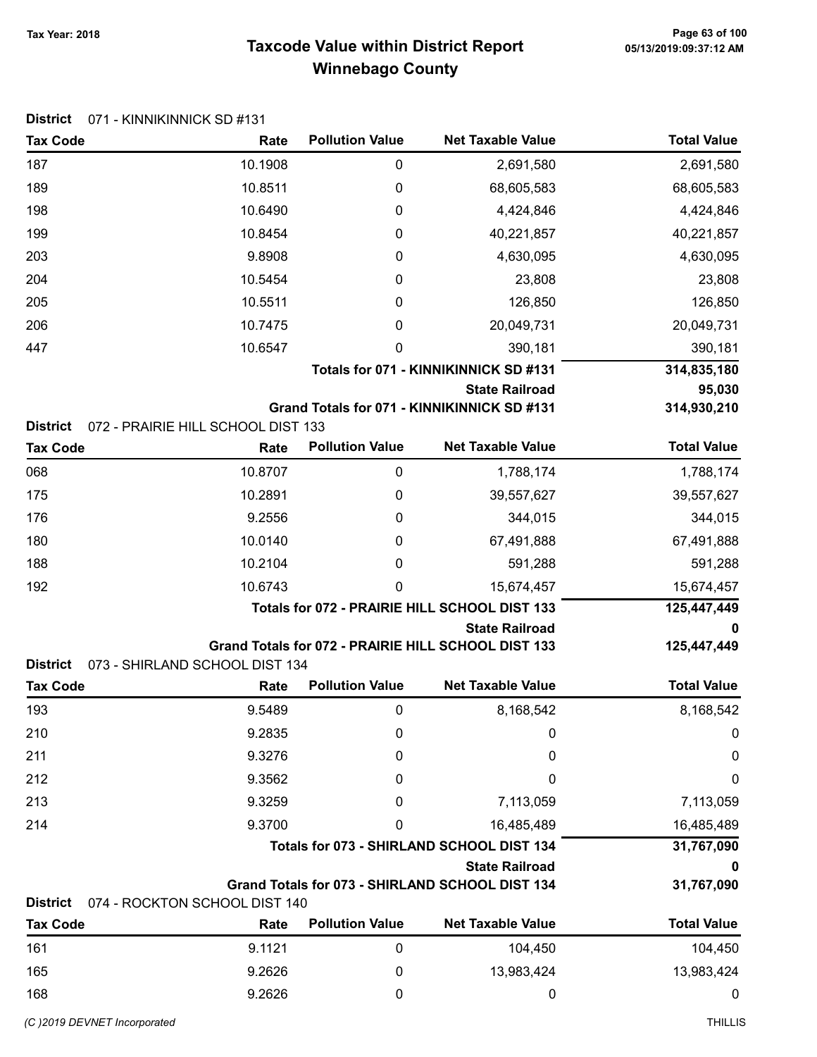# Taxcode Value within District Report
## Winnebago County

Tax Year: 2018

**District** 071 - KINNIKINNICK SD #131

| Tax Code | Rate | Pollution Value | Net Taxable Value | Total Value |
|---|---|---|---|---|
| 187 | 10.1908 | 0 | 2,691,580 | 2,691,580 |
| 189 | 10.8511 | 0 | 68,605,583 | 68,605,583 |
| 198 | 10.6490 | 0 | 4,424,846 | 4,424,846 |
| 199 | 10.8454 | 0 | 40,221,857 | 40,221,857 |
| 203 | 9.8908 | 0 | 4,630,095 | 4,630,095 |
| 204 | 10.5454 | 0 | 23,808 | 23,808 |
| 205 | 10.5511 | 0 | 126,850 | 126,850 |
| 206 | 10.7475 | 0 | 20,049,731 | 20,049,731 |
| 447 | 10.6547 | 0 | 390,181 | 390,181 |
| | | | **Totals for 071 - KINNIKINNICK SD #131** | **314,835,180** |
| | | | **State Railroad** | **95,030** |
| | | | **Grand Totals for 071 - KINNIKINNICK SD #131** | **314,930,210** |

**District** 072 - PRAIRIE HILL SCHOOL DIST 133

| Tax Code | Rate | Pollution Value | Net Taxable Value | Total Value |
|---|---|---|---|---|
| 068 | 10.8707 | 0 | 1,788,174 | 1,788,174 |
| 175 | 10.2891 | 0 | 39,557,627 | 39,557,627 |
| 176 | 9.2556 | 0 | 344,015 | 344,015 |
| 180 | 10.0140 | 0 | 67,491,888 | 67,491,888 |
| 188 | 10.2104 | 0 | 591,288 | 591,288 |
| 192 | 10.6743 | 0 | 15,674,457 | 15,674,457 |
| | | | **Totals for 072 - PRAIRIE HILL SCHOOL DIST 133** | **125,447,449** |
| | | | **State Railroad** | **0** |
| | | | **Grand Totals for 072 - PRAIRIE HILL SCHOOL DIST 133** | **125,447,449** |

**District** 073 - SHIRLAND SCHOOL DIST 134

| Tax Code | Rate | Pollution Value | Net Taxable Value | Total Value |
|---|---|---|---|---|
| 193 | 9.5489 | 0 | 8,168,542 | 8,168,542 |
| 210 | 9.2835 | 0 | 0 | 0 |
| 211 | 9.3276 | 0 | 0 | 0 |
| 212 | 9.3562 | 0 | 0 | 0 |
| 213 | 9.3259 | 0 | 7,113,059 | 7,113,059 |
| 214 | 9.3700 | 0 | 16,485,489 | 16,485,489 |
| | | | **Totals for 073 - SHIRLAND SCHOOL DIST 134** | **31,767,090** |
| | | | **State Railroad** | **0** |
| | | | **Grand Totals for 073 - SHIRLAND SCHOOL DIST 134** | **31,767,090** |

**District** 074 - ROCKTON SCHOOL DIST 140

| Tax Code | Rate | Pollution Value | Net Taxable Value | Total Value |
|---|---|---|---|---|
| 161 | 9.1121 | 0 | 104,450 | 104,450 |
| 165 | 9.2626 | 0 | 13,983,424 | 13,983,424 |
| 168 | 9.2626 | 0 | 0 | 0 |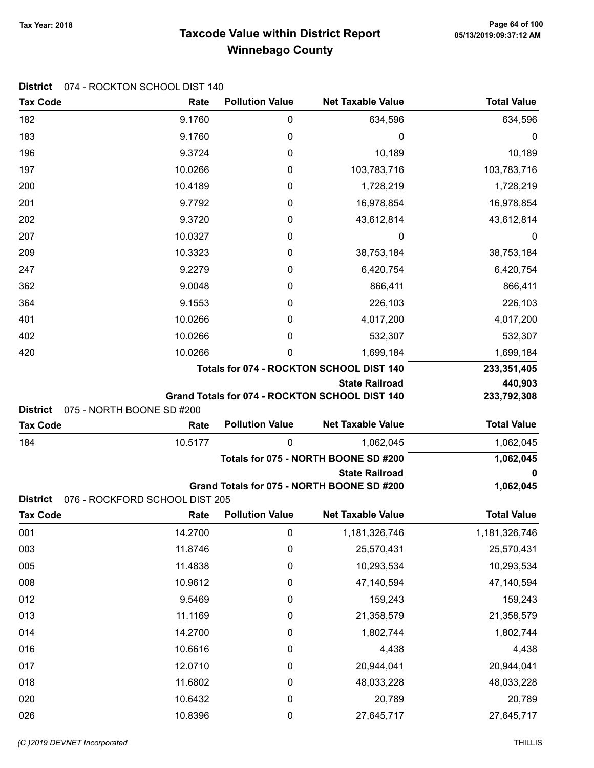# Taxcode Value within District Report
## Winnebago County

Tax Year: 2018

**District** 074 - ROCKTON SCHOOL DIST 140

| Tax Code | Rate | Pollution Value | Net Taxable Value | Total Value |
|---|---|---|---|---|
| 182 | 9.1760 | 0 | 634,596 | 634,596 |
| 183 | 9.1760 | 0 | 0 | 0 |
| 196 | 9.3724 | 0 | 10,189 | 10,189 |
| 197 | 10.0266 | 0 | 103,783,716 | 103,783,716 |
| 200 | 10.4189 | 0 | 1,728,219 | 1,728,219 |
| 201 | 9.7792 | 0 | 16,978,854 | 16,978,854 |
| 202 | 9.3720 | 0 | 43,612,814 | 43,612,814 |
| 207 | 10.0327 | 0 | 0 | 0 |
| 209 | 10.3323 | 0 | 38,753,184 | 38,753,184 |
| 247 | 9.2279 | 0 | 6,420,754 | 6,420,754 |
| 362 | 9.0048 | 0 | 866,411 | 866,411 |
| 364 | 9.1553 | 0 | 226,103 | 226,103 |
| 401 | 10.0266 | 0 | 4,017,200 | 4,017,200 |
| 402 | 10.0266 | 0 | 532,307 | 532,307 |
| 420 | 10.0266 | 0 | 1,699,184 | 1,699,184 |
| | | | **Totals for 074 - ROCKTON SCHOOL DIST 140** | **233,351,405** |
| | | | **State Railroad** | **440,903** |
| | | | **Grand Totals for 074 - ROCKTON SCHOOL DIST 140** | **233,792,308** |

**District** 075 - NORTH BOONE SD #200

| Tax Code | Rate | Pollution Value | Net Taxable Value | Total Value |
|---|---|---|---|---|
| 184 | 10.5177 | 0 | 1,062,045 | 1,062,045 |
| | | | **Totals for 075 - NORTH BOONE SD #200** | **1,062,045** |
| | | | **State Railroad** | **0** |
| | | | **Grand Totals for 075 - NORTH BOONE SD #200** | **1,062,045** |

**District** 076 - ROCKFORD SCHOOL DIST 205

| Tax Code | Rate | Pollution Value | Net Taxable Value | Total Value |
|---|---|---|---|---|
| 001 | 14.2700 | 0 | 1,181,326,746 | 1,181,326,746 |
| 003 | 11.8746 | 0 | 25,570,431 | 25,570,431 |
| 005 | 11.4838 | 0 | 10,293,534 | 10,293,534 |
| 008 | 10.9612 | 0 | 47,140,594 | 47,140,594 |
| 012 | 9.5469 | 0 | 159,243 | 159,243 |
| 013 | 11.1169 | 0 | 21,358,579 | 21,358,579 |
| 014 | 14.2700 | 0 | 1,802,744 | 1,802,744 |
| 016 | 10.6616 | 0 | 4,438 | 4,438 |
| 017 | 12.0710 | 0 | 20,944,041 | 20,944,041 |
| 018 | 11.6802 | 0 | 48,033,228 | 48,033,228 |
| 020 | 10.6432 | 0 | 20,789 | 20,789 |
| 026 | 10.8396 | 0 | 27,645,717 | 27,645,717 |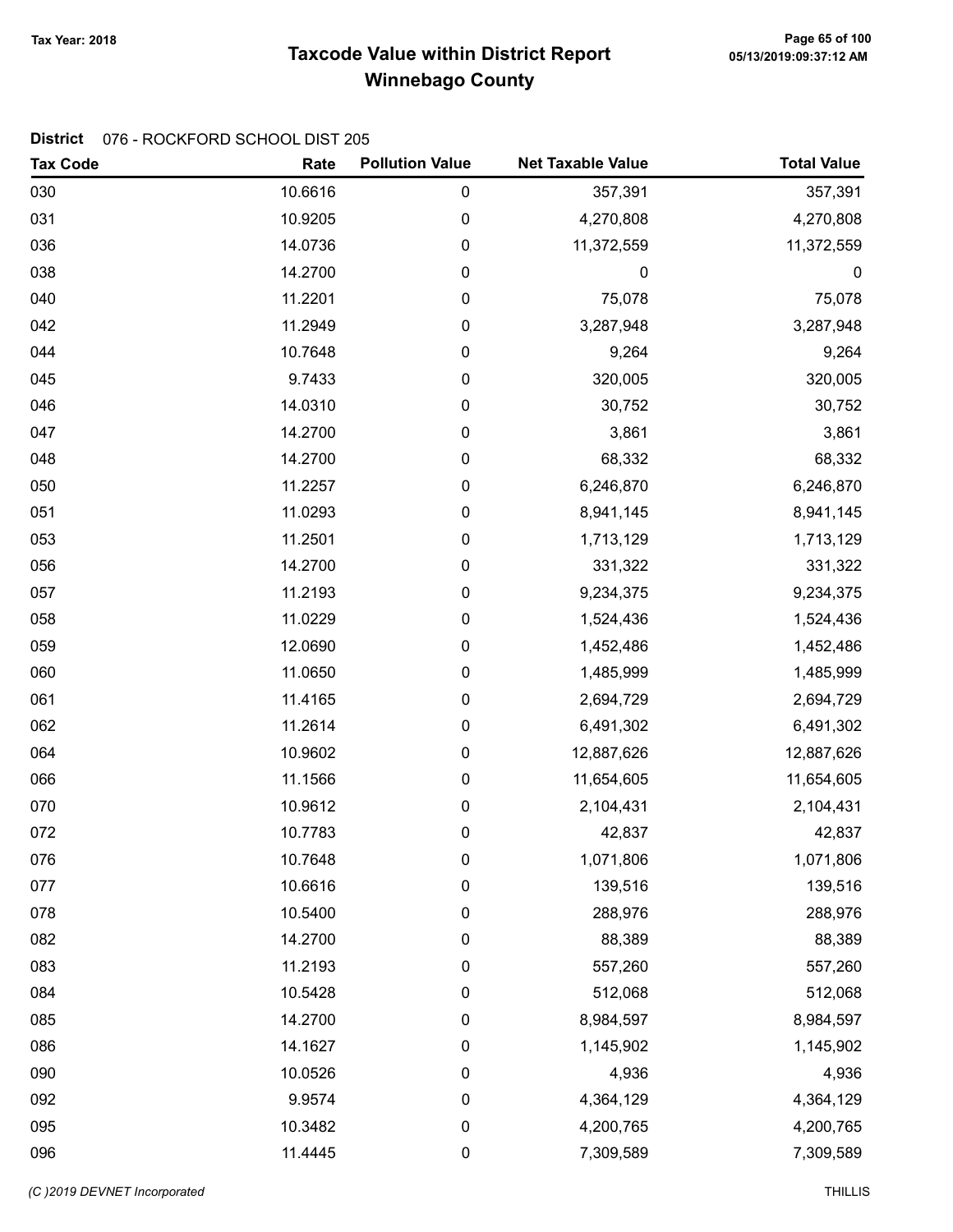# Taxcode Value within District Report
## Winnebago County

Tax Year: 2018

**District** 076 - ROCKFORD SCHOOL DIST 205

| Tax Code | Rate | Pollution Value | Net Taxable Value | Total Value |
|---|---|---|---|---|
| 030 | 10.6616 | 0 | 357,391 | 357,391 |
| 031 | 10.9205 | 0 | 4,270,808 | 4,270,808 |
| 036 | 14.0736 | 0 | 11,372,559 | 11,372,559 |
| 038 | 14.2700 | 0 | 0 | 0 |
| 040 | 11.2201 | 0 | 75,078 | 75,078 |
| 042 | 11.2949 | 0 | 3,287,948 | 3,287,948 |
| 044 | 10.7648 | 0 | 9,264 | 9,264 |
| 045 | 9.7433 | 0 | 320,005 | 320,005 |
| 046 | 14.0310 | 0 | 30,752 | 30,752 |
| 047 | 14.2700 | 0 | 3,861 | 3,861 |
| 048 | 14.2700 | 0 | 68,332 | 68,332 |
| 050 | 11.2257 | 0 | 6,246,870 | 6,246,870 |
| 051 | 11.0293 | 0 | 8,941,145 | 8,941,145 |
| 053 | 11.2501 | 0 | 1,713,129 | 1,713,129 |
| 056 | 14.2700 | 0 | 331,322 | 331,322 |
| 057 | 11.2193 | 0 | 9,234,375 | 9,234,375 |
| 058 | 11.0229 | 0 | 1,524,436 | 1,524,436 |
| 059 | 12.0690 | 0 | 1,452,486 | 1,452,486 |
| 060 | 11.0650 | 0 | 1,485,999 | 1,485,999 |
| 061 | 11.4165 | 0 | 2,694,729 | 2,694,729 |
| 062 | 11.2614 | 0 | 6,491,302 | 6,491,302 |
| 064 | 10.9602 | 0 | 12,887,626 | 12,887,626 |
| 066 | 11.1566 | 0 | 11,654,605 | 11,654,605 |
| 070 | 10.9612 | 0 | 2,104,431 | 2,104,431 |
| 072 | 10.7783 | 0 | 42,837 | 42,837 |
| 076 | 10.7648 | 0 | 1,071,806 | 1,071,806 |
| 077 | 10.6616 | 0 | 139,516 | 139,516 |
| 078 | 10.5400 | 0 | 288,976 | 288,976 |
| 082 | 14.2700 | 0 | 88,389 | 88,389 |
| 083 | 11.2193 | 0 | 557,260 | 557,260 |
| 084 | 10.5428 | 0 | 512,068 | 512,068 |
| 085 | 14.2700 | 0 | 8,984,597 | 8,984,597 |
| 086 | 14.1627 | 0 | 1,145,902 | 1,145,902 |
| 090 | 10.0526 | 0 | 4,936 | 4,936 |
| 092 | 9.9574 | 0 | 4,364,129 | 4,364,129 |
| 095 | 10.3482 | 0 | 4,200,765 | 4,200,765 |
| 096 | 11.4445 | 0 | 7,309,589 | 7,309,589 |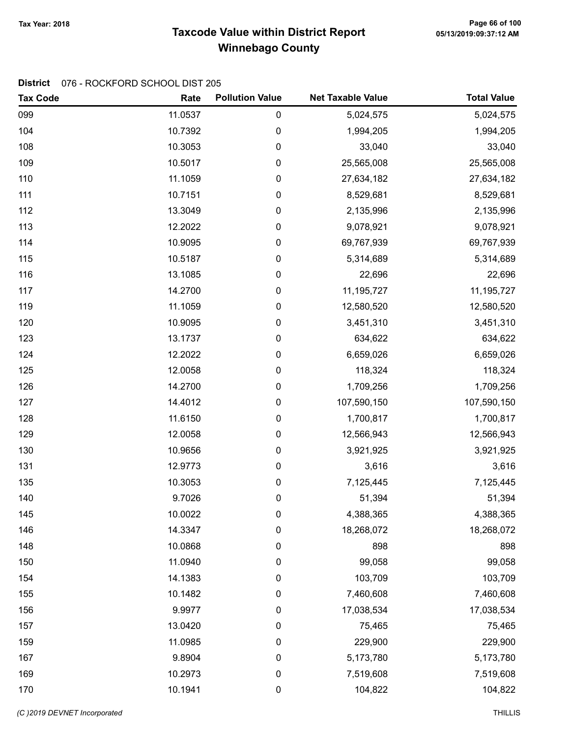# Taxcode Value within District Report
## Winnebago County

Tax Year: 2018

**District** 076 - ROCKFORD SCHOOL DIST 205

| Tax Code | Rate | Pollution Value | Net Taxable Value | Total Value |
|---|---|---|---|---|
| 099 | 11.0537 | 0 | 5,024,575 | 5,024,575 |
| 104 | 10.7392 | 0 | 1,994,205 | 1,994,205 |
| 108 | 10.3053 | 0 | 33,040 | 33,040 |
| 109 | 10.5017 | 0 | 25,565,008 | 25,565,008 |
| 110 | 11.1059 | 0 | 27,634,182 | 27,634,182 |
| 111 | 10.7151 | 0 | 8,529,681 | 8,529,681 |
| 112 | 13.3049 | 0 | 2,135,996 | 2,135,996 |
| 113 | 12.2022 | 0 | 9,078,921 | 9,078,921 |
| 114 | 10.9095 | 0 | 69,767,939 | 69,767,939 |
| 115 | 10.5187 | 0 | 5,314,689 | 5,314,689 |
| 116 | 13.1085 | 0 | 22,696 | 22,696 |
| 117 | 14.2700 | 0 | 11,195,727 | 11,195,727 |
| 119 | 11.1059 | 0 | 12,580,520 | 12,580,520 |
| 120 | 10.9095 | 0 | 3,451,310 | 3,451,310 |
| 123 | 13.1737 | 0 | 634,622 | 634,622 |
| 124 | 12.2022 | 0 | 6,659,026 | 6,659,026 |
| 125 | 12.0058 | 0 | 118,324 | 118,324 |
| 126 | 14.2700 | 0 | 1,709,256 | 1,709,256 |
| 127 | 14.4012 | 0 | 107,590,150 | 107,590,150 |
| 128 | 11.6150 | 0 | 1,700,817 | 1,700,817 |
| 129 | 12.0058 | 0 | 12,566,943 | 12,566,943 |
| 130 | 10.9656 | 0 | 3,921,925 | 3,921,925 |
| 131 | 12.9773 | 0 | 3,616 | 3,616 |
| 135 | 10.3053 | 0 | 7,125,445 | 7,125,445 |
| 140 | 9.7026 | 0 | 51,394 | 51,394 |
| 145 | 10.0022 | 0 | 4,388,365 | 4,388,365 |
| 146 | 14.3347 | 0 | 18,268,072 | 18,268,072 |
| 148 | 10.0868 | 0 | 898 | 898 |
| 150 | 11.0940 | 0 | 99,058 | 99,058 |
| 154 | 14.1383 | 0 | 103,709 | 103,709 |
| 155 | 10.1482 | 0 | 7,460,608 | 7,460,608 |
| 156 | 9.9977 | 0 | 17,038,534 | 17,038,534 |
| 157 | 13.0420 | 0 | 75,465 | 75,465 |
| 159 | 11.0985 | 0 | 229,900 | 229,900 |
| 167 | 9.8904 | 0 | 5,173,780 | 5,173,780 |
| 169 | 10.2973 | 0 | 7,519,608 | 7,519,608 |
| 170 | 10.1941 | 0 | 104,822 | 104,822 |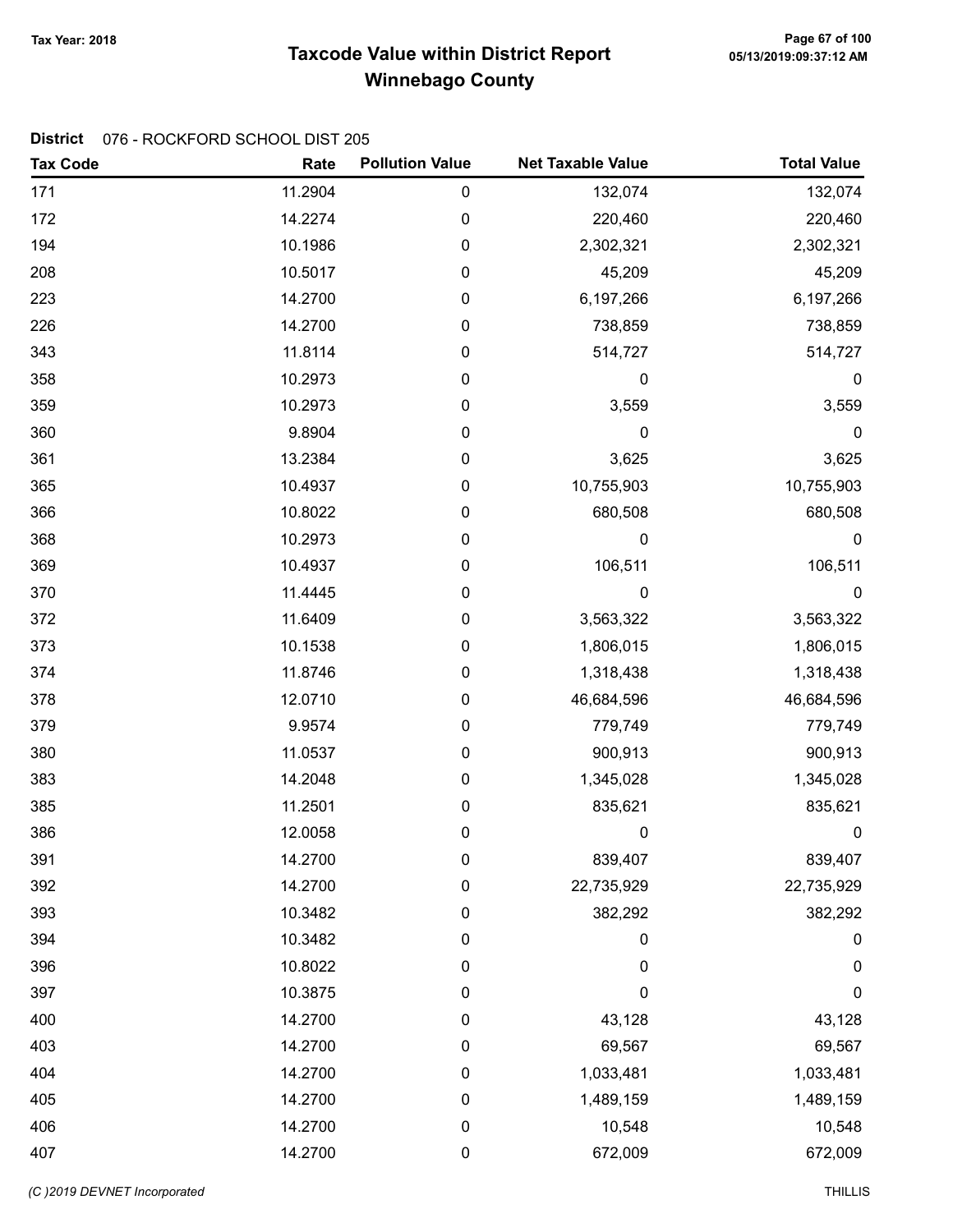# Taxcode Value within District Report

## Winnebago County

Tax Year: 2018

**District** 076 - ROCKFORD SCHOOL DIST 205

| Tax Code | Rate | Pollution Value | Net Taxable Value | Total Value |
|---|---|---|---|---|
| 171 | 11.2904 | 0 | 132,074 | 132,074 |
| 172 | 14.2274 | 0 | 220,460 | 220,460 |
| 194 | 10.1986 | 0 | 2,302,321 | 2,302,321 |
| 208 | 10.5017 | 0 | 45,209 | 45,209 |
| 223 | 14.2700 | 0 | 6,197,266 | 6,197,266 |
| 226 | 14.2700 | 0 | 738,859 | 738,859 |
| 343 | 11.8114 | 0 | 514,727 | 514,727 |
| 358 | 10.2973 | 0 | 0 | 0 |
| 359 | 10.2973 | 0 | 3,559 | 3,559 |
| 360 | 9.8904 | 0 | 0 | 0 |
| 361 | 13.2384 | 0 | 3,625 | 3,625 |
| 365 | 10.4937 | 0 | 10,755,903 | 10,755,903 |
| 366 | 10.8022 | 0 | 680,508 | 680,508 |
| 368 | 10.2973 | 0 | 0 | 0 |
| 369 | 10.4937 | 0 | 106,511 | 106,511 |
| 370 | 11.4445 | 0 | 0 | 0 |
| 372 | 11.6409 | 0 | 3,563,322 | 3,563,322 |
| 373 | 10.1538 | 0 | 1,806,015 | 1,806,015 |
| 374 | 11.8746 | 0 | 1,318,438 | 1,318,438 |
| 378 | 12.0710 | 0 | 46,684,596 | 46,684,596 |
| 379 | 9.9574 | 0 | 779,749 | 779,749 |
| 380 | 11.0537 | 0 | 900,913 | 900,913 |
| 383 | 14.2048 | 0 | 1,345,028 | 1,345,028 |
| 385 | 11.2501 | 0 | 835,621 | 835,621 |
| 386 | 12.0058 | 0 | 0 | 0 |
| 391 | 14.2700 | 0 | 839,407 | 839,407 |
| 392 | 14.2700 | 0 | 22,735,929 | 22,735,929 |
| 393 | 10.3482 | 0 | 382,292 | 382,292 |
| 394 | 10.3482 | 0 | 0 | 0 |
| 396 | 10.8022 | 0 | 0 | 0 |
| 397 | 10.3875 | 0 | 0 | 0 |
| 400 | 14.2700 | 0 | 43,128 | 43,128 |
| 403 | 14.2700 | 0 | 69,567 | 69,567 |
| 404 | 14.2700 | 0 | 1,033,481 | 1,033,481 |
| 405 | 14.2700 | 0 | 1,489,159 | 1,489,159 |
| 406 | 14.2700 | 0 | 10,548 | 10,548 |
| 407 | 14.2700 | 0 | 672,009 | 672,009 |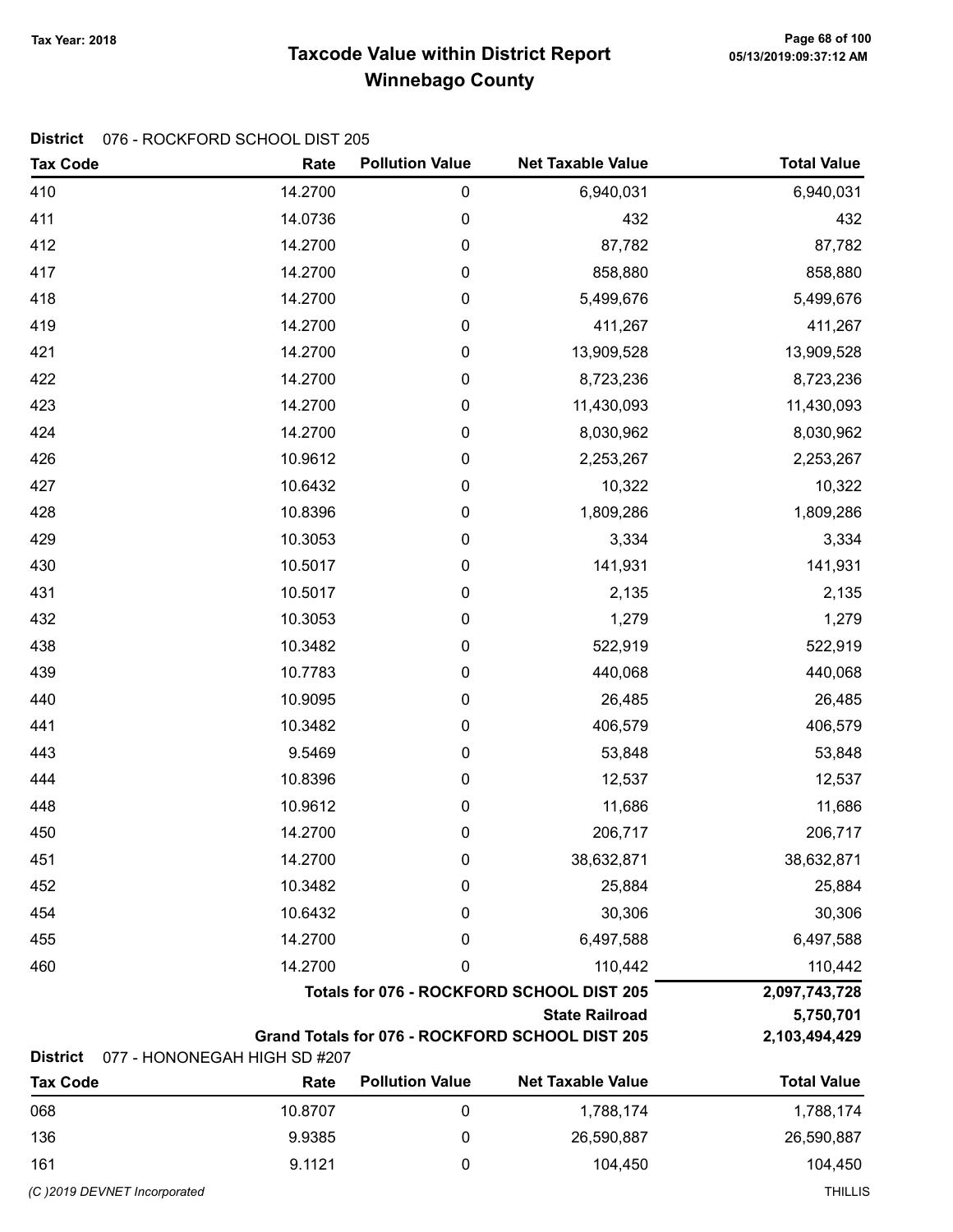**District** 076 - ROCKFORD SCHOOL DIST 205

| Tax Code | Rate | Pollution Value | Net Taxable Value | Total Value |
|---|---|---|---|---|
| 410 | 14.2700 | 0 | 6,940,031 | 6,940,031 |
| 411 | 14.0736 | 0 | 432 | 432 |
| 412 | 14.2700 | 0 | 87,782 | 87,782 |
| 417 | 14.2700 | 0 | 858,880 | 858,880 |
| 418 | 14.2700 | 0 | 5,499,676 | 5,499,676 |
| 419 | 14.2700 | 0 | 411,267 | 411,267 |
| 421 | 14.2700 | 0 | 13,909,528 | 13,909,528 |
| 422 | 14.2700 | 0 | 8,723,236 | 8,723,236 |
| 423 | 14.2700 | 0 | 11,430,093 | 11,430,093 |
| 424 | 14.2700 | 0 | 8,030,962 | 8,030,962 |
| 426 | 10.9612 | 0 | 2,253,267 | 2,253,267 |
| 427 | 10.6432 | 0 | 10,322 | 10,322 |
| 428 | 10.8396 | 0 | 1,809,286 | 1,809,286 |
| 429 | 10.3053 | 0 | 3,334 | 3,334 |
| 430 | 10.5017 | 0 | 141,931 | 141,931 |
| 431 | 10.5017 | 0 | 2,135 | 2,135 |
| 432 | 10.3053 | 0 | 1,279 | 1,279 |
| 438 | 10.3482 | 0 | 522,919 | 522,919 |
| 439 | 10.7783 | 0 | 440,068 | 440,068 |
| 440 | 10.9095 | 0 | 26,485 | 26,485 |
| 441 | 10.3482 | 0 | 406,579 | 406,579 |
| 443 | 9.5469 | 0 | 53,848 | 53,848 |
| 444 | 10.8396 | 0 | 12,537 | 12,537 |
| 448 | 10.9612 | 0 | 11,686 | 11,686 |
| 450 | 14.2700 | 0 | 206,717 | 206,717 |
| 451 | 14.2700 | 0 | 38,632,871 | 38,632,871 |
| 452 | 10.3482 | 0 | 25,884 | 25,884 |
| 454 | 10.6432 | 0 | 30,306 | 30,306 |
| 455 | 14.2700 | 0 | 6,497,588 | 6,497,588 |
| 460 | 14.2700 | 0 | 110,442 | 110,442 |
| | | | **Totals for 076 - ROCKFORD SCHOOL DIST 205** | **2,097,743,728** |
| | | | **State Railroad** | **5,750,701** |
| | | | **Grand Totals for 076 - ROCKFORD SCHOOL DIST 205** | **2,103,494,429** |

**District** 077 - HONONEGAH HIGH SD #207

| Tax Code | Rate | Pollution Value | Net Taxable Value | Total Value |
|---|---|---|---|---|
| 068 | 10.8707 | 0 | 1,788,174 | 1,788,174 |
| 136 | 9.9385 | 0 | 26,590,887 | 26,590,887 |
| 161 | 9.1121 | 0 | 104,450 | 104,450 |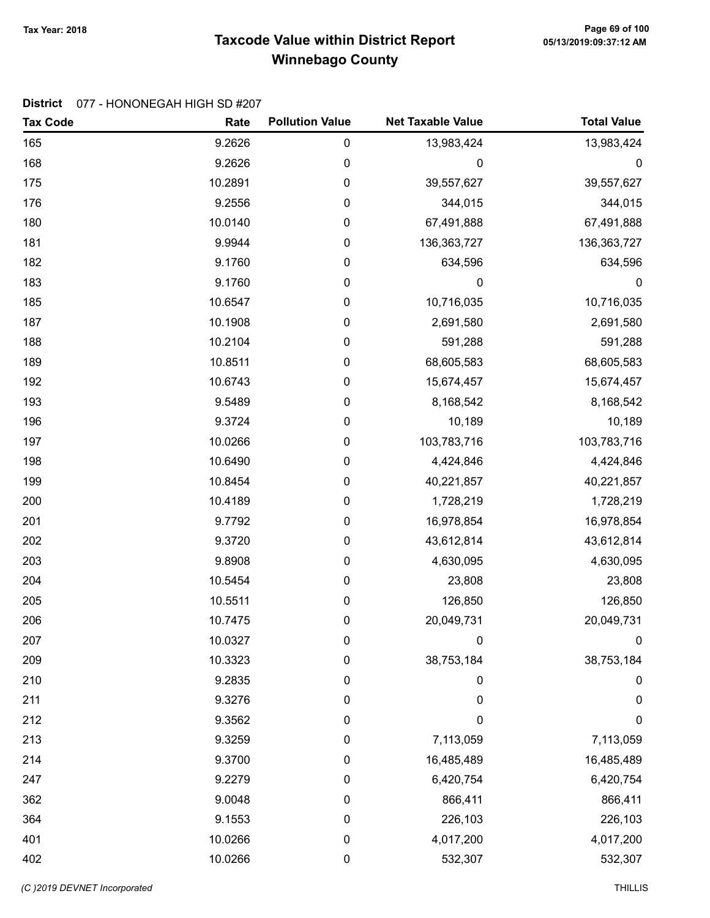Tax Year: 2018

# Taxcode Value within District Report
## Winnebago County

**District** 077 - HONONEGAH HIGH SD #207

| Tax Code | Rate | Pollution Value | Net Taxable Value | Total Value |
|---|---|---|---|---|
| 165 | 9.2626 | 0 | 13,983,424 | 13,983,424 |
| 168 | 9.2626 | 0 | 0 | 0 |
| 175 | 10.2891 | 0 | 39,557,627 | 39,557,627 |
| 176 | 9.2556 | 0 | 344,015 | 344,015 |
| 180 | 10.0140 | 0 | 67,491,888 | 67,491,888 |
| 181 | 9.9944 | 0 | 136,363,727 | 136,363,727 |
| 182 | 9.1760 | 0 | 634,596 | 634,596 |
| 183 | 9.1760 | 0 | 0 | 0 |
| 185 | 10.6547 | 0 | 10,716,035 | 10,716,035 |
| 187 | 10.1908 | 0 | 2,691,580 | 2,691,580 |
| 188 | 10.2104 | 0 | 591,288 | 591,288 |
| 189 | 10.8511 | 0 | 68,605,583 | 68,605,583 |
| 192 | 10.6743 | 0 | 15,674,457 | 15,674,457 |
| 193 | 9.5489 | 0 | 8,168,542 | 8,168,542 |
| 196 | 9.3724 | 0 | 10,189 | 10,189 |
| 197 | 10.0266 | 0 | 103,783,716 | 103,783,716 |
| 198 | 10.6490 | 0 | 4,424,846 | 4,424,846 |
| 199 | 10.8454 | 0 | 40,221,857 | 40,221,857 |
| 200 | 10.4189 | 0 | 1,728,219 | 1,728,219 |
| 201 | 9.7792 | 0 | 16,978,854 | 16,978,854 |
| 202 | 9.3720 | 0 | 43,612,814 | 43,612,814 |
| 203 | 9.8908 | 0 | 4,630,095 | 4,630,095 |
| 204 | 10.5454 | 0 | 23,808 | 23,808 |
| 205 | 10.5511 | 0 | 126,850 | 126,850 |
| 206 | 10.7475 | 0 | 20,049,731 | 20,049,731 |
| 207 | 10.0327 | 0 | 0 | 0 |
| 209 | 10.3323 | 0 | 38,753,184 | 38,753,184 |
| 210 | 9.2835 | 0 | 0 | 0 |
| 211 | 9.3276 | 0 | 0 | 0 |
| 212 | 9.3562 | 0 | 0 | 0 |
| 213 | 9.3259 | 0 | 7,113,059 | 7,113,059 |
| 214 | 9.3700 | 0 | 16,485,489 | 16,485,489 |
| 247 | 9.2279 | 0 | 6,420,754 | 6,420,754 |
| 362 | 9.0048 | 0 | 866,411 | 866,411 |
| 364 | 9.1553 | 0 | 226,103 | 226,103 |
| 401 | 10.0266 | 0 | 4,017,200 | 4,017,200 |
| 402 | 10.0266 | 0 | 532,307 | 532,307 |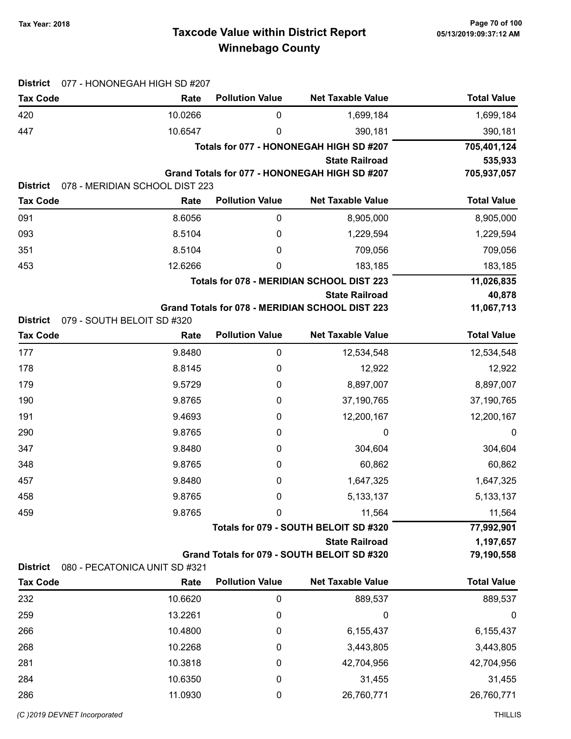# Taxcode Value within District Report
## Winnebago County

Tax Year: 2018

**District** 077 - HONONEGAH HIGH SD #207

| Tax Code | Rate | Pollution Value | Net Taxable Value | Total Value |
|---|---|---|---|---|
| 420 | 10.0266 | 0 | 1,699,184 | 1,699,184 |
| 447 | 10.6547 | 0 | 390,181 | 390,181 |
| | | | **Totals for 077 - HONONEGAH HIGH SD #207** | **705,401,124** |
| | | | **State Railroad** | **535,933** |
| | | | **Grand Totals for 077 - HONONEGAH HIGH SD #207** | **705,937,057** |

**District** 078 - MERIDIAN SCHOOL DIST 223

| Tax Code | Rate | Pollution Value | Net Taxable Value | Total Value |
|---|---|---|---|---|
| 091 | 8.6056 | 0 | 8,905,000 | 8,905,000 |
| 093 | 8.5104 | 0 | 1,229,594 | 1,229,594 |
| 351 | 8.5104 | 0 | 709,056 | 709,056 |
| 453 | 12.6266 | 0 | 183,185 | 183,185 |
| | | | **Totals for 078 - MERIDIAN SCHOOL DIST 223** | **11,026,835** |
| | | | **State Railroad** | **40,878** |
| | | | **Grand Totals for 078 - MERIDIAN SCHOOL DIST 223** | **11,067,713** |

**District** 079 - SOUTH BELOIT SD #320

| Tax Code | Rate | Pollution Value | Net Taxable Value | Total Value |
|---|---|---|---|---|
| 177 | 9.8480 | 0 | 12,534,548 | 12,534,548 |
| 178 | 8.8145 | 0 | 12,922 | 12,922 |
| 179 | 9.5729 | 0 | 8,897,007 | 8,897,007 |
| 190 | 9.8765 | 0 | 37,190,765 | 37,190,765 |
| 191 | 9.4693 | 0 | 12,200,167 | 12,200,167 |
| 290 | 9.8765 | 0 | 0 | 0 |
| 347 | 9.8480 | 0 | 304,604 | 304,604 |
| 348 | 9.8765 | 0 | 60,862 | 60,862 |
| 457 | 9.8480 | 0 | 1,647,325 | 1,647,325 |
| 458 | 9.8765 | 0 | 5,133,137 | 5,133,137 |
| 459 | 9.8765 | 0 | 11,564 | 11,564 |
| | | | **Totals for 079 - SOUTH BELOIT SD #320** | **77,992,901** |
| | | | **State Railroad** | **1,197,657** |
| | | | **Grand Totals for 079 - SOUTH BELOIT SD #320** | **79,190,558** |

**District** 080 - PECATONICA UNIT SD #321

| Tax Code | Rate | Pollution Value | Net Taxable Value | Total Value |
|---|---|---|---|---|
| 232 | 10.6620 | 0 | 889,537 | 889,537 |
| 259 | 13.2261 | 0 | 0 | 0 |
| 266 | 10.4800 | 0 | 6,155,437 | 6,155,437 |
| 268 | 10.2268 | 0 | 3,443,805 | 3,443,805 |
| 281 | 10.3818 | 0 | 42,704,956 | 42,704,956 |
| 284 | 10.6350 | 0 | 31,455 | 31,455 |
| 286 | 11.0930 | 0 | 26,760,771 | 26,760,771 |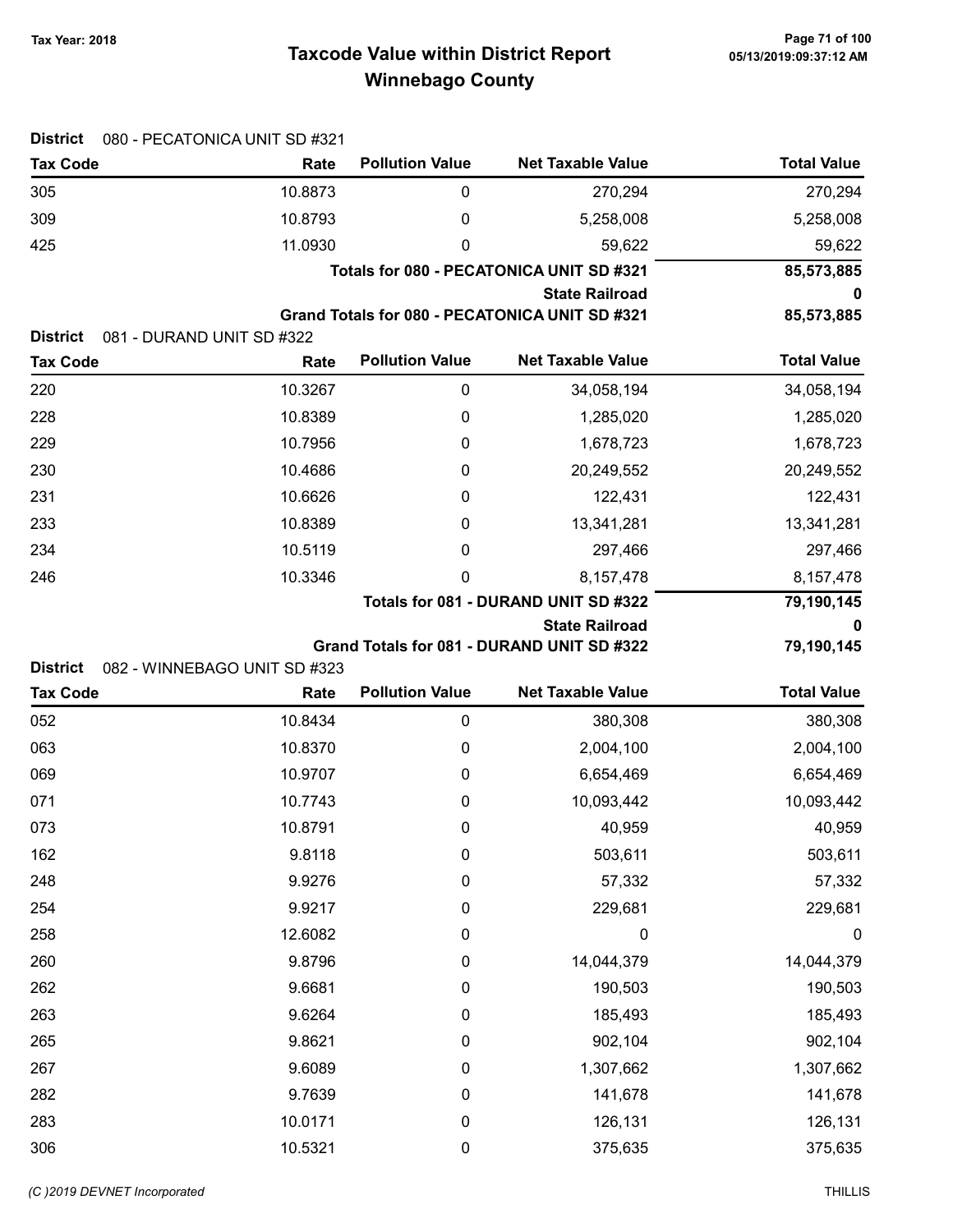# Taxcode Value within District Report
## Winnebago County

Tax Year: 2018

**District** 080 - PECATONICA UNIT SD #321

| Tax Code | Rate | Pollution Value | Net Taxable Value | Total Value |
|---|---|---|---|---|
| 305 | 10.8873 | 0 | 270,294 | 270,294 |
| 309 | 10.8793 | 0 | 5,258,008 | 5,258,008 |
| 425 | 11.0930 | 0 | 59,622 | 59,622 |
| | | | **Totals for 080 - PECATONICA UNIT SD #321** | **85,573,885** |
| | | | **State Railroad** | **0** |
| | | | **Grand Totals for 080 - PECATONICA UNIT SD #321** | **85,573,885** |

**District** 081 - DURAND UNIT SD #322

| Tax Code | Rate | Pollution Value | Net Taxable Value | Total Value |
|---|---|---|---|---|
| 220 | 10.3267 | 0 | 34,058,194 | 34,058,194 |
| 228 | 10.8389 | 0 | 1,285,020 | 1,285,020 |
| 229 | 10.7956 | 0 | 1,678,723 | 1,678,723 |
| 230 | 10.4686 | 0 | 20,249,552 | 20,249,552 |
| 231 | 10.6626 | 0 | 122,431 | 122,431 |
| 233 | 10.8389 | 0 | 13,341,281 | 13,341,281 |
| 234 | 10.5119 | 0 | 297,466 | 297,466 |
| 246 | 10.3346 | 0 | 8,157,478 | 8,157,478 |
| | | | **Totals for 081 - DURAND UNIT SD #322** | **79,190,145** |
| | | | **State Railroad** | **0** |
| | | | **Grand Totals for 081 - DURAND UNIT SD #322** | **79,190,145** |

**District** 082 - WINNEBAGO UNIT SD #323

| Tax Code | Rate | Pollution Value | Net Taxable Value | Total Value |
|---|---|---|---|---|
| 052 | 10.8434 | 0 | 380,308 | 380,308 |
| 063 | 10.8370 | 0 | 2,004,100 | 2,004,100 |
| 069 | 10.9707 | 0 | 6,654,469 | 6,654,469 |
| 071 | 10.7743 | 0 | 10,093,442 | 10,093,442 |
| 073 | 10.8791 | 0 | 40,959 | 40,959 |
| 162 | 9.8118 | 0 | 503,611 | 503,611 |
| 248 | 9.9276 | 0 | 57,332 | 57,332 |
| 254 | 9.9217 | 0 | 229,681 | 229,681 |
| 258 | 12.6082 | 0 | 0 | 0 |
| 260 | 9.8796 | 0 | 14,044,379 | 14,044,379 |
| 262 | 9.6681 | 0 | 190,503 | 190,503 |
| 263 | 9.6264 | 0 | 185,493 | 185,493 |
| 265 | 9.8621 | 0 | 902,104 | 902,104 |
| 267 | 9.6089 | 0 | 1,307,662 | 1,307,662 |
| 282 | 9.7639 | 0 | 141,678 | 141,678 |
| 283 | 10.0171 | 0 | 126,131 | 126,131 |
| 306 | 10.5321 | 0 | 375,635 | 375,635 |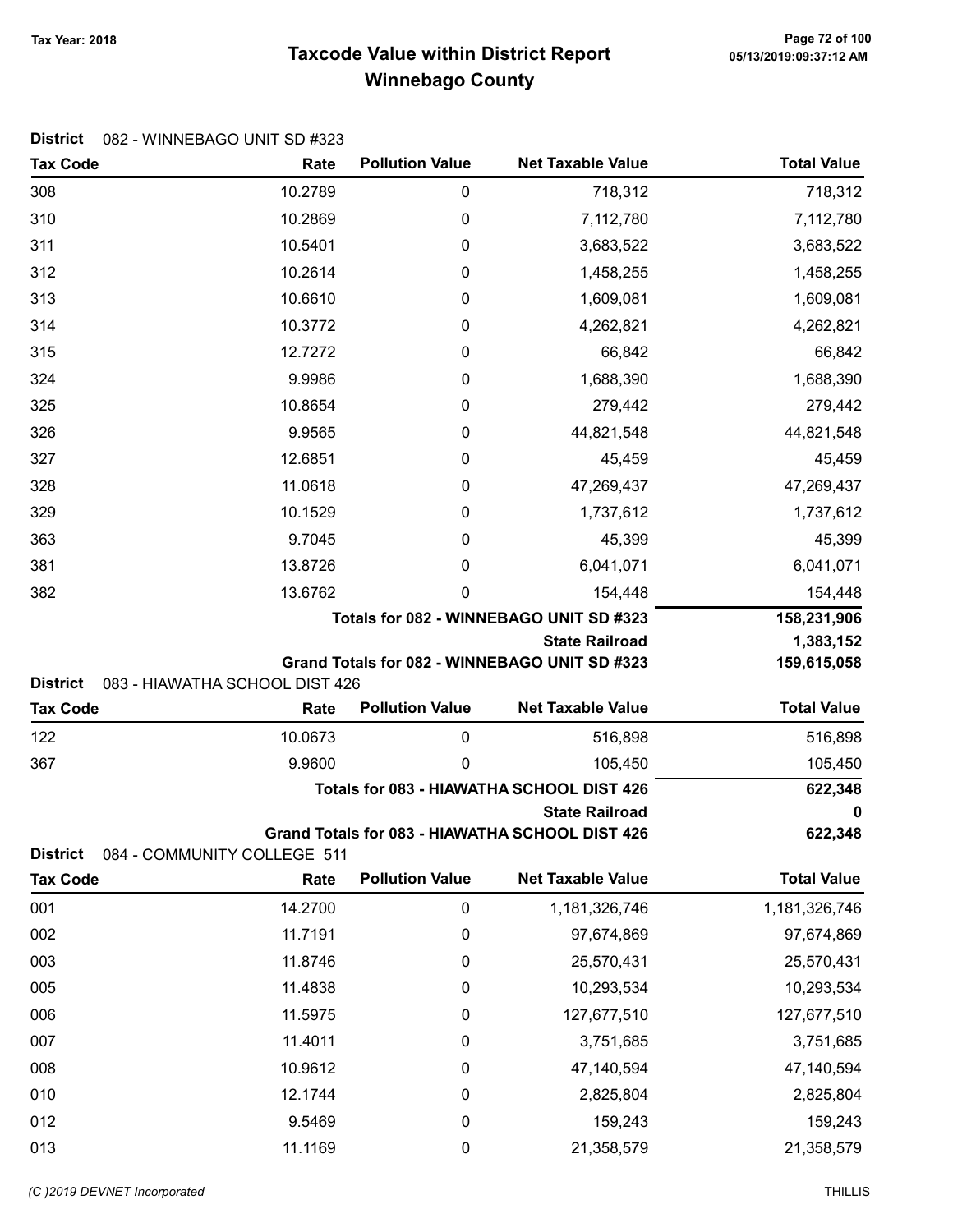# Taxcode Value within District Report
## Winnebago County

Tax Year: 2018

**District** 082 - WINNEBAGO UNIT SD #323

| Tax Code | Rate | Pollution Value | Net Taxable Value | Total Value |
|---|---|---|---|---|
| 308 | 10.2789 | 0 | 718,312 | 718,312 |
| 310 | 10.2869 | 0 | 7,112,780 | 7,112,780 |
| 311 | 10.5401 | 0 | 3,683,522 | 3,683,522 |
| 312 | 10.2614 | 0 | 1,458,255 | 1,458,255 |
| 313 | 10.6610 | 0 | 1,609,081 | 1,609,081 |
| 314 | 10.3772 | 0 | 4,262,821 | 4,262,821 |
| 315 | 12.7272 | 0 | 66,842 | 66,842 |
| 324 | 9.9986 | 0 | 1,688,390 | 1,688,390 |
| 325 | 10.8654 | 0 | 279,442 | 279,442 |
| 326 | 9.9565 | 0 | 44,821,548 | 44,821,548 |
| 327 | 12.6851 | 0 | 45,459 | 45,459 |
| 328 | 11.0618 | 0 | 47,269,437 | 47,269,437 |
| 329 | 10.1529 | 0 | 1,737,612 | 1,737,612 |
| 363 | 9.7045 | 0 | 45,399 | 45,399 |
| 381 | 13.8726 | 0 | 6,041,071 | 6,041,071 |
| 382 | 13.6762 | 0 | 154,448 | 154,448 |
| | | | **Totals for 082 - WINNEBAGO UNIT SD #323** | **158,231,906** |
| | | | **State Railroad** | **1,383,152** |
| | | | **Grand Totals for 082 - WINNEBAGO UNIT SD #323** | **159,615,058** |

**District** 083 - HIAWATHA SCHOOL DIST 426

| Tax Code | Rate | Pollution Value | Net Taxable Value | Total Value |
|---|---|---|---|---|
| 122 | 10.0673 | 0 | 516,898 | 516,898 |
| 367 | 9.9600 | 0 | 105,450 | 105,450 |
| | | | **Totals for 083 - HIAWATHA SCHOOL DIST 426** | **622,348** |
| | | | **State Railroad** | **0** |
| | | | **Grand Totals for 083 - HIAWATHA SCHOOL DIST 426** | **622,348** |

**District** 084 - COMMUNITY COLLEGE 511

| Tax Code | Rate | Pollution Value | Net Taxable Value | Total Value |
|---|---|---|---|---|
| 001 | 14.2700 | 0 | 1,181,326,746 | 1,181,326,746 |
| 002 | 11.7191 | 0 | 97,674,869 | 97,674,869 |
| 003 | 11.8746 | 0 | 25,570,431 | 25,570,431 |
| 005 | 11.4838 | 0 | 10,293,534 | 10,293,534 |
| 006 | 11.5975 | 0 | 127,677,510 | 127,677,510 |
| 007 | 11.4011 | 0 | 3,751,685 | 3,751,685 |
| 008 | 10.9612 | 0 | 47,140,594 | 47,140,594 |
| 010 | 12.1744 | 0 | 2,825,804 | 2,825,804 |
| 012 | 9.5469 | 0 | 159,243 | 159,243 |
| 013 | 11.1169 | 0 | 21,358,579 | 21,358,579 |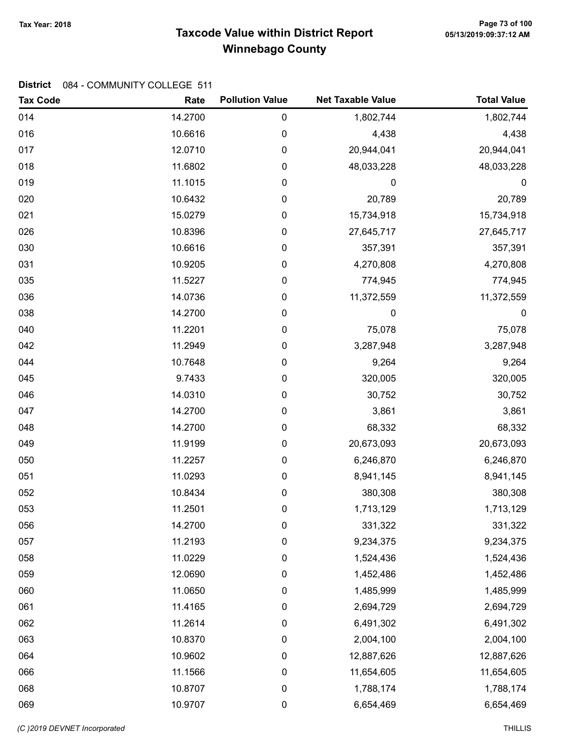# Taxcode Value within District Report
## Winnebago County

Tax Year: 2018

**District** 084 - COMMUNITY COLLEGE 511

| Tax Code | Rate | Pollution Value | Net Taxable Value | Total Value |
|---|---|---|---|---|
| 014 | 14.2700 | 0 | 1,802,744 | 1,802,744 |
| 016 | 10.6616 | 0 | 4,438 | 4,438 |
| 017 | 12.0710 | 0 | 20,944,041 | 20,944,041 |
| 018 | 11.6802 | 0 | 48,033,228 | 48,033,228 |
| 019 | 11.1015 | 0 | 0 | 0 |
| 020 | 10.6432 | 0 | 20,789 | 20,789 |
| 021 | 15.0279 | 0 | 15,734,918 | 15,734,918 |
| 026 | 10.8396 | 0 | 27,645,717 | 27,645,717 |
| 030 | 10.6616 | 0 | 357,391 | 357,391 |
| 031 | 10.9205 | 0 | 4,270,808 | 4,270,808 |
| 035 | 11.5227 | 0 | 774,945 | 774,945 |
| 036 | 14.0736 | 0 | 11,372,559 | 11,372,559 |
| 038 | 14.2700 | 0 | 0 | 0 |
| 040 | 11.2201 | 0 | 75,078 | 75,078 |
| 042 | 11.2949 | 0 | 3,287,948 | 3,287,948 |
| 044 | 10.7648 | 0 | 9,264 | 9,264 |
| 045 | 9.7433 | 0 | 320,005 | 320,005 |
| 046 | 14.0310 | 0 | 30,752 | 30,752 |
| 047 | 14.2700 | 0 | 3,861 | 3,861 |
| 048 | 14.2700 | 0 | 68,332 | 68,332 |
| 049 | 11.9199 | 0 | 20,673,093 | 20,673,093 |
| 050 | 11.2257 | 0 | 6,246,870 | 6,246,870 |
| 051 | 11.0293 | 0 | 8,941,145 | 8,941,145 |
| 052 | 10.8434 | 0 | 380,308 | 380,308 |
| 053 | 11.2501 | 0 | 1,713,129 | 1,713,129 |
| 056 | 14.2700 | 0 | 331,322 | 331,322 |
| 057 | 11.2193 | 0 | 9,234,375 | 9,234,375 |
| 058 | 11.0229 | 0 | 1,524,436 | 1,524,436 |
| 059 | 12.0690 | 0 | 1,452,486 | 1,452,486 |
| 060 | 11.0650 | 0 | 1,485,999 | 1,485,999 |
| 061 | 11.4165 | 0 | 2,694,729 | 2,694,729 |
| 062 | 11.2614 | 0 | 6,491,302 | 6,491,302 |
| 063 | 10.8370 | 0 | 2,004,100 | 2,004,100 |
| 064 | 10.9602 | 0 | 12,887,626 | 12,887,626 |
| 066 | 11.1566 | 0 | 11,654,605 | 11,654,605 |
| 068 | 10.8707 | 0 | 1,788,174 | 1,788,174 |
| 069 | 10.9707 | 0 | 6,654,469 | 6,654,469 |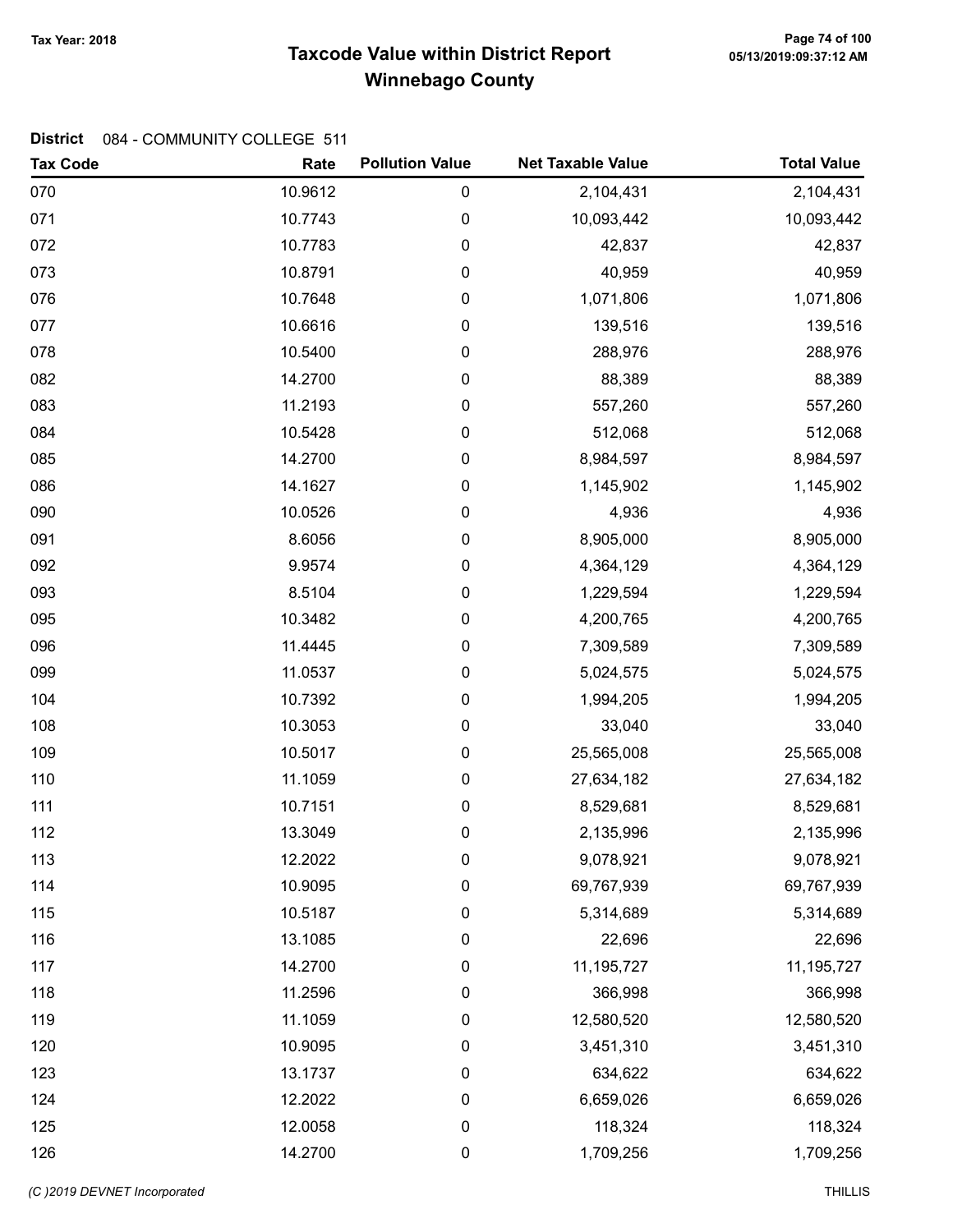# Taxcode Value within District Report
## Winnebago County

Tax Year: 2018

**District** 084 - COMMUNITY COLLEGE 511

| Tax Code | Rate | Pollution Value | Net Taxable Value | Total Value |
|---|---|---|---|---|
| 070 | 10.9612 | 0 | 2,104,431 | 2,104,431 |
| 071 | 10.7743 | 0 | 10,093,442 | 10,093,442 |
| 072 | 10.7783 | 0 | 42,837 | 42,837 |
| 073 | 10.8791 | 0 | 40,959 | 40,959 |
| 076 | 10.7648 | 0 | 1,071,806 | 1,071,806 |
| 077 | 10.6616 | 0 | 139,516 | 139,516 |
| 078 | 10.5400 | 0 | 288,976 | 288,976 |
| 082 | 14.2700 | 0 | 88,389 | 88,389 |
| 083 | 11.2193 | 0 | 557,260 | 557,260 |
| 084 | 10.5428 | 0 | 512,068 | 512,068 |
| 085 | 14.2700 | 0 | 8,984,597 | 8,984,597 |
| 086 | 14.1627 | 0 | 1,145,902 | 1,145,902 |
| 090 | 10.0526 | 0 | 4,936 | 4,936 |
| 091 | 8.6056 | 0 | 8,905,000 | 8,905,000 |
| 092 | 9.9574 | 0 | 4,364,129 | 4,364,129 |
| 093 | 8.5104 | 0 | 1,229,594 | 1,229,594 |
| 095 | 10.3482 | 0 | 4,200,765 | 4,200,765 |
| 096 | 11.4445 | 0 | 7,309,589 | 7,309,589 |
| 099 | 11.0537 | 0 | 5,024,575 | 5,024,575 |
| 104 | 10.7392 | 0 | 1,994,205 | 1,994,205 |
| 108 | 10.3053 | 0 | 33,040 | 33,040 |
| 109 | 10.5017 | 0 | 25,565,008 | 25,565,008 |
| 110 | 11.1059 | 0 | 27,634,182 | 27,634,182 |
| 111 | 10.7151 | 0 | 8,529,681 | 8,529,681 |
| 112 | 13.3049 | 0 | 2,135,996 | 2,135,996 |
| 113 | 12.2022 | 0 | 9,078,921 | 9,078,921 |
| 114 | 10.9095 | 0 | 69,767,939 | 69,767,939 |
| 115 | 10.5187 | 0 | 5,314,689 | 5,314,689 |
| 116 | 13.1085 | 0 | 22,696 | 22,696 |
| 117 | 14.2700 | 0 | 11,195,727 | 11,195,727 |
| 118 | 11.2596 | 0 | 366,998 | 366,998 |
| 119 | 11.1059 | 0 | 12,580,520 | 12,580,520 |
| 120 | 10.9095 | 0 | 3,451,310 | 3,451,310 |
| 123 | 13.1737 | 0 | 634,622 | 634,622 |
| 124 | 12.2022 | 0 | 6,659,026 | 6,659,026 |
| 125 | 12.0058 | 0 | 118,324 | 118,324 |
| 126 | 14.2700 | 0 | 1,709,256 | 1,709,256 |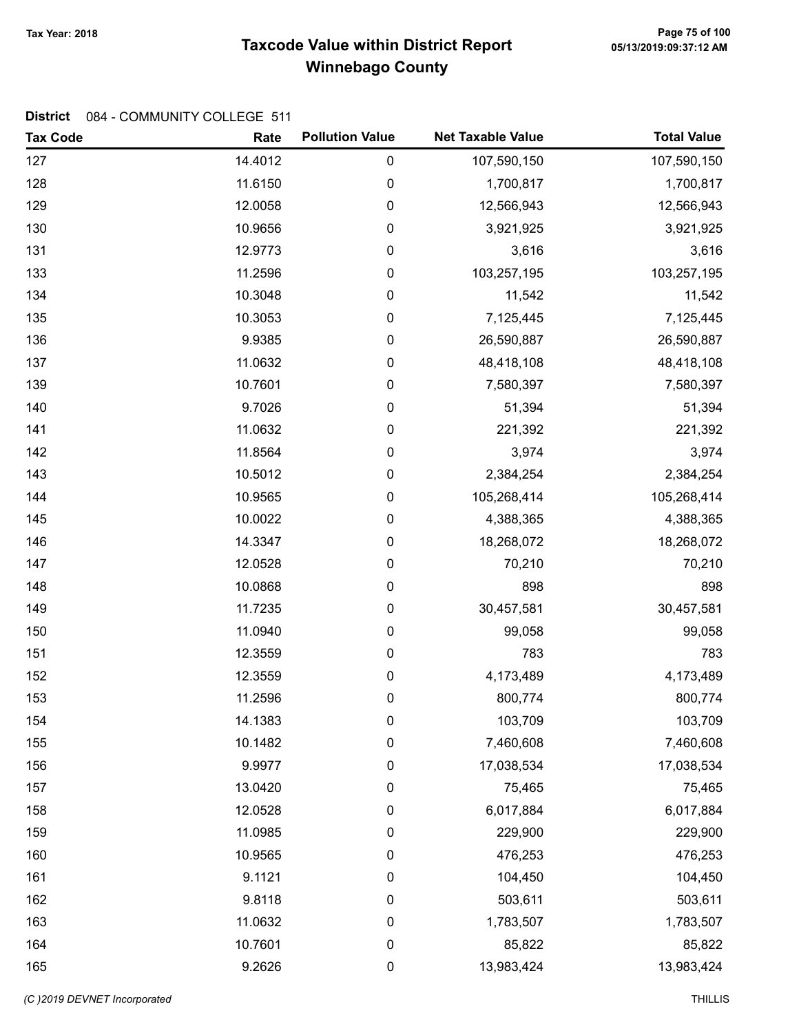Tax Year: 2018

# Taxcode Value within District Report
## Winnebago County

**District** 084 - COMMUNITY COLLEGE 511

| Tax Code | Rate | Pollution Value | Net Taxable Value | Total Value |
|---|---|---|---|---|
| 127 | 14.4012 | 0 | 107,590,150 | 107,590,150 |
| 128 | 11.6150 | 0 | 1,700,817 | 1,700,817 |
| 129 | 12.0058 | 0 | 12,566,943 | 12,566,943 |
| 130 | 10.9656 | 0 | 3,921,925 | 3,921,925 |
| 131 | 12.9773 | 0 | 3,616 | 3,616 |
| 133 | 11.2596 | 0 | 103,257,195 | 103,257,195 |
| 134 | 10.3048 | 0 | 11,542 | 11,542 |
| 135 | 10.3053 | 0 | 7,125,445 | 7,125,445 |
| 136 | 9.9385 | 0 | 26,590,887 | 26,590,887 |
| 137 | 11.0632 | 0 | 48,418,108 | 48,418,108 |
| 139 | 10.7601 | 0 | 7,580,397 | 7,580,397 |
| 140 | 9.7026 | 0 | 51,394 | 51,394 |
| 141 | 11.0632 | 0 | 221,392 | 221,392 |
| 142 | 11.8564 | 0 | 3,974 | 3,974 |
| 143 | 10.5012 | 0 | 2,384,254 | 2,384,254 |
| 144 | 10.9565 | 0 | 105,268,414 | 105,268,414 |
| 145 | 10.0022 | 0 | 4,388,365 | 4,388,365 |
| 146 | 14.3347 | 0 | 18,268,072 | 18,268,072 |
| 147 | 12.0528 | 0 | 70,210 | 70,210 |
| 148 | 10.0868 | 0 | 898 | 898 |
| 149 | 11.7235 | 0 | 30,457,581 | 30,457,581 |
| 150 | 11.0940 | 0 | 99,058 | 99,058 |
| 151 | 12.3559 | 0 | 783 | 783 |
| 152 | 12.3559 | 0 | 4,173,489 | 4,173,489 |
| 153 | 11.2596 | 0 | 800,774 | 800,774 |
| 154 | 14.1383 | 0 | 103,709 | 103,709 |
| 155 | 10.1482 | 0 | 7,460,608 | 7,460,608 |
| 156 | 9.9977 | 0 | 17,038,534 | 17,038,534 |
| 157 | 13.0420 | 0 | 75,465 | 75,465 |
| 158 | 12.0528 | 0 | 6,017,884 | 6,017,884 |
| 159 | 11.0985 | 0 | 229,900 | 229,900 |
| 160 | 10.9565 | 0 | 476,253 | 476,253 |
| 161 | 9.1121 | 0 | 104,450 | 104,450 |
| 162 | 9.8118 | 0 | 503,611 | 503,611 |
| 163 | 11.0632 | 0 | 1,783,507 | 1,783,507 |
| 164 | 10.7601 | 0 | 85,822 | 85,822 |
| 165 | 9.2626 | 0 | 13,983,424 | 13,983,424 |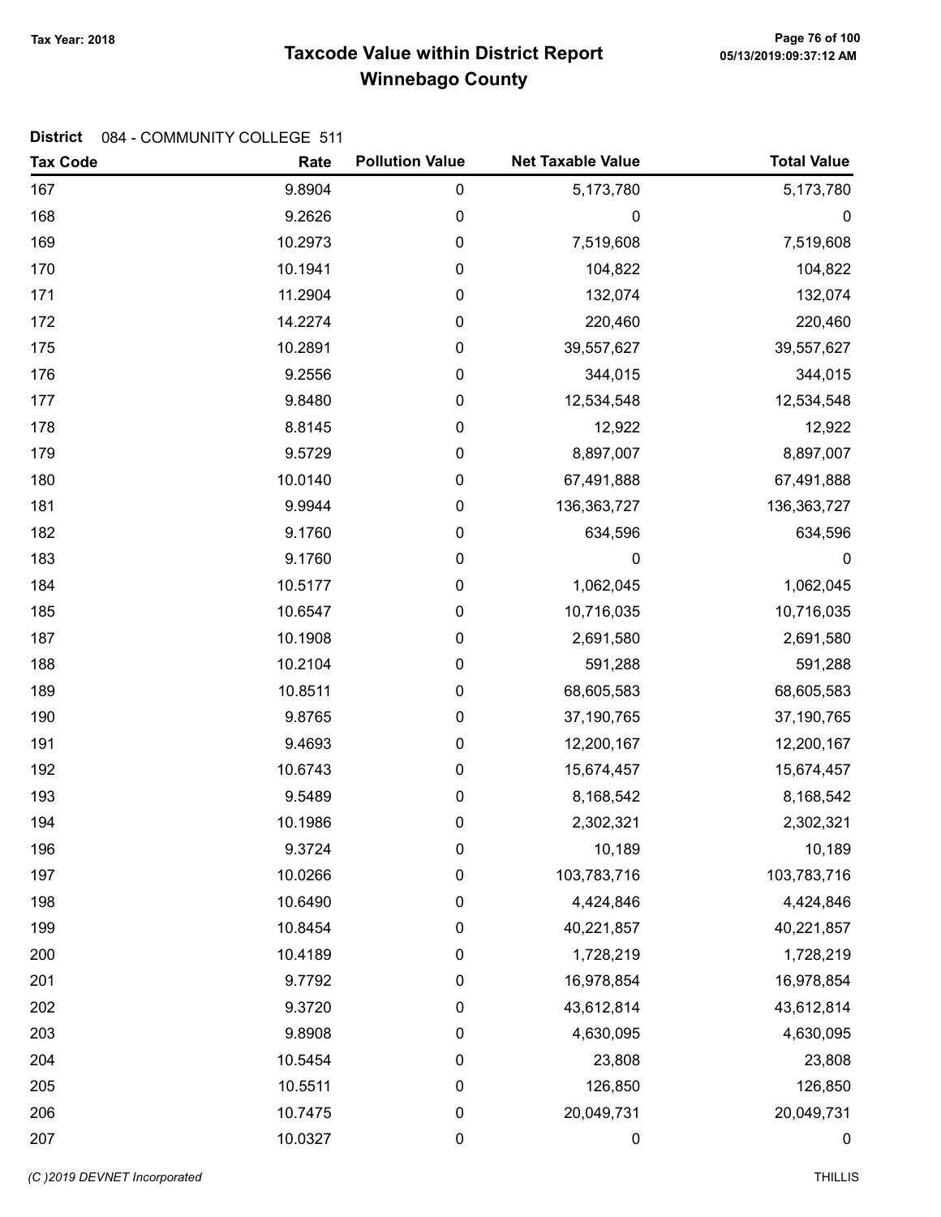# Taxcode Value within District Report

## Winnebago County

Tax Year: 2018

05/13/2019:09:37:12 AM

**District** 084 - COMMUNITY COLLEGE 511

| Tax Code | Rate | Pollution Value | Net Taxable Value | Total Value |
|---|---|---|---|---|
| 167 | 9.8904 | 0 | 5,173,780 | 5,173,780 |
| 168 | 9.2626 | 0 | 0 | 0 |
| 169 | 10.2973 | 0 | 7,519,608 | 7,519,608 |
| 170 | 10.1941 | 0 | 104,822 | 104,822 |
| 171 | 11.2904 | 0 | 132,074 | 132,074 |
| 172 | 14.2274 | 0 | 220,460 | 220,460 |
| 175 | 10.2891 | 0 | 39,557,627 | 39,557,627 |
| 176 | 9.2556 | 0 | 344,015 | 344,015 |
| 177 | 9.8480 | 0 | 12,534,548 | 12,534,548 |
| 178 | 8.8145 | 0 | 12,922 | 12,922 |
| 179 | 9.5729 | 0 | 8,897,007 | 8,897,007 |
| 180 | 10.0140 | 0 | 67,491,888 | 67,491,888 |
| 181 | 9.9944 | 0 | 136,363,727 | 136,363,727 |
| 182 | 9.1760 | 0 | 634,596 | 634,596 |
| 183 | 9.1760 | 0 | 0 | 0 |
| 184 | 10.5177 | 0 | 1,062,045 | 1,062,045 |
| 185 | 10.6547 | 0 | 10,716,035 | 10,716,035 |
| 187 | 10.1908 | 0 | 2,691,580 | 2,691,580 |
| 188 | 10.2104 | 0 | 591,288 | 591,288 |
| 189 | 10.8511 | 0 | 68,605,583 | 68,605,583 |
| 190 | 9.8765 | 0 | 37,190,765 | 37,190,765 |
| 191 | 9.4693 | 0 | 12,200,167 | 12,200,167 |
| 192 | 10.6743 | 0 | 15,674,457 | 15,674,457 |
| 193 | 9.5489 | 0 | 8,168,542 | 8,168,542 |
| 194 | 10.1986 | 0 | 2,302,321 | 2,302,321 |
| 196 | 9.3724 | 0 | 10,189 | 10,189 |
| 197 | 10.0266 | 0 | 103,783,716 | 103,783,716 |
| 198 | 10.6490 | 0 | 4,424,846 | 4,424,846 |
| 199 | 10.8454 | 0 | 40,221,857 | 40,221,857 |
| 200 | 10.4189 | 0 | 1,728,219 | 1,728,219 |
| 201 | 9.7792 | 0 | 16,978,854 | 16,978,854 |
| 202 | 9.3720 | 0 | 43,612,814 | 43,612,814 |
| 203 | 9.8908 | 0 | 4,630,095 | 4,630,095 |
| 204 | 10.5454 | 0 | 23,808 | 23,808 |
| 205 | 10.5511 | 0 | 126,850 | 126,850 |
| 206 | 10.7475 | 0 | 20,049,731 | 20,049,731 |
| 207 | 10.0327 | 0 | 0 | 0 |

*(C )2019 DEVNET Incorporated* THILLIS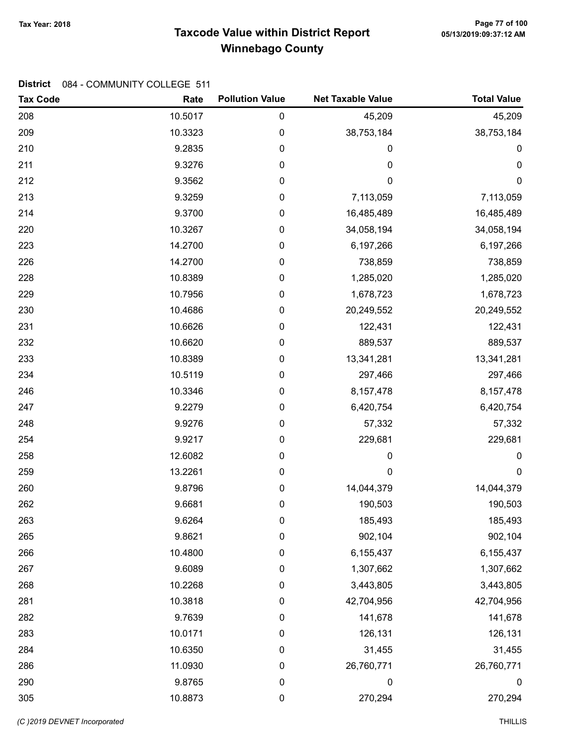# Taxcode Value within District Report
## Winnebago County

Tax Year: 2018

**District** 084 - COMMUNITY COLLEGE 511

| Tax Code | Rate | Pollution Value | Net Taxable Value | Total Value |
|---|---|---|---|---|
| 208 | 10.5017 | 0 | 45,209 | 45,209 |
| 209 | 10.3323 | 0 | 38,753,184 | 38,753,184 |
| 210 | 9.2835 | 0 | 0 | 0 |
| 211 | 9.3276 | 0 | 0 | 0 |
| 212 | 9.3562 | 0 | 0 | 0 |
| 213 | 9.3259 | 0 | 7,113,059 | 7,113,059 |
| 214 | 9.3700 | 0 | 16,485,489 | 16,485,489 |
| 220 | 10.3267 | 0 | 34,058,194 | 34,058,194 |
| 223 | 14.2700 | 0 | 6,197,266 | 6,197,266 |
| 226 | 14.2700 | 0 | 738,859 | 738,859 |
| 228 | 10.8389 | 0 | 1,285,020 | 1,285,020 |
| 229 | 10.7956 | 0 | 1,678,723 | 1,678,723 |
| 230 | 10.4686 | 0 | 20,249,552 | 20,249,552 |
| 231 | 10.6626 | 0 | 122,431 | 122,431 |
| 232 | 10.6620 | 0 | 889,537 | 889,537 |
| 233 | 10.8389 | 0 | 13,341,281 | 13,341,281 |
| 234 | 10.5119 | 0 | 297,466 | 297,466 |
| 246 | 10.3346 | 0 | 8,157,478 | 8,157,478 |
| 247 | 9.2279 | 0 | 6,420,754 | 6,420,754 |
| 248 | 9.9276 | 0 | 57,332 | 57,332 |
| 254 | 9.9217 | 0 | 229,681 | 229,681 |
| 258 | 12.6082 | 0 | 0 | 0 |
| 259 | 13.2261 | 0 | 0 | 0 |
| 260 | 9.8796 | 0 | 14,044,379 | 14,044,379 |
| 262 | 9.6681 | 0 | 190,503 | 190,503 |
| 263 | 9.6264 | 0 | 185,493 | 185,493 |
| 265 | 9.8621 | 0 | 902,104 | 902,104 |
| 266 | 10.4800 | 0 | 6,155,437 | 6,155,437 |
| 267 | 9.6089 | 0 | 1,307,662 | 1,307,662 |
| 268 | 10.2268 | 0 | 3,443,805 | 3,443,805 |
| 281 | 10.3818 | 0 | 42,704,956 | 42,704,956 |
| 282 | 9.7639 | 0 | 141,678 | 141,678 |
| 283 | 10.0171 | 0 | 126,131 | 126,131 |
| 284 | 10.6350 | 0 | 31,455 | 31,455 |
| 286 | 11.0930 | 0 | 26,760,771 | 26,760,771 |
| 290 | 9.8765 | 0 | 0 | 0 |
| 305 | 10.8873 | 0 | 270,294 | 270,294 |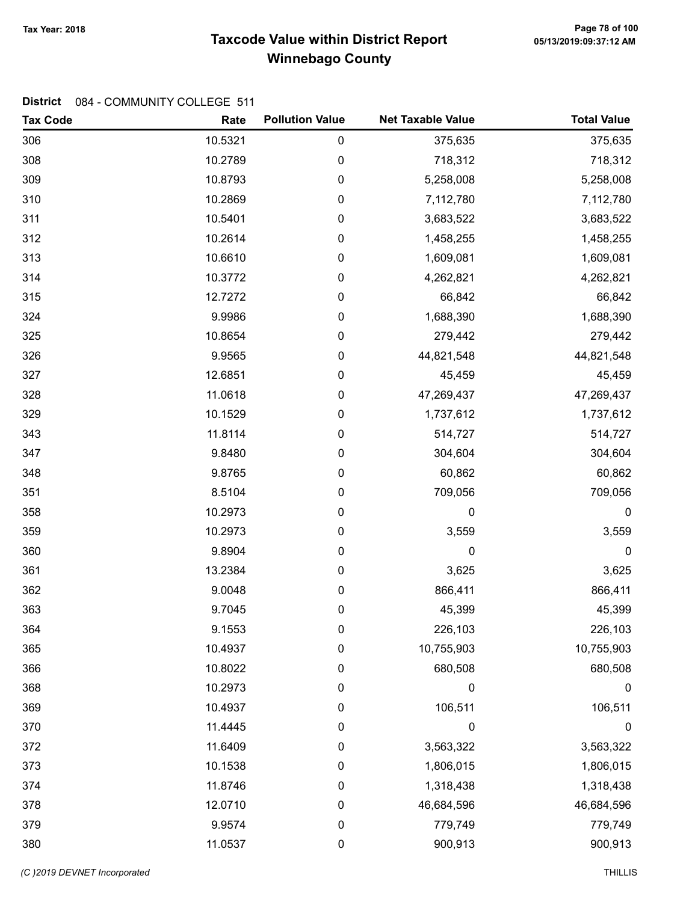# Taxcode Value within District Report
## Winnebago County

Tax Year: 2018

**District** 084 - COMMUNITY COLLEGE 511

| Tax Code | Rate | Pollution Value | Net Taxable Value | Total Value |
|---|---|---|---|---|
| 306 | 10.5321 | 0 | 375,635 | 375,635 |
| 308 | 10.2789 | 0 | 718,312 | 718,312 |
| 309 | 10.8793 | 0 | 5,258,008 | 5,258,008 |
| 310 | 10.2869 | 0 | 7,112,780 | 7,112,780 |
| 311 | 10.5401 | 0 | 3,683,522 | 3,683,522 |
| 312 | 10.2614 | 0 | 1,458,255 | 1,458,255 |
| 313 | 10.6610 | 0 | 1,609,081 | 1,609,081 |
| 314 | 10.3772 | 0 | 4,262,821 | 4,262,821 |
| 315 | 12.7272 | 0 | 66,842 | 66,842 |
| 324 | 9.9986 | 0 | 1,688,390 | 1,688,390 |
| 325 | 10.8654 | 0 | 279,442 | 279,442 |
| 326 | 9.9565 | 0 | 44,821,548 | 44,821,548 |
| 327 | 12.6851 | 0 | 45,459 | 45,459 |
| 328 | 11.0618 | 0 | 47,269,437 | 47,269,437 |
| 329 | 10.1529 | 0 | 1,737,612 | 1,737,612 |
| 343 | 11.8114 | 0 | 514,727 | 514,727 |
| 347 | 9.8480 | 0 | 304,604 | 304,604 |
| 348 | 9.8765 | 0 | 60,862 | 60,862 |
| 351 | 8.5104 | 0 | 709,056 | 709,056 |
| 358 | 10.2973 | 0 | 0 | 0 |
| 359 | 10.2973 | 0 | 3,559 | 3,559 |
| 360 | 9.8904 | 0 | 0 | 0 |
| 361 | 13.2384 | 0 | 3,625 | 3,625 |
| 362 | 9.0048 | 0 | 866,411 | 866,411 |
| 363 | 9.7045 | 0 | 45,399 | 45,399 |
| 364 | 9.1553 | 0 | 226,103 | 226,103 |
| 365 | 10.4937 | 0 | 10,755,903 | 10,755,903 |
| 366 | 10.8022 | 0 | 680,508 | 680,508 |
| 368 | 10.2973 | 0 | 0 | 0 |
| 369 | 10.4937 | 0 | 106,511 | 106,511 |
| 370 | 11.4445 | 0 | 0 | 0 |
| 372 | 11.6409 | 0 | 3,563,322 | 3,563,322 |
| 373 | 10.1538 | 0 | 1,806,015 | 1,806,015 |
| 374 | 11.8746 | 0 | 1,318,438 | 1,318,438 |
| 378 | 12.0710 | 0 | 46,684,596 | 46,684,596 |
| 379 | 9.9574 | 0 | 779,749 | 779,749 |
| 380 | 11.0537 | 0 | 900,913 | 900,913 |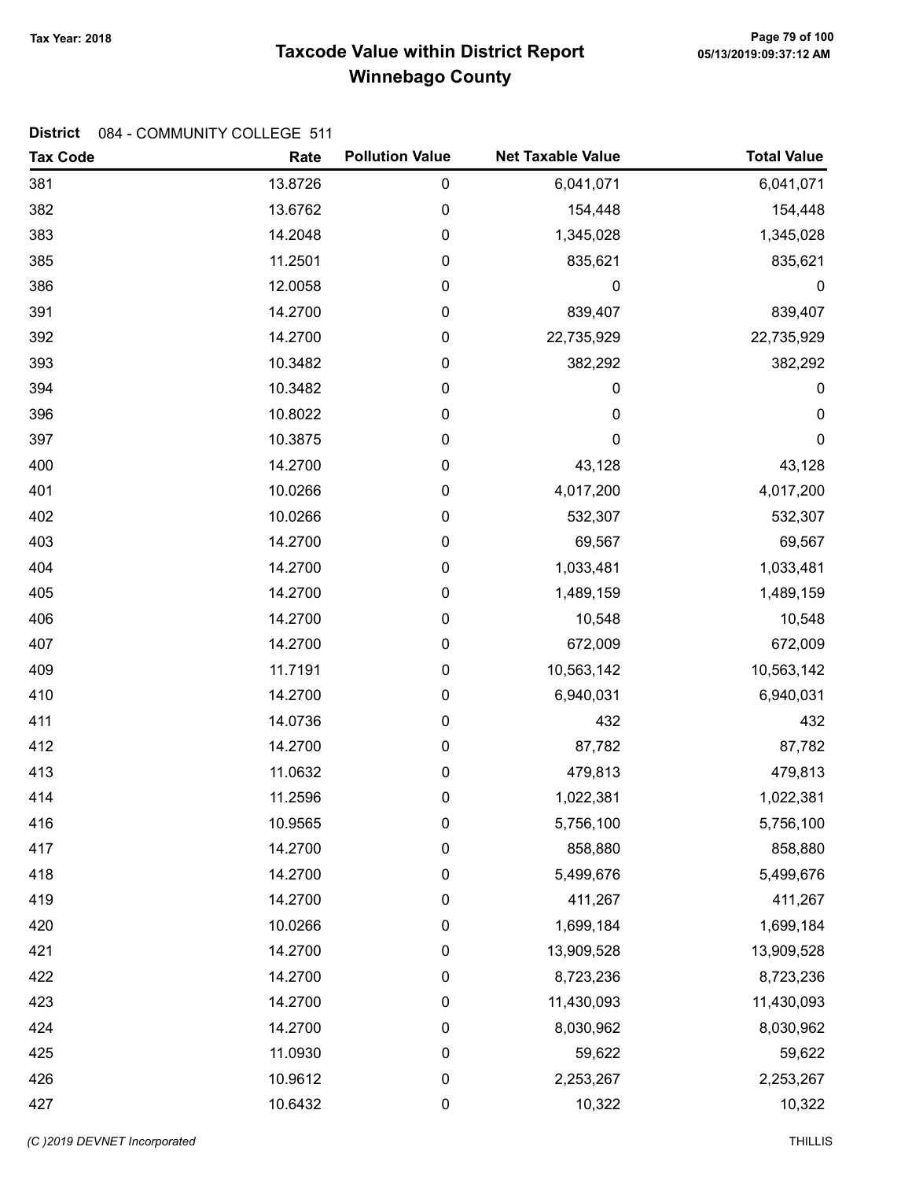# Taxcode Value within District Report
## Winnebago County

Tax Year: 2018

**District** 084 - COMMUNITY COLLEGE 511

| Tax Code | Rate | Pollution Value | Net Taxable Value | Total Value |
|---|---|---|---|---|
| 381 | 13.8726 | 0 | 6,041,071 | 6,041,071 |
| 382 | 13.6762 | 0 | 154,448 | 154,448 |
| 383 | 14.2048 | 0 | 1,345,028 | 1,345,028 |
| 385 | 11.2501 | 0 | 835,621 | 835,621 |
| 386 | 12.0058 | 0 | 0 | 0 |
| 391 | 14.2700 | 0 | 839,407 | 839,407 |
| 392 | 14.2700 | 0 | 22,735,929 | 22,735,929 |
| 393 | 10.3482 | 0 | 382,292 | 382,292 |
| 394 | 10.3482 | 0 | 0 | 0 |
| 396 | 10.8022 | 0 | 0 | 0 |
| 397 | 10.3875 | 0 | 0 | 0 |
| 400 | 14.2700 | 0 | 43,128 | 43,128 |
| 401 | 10.0266 | 0 | 4,017,200 | 4,017,200 |
| 402 | 10.0266 | 0 | 532,307 | 532,307 |
| 403 | 14.2700 | 0 | 69,567 | 69,567 |
| 404 | 14.2700 | 0 | 1,033,481 | 1,033,481 |
| 405 | 14.2700 | 0 | 1,489,159 | 1,489,159 |
| 406 | 14.2700 | 0 | 10,548 | 10,548 |
| 407 | 14.2700 | 0 | 672,009 | 672,009 |
| 409 | 11.7191 | 0 | 10,563,142 | 10,563,142 |
| 410 | 14.2700 | 0 | 6,940,031 | 6,940,031 |
| 411 | 14.0736 | 0 | 432 | 432 |
| 412 | 14.2700 | 0 | 87,782 | 87,782 |
| 413 | 11.0632 | 0 | 479,813 | 479,813 |
| 414 | 11.2596 | 0 | 1,022,381 | 1,022,381 |
| 416 | 10.9565 | 0 | 5,756,100 | 5,756,100 |
| 417 | 14.2700 | 0 | 858,880 | 858,880 |
| 418 | 14.2700 | 0 | 5,499,676 | 5,499,676 |
| 419 | 14.2700 | 0 | 411,267 | 411,267 |
| 420 | 10.0266 | 0 | 1,699,184 | 1,699,184 |
| 421 | 14.2700 | 0 | 13,909,528 | 13,909,528 |
| 422 | 14.2700 | 0 | 8,723,236 | 8,723,236 |
| 423 | 14.2700 | 0 | 11,430,093 | 11,430,093 |
| 424 | 14.2700 | 0 | 8,030,962 | 8,030,962 |
| 425 | 11.0930 | 0 | 59,622 | 59,622 |
| 426 | 10.9612 | 0 | 2,253,267 | 2,253,267 |
| 427 | 10.6432 | 0 | 10,322 | 10,322 |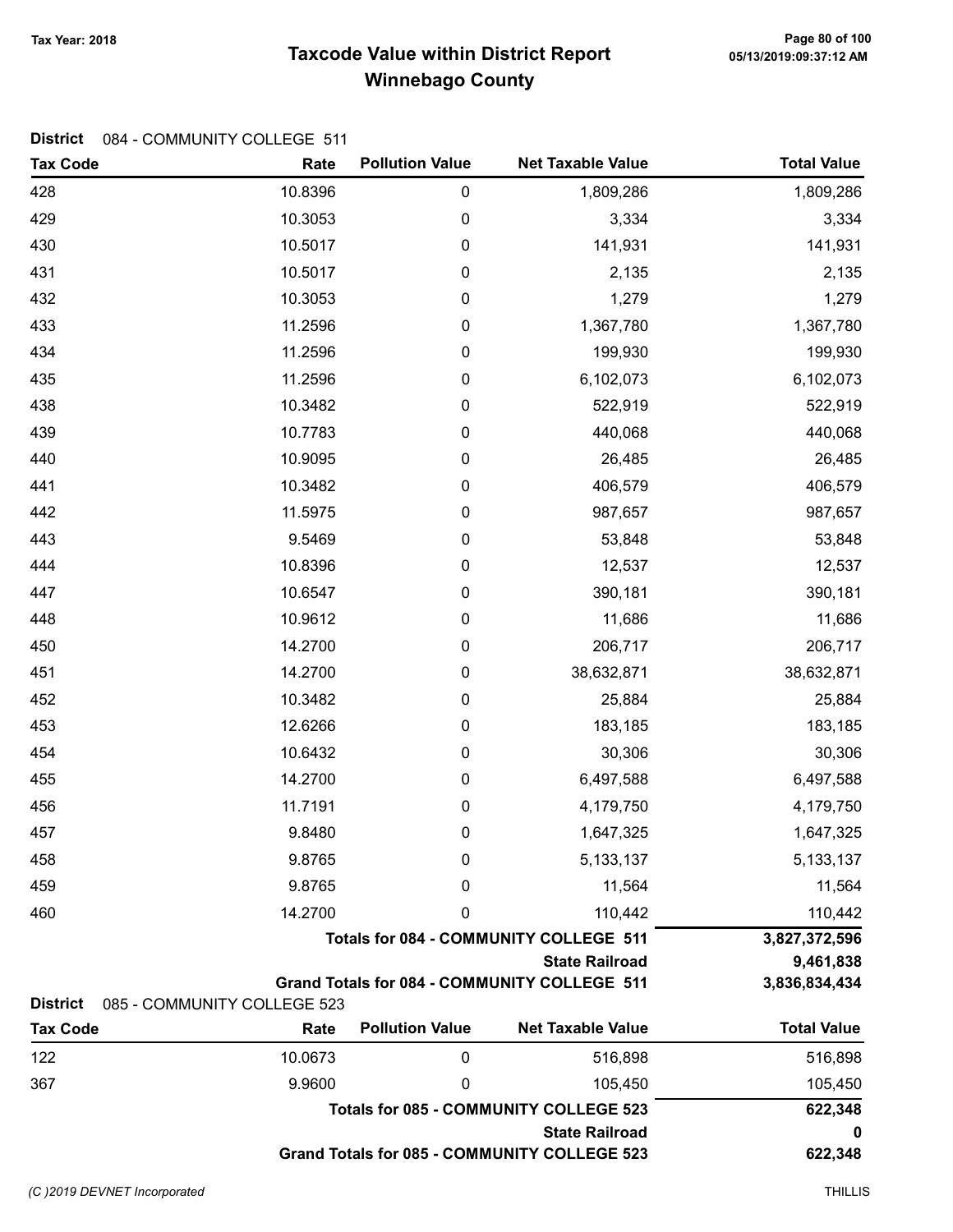# Taxcode Value within District Report
## Winnebago County

Tax Year: 2018

**District** 084 - COMMUNITY COLLEGE 511

| Tax Code | Rate | Pollution Value | Net Taxable Value | Total Value |
|---|---|---|---|---|
| 428 | 10.8396 | 0 | 1,809,286 | 1,809,286 |
| 429 | 10.3053 | 0 | 3,334 | 3,334 |
| 430 | 10.5017 | 0 | 141,931 | 141,931 |
| 431 | 10.5017 | 0 | 2,135 | 2,135 |
| 432 | 10.3053 | 0 | 1,279 | 1,279 |
| 433 | 11.2596 | 0 | 1,367,780 | 1,367,780 |
| 434 | 11.2596 | 0 | 199,930 | 199,930 |
| 435 | 11.2596 | 0 | 6,102,073 | 6,102,073 |
| 438 | 10.3482 | 0 | 522,919 | 522,919 |
| 439 | 10.7783 | 0 | 440,068 | 440,068 |
| 440 | 10.9095 | 0 | 26,485 | 26,485 |
| 441 | 10.3482 | 0 | 406,579 | 406,579 |
| 442 | 11.5975 | 0 | 987,657 | 987,657 |
| 443 | 9.5469 | 0 | 53,848 | 53,848 |
| 444 | 10.8396 | 0 | 12,537 | 12,537 |
| 447 | 10.6547 | 0 | 390,181 | 390,181 |
| 448 | 10.9612 | 0 | 11,686 | 11,686 |
| 450 | 14.2700 | 0 | 206,717 | 206,717 |
| 451 | 14.2700 | 0 | 38,632,871 | 38,632,871 |
| 452 | 10.3482 | 0 | 25,884 | 25,884 |
| 453 | 12.6266 | 0 | 183,185 | 183,185 |
| 454 | 10.6432 | 0 | 30,306 | 30,306 |
| 455 | 14.2700 | 0 | 6,497,588 | 6,497,588 |
| 456 | 11.7191 | 0 | 4,179,750 | 4,179,750 |
| 457 | 9.8480 | 0 | 1,647,325 | 1,647,325 |
| 458 | 9.8765 | 0 | 5,133,137 | 5,133,137 |
| 459 | 9.8765 | 0 | 11,564 | 11,564 |
| 460 | 14.2700 | 0 | 110,442 | 110,442 |
| | | | **Totals for 084 - COMMUNITY COLLEGE 511** | **3,827,372,596** |
| | | | **State Railroad** | **9,461,838** |
| | | | **Grand Totals for 084 - COMMUNITY COLLEGE 511** | **3,836,834,434** |

**District** 085 - COMMUNITY COLLEGE 523

| Tax Code | Rate | Pollution Value | Net Taxable Value | Total Value |
|---|---|---|---|---|
| 122 | 10.0673 | 0 | 516,898 | 516,898 |
| 367 | 9.9600 | 0 | 105,450 | 105,450 |
| | | | **Totals for 085 - COMMUNITY COLLEGE 523** | **622,348** |
| | | | **State Railroad** | **0** |
| | | | **Grand Totals for 085 - COMMUNITY COLLEGE 523** | **622,348** |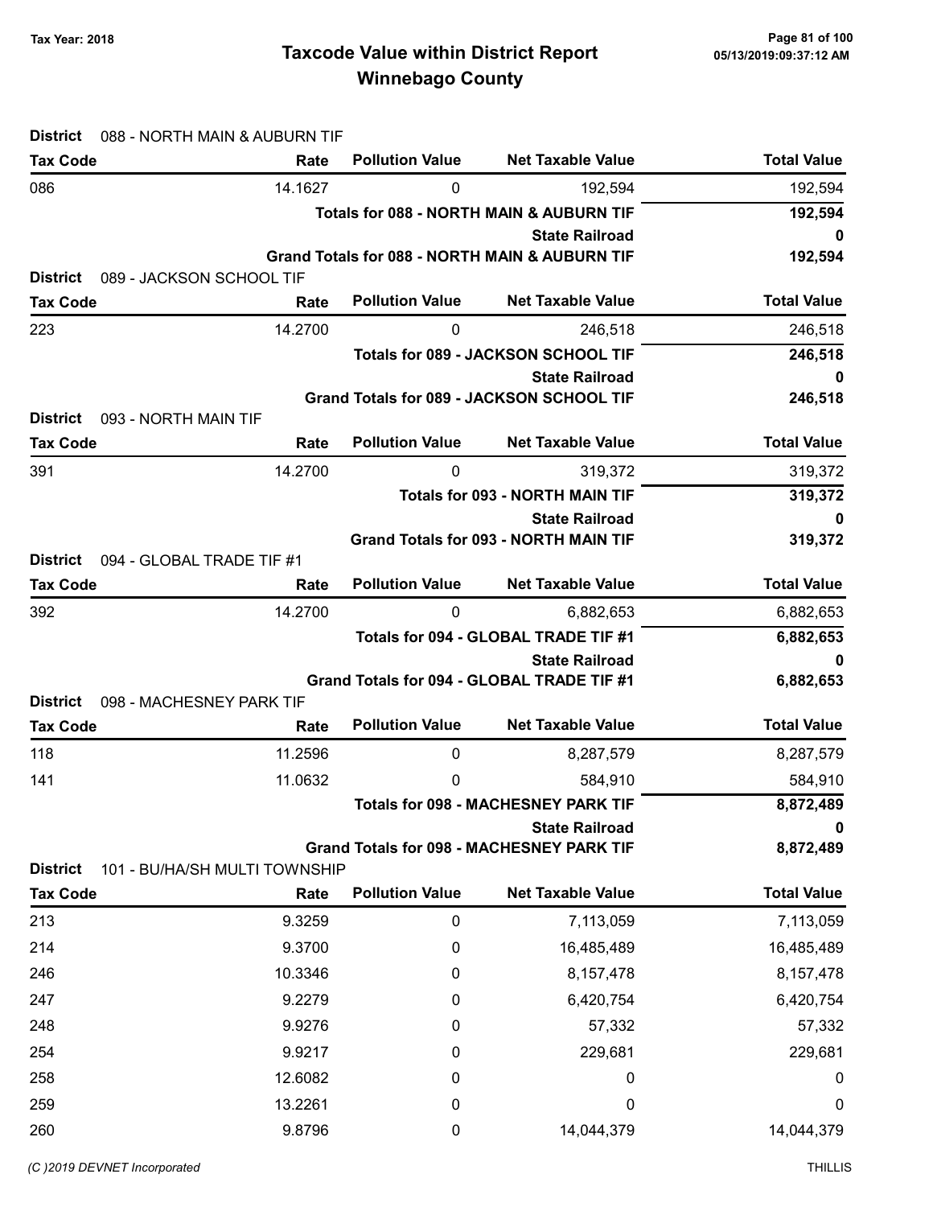# Taxcode Value within District Report
## Winnebago County

Tax Year: 2018

05/13/2019:09:37:12 AM

**District** 088 - NORTH MAIN & AUBURN TIF

| Tax Code | Rate | Pollution Value | Net Taxable Value | Total Value |
|---|---|---|---|---|
| 086 | 14.1627 | 0 | 192,594 | 192,594 |
| | | | **Totals for 088 - NORTH MAIN & AUBURN TIF** | **192,594** |
| | | | **State Railroad** | **0** |
| | | | **Grand Totals for 088 - NORTH MAIN & AUBURN TIF** | **192,594** |

**District** 089 - JACKSON SCHOOL TIF

| Tax Code | Rate | Pollution Value | Net Taxable Value | Total Value |
|---|---|---|---|---|
| 223 | 14.2700 | 0 | 246,518 | 246,518 |
| | | | **Totals for 089 - JACKSON SCHOOL TIF** | **246,518** |
| | | | **State Railroad** | **0** |
| | | | **Grand Totals for 089 - JACKSON SCHOOL TIF** | **246,518** |

**District** 093 - NORTH MAIN TIF

| Tax Code | Rate | Pollution Value | Net Taxable Value | Total Value |
|---|---|---|---|---|
| 391 | 14.2700 | 0 | 319,372 | 319,372 |
| | | | **Totals for 093 - NORTH MAIN TIF** | **319,372** |
| | | | **State Railroad** | **0** |
| | | | **Grand Totals for 093 - NORTH MAIN TIF** | **319,372** |

**District** 094 - GLOBAL TRADE TIF #1

| Tax Code | Rate | Pollution Value | Net Taxable Value | Total Value |
|---|---|---|---|---|
| 392 | 14.2700 | 0 | 6,882,653 | 6,882,653 |
| | | | **Totals for 094 - GLOBAL TRADE TIF #1** | **6,882,653** |
| | | | **State Railroad** | **0** |
| | | | **Grand Totals for 094 - GLOBAL TRADE TIF #1** | **6,882,653** |

**District** 098 - MACHESNEY PARK TIF

| Tax Code | Rate | Pollution Value | Net Taxable Value | Total Value |
|---|---|---|---|---|
| 118 | 11.2596 | 0 | 8,287,579 | 8,287,579 |
| 141 | 11.0632 | 0 | 584,910 | 584,910 |
| | | | **Totals for 098 - MACHESNEY PARK TIF** | **8,872,489** |
| | | | **State Railroad** | **0** |
| | | | **Grand Totals for 098 - MACHESNEY PARK TIF** | **8,872,489** |

**District** 101 - BU/HA/SH MULTI TOWNSHIP

| Tax Code | Rate | Pollution Value | Net Taxable Value | Total Value |
|---|---|---|---|---|
| 213 | 9.3259 | 0 | 7,113,059 | 7,113,059 |
| 214 | 9.3700 | 0 | 16,485,489 | 16,485,489 |
| 246 | 10.3346 | 0 | 8,157,478 | 8,157,478 |
| 247 | 9.2279 | 0 | 6,420,754 | 6,420,754 |
| 248 | 9.9276 | 0 | 57,332 | 57,332 |
| 254 | 9.9217 | 0 | 229,681 | 229,681 |
| 258 | 12.6082 | 0 | 0 | 0 |
| 259 | 13.2261 | 0 | 0 | 0 |
| 260 | 9.8796 | 0 | 14,044,379 | 14,044,379 |

(C )2019 DEVNET Incorporated — THILLIS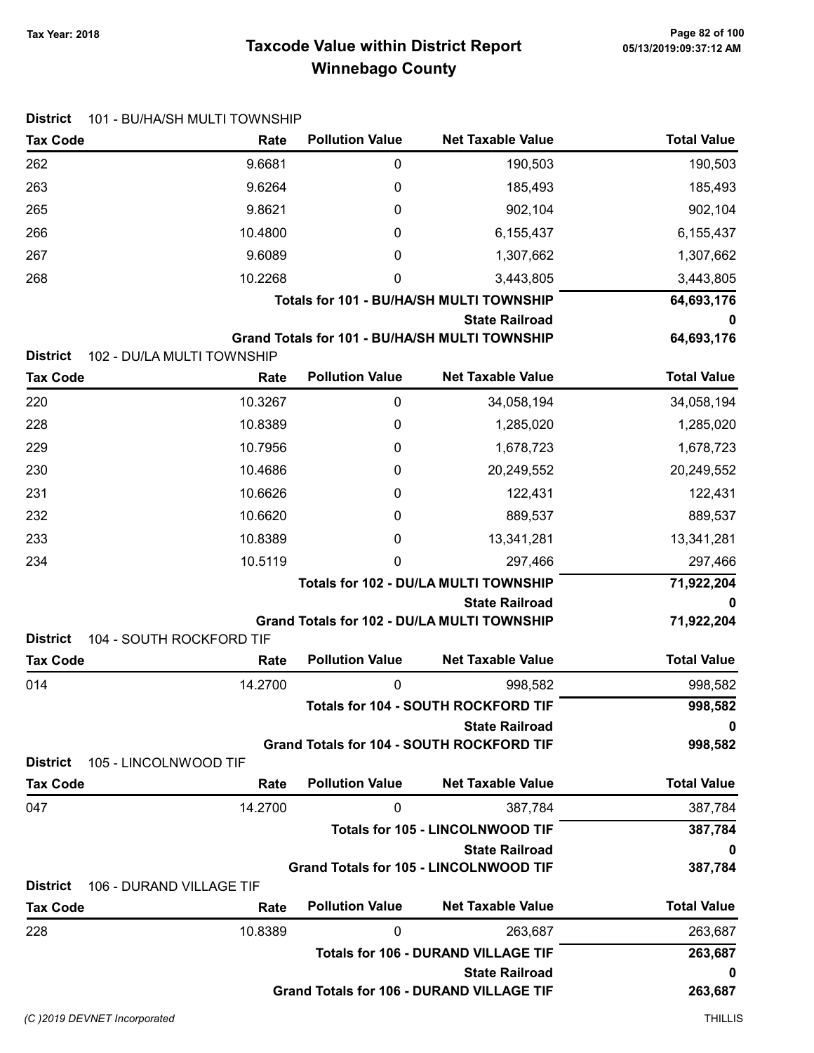# Taxcode Value within District Report
## Winnebago County

Tax Year: 2018

**District** 101 - BU/HA/SH MULTI TOWNSHIP

| Tax Code | Rate | Pollution Value | Net Taxable Value | Total Value |
|---|---|---|---|---|
| 262 | 9.6681 | 0 | 190,503 | 190,503 |
| 263 | 9.6264 | 0 | 185,493 | 185,493 |
| 265 | 9.8621 | 0 | 902,104 | 902,104 |
| 266 | 10.4800 | 0 | 6,155,437 | 6,155,437 |
| 267 | 9.6089 | 0 | 1,307,662 | 1,307,662 |
| 268 | 10.2268 | 0 | 3,443,805 | 3,443,805 |
| | | | **Totals for 101 - BU/HA/SH MULTI TOWNSHIP** | **64,693,176** |
| | | | **State Railroad** | **0** |
| | | | **Grand Totals for 101 - BU/HA/SH MULTI TOWNSHIP** | **64,693,176** |

**District** 102 - DU/LA MULTI TOWNSHIP

| Tax Code | Rate | Pollution Value | Net Taxable Value | Total Value |
|---|---|---|---|---|
| 220 | 10.3267 | 0 | 34,058,194 | 34,058,194 |
| 228 | 10.8389 | 0 | 1,285,020 | 1,285,020 |
| 229 | 10.7956 | 0 | 1,678,723 | 1,678,723 |
| 230 | 10.4686 | 0 | 20,249,552 | 20,249,552 |
| 231 | 10.6626 | 0 | 122,431 | 122,431 |
| 232 | 10.6620 | 0 | 889,537 | 889,537 |
| 233 | 10.8389 | 0 | 13,341,281 | 13,341,281 |
| 234 | 10.5119 | 0 | 297,466 | 297,466 |
| | | | **Totals for 102 - DU/LA MULTI TOWNSHIP** | **71,922,204** |
| | | | **State Railroad** | **0** |
| | | | **Grand Totals for 102 - DU/LA MULTI TOWNSHIP** | **71,922,204** |

**District** 104 - SOUTH ROCKFORD TIF

| Tax Code | Rate | Pollution Value | Net Taxable Value | Total Value |
|---|---|---|---|---|
| 014 | 14.2700 | 0 | 998,582 | 998,582 |
| | | | **Totals for 104 - SOUTH ROCKFORD TIF** | **998,582** |
| | | | **State Railroad** | **0** |
| | | | **Grand Totals for 104 - SOUTH ROCKFORD TIF** | **998,582** |

**District** 105 - LINCOLNWOOD TIF

| Tax Code | Rate | Pollution Value | Net Taxable Value | Total Value |
|---|---|---|---|---|
| 047 | 14.2700 | 0 | 387,784 | 387,784 |
| | | | **Totals for 105 - LINCOLNWOOD TIF** | **387,784** |
| | | | **State Railroad** | **0** |
| | | | **Grand Totals for 105 - LINCOLNWOOD TIF** | **387,784** |

**District** 106 - DURAND VILLAGE TIF

| Tax Code | Rate | Pollution Value | Net Taxable Value | Total Value |
|---|---|---|---|---|
| 228 | 10.8389 | 0 | 263,687 | 263,687 |
| | | | **Totals for 106 - DURAND VILLAGE TIF** | **263,687** |
| | | | **State Railroad** | **0** |
| | | | **Grand Totals for 106 - DURAND VILLAGE TIF** | **263,687** |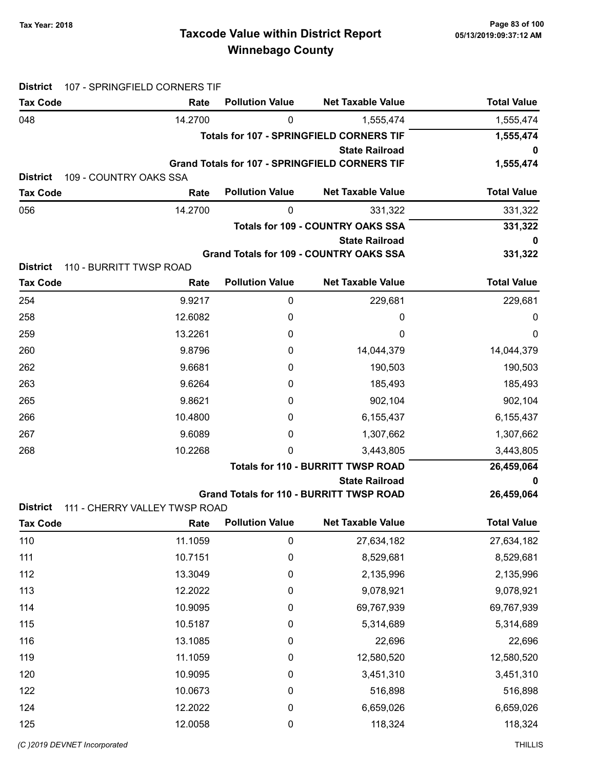**District** 107 - SPRINGFIELD CORNERS TIF

| Tax Code | Rate | Pollution Value | Net Taxable Value | Total Value |
|---|---|---|---|---|
| 048 | 14.2700 | 0 | 1,555,474 | 1,555,474 |
| | | | **Totals for 107 - SPRINGFIELD CORNERS TIF** | **1,555,474** |
| | | | **State Railroad** | **0** |
| | | | **Grand Totals for 107 - SPRINGFIELD CORNERS TIF** | **1,555,474** |

**District** 109 - COUNTRY OAKS SSA

| Tax Code | Rate | Pollution Value | Net Taxable Value | Total Value |
|---|---|---|---|---|
| 056 | 14.2700 | 0 | 331,322 | 331,322 |
| | | | **Totals for 109 - COUNTRY OAKS SSA** | **331,322** |
| | | | **State Railroad** | **0** |
| | | | **Grand Totals for 109 - COUNTRY OAKS SSA** | **331,322** |

**District** 110 - BURRITT TWSP ROAD

| Tax Code | Rate | Pollution Value | Net Taxable Value | Total Value |
|---|---|---|---|---|
| 254 | 9.9217 | 0 | 229,681 | 229,681 |
| 258 | 12.6082 | 0 | 0 | 0 |
| 259 | 13.2261 | 0 | 0 | 0 |
| 260 | 9.8796 | 0 | 14,044,379 | 14,044,379 |
| 262 | 9.6681 | 0 | 190,503 | 190,503 |
| 263 | 9.6264 | 0 | 185,493 | 185,493 |
| 265 | 9.8621 | 0 | 902,104 | 902,104 |
| 266 | 10.4800 | 0 | 6,155,437 | 6,155,437 |
| 267 | 9.6089 | 0 | 1,307,662 | 1,307,662 |
| 268 | 10.2268 | 0 | 3,443,805 | 3,443,805 |
| | | | **Totals for 110 - BURRITT TWSP ROAD** | **26,459,064** |
| | | | **State Railroad** | **0** |
| | | | **Grand Totals for 110 - BURRITT TWSP ROAD** | **26,459,064** |

**District** 111 - CHERRY VALLEY TWSP ROAD

| Tax Code | Rate | Pollution Value | Net Taxable Value | Total Value |
|---|---|---|---|---|
| 110 | 11.1059 | 0 | 27,634,182 | 27,634,182 |
| 111 | 10.7151 | 0 | 8,529,681 | 8,529,681 |
| 112 | 13.3049 | 0 | 2,135,996 | 2,135,996 |
| 113 | 12.2022 | 0 | 9,078,921 | 9,078,921 |
| 114 | 10.9095 | 0 | 69,767,939 | 69,767,939 |
| 115 | 10.5187 | 0 | 5,314,689 | 5,314,689 |
| 116 | 13.1085 | 0 | 22,696 | 22,696 |
| 119 | 11.1059 | 0 | 12,580,520 | 12,580,520 |
| 120 | 10.9095 | 0 | 3,451,310 | 3,451,310 |
| 122 | 10.0673 | 0 | 516,898 | 516,898 |
| 124 | 12.2022 | 0 | 6,659,026 | 6,659,026 |
| 125 | 12.0058 | 0 | 118,324 | 118,324 |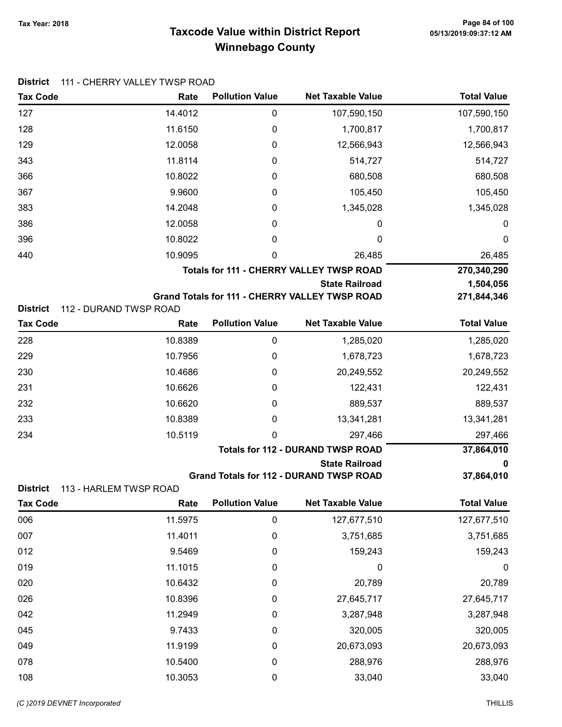# Taxcode Value within District Report
## Winnebago County

Tax Year: 2018

**District** 111 - CHERRY VALLEY TWSP ROAD

| Tax Code | Rate | Pollution Value | Net Taxable Value | Total Value |
|---|---|---|---|---|
| 127 | 14.4012 | 0 | 107,590,150 | 107,590,150 |
| 128 | 11.6150 | 0 | 1,700,817 | 1,700,817 |
| 129 | 12.0058 | 0 | 12,566,943 | 12,566,943 |
| 343 | 11.8114 | 0 | 514,727 | 514,727 |
| 366 | 10.8022 | 0 | 680,508 | 680,508 |
| 367 | 9.9600 | 0 | 105,450 | 105,450 |
| 383 | 14.2048 | 0 | 1,345,028 | 1,345,028 |
| 386 | 12.0058 | 0 | 0 | 0 |
| 396 | 10.8022 | 0 | 0 | 0 |
| 440 | 10.9095 | 0 | 26,485 | 26,485 |
| | | | **Totals for 111 - CHERRY VALLEY TWSP ROAD** | **270,340,290** |
| | | | **State Railroad** | **1,504,056** |
| | | | **Grand Totals for 111 - CHERRY VALLEY TWSP ROAD** | **271,844,346** |

**District** 112 - DURAND TWSP ROAD

| Tax Code | Rate | Pollution Value | Net Taxable Value | Total Value |
|---|---|---|---|---|
| 228 | 10.8389 | 0 | 1,285,020 | 1,285,020 |
| 229 | 10.7956 | 0 | 1,678,723 | 1,678,723 |
| 230 | 10.4686 | 0 | 20,249,552 | 20,249,552 |
| 231 | 10.6626 | 0 | 122,431 | 122,431 |
| 232 | 10.6620 | 0 | 889,537 | 889,537 |
| 233 | 10.8389 | 0 | 13,341,281 | 13,341,281 |
| 234 | 10.5119 | 0 | 297,466 | 297,466 |
| | | | **Totals for 112 - DURAND TWSP ROAD** | **37,864,010** |
| | | | **State Railroad** | **0** |
| | | | **Grand Totals for 112 - DURAND TWSP ROAD** | **37,864,010** |

**District** 113 - HARLEM TWSP ROAD

| Tax Code | Rate | Pollution Value | Net Taxable Value | Total Value |
|---|---|---|---|---|
| 006 | 11.5975 | 0 | 127,677,510 | 127,677,510 |
| 007 | 11.4011 | 0 | 3,751,685 | 3,751,685 |
| 012 | 9.5469 | 0 | 159,243 | 159,243 |
| 019 | 11.1015 | 0 | 0 | 0 |
| 020 | 10.6432 | 0 | 20,789 | 20,789 |
| 026 | 10.8396 | 0 | 27,645,717 | 27,645,717 |
| 042 | 11.2949 | 0 | 3,287,948 | 3,287,948 |
| 045 | 9.7433 | 0 | 320,005 | 320,005 |
| 049 | 11.9199 | 0 | 20,673,093 | 20,673,093 |
| 078 | 10.5400 | 0 | 288,976 | 288,976 |
| 108 | 10.3053 | 0 | 33,040 | 33,040 |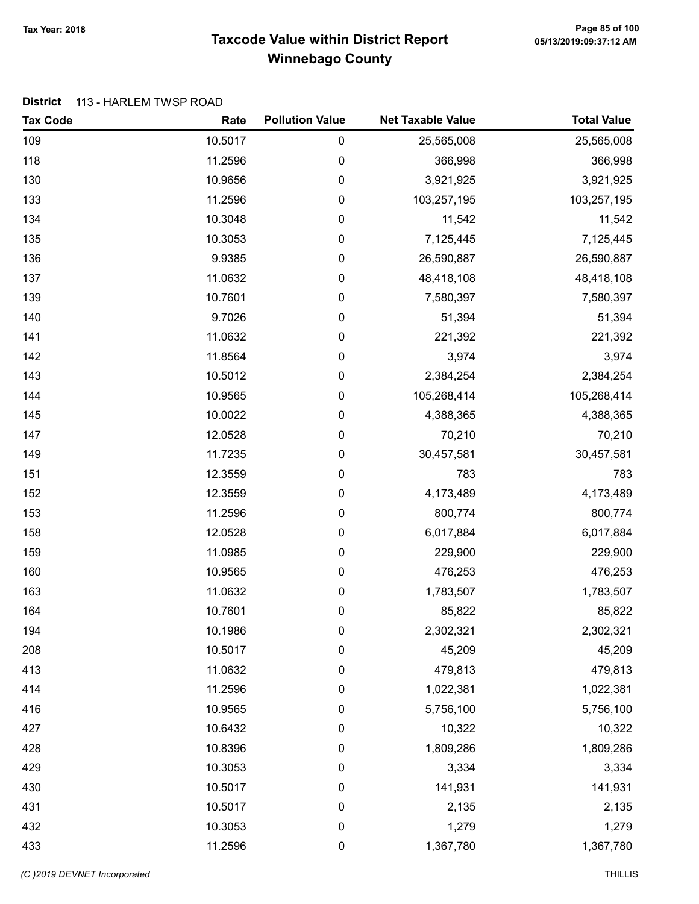# Taxcode Value within District Report
## Winnebago County

Tax Year: 2018

**District** 113 - HARLEM TWSP ROAD

| Tax Code | Rate | Pollution Value | Net Taxable Value | Total Value |
|---|---|---|---|---|
| 109 | 10.5017 | 0 | 25,565,008 | 25,565,008 |
| 118 | 11.2596 | 0 | 366,998 | 366,998 |
| 130 | 10.9656 | 0 | 3,921,925 | 3,921,925 |
| 133 | 11.2596 | 0 | 103,257,195 | 103,257,195 |
| 134 | 10.3048 | 0 | 11,542 | 11,542 |
| 135 | 10.3053 | 0 | 7,125,445 | 7,125,445 |
| 136 | 9.9385 | 0 | 26,590,887 | 26,590,887 |
| 137 | 11.0632 | 0 | 48,418,108 | 48,418,108 |
| 139 | 10.7601 | 0 | 7,580,397 | 7,580,397 |
| 140 | 9.7026 | 0 | 51,394 | 51,394 |
| 141 | 11.0632 | 0 | 221,392 | 221,392 |
| 142 | 11.8564 | 0 | 3,974 | 3,974 |
| 143 | 10.5012 | 0 | 2,384,254 | 2,384,254 |
| 144 | 10.9565 | 0 | 105,268,414 | 105,268,414 |
| 145 | 10.0022 | 0 | 4,388,365 | 4,388,365 |
| 147 | 12.0528 | 0 | 70,210 | 70,210 |
| 149 | 11.7235 | 0 | 30,457,581 | 30,457,581 |
| 151 | 12.3559 | 0 | 783 | 783 |
| 152 | 12.3559 | 0 | 4,173,489 | 4,173,489 |
| 153 | 11.2596 | 0 | 800,774 | 800,774 |
| 158 | 12.0528 | 0 | 6,017,884 | 6,017,884 |
| 159 | 11.0985 | 0 | 229,900 | 229,900 |
| 160 | 10.9565 | 0 | 476,253 | 476,253 |
| 163 | 11.0632 | 0 | 1,783,507 | 1,783,507 |
| 164 | 10.7601 | 0 | 85,822 | 85,822 |
| 194 | 10.1986 | 0 | 2,302,321 | 2,302,321 |
| 208 | 10.5017 | 0 | 45,209 | 45,209 |
| 413 | 11.0632 | 0 | 479,813 | 479,813 |
| 414 | 11.2596 | 0 | 1,022,381 | 1,022,381 |
| 416 | 10.9565 | 0 | 5,756,100 | 5,756,100 |
| 427 | 10.6432 | 0 | 10,322 | 10,322 |
| 428 | 10.8396 | 0 | 1,809,286 | 1,809,286 |
| 429 | 10.3053 | 0 | 3,334 | 3,334 |
| 430 | 10.5017 | 0 | 141,931 | 141,931 |
| 431 | 10.5017 | 0 | 2,135 | 2,135 |
| 432 | 10.3053 | 0 | 1,279 | 1,279 |
| 433 | 11.2596 | 0 | 1,367,780 | 1,367,780 |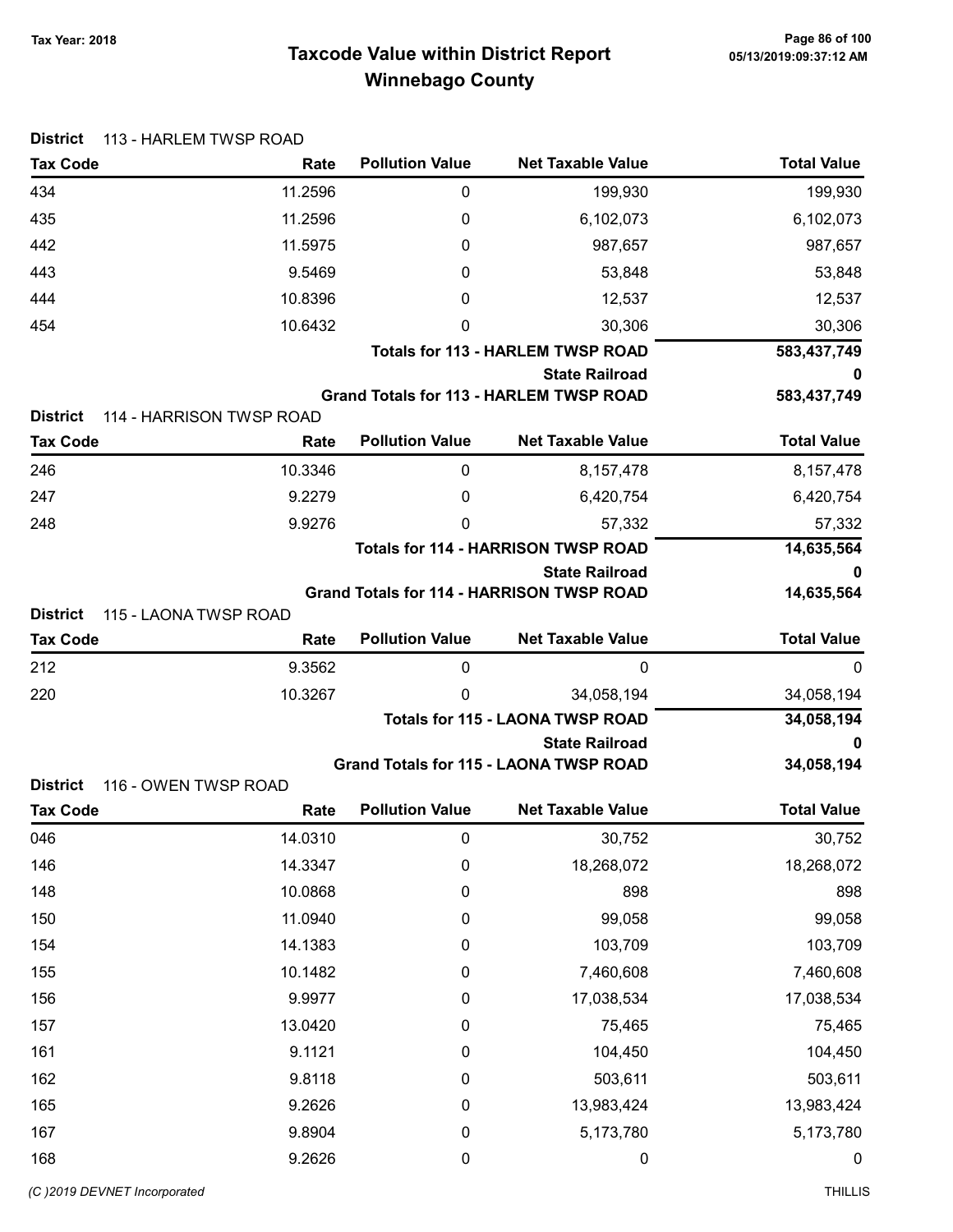# Taxcode Value within District Report
## Winnebago County

Tax Year: 2018

**District** 113 - HARLEM TWSP ROAD

| Tax Code | Rate | Pollution Value | Net Taxable Value | Total Value |
|---|---|---|---|---|
| 434 | 11.2596 | 0 | 199,930 | 199,930 |
| 435 | 11.2596 | 0 | 6,102,073 | 6,102,073 |
| 442 | 11.5975 | 0 | 987,657 | 987,657 |
| 443 | 9.5469 | 0 | 53,848 | 53,848 |
| 444 | 10.8396 | 0 | 12,537 | 12,537 |
| 454 | 10.6432 | 0 | 30,306 | 30,306 |
| | | | **Totals for 113 - HARLEM TWSP ROAD** | **583,437,749** |
| | | | **State Railroad** | **0** |
| | | | **Grand Totals for 113 - HARLEM TWSP ROAD** | **583,437,749** |

**District** 114 - HARRISON TWSP ROAD

| Tax Code | Rate | Pollution Value | Net Taxable Value | Total Value |
|---|---|---|---|---|
| 246 | 10.3346 | 0 | 8,157,478 | 8,157,478 |
| 247 | 9.2279 | 0 | 6,420,754 | 6,420,754 |
| 248 | 9.9276 | 0 | 57,332 | 57,332 |
| | | | **Totals for 114 - HARRISON TWSP ROAD** | **14,635,564** |
| | | | **State Railroad** | **0** |
| | | | **Grand Totals for 114 - HARRISON TWSP ROAD** | **14,635,564** |

**District** 115 - LAONA TWSP ROAD

| Tax Code | Rate | Pollution Value | Net Taxable Value | Total Value |
|---|---|---|---|---|
| 212 | 9.3562 | 0 | 0 | 0 |
| 220 | 10.3267 | 0 | 34,058,194 | 34,058,194 |
| | | | **Totals for 115 - LAONA TWSP ROAD** | **34,058,194** |
| | | | **State Railroad** | **0** |
| | | | **Grand Totals for 115 - LAONA TWSP ROAD** | **34,058,194** |

**District** 116 - OWEN TWSP ROAD

| Tax Code | Rate | Pollution Value | Net Taxable Value | Total Value |
|---|---|---|---|---|
| 046 | 14.0310 | 0 | 30,752 | 30,752 |
| 146 | 14.3347 | 0 | 18,268,072 | 18,268,072 |
| 148 | 10.0868 | 0 | 898 | 898 |
| 150 | 11.0940 | 0 | 99,058 | 99,058 |
| 154 | 14.1383 | 0 | 103,709 | 103,709 |
| 155 | 10.1482 | 0 | 7,460,608 | 7,460,608 |
| 156 | 9.9977 | 0 | 17,038,534 | 17,038,534 |
| 157 | 13.0420 | 0 | 75,465 | 75,465 |
| 161 | 9.1121 | 0 | 104,450 | 104,450 |
| 162 | 9.8118 | 0 | 503,611 | 503,611 |
| 165 | 9.2626 | 0 | 13,983,424 | 13,983,424 |
| 167 | 9.8904 | 0 | 5,173,780 | 5,173,780 |
| 168 | 9.2626 | 0 | 0 | 0 |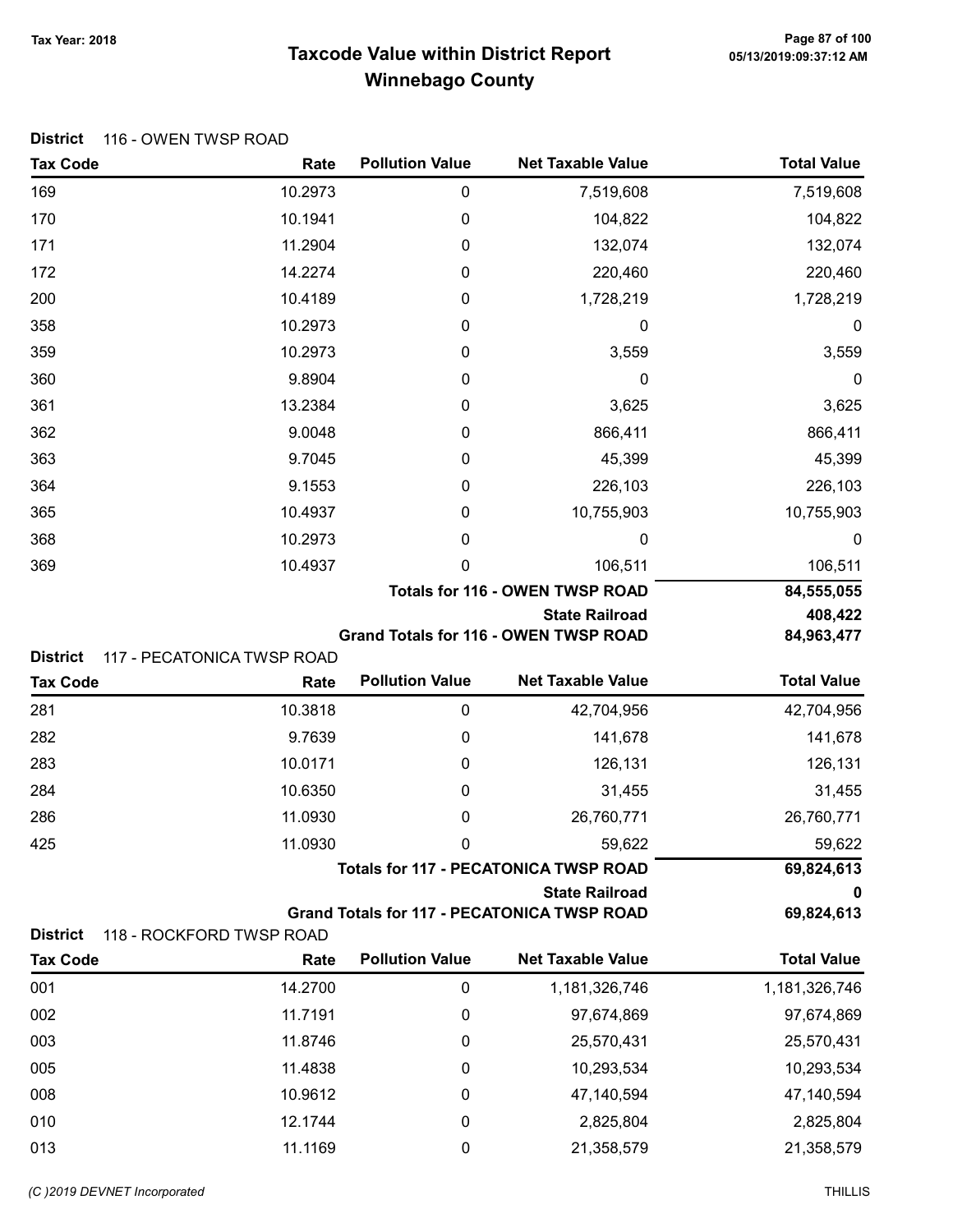# Taxcode Value within District Report
## Winnebago County

Tax Year: 2018

**District** 116 - OWEN TWSP ROAD

| Tax Code | Rate | Pollution Value | Net Taxable Value | Total Value |
|---|---|---|---|---|
| 169 | 10.2973 | 0 | 7,519,608 | 7,519,608 |
| 170 | 10.1941 | 0 | 104,822 | 104,822 |
| 171 | 11.2904 | 0 | 132,074 | 132,074 |
| 172 | 14.2274 | 0 | 220,460 | 220,460 |
| 200 | 10.4189 | 0 | 1,728,219 | 1,728,219 |
| 358 | 10.2973 | 0 | 0 | 0 |
| 359 | 10.2973 | 0 | 3,559 | 3,559 |
| 360 | 9.8904 | 0 | 0 | 0 |
| 361 | 13.2384 | 0 | 3,625 | 3,625 |
| 362 | 9.0048 | 0 | 866,411 | 866,411 |
| 363 | 9.7045 | 0 | 45,399 | 45,399 |
| 364 | 9.1553 | 0 | 226,103 | 226,103 |
| 365 | 10.4937 | 0 | 10,755,903 | 10,755,903 |
| 368 | 10.2973 | 0 | 0 | 0 |
| 369 | 10.4937 | 0 | 106,511 | 106,511 |
| | | | **Totals for 116 - OWEN TWSP ROAD** | **84,555,055** |
| | | | **State Railroad** | **408,422** |
| | | | **Grand Totals for 116 - OWEN TWSP ROAD** | **84,963,477** |

**District** 117 - PECATONICA TWSP ROAD

| Tax Code | Rate | Pollution Value | Net Taxable Value | Total Value |
|---|---|---|---|---|
| 281 | 10.3818 | 0 | 42,704,956 | 42,704,956 |
| 282 | 9.7639 | 0 | 141,678 | 141,678 |
| 283 | 10.0171 | 0 | 126,131 | 126,131 |
| 284 | 10.6350 | 0 | 31,455 | 31,455 |
| 286 | 11.0930 | 0 | 26,760,771 | 26,760,771 |
| 425 | 11.0930 | 0 | 59,622 | 59,622 |
| | | | **Totals for 117 - PECATONICA TWSP ROAD** | **69,824,613** |
| | | | **State Railroad** | **0** |
| | | | **Grand Totals for 117 - PECATONICA TWSP ROAD** | **69,824,613** |

**District** 118 - ROCKFORD TWSP ROAD

| Tax Code | Rate | Pollution Value | Net Taxable Value | Total Value |
|---|---|---|---|---|
| 001 | 14.2700 | 0 | 1,181,326,746 | 1,181,326,746 |
| 002 | 11.7191 | 0 | 97,674,869 | 97,674,869 |
| 003 | 11.8746 | 0 | 25,570,431 | 25,570,431 |
| 005 | 11.4838 | 0 | 10,293,534 | 10,293,534 |
| 008 | 10.9612 | 0 | 47,140,594 | 47,140,594 |
| 010 | 12.1744 | 0 | 2,825,804 | 2,825,804 |
| 013 | 11.1169 | 0 | 21,358,579 | 21,358,579 |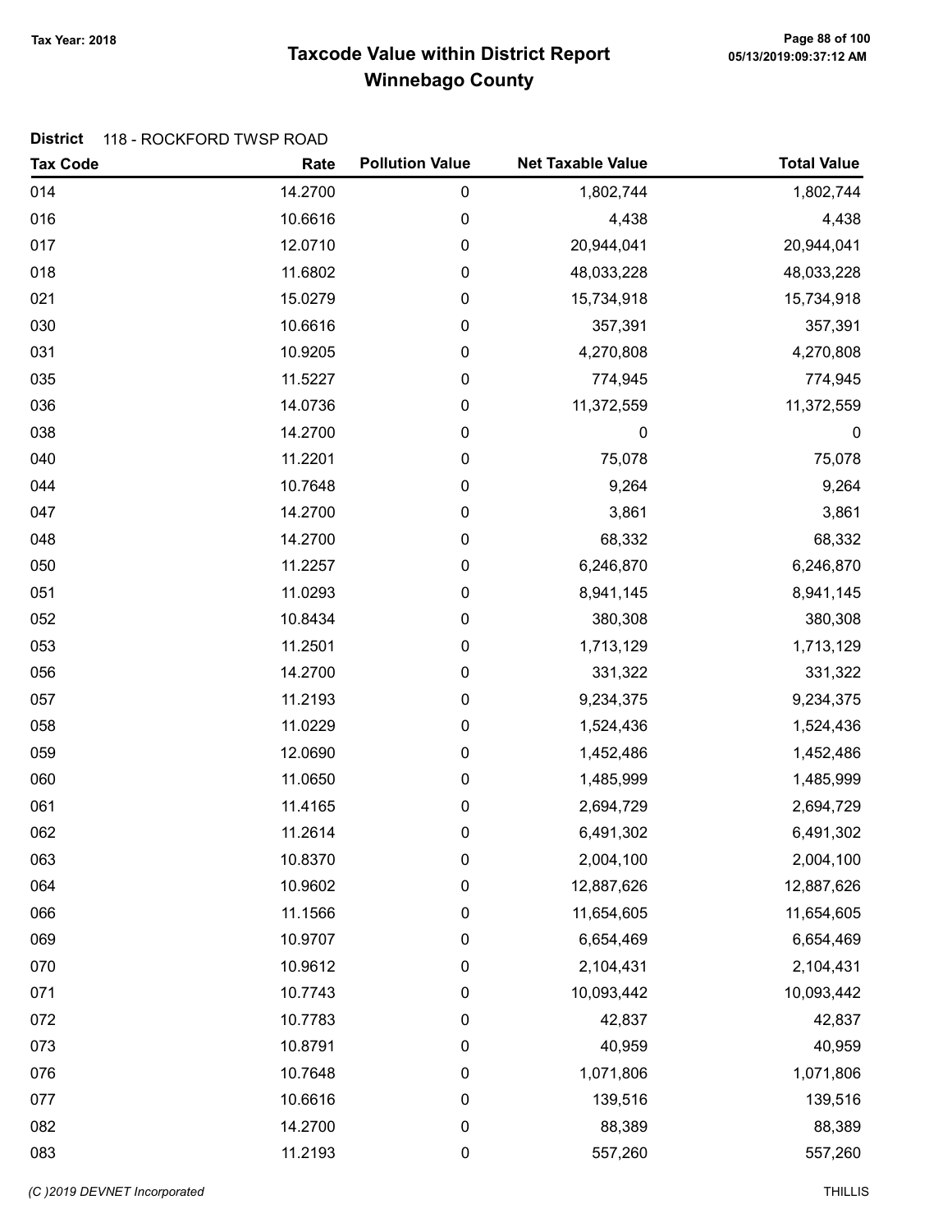Tax Year: 2018

# Taxcode Value within District Report
## Winnebago County

**District** 118 - ROCKFORD TWSP ROAD

| Tax Code | Rate | Pollution Value | Net Taxable Value | Total Value |
|---|---|---|---|---|
| 014 | 14.2700 | 0 | 1,802,744 | 1,802,744 |
| 016 | 10.6616 | 0 | 4,438 | 4,438 |
| 017 | 12.0710 | 0 | 20,944,041 | 20,944,041 |
| 018 | 11.6802 | 0 | 48,033,228 | 48,033,228 |
| 021 | 15.0279 | 0 | 15,734,918 | 15,734,918 |
| 030 | 10.6616 | 0 | 357,391 | 357,391 |
| 031 | 10.9205 | 0 | 4,270,808 | 4,270,808 |
| 035 | 11.5227 | 0 | 774,945 | 774,945 |
| 036 | 14.0736 | 0 | 11,372,559 | 11,372,559 |
| 038 | 14.2700 | 0 | 0 | 0 |
| 040 | 11.2201 | 0 | 75,078 | 75,078 |
| 044 | 10.7648 | 0 | 9,264 | 9,264 |
| 047 | 14.2700 | 0 | 3,861 | 3,861 |
| 048 | 14.2700 | 0 | 68,332 | 68,332 |
| 050 | 11.2257 | 0 | 6,246,870 | 6,246,870 |
| 051 | 11.0293 | 0 | 8,941,145 | 8,941,145 |
| 052 | 10.8434 | 0 | 380,308 | 380,308 |
| 053 | 11.2501 | 0 | 1,713,129 | 1,713,129 |
| 056 | 14.2700 | 0 | 331,322 | 331,322 |
| 057 | 11.2193 | 0 | 9,234,375 | 9,234,375 |
| 058 | 11.0229 | 0 | 1,524,436 | 1,524,436 |
| 059 | 12.0690 | 0 | 1,452,486 | 1,452,486 |
| 060 | 11.0650 | 0 | 1,485,999 | 1,485,999 |
| 061 | 11.4165 | 0 | 2,694,729 | 2,694,729 |
| 062 | 11.2614 | 0 | 6,491,302 | 6,491,302 |
| 063 | 10.8370 | 0 | 2,004,100 | 2,004,100 |
| 064 | 10.9602 | 0 | 12,887,626 | 12,887,626 |
| 066 | 11.1566 | 0 | 11,654,605 | 11,654,605 |
| 069 | 10.9707 | 0 | 6,654,469 | 6,654,469 |
| 070 | 10.9612 | 0 | 2,104,431 | 2,104,431 |
| 071 | 10.7743 | 0 | 10,093,442 | 10,093,442 |
| 072 | 10.7783 | 0 | 42,837 | 42,837 |
| 073 | 10.8791 | 0 | 40,959 | 40,959 |
| 076 | 10.7648 | 0 | 1,071,806 | 1,071,806 |
| 077 | 10.6616 | 0 | 139,516 | 139,516 |
| 082 | 14.2700 | 0 | 88,389 | 88,389 |
| 083 | 11.2193 | 0 | 557,260 | 557,260 |

(C )2019 DEVNET Incorporated THILLIS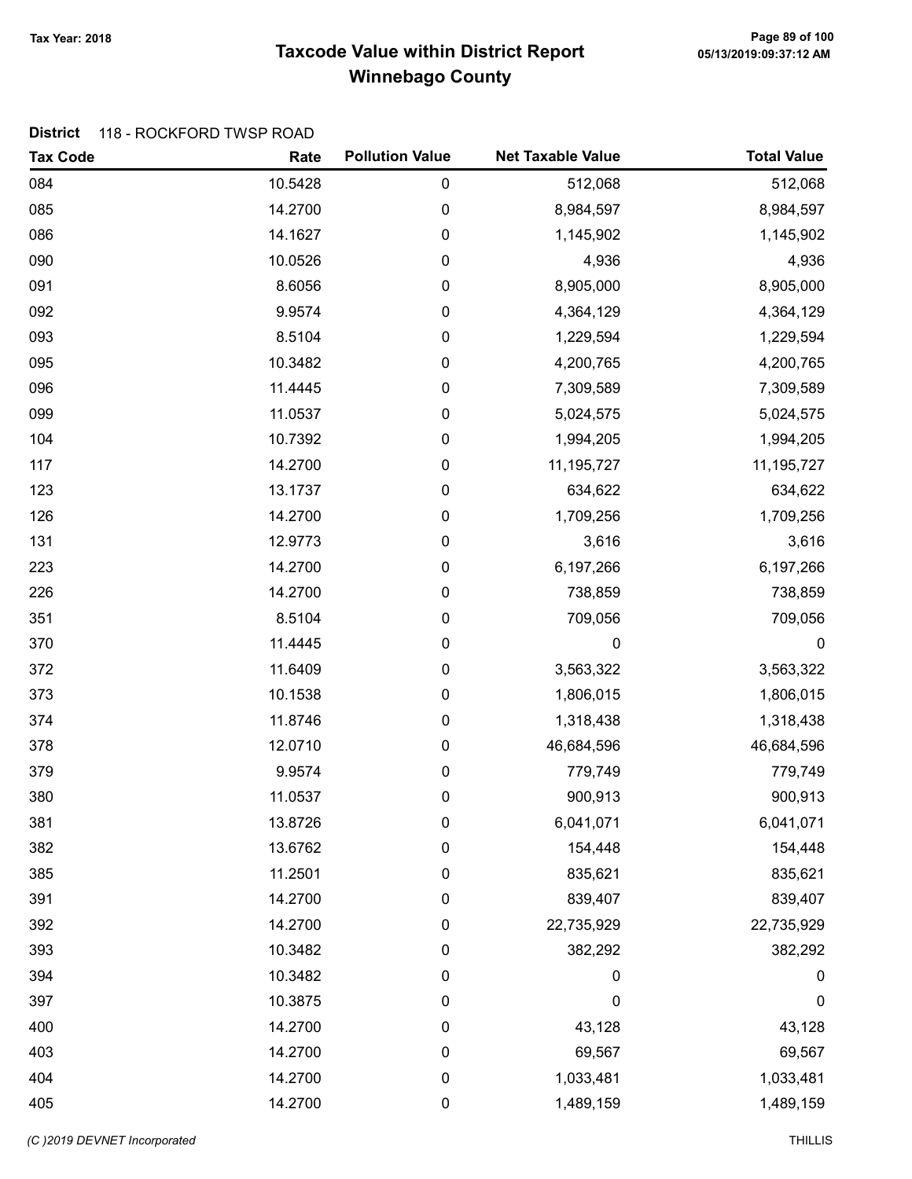# Taxcode Value within District Report

## Winnebago County

Tax Year: 2018

**District** 118 - ROCKFORD TWSP ROAD

| Tax Code | Rate | Pollution Value | Net Taxable Value | Total Value |
|---|---|---|---|---|
| 084 | 10.5428 | 0 | 512,068 | 512,068 |
| 085 | 14.2700 | 0 | 8,984,597 | 8,984,597 |
| 086 | 14.1627 | 0 | 1,145,902 | 1,145,902 |
| 090 | 10.0526 | 0 | 4,936 | 4,936 |
| 091 | 8.6056 | 0 | 8,905,000 | 8,905,000 |
| 092 | 9.9574 | 0 | 4,364,129 | 4,364,129 |
| 093 | 8.5104 | 0 | 1,229,594 | 1,229,594 |
| 095 | 10.3482 | 0 | 4,200,765 | 4,200,765 |
| 096 | 11.4445 | 0 | 7,309,589 | 7,309,589 |
| 099 | 11.0537 | 0 | 5,024,575 | 5,024,575 |
| 104 | 10.7392 | 0 | 1,994,205 | 1,994,205 |
| 117 | 14.2700 | 0 | 11,195,727 | 11,195,727 |
| 123 | 13.1737 | 0 | 634,622 | 634,622 |
| 126 | 14.2700 | 0 | 1,709,256 | 1,709,256 |
| 131 | 12.9773 | 0 | 3,616 | 3,616 |
| 223 | 14.2700 | 0 | 6,197,266 | 6,197,266 |
| 226 | 14.2700 | 0 | 738,859 | 738,859 |
| 351 | 8.5104 | 0 | 709,056 | 709,056 |
| 370 | 11.4445 | 0 | 0 | 0 |
| 372 | 11.6409 | 0 | 3,563,322 | 3,563,322 |
| 373 | 10.1538 | 0 | 1,806,015 | 1,806,015 |
| 374 | 11.8746 | 0 | 1,318,438 | 1,318,438 |
| 378 | 12.0710 | 0 | 46,684,596 | 46,684,596 |
| 379 | 9.9574 | 0 | 779,749 | 779,749 |
| 380 | 11.0537 | 0 | 900,913 | 900,913 |
| 381 | 13.8726 | 0 | 6,041,071 | 6,041,071 |
| 382 | 13.6762 | 0 | 154,448 | 154,448 |
| 385 | 11.2501 | 0 | 835,621 | 835,621 |
| 391 | 14.2700 | 0 | 839,407 | 839,407 |
| 392 | 14.2700 | 0 | 22,735,929 | 22,735,929 |
| 393 | 10.3482 | 0 | 382,292 | 382,292 |
| 394 | 10.3482 | 0 | 0 | 0 |
| 397 | 10.3875 | 0 | 0 | 0 |
| 400 | 14.2700 | 0 | 43,128 | 43,128 |
| 403 | 14.2700 | 0 | 69,567 | 69,567 |
| 404 | 14.2700 | 0 | 1,033,481 | 1,033,481 |
| 405 | 14.2700 | 0 | 1,489,159 | 1,489,159 |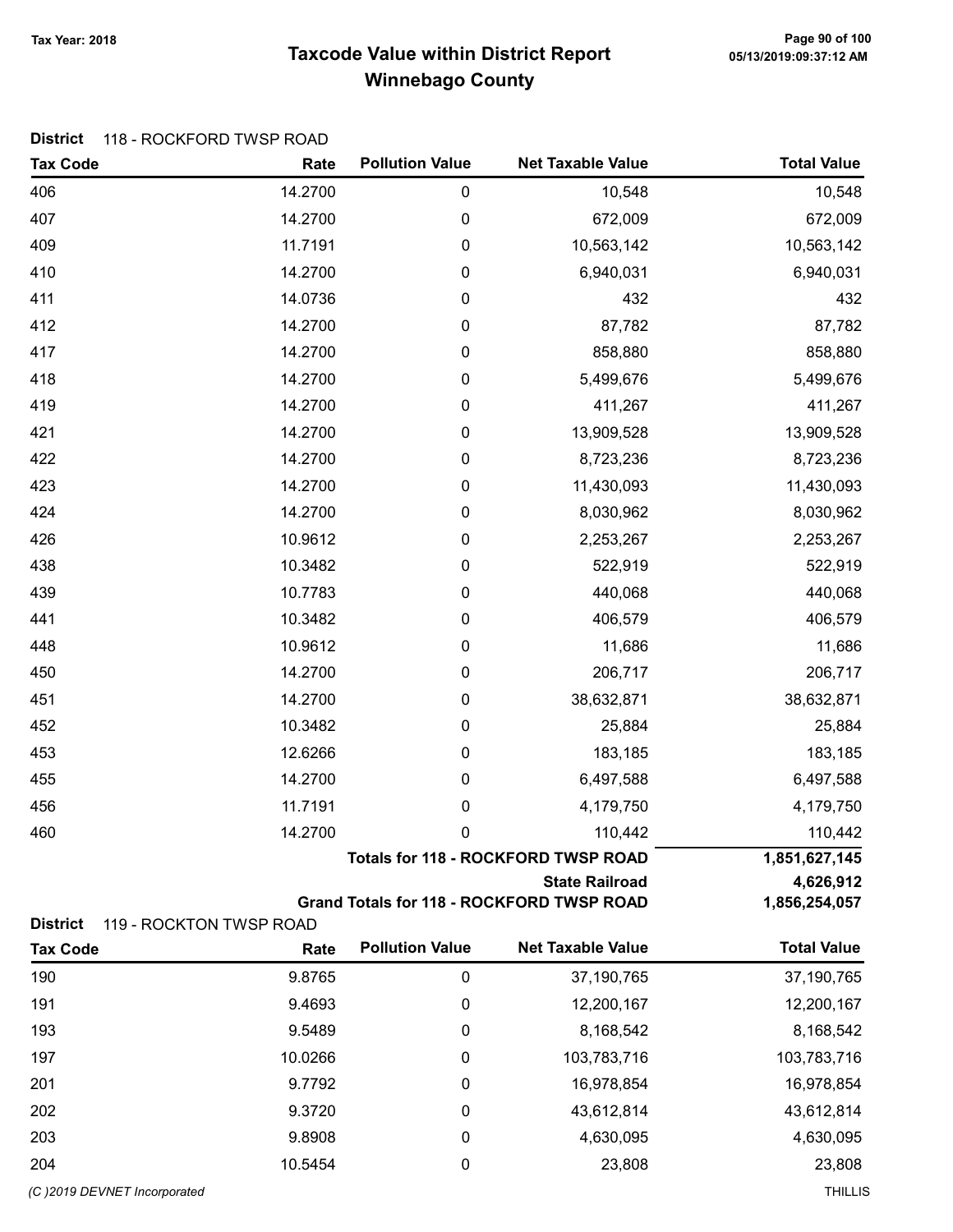# Taxcode Value within District Report
## Winnebago County

Tax Year: 2018

**District** 118 - ROCKFORD TWSP ROAD

| Tax Code | Rate | Pollution Value | Net Taxable Value | Total Value |
|---|---|---|---|---|
| 406 | 14.2700 | 0 | 10,548 | 10,548 |
| 407 | 14.2700 | 0 | 672,009 | 672,009 |
| 409 | 11.7191 | 0 | 10,563,142 | 10,563,142 |
| 410 | 14.2700 | 0 | 6,940,031 | 6,940,031 |
| 411 | 14.0736 | 0 | 432 | 432 |
| 412 | 14.2700 | 0 | 87,782 | 87,782 |
| 417 | 14.2700 | 0 | 858,880 | 858,880 |
| 418 | 14.2700 | 0 | 5,499,676 | 5,499,676 |
| 419 | 14.2700 | 0 | 411,267 | 411,267 |
| 421 | 14.2700 | 0 | 13,909,528 | 13,909,528 |
| 422 | 14.2700 | 0 | 8,723,236 | 8,723,236 |
| 423 | 14.2700 | 0 | 11,430,093 | 11,430,093 |
| 424 | 14.2700 | 0 | 8,030,962 | 8,030,962 |
| 426 | 10.9612 | 0 | 2,253,267 | 2,253,267 |
| 438 | 10.3482 | 0 | 522,919 | 522,919 |
| 439 | 10.7783 | 0 | 440,068 | 440,068 |
| 441 | 10.3482 | 0 | 406,579 | 406,579 |
| 448 | 10.9612 | 0 | 11,686 | 11,686 |
| 450 | 14.2700 | 0 | 206,717 | 206,717 |
| 451 | 14.2700 | 0 | 38,632,871 | 38,632,871 |
| 452 | 10.3482 | 0 | 25,884 | 25,884 |
| 453 | 12.6266 | 0 | 183,185 | 183,185 |
| 455 | 14.2700 | 0 | 6,497,588 | 6,497,588 |
| 456 | 11.7191 | 0 | 4,179,750 | 4,179,750 |
| 460 | 14.2700 | 0 | 110,442 | 110,442 |
| | | | **Totals for 118 - ROCKFORD TWSP ROAD** | **1,851,627,145** |
| | | | **State Railroad** | **4,626,912** |
| | | | **Grand Totals for 118 - ROCKFORD TWSP ROAD** | **1,856,254,057** |

**District** 119 - ROCKTON TWSP ROAD

| Tax Code | Rate | Pollution Value | Net Taxable Value | Total Value |
|---|---|---|---|---|
| 190 | 9.8765 | 0 | 37,190,765 | 37,190,765 |
| 191 | 9.4693 | 0 | 12,200,167 | 12,200,167 |
| 193 | 9.5489 | 0 | 8,168,542 | 8,168,542 |
| 197 | 10.0266 | 0 | 103,783,716 | 103,783,716 |
| 201 | 9.7792 | 0 | 16,978,854 | 16,978,854 |
| 202 | 9.3720 | 0 | 43,612,814 | 43,612,814 |
| 203 | 9.8908 | 0 | 4,630,095 | 4,630,095 |
| 204 | 10.5454 | 0 | 23,808 | 23,808 |

(C )2019 DEVNET Incorporated THILLIS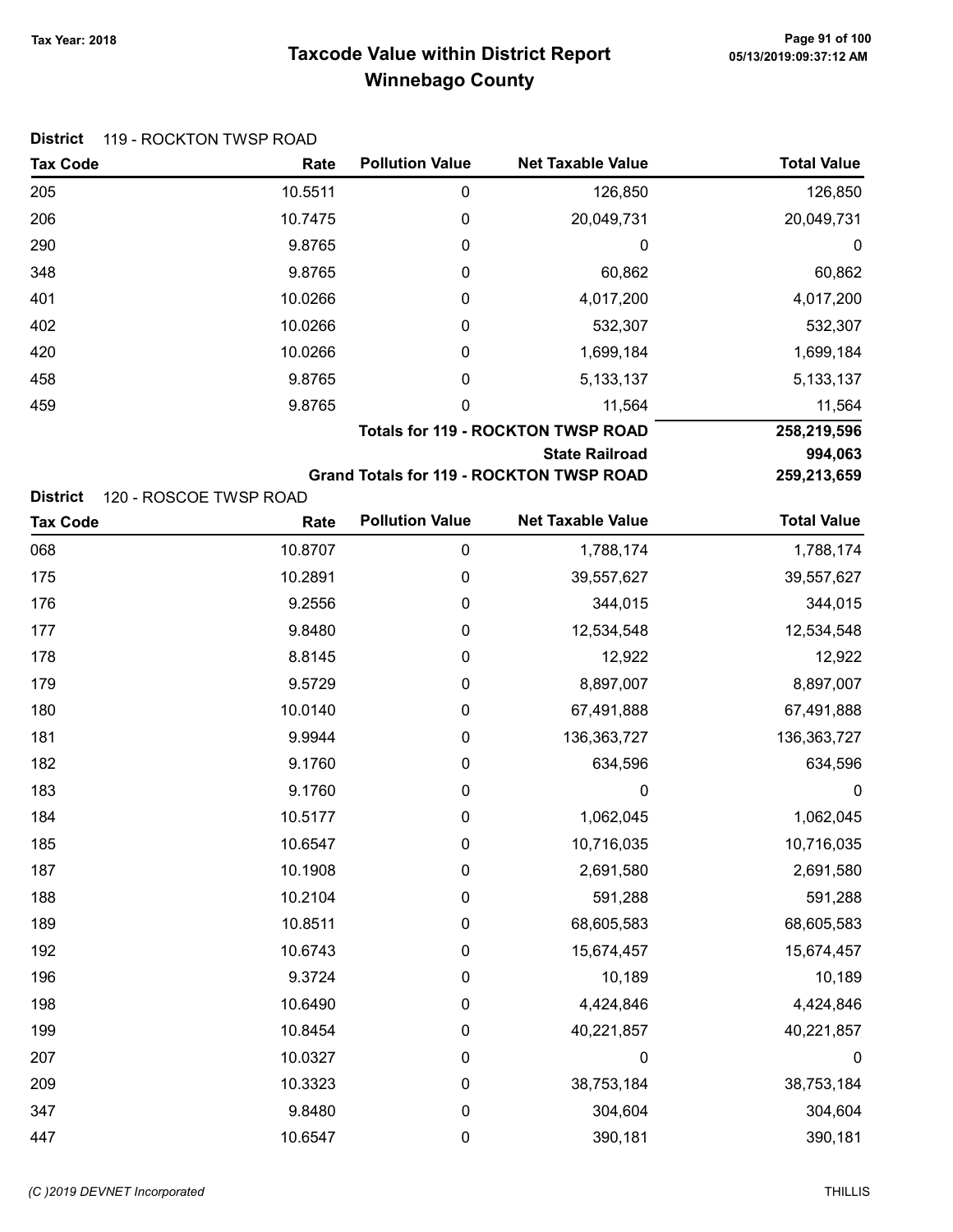Tax Year: 2018

# Taxcode Value within District Report
## Winnebago County

**District** 119 - ROCKTON TWSP ROAD

| Tax Code | Rate | Pollution Value | Net Taxable Value | Total Value |
|---|---|---|---|---|
| 205 | 10.5511 | 0 | 126,850 | 126,850 |
| 206 | 10.7475 | 0 | 20,049,731 | 20,049,731 |
| 290 | 9.8765 | 0 | 0 | 0 |
| 348 | 9.8765 | 0 | 60,862 | 60,862 |
| 401 | 10.0266 | 0 | 4,017,200 | 4,017,200 |
| 402 | 10.0266 | 0 | 532,307 | 532,307 |
| 420 | 10.0266 | 0 | 1,699,184 | 1,699,184 |
| 458 | 9.8765 | 0 | 5,133,137 | 5,133,137 |
| 459 | 9.8765 | 0 | 11,564 | 11,564 |
| | | | **Totals for 119 - ROCKTON TWSP ROAD** | **258,219,596** |
| | | | **State Railroad** | **994,063** |
| | | | **Grand Totals for 119 - ROCKTON TWSP ROAD** | **259,213,659** |

**District** 120 - ROSCOE TWSP ROAD

| Tax Code | Rate | Pollution Value | Net Taxable Value | Total Value |
|---|---|---|---|---|
| 068 | 10.8707 | 0 | 1,788,174 | 1,788,174 |
| 175 | 10.2891 | 0 | 39,557,627 | 39,557,627 |
| 176 | 9.2556 | 0 | 344,015 | 344,015 |
| 177 | 9.8480 | 0 | 12,534,548 | 12,534,548 |
| 178 | 8.8145 | 0 | 12,922 | 12,922 |
| 179 | 9.5729 | 0 | 8,897,007 | 8,897,007 |
| 180 | 10.0140 | 0 | 67,491,888 | 67,491,888 |
| 181 | 9.9944 | 0 | 136,363,727 | 136,363,727 |
| 182 | 9.1760 | 0 | 634,596 | 634,596 |
| 183 | 9.1760 | 0 | 0 | 0 |
| 184 | 10.5177 | 0 | 1,062,045 | 1,062,045 |
| 185 | 10.6547 | 0 | 10,716,035 | 10,716,035 |
| 187 | 10.1908 | 0 | 2,691,580 | 2,691,580 |
| 188 | 10.2104 | 0 | 591,288 | 591,288 |
| 189 | 10.8511 | 0 | 68,605,583 | 68,605,583 |
| 192 | 10.6743 | 0 | 15,674,457 | 15,674,457 |
| 196 | 9.3724 | 0 | 10,189 | 10,189 |
| 198 | 10.6490 | 0 | 4,424,846 | 4,424,846 |
| 199 | 10.8454 | 0 | 40,221,857 | 40,221,857 |
| 207 | 10.0327 | 0 | 0 | 0 |
| 209 | 10.3323 | 0 | 38,753,184 | 38,753,184 |
| 347 | 9.8480 | 0 | 304,604 | 304,604 |
| 447 | 10.6547 | 0 | 390,181 | 390,181 |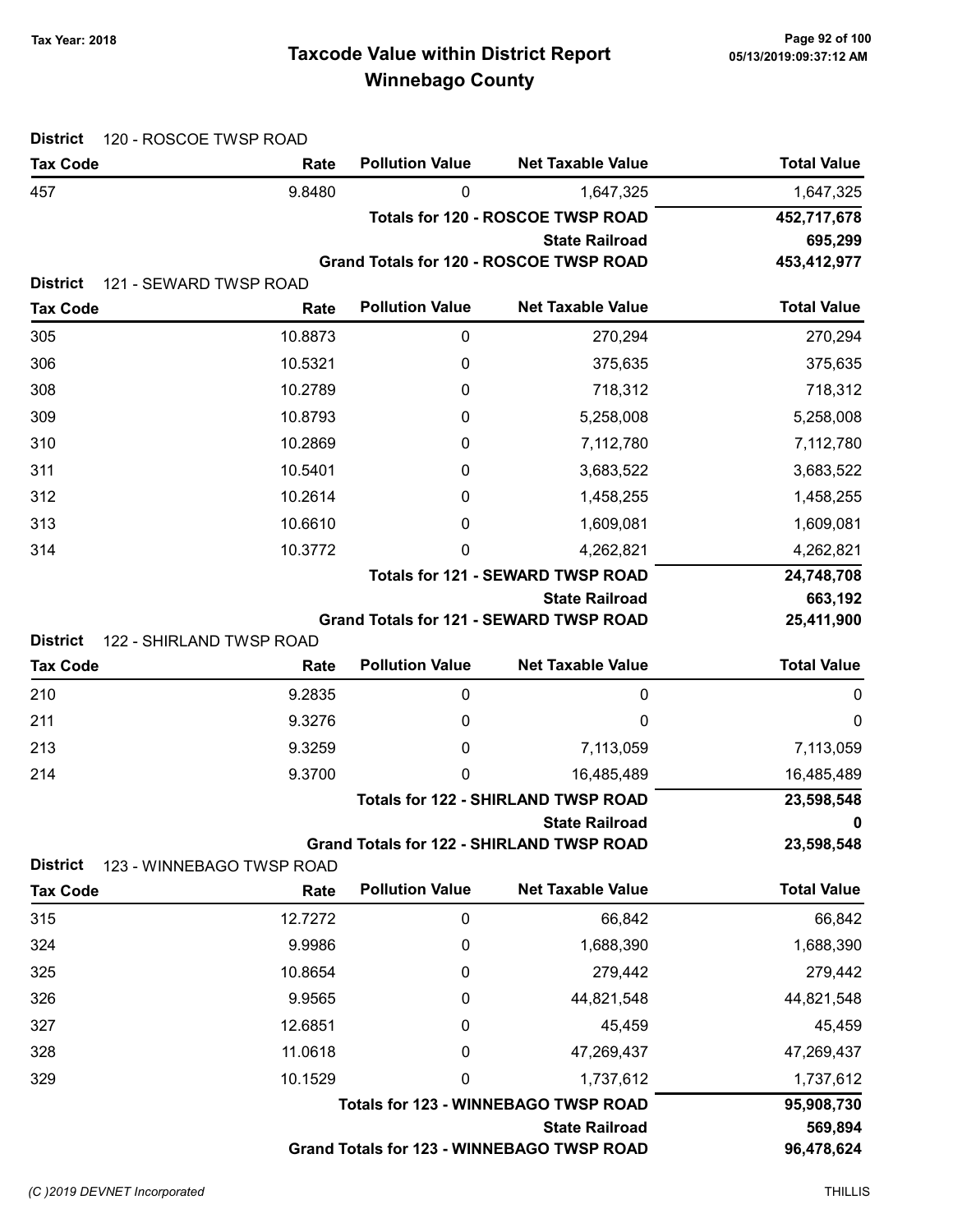# Taxcode Value within District Report
## Winnebago County

Tax Year: 2018

05/13/2019:09:37:12 AM

**District** 120 - ROSCOE TWSP ROAD

| Tax Code | Rate | Pollution Value | Net Taxable Value | Total Value |
|---|---|---|---|---|
| 457 | 9.8480 | 0 | 1,647,325 | 1,647,325 |
| | | | **Totals for 120 - ROSCOE TWSP ROAD** | **452,717,678** |
| | | | **State Railroad** | **695,299** |
| | | | **Grand Totals for 120 - ROSCOE TWSP ROAD** | **453,412,977** |

**District** 121 - SEWARD TWSP ROAD

| Tax Code | Rate | Pollution Value | Net Taxable Value | Total Value |
|---|---|---|---|---|
| 305 | 10.8873 | 0 | 270,294 | 270,294 |
| 306 | 10.5321 | 0 | 375,635 | 375,635 |
| 308 | 10.2789 | 0 | 718,312 | 718,312 |
| 309 | 10.8793 | 0 | 5,258,008 | 5,258,008 |
| 310 | 10.2869 | 0 | 7,112,780 | 7,112,780 |
| 311 | 10.5401 | 0 | 3,683,522 | 3,683,522 |
| 312 | 10.2614 | 0 | 1,458,255 | 1,458,255 |
| 313 | 10.6610 | 0 | 1,609,081 | 1,609,081 |
| 314 | 10.3772 | 0 | 4,262,821 | 4,262,821 |
| | | | **Totals for 121 - SEWARD TWSP ROAD** | **24,748,708** |
| | | | **State Railroad** | **663,192** |
| | | | **Grand Totals for 121 - SEWARD TWSP ROAD** | **25,411,900** |

**District** 122 - SHIRLAND TWSP ROAD

| Tax Code | Rate | Pollution Value | Net Taxable Value | Total Value |
|---|---|---|---|---|
| 210 | 9.2835 | 0 | 0 | 0 |
| 211 | 9.3276 | 0 | 0 | 0 |
| 213 | 9.3259 | 0 | 7,113,059 | 7,113,059 |
| 214 | 9.3700 | 0 | 16,485,489 | 16,485,489 |
| | | | **Totals for 122 - SHIRLAND TWSP ROAD** | **23,598,548** |
| | | | **State Railroad** | **0** |
| | | | **Grand Totals for 122 - SHIRLAND TWSP ROAD** | **23,598,548** |

**District** 123 - WINNEBAGO TWSP ROAD

| Tax Code | Rate | Pollution Value | Net Taxable Value | Total Value |
|---|---|---|---|---|
| 315 | 12.7272 | 0 | 66,842 | 66,842 |
| 324 | 9.9986 | 0 | 1,688,390 | 1,688,390 |
| 325 | 10.8654 | 0 | 279,442 | 279,442 |
| 326 | 9.9565 | 0 | 44,821,548 | 44,821,548 |
| 327 | 12.6851 | 0 | 45,459 | 45,459 |
| 328 | 11.0618 | 0 | 47,269,437 | 47,269,437 |
| 329 | 10.1529 | 0 | 1,737,612 | 1,737,612 |
| | | | **Totals for 123 - WINNEBAGO TWSP ROAD** | **95,908,730** |
| | | | **State Railroad** | **569,894** |
| | | | **Grand Totals for 123 - WINNEBAGO TWSP ROAD** | **96,478,624** |

(C )2019 DEVNET Incorporated THILLIS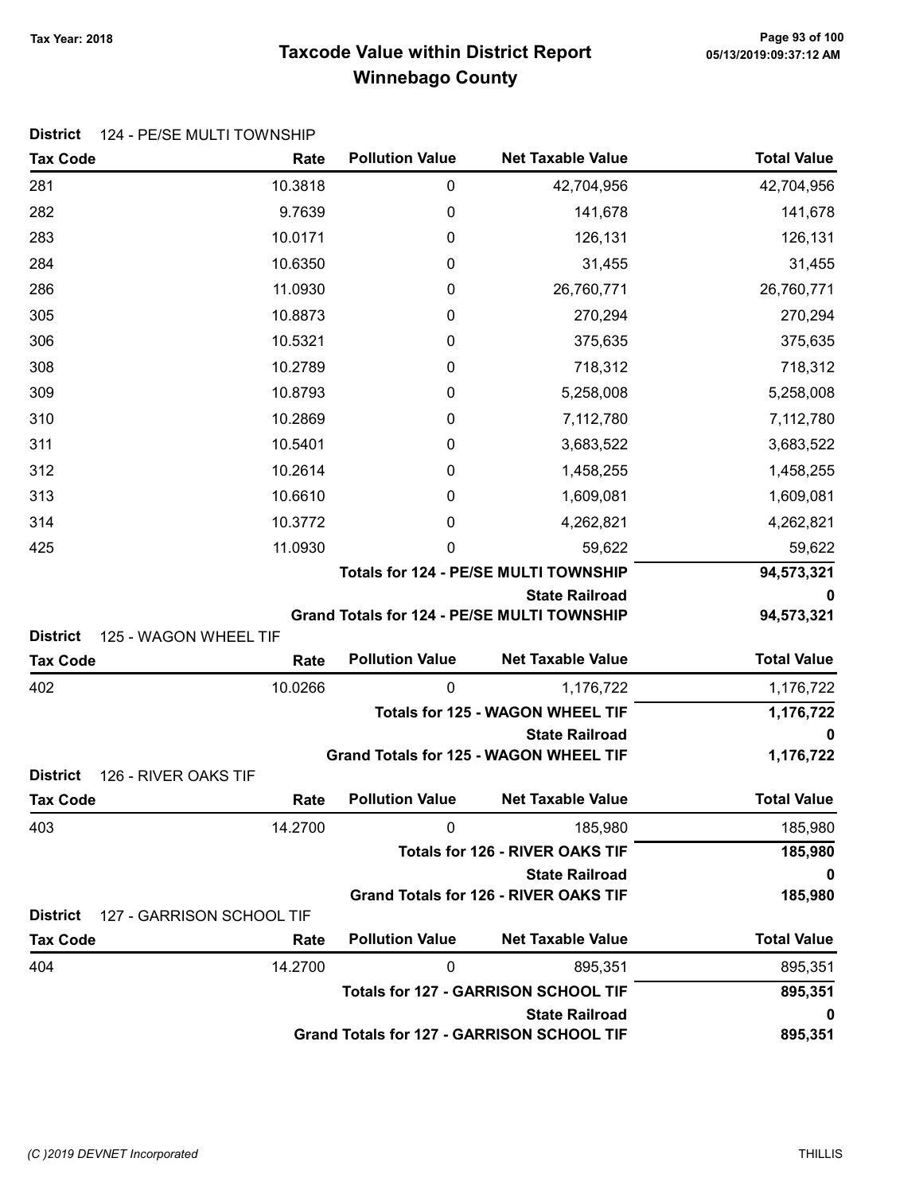# Taxcode Value within District Report
## Winnebago County

Tax Year: 2018

**District** 124 - PE/SE MULTI TOWNSHIP

| Tax Code | Rate | Pollution Value | Net Taxable Value | Total Value |
|---|---|---|---|---|
| 281 | 10.3818 | 0 | 42,704,956 | 42,704,956 |
| 282 | 9.7639 | 0 | 141,678 | 141,678 |
| 283 | 10.0171 | 0 | 126,131 | 126,131 |
| 284 | 10.6350 | 0 | 31,455 | 31,455 |
| 286 | 11.0930 | 0 | 26,760,771 | 26,760,771 |
| 305 | 10.8873 | 0 | 270,294 | 270,294 |
| 306 | 10.5321 | 0 | 375,635 | 375,635 |
| 308 | 10.2789 | 0 | 718,312 | 718,312 |
| 309 | 10.8793 | 0 | 5,258,008 | 5,258,008 |
| 310 | 10.2869 | 0 | 7,112,780 | 7,112,780 |
| 311 | 10.5401 | 0 | 3,683,522 | 3,683,522 |
| 312 | 10.2614 | 0 | 1,458,255 | 1,458,255 |
| 313 | 10.6610 | 0 | 1,609,081 | 1,609,081 |
| 314 | 10.3772 | 0 | 4,262,821 | 4,262,821 |
| 425 | 11.0930 | 0 | 59,622 | 59,622 |
| | | | **Totals for 124 - PE/SE MULTI TOWNSHIP** | **94,573,321** |
| | | | **State Railroad** | **0** |
| | | | **Grand Totals for 124 - PE/SE MULTI TOWNSHIP** | **94,573,321** |

**District** 125 - WAGON WHEEL TIF

| Tax Code | Rate | Pollution Value | Net Taxable Value | Total Value |
|---|---|---|---|---|
| 402 | 10.0266 | 0 | 1,176,722 | 1,176,722 |
| | | | **Totals for 125 - WAGON WHEEL TIF** | **1,176,722** |
| | | | **State Railroad** | **0** |
| | | | **Grand Totals for 125 - WAGON WHEEL TIF** | **1,176,722** |

**District** 126 - RIVER OAKS TIF

| Tax Code | Rate | Pollution Value | Net Taxable Value | Total Value |
|---|---|---|---|---|
| 403 | 14.2700 | 0 | 185,980 | 185,980 |
| | | | **Totals for 126 - RIVER OAKS TIF** | **185,980** |
| | | | **State Railroad** | **0** |
| | | | **Grand Totals for 126 - RIVER OAKS TIF** | **185,980** |

**District** 127 - GARRISON SCHOOL TIF

| Tax Code | Rate | Pollution Value | Net Taxable Value | Total Value |
|---|---|---|---|---|
| 404 | 14.2700 | 0 | 895,351 | 895,351 |
| | | | **Totals for 127 - GARRISON SCHOOL TIF** | **895,351** |
| | | | **State Railroad** | **0** |
| | | | **Grand Totals for 127 - GARRISON SCHOOL TIF** | **895,351** |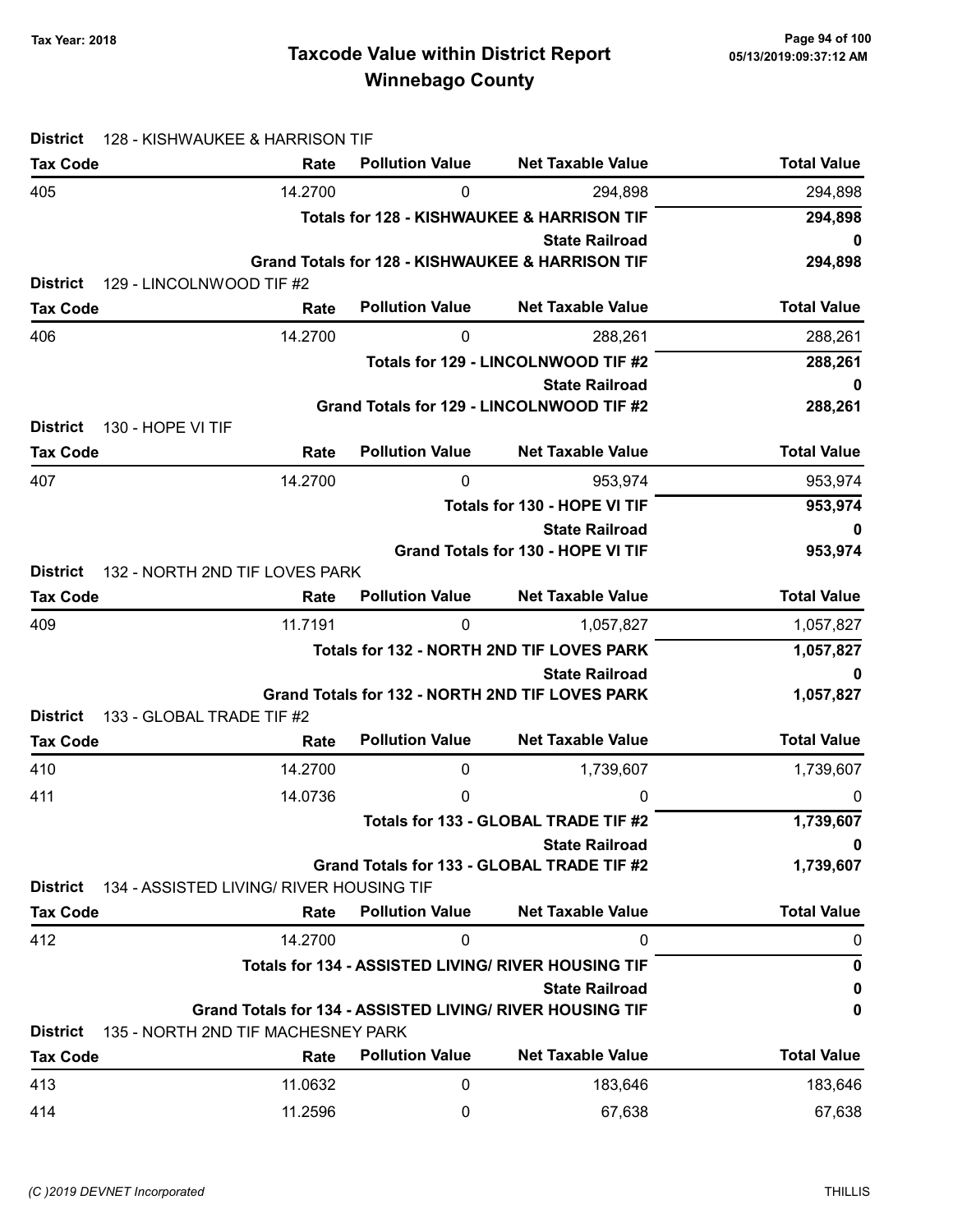# Taxcode Value within District Report
## Winnebago County

Tax Year: 2018

05/13/2019:09:37:12 AM

**District** 128 - KISHWAUKEE & HARRISON TIF

| Tax Code | Rate | Pollution Value | Net Taxable Value | Total Value |
|---|---|---|---|---|
| 405 | 14.2700 | 0 | 294,898 | 294,898 |
| | | | **Totals for 128 - KISHWAUKEE & HARRISON TIF** | **294,898** |
| | | | **State Railroad** | **0** |
| | | | **Grand Totals for 128 - KISHWAUKEE & HARRISON TIF** | **294,898** |

**District** 129 - LINCOLNWOOD TIF #2

| Tax Code | Rate | Pollution Value | Net Taxable Value | Total Value |
|---|---|---|---|---|
| 406 | 14.2700 | 0 | 288,261 | 288,261 |
| | | | **Totals for 129 - LINCOLNWOOD TIF #2** | **288,261** |
| | | | **State Railroad** | **0** |
| | | | **Grand Totals for 129 - LINCOLNWOOD TIF #2** | **288,261** |

**District** 130 - HOPE VI TIF

| Tax Code | Rate | Pollution Value | Net Taxable Value | Total Value |
|---|---|---|---|---|
| 407 | 14.2700 | 0 | 953,974 | 953,974 |
| | | | **Totals for 130 - HOPE VI TIF** | **953,974** |
| | | | **State Railroad** | **0** |
| | | | **Grand Totals for 130 - HOPE VI TIF** | **953,974** |

**District** 132 - NORTH 2ND TIF LOVES PARK

| Tax Code | Rate | Pollution Value | Net Taxable Value | Total Value |
|---|---|---|---|---|
| 409 | 11.7191 | 0 | 1,057,827 | 1,057,827 |
| | | | **Totals for 132 - NORTH 2ND TIF LOVES PARK** | **1,057,827** |
| | | | **State Railroad** | **0** |
| | | | **Grand Totals for 132 - NORTH 2ND TIF LOVES PARK** | **1,057,827** |

**District** 133 - GLOBAL TRADE TIF #2

| Tax Code | Rate | Pollution Value | Net Taxable Value | Total Value |
|---|---|---|---|---|
| 410 | 14.2700 | 0 | 1,739,607 | 1,739,607 |
| 411 | 14.0736 | 0 | 0 | 0 |
| | | | **Totals for 133 - GLOBAL TRADE TIF #2** | **1,739,607** |
| | | | **State Railroad** | **0** |
| | | | **Grand Totals for 133 - GLOBAL TRADE TIF #2** | **1,739,607** |

**District** 134 - ASSISTED LIVING/ RIVER HOUSING TIF

| Tax Code | Rate | Pollution Value | Net Taxable Value | Total Value |
|---|---|---|---|---|
| 412 | 14.2700 | 0 | 0 | 0 |
| | | | **Totals for 134 - ASSISTED LIVING/ RIVER HOUSING TIF** | **0** |
| | | | **State Railroad** | **0** |
| | | | **Grand Totals for 134 - ASSISTED LIVING/ RIVER HOUSING TIF** | **0** |

**District** 135 - NORTH 2ND TIF MACHESNEY PARK

| Tax Code | Rate | Pollution Value | Net Taxable Value | Total Value |
|---|---|---|---|---|
| 413 | 11.0632 | 0 | 183,646 | 183,646 |
| 414 | 11.2596 | 0 | 67,638 | 67,638 |

*(C )2019 DEVNET Incorporated* THILLIS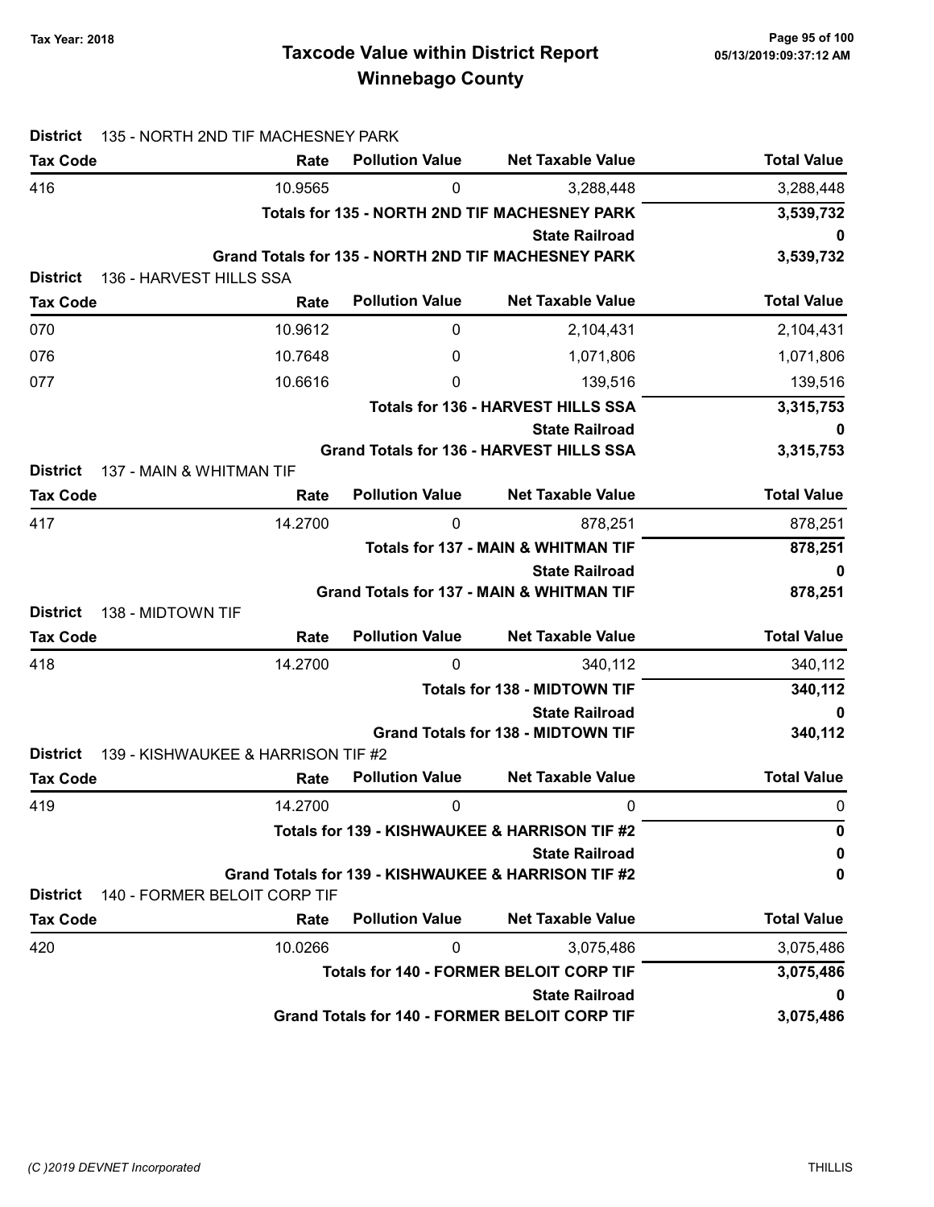# Taxcode Value within District Report
## Winnebago County

Tax Year: 2018

**District** 135 - NORTH 2ND TIF MACHESNEY PARK

| Tax Code | Rate | Pollution Value | Net Taxable Value | Total Value |
|---|---|---|---|---|
| 416 | 10.9565 | 0 | 3,288,448 | 3,288,448 |
| | | | **Totals for 135 - NORTH 2ND TIF MACHESNEY PARK** | **3,539,732** |
| | | | **State Railroad** | **0** |
| | | | **Grand Totals for 135 - NORTH 2ND TIF MACHESNEY PARK** | **3,539,732** |

**District** 136 - HARVEST HILLS SSA

| Tax Code | Rate | Pollution Value | Net Taxable Value | Total Value |
|---|---|---|---|---|
| 070 | 10.9612 | 0 | 2,104,431 | 2,104,431 |
| 076 | 10.7648 | 0 | 1,071,806 | 1,071,806 |
| 077 | 10.6616 | 0 | 139,516 | 139,516 |
| | | | **Totals for 136 - HARVEST HILLS SSA** | **3,315,753** |
| | | | **State Railroad** | **0** |
| | | | **Grand Totals for 136 - HARVEST HILLS SSA** | **3,315,753** |

**District** 137 - MAIN & WHITMAN TIF

| Tax Code | Rate | Pollution Value | Net Taxable Value | Total Value |
|---|---|---|---|---|
| 417 | 14.2700 | 0 | 878,251 | 878,251 |
| | | | **Totals for 137 - MAIN & WHITMAN TIF** | **878,251** |
| | | | **State Railroad** | **0** |
| | | | **Grand Totals for 137 - MAIN & WHITMAN TIF** | **878,251** |

**District** 138 - MIDTOWN TIF

| Tax Code | Rate | Pollution Value | Net Taxable Value | Total Value |
|---|---|---|---|---|
| 418 | 14.2700 | 0 | 340,112 | 340,112 |
| | | | **Totals for 138 - MIDTOWN TIF** | **340,112** |
| | | | **State Railroad** | **0** |
| | | | **Grand Totals for 138 - MIDTOWN TIF** | **340,112** |

**District** 139 - KISHWAUKEE & HARRISON TIF #2

| Tax Code | Rate | Pollution Value | Net Taxable Value | Total Value |
|---|---|---|---|---|
| 419 | 14.2700 | 0 | 0 | 0 |
| | | | **Totals for 139 - KISHWAUKEE & HARRISON TIF #2** | **0** |
| | | | **State Railroad** | **0** |
| | | | **Grand Totals for 139 - KISHWAUKEE & HARRISON TIF #2** | **0** |

**District** 140 - FORMER BELOIT CORP TIF

| Tax Code | Rate | Pollution Value | Net Taxable Value | Total Value |
|---|---|---|---|---|
| 420 | 10.0266 | 0 | 3,075,486 | 3,075,486 |
| | | | **Totals for 140 - FORMER BELOIT CORP TIF** | **3,075,486** |
| | | | **State Railroad** | **0** |
| | | | **Grand Totals for 140 - FORMER BELOIT CORP TIF** | **3,075,486** |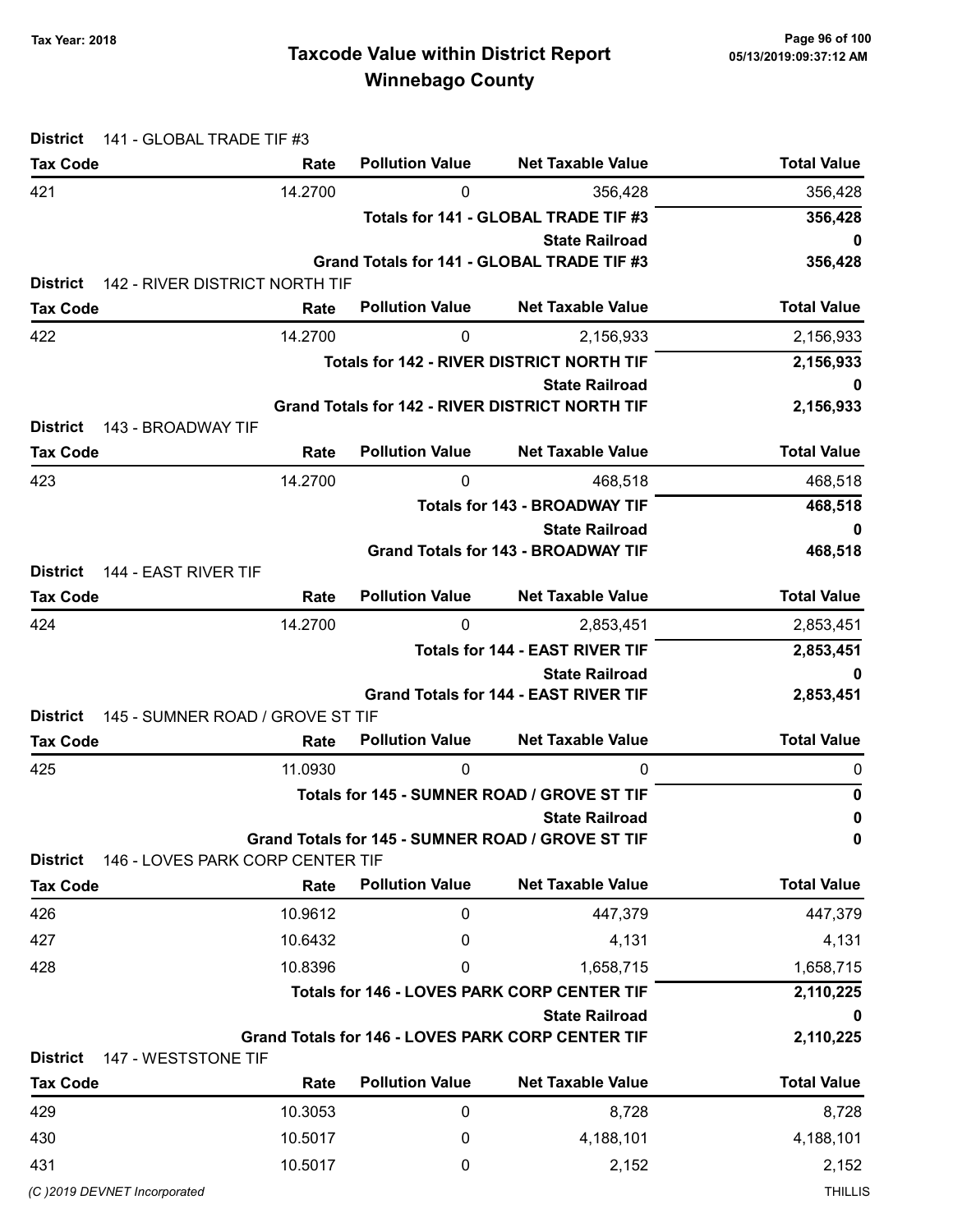# Taxcode Value within District Report
## Winnebago County

Tax Year: 2018

**District** 141 - GLOBAL TRADE TIF #3

| Tax Code | Rate | Pollution Value | Net Taxable Value | Total Value |
|---|---|---|---|---|
| 421 | 14.2700 | 0 | 356,428 | 356,428 |
| | | | **Totals for 141 - GLOBAL TRADE TIF #3** | **356,428** |
| | | | **State Railroad** | **0** |
| | | | **Grand Totals for 141 - GLOBAL TRADE TIF #3** | **356,428** |

**District** 142 - RIVER DISTRICT NORTH TIF

| Tax Code | Rate | Pollution Value | Net Taxable Value | Total Value |
|---|---|---|---|---|
| 422 | 14.2700 | 0 | 2,156,933 | 2,156,933 |
| | | | **Totals for 142 - RIVER DISTRICT NORTH TIF** | **2,156,933** |
| | | | **State Railroad** | **0** |
| | | | **Grand Totals for 142 - RIVER DISTRICT NORTH TIF** | **2,156,933** |

**District** 143 - BROADWAY TIF

| Tax Code | Rate | Pollution Value | Net Taxable Value | Total Value |
|---|---|---|---|---|
| 423 | 14.2700 | 0 | 468,518 | 468,518 |
| | | | **Totals for 143 - BROADWAY TIF** | **468,518** |
| | | | **State Railroad** | **0** |
| | | | **Grand Totals for 143 - BROADWAY TIF** | **468,518** |

**District** 144 - EAST RIVER TIF

| Tax Code | Rate | Pollution Value | Net Taxable Value | Total Value |
|---|---|---|---|---|
| 424 | 14.2700 | 0 | 2,853,451 | 2,853,451 |
| | | | **Totals for 144 - EAST RIVER TIF** | **2,853,451** |
| | | | **State Railroad** | **0** |
| | | | **Grand Totals for 144 - EAST RIVER TIF** | **2,853,451** |

**District** 145 - SUMNER ROAD / GROVE ST TIF

| Tax Code | Rate | Pollution Value | Net Taxable Value | Total Value |
|---|---|---|---|---|
| 425 | 11.0930 | 0 | 0 | 0 |
| | | | **Totals for 145 - SUMNER ROAD / GROVE ST TIF** | **0** |
| | | | **State Railroad** | **0** |
| | | | **Grand Totals for 145 - SUMNER ROAD / GROVE ST TIF** | **0** |

**District** 146 - LOVES PARK CORP CENTER TIF

| Tax Code | Rate | Pollution Value | Net Taxable Value | Total Value |
|---|---|---|---|---|
| 426 | 10.9612 | 0 | 447,379 | 447,379 |
| 427 | 10.6432 | 0 | 4,131 | 4,131 |
| 428 | 10.8396 | 0 | 1,658,715 | 1,658,715 |
| | | | **Totals for 146 - LOVES PARK CORP CENTER TIF** | **2,110,225** |
| | | | **State Railroad** | **0** |
| | | | **Grand Totals for 146 - LOVES PARK CORP CENTER TIF** | **2,110,225** |

**District** 147 - WESTSTONE TIF

| Tax Code | Rate | Pollution Value | Net Taxable Value | Total Value |
|---|---|---|---|---|
| 429 | 10.3053 | 0 | 8,728 | 8,728 |
| 430 | 10.5017 | 0 | 4,188,101 | 4,188,101 |
| 431 | 10.5017 | 0 | 2,152 | 2,152 |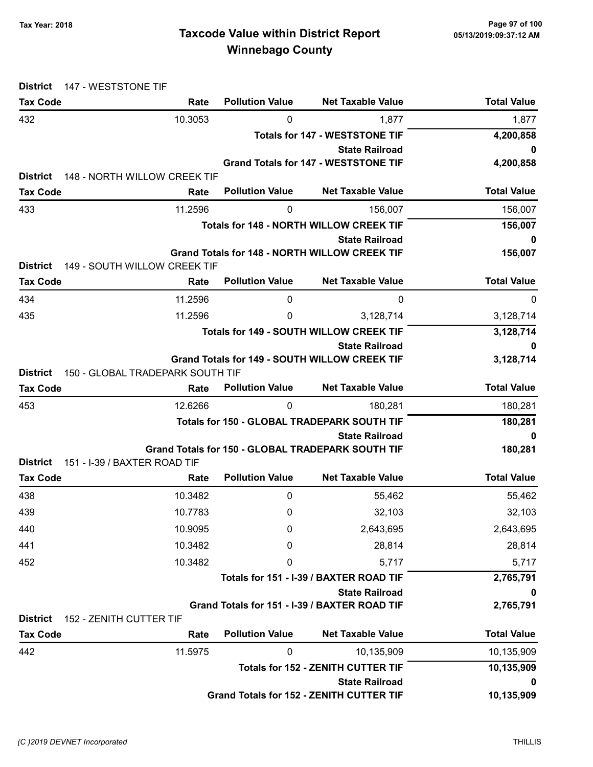# Taxcode Value within District Report
## Winnebago County

Tax Year: 2018

**District** 147 - WESTSTONE TIF

| Tax Code | Rate | Pollution Value | Net Taxable Value | Total Value |
|---|---|---|---|---|
| 432 | 10.3053 | 0 | 1,877 | 1,877 |
| | | | **Totals for 147 - WESTSTONE TIF** | **4,200,858** |
| | | | **State Railroad** | **0** |
| | | | **Grand Totals for 147 - WESTSTONE TIF** | **4,200,858** |

**District** 148 - NORTH WILLOW CREEK TIF

| Tax Code | Rate | Pollution Value | Net Taxable Value | Total Value |
|---|---|---|---|---|
| 433 | 11.2596 | 0 | 156,007 | 156,007 |
| | | | **Totals for 148 - NORTH WILLOW CREEK TIF** | **156,007** |
| | | | **State Railroad** | **0** |
| | | | **Grand Totals for 148 - NORTH WILLOW CREEK TIF** | **156,007** |

**District** 149 - SOUTH WILLOW CREEK TIF

| Tax Code | Rate | Pollution Value | Net Taxable Value | Total Value |
|---|---|---|---|---|
| 434 | 11.2596 | 0 | 0 | 0 |
| 435 | 11.2596 | 0 | 3,128,714 | 3,128,714 |
| | | | **Totals for 149 - SOUTH WILLOW CREEK TIF** | **3,128,714** |
| | | | **State Railroad** | **0** |
| | | | **Grand Totals for 149 - SOUTH WILLOW CREEK TIF** | **3,128,714** |

**District** 150 - GLOBAL TRADEPARK SOUTH TIF

| Tax Code | Rate | Pollution Value | Net Taxable Value | Total Value |
|---|---|---|---|---|
| 453 | 12.6266 | 0 | 180,281 | 180,281 |
| | | | **Totals for 150 - GLOBAL TRADEPARK SOUTH TIF** | **180,281** |
| | | | **State Railroad** | **0** |
| | | | **Grand Totals for 150 - GLOBAL TRADEPARK SOUTH TIF** | **180,281** |

**District** 151 - I-39 / BAXTER ROAD TIF

| Tax Code | Rate | Pollution Value | Net Taxable Value | Total Value |
|---|---|---|---|---|
| 438 | 10.3482 | 0 | 55,462 | 55,462 |
| 439 | 10.7783 | 0 | 32,103 | 32,103 |
| 440 | 10.9095 | 0 | 2,643,695 | 2,643,695 |
| 441 | 10.3482 | 0 | 28,814 | 28,814 |
| 452 | 10.3482 | 0 | 5,717 | 5,717 |
| | | | **Totals for 151 - I-39 / BAXTER ROAD TIF** | **2,765,791** |
| | | | **State Railroad** | **0** |
| | | | **Grand Totals for 151 - I-39 / BAXTER ROAD TIF** | **2,765,791** |

**District** 152 - ZENITH CUTTER TIF

| Tax Code | Rate | Pollution Value | Net Taxable Value | Total Value |
|---|---|---|---|---|
| 442 | 11.5975 | 0 | 10,135,909 | 10,135,909 |
| | | | **Totals for 152 - ZENITH CUTTER TIF** | **10,135,909** |
| | | | **State Railroad** | **0** |
| | | | **Grand Totals for 152 - ZENITH CUTTER TIF** | **10,135,909** |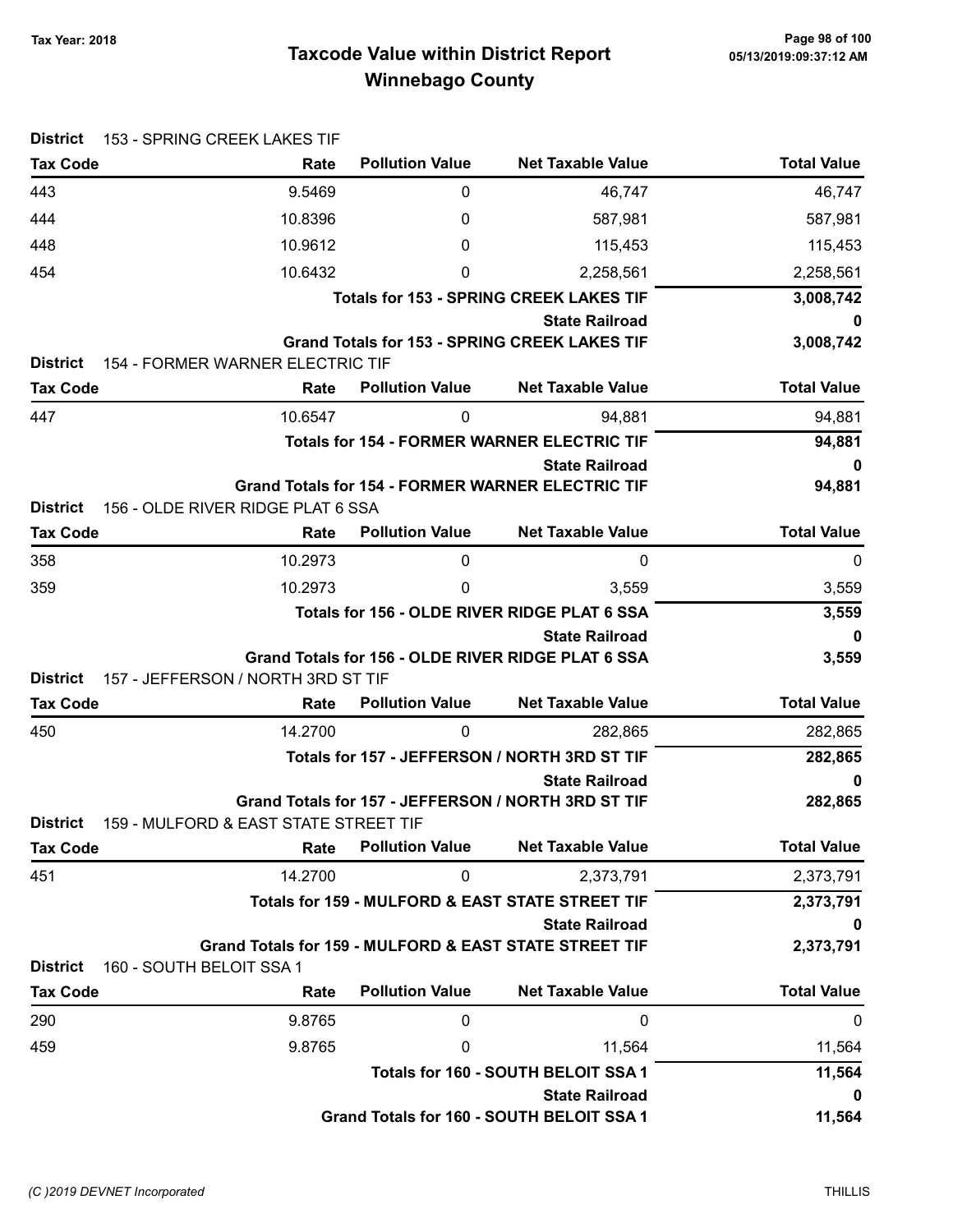# Taxcode Value within District Report
## Winnebago County

Tax Year: 2018

05/13/2019:09:37:12 AM

**District** 153 - SPRING CREEK LAKES TIF

| Tax Code | Rate | Pollution Value | Net Taxable Value | Total Value |
|---|---|---|---|---|
| 443 | 9.5469 | 0 | 46,747 | 46,747 |
| 444 | 10.8396 | 0 | 587,981 | 587,981 |
| 448 | 10.9612 | 0 | 115,453 | 115,453 |
| 454 | 10.6432 | 0 | 2,258,561 | 2,258,561 |
| | | | **Totals for 153 - SPRING CREEK LAKES TIF** | **3,008,742** |
| | | | **State Railroad** | **0** |
| | | | **Grand Totals for 153 - SPRING CREEK LAKES TIF** | **3,008,742** |

**District** 154 - FORMER WARNER ELECTRIC TIF

| Tax Code | Rate | Pollution Value | Net Taxable Value | Total Value |
|---|---|---|---|---|
| 447 | 10.6547 | 0 | 94,881 | 94,881 |
| | | | **Totals for 154 - FORMER WARNER ELECTRIC TIF** | **94,881** |
| | | | **State Railroad** | **0** |
| | | | **Grand Totals for 154 - FORMER WARNER ELECTRIC TIF** | **94,881** |

**District** 156 - OLDE RIVER RIDGE PLAT 6 SSA

| Tax Code | Rate | Pollution Value | Net Taxable Value | Total Value |
|---|---|---|---|---|
| 358 | 10.2973 | 0 | 0 | 0 |
| 359 | 10.2973 | 0 | 3,559 | 3,559 |
| | | | **Totals for 156 - OLDE RIVER RIDGE PLAT 6 SSA** | **3,559** |
| | | | **State Railroad** | **0** |
| | | | **Grand Totals for 156 - OLDE RIVER RIDGE PLAT 6 SSA** | **3,559** |

**District** 157 - JEFFERSON / NORTH 3RD ST TIF

| Tax Code | Rate | Pollution Value | Net Taxable Value | Total Value |
|---|---|---|---|---|
| 450 | 14.2700 | 0 | 282,865 | 282,865 |
| | | | **Totals for 157 - JEFFERSON / NORTH 3RD ST TIF** | **282,865** |
| | | | **State Railroad** | **0** |
| | | | **Grand Totals for 157 - JEFFERSON / NORTH 3RD ST TIF** | **282,865** |

**District** 159 - MULFORD & EAST STATE STREET TIF

| Tax Code | Rate | Pollution Value | Net Taxable Value | Total Value |
|---|---|---|---|---|
| 451 | 14.2700 | 0 | 2,373,791 | 2,373,791 |
| | | | **Totals for 159 - MULFORD & EAST STATE STREET TIF** | **2,373,791** |
| | | | **State Railroad** | **0** |
| | | | **Grand Totals for 159 - MULFORD & EAST STATE STREET TIF** | **2,373,791** |

**District** 160 - SOUTH BELOIT SSA 1

| Tax Code | Rate | Pollution Value | Net Taxable Value | Total Value |
|---|---|---|---|---|
| 290 | 9.8765 | 0 | 0 | 0 |
| 459 | 9.8765 | 0 | 11,564 | 11,564 |
| | | | **Totals for 160 - SOUTH BELOIT SSA 1** | **11,564** |
| | | | **State Railroad** | **0** |
| | | | **Grand Totals for 160 - SOUTH BELOIT SSA 1** | **11,564** |

(C )2019 DEVNET Incorporated THILLIS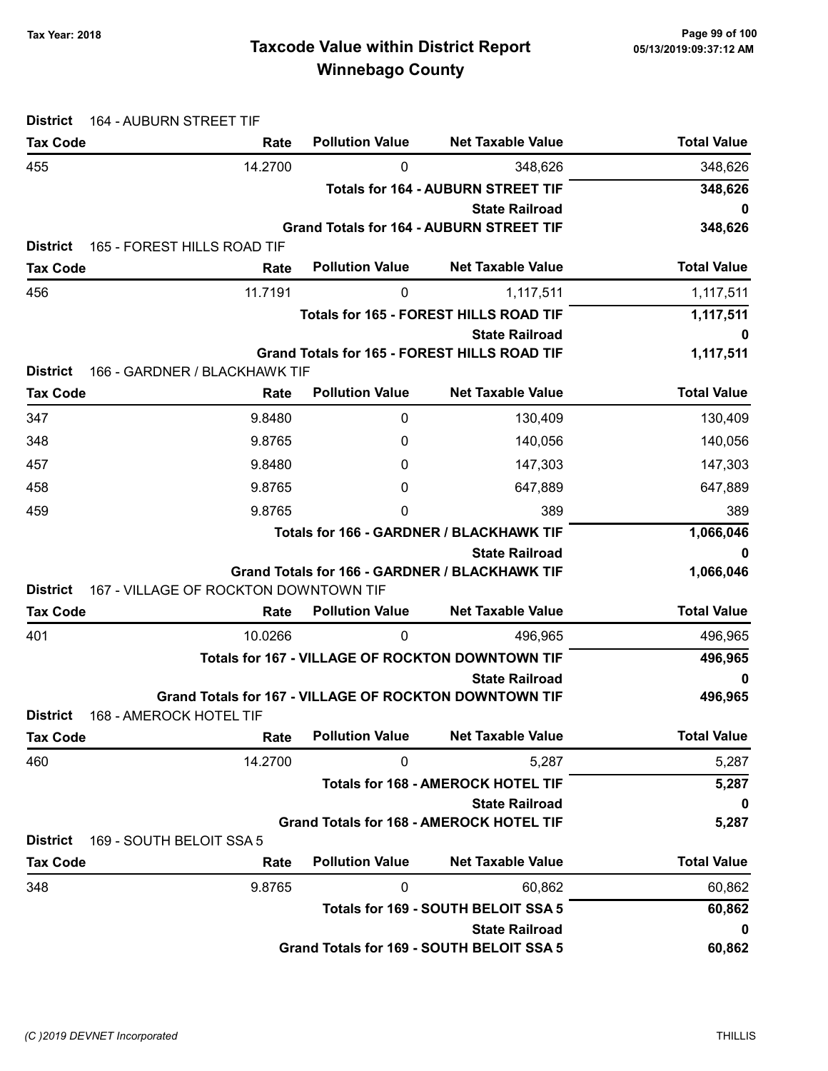# Taxcode Value within District Report
## Winnebago County

**District** 164 - AUBURN STREET TIF

| Tax Code | Rate | Pollution Value | Net Taxable Value | Total Value |
|---|---|---|---|---|
| 455 | 14.2700 | 0 | 348,626 | 348,626 |
| | | | **Totals for 164 - AUBURN STREET TIF** | **348,626** |
| | | | **State Railroad** | **0** |
| | | | **Grand Totals for 164 - AUBURN STREET TIF** | **348,626** |

**District** 165 - FOREST HILLS ROAD TIF

| Tax Code | Rate | Pollution Value | Net Taxable Value | Total Value |
|---|---|---|---|---|
| 456 | 11.7191 | 0 | 1,117,511 | 1,117,511 |
| | | | **Totals for 165 - FOREST HILLS ROAD TIF** | **1,117,511** |
| | | | **State Railroad** | **0** |
| | | | **Grand Totals for 165 - FOREST HILLS ROAD TIF** | **1,117,511** |

**District** 166 - GARDNER / BLACKHAWK TIF

| Tax Code | Rate | Pollution Value | Net Taxable Value | Total Value |
|---|---|---|---|---|
| 347 | 9.8480 | 0 | 130,409 | 130,409 |
| 348 | 9.8765 | 0 | 140,056 | 140,056 |
| 457 | 9.8480 | 0 | 147,303 | 147,303 |
| 458 | 9.8765 | 0 | 647,889 | 647,889 |
| 459 | 9.8765 | 0 | 389 | 389 |
| | | | **Totals for 166 - GARDNER / BLACKHAWK TIF** | **1,066,046** |
| | | | **State Railroad** | **0** |
| | | | **Grand Totals for 166 - GARDNER / BLACKHAWK TIF** | **1,066,046** |

**District** 167 - VILLAGE OF ROCKTON DOWNTOWN TIF

| Tax Code | Rate | Pollution Value | Net Taxable Value | Total Value |
|---|---|---|---|---|
| 401 | 10.0266 | 0 | 496,965 | 496,965 |
| | | | **Totals for 167 - VILLAGE OF ROCKTON DOWNTOWN TIF** | **496,965** |
| | | | **State Railroad** | **0** |
| | | | **Grand Totals for 167 - VILLAGE OF ROCKTON DOWNTOWN TIF** | **496,965** |

**District** 168 - AMEROCK HOTEL TIF

| Tax Code | Rate | Pollution Value | Net Taxable Value | Total Value |
|---|---|---|---|---|
| 460 | 14.2700 | 0 | 5,287 | 5,287 |
| | | | **Totals for 168 - AMEROCK HOTEL TIF** | **5,287** |
| | | | **State Railroad** | **0** |
| | | | **Grand Totals for 168 - AMEROCK HOTEL TIF** | **5,287** |

**District** 169 - SOUTH BELOIT SSA 5

| Tax Code | Rate | Pollution Value | Net Taxable Value | Total Value |
|---|---|---|---|---|
| 348 | 9.8765 | 0 | 60,862 | 60,862 |
| | | | **Totals for 169 - SOUTH BELOIT SSA 5** | **60,862** |
| | | | **State Railroad** | **0** |
| | | | **Grand Totals for 169 - SOUTH BELOIT SSA 5** | **60,862** |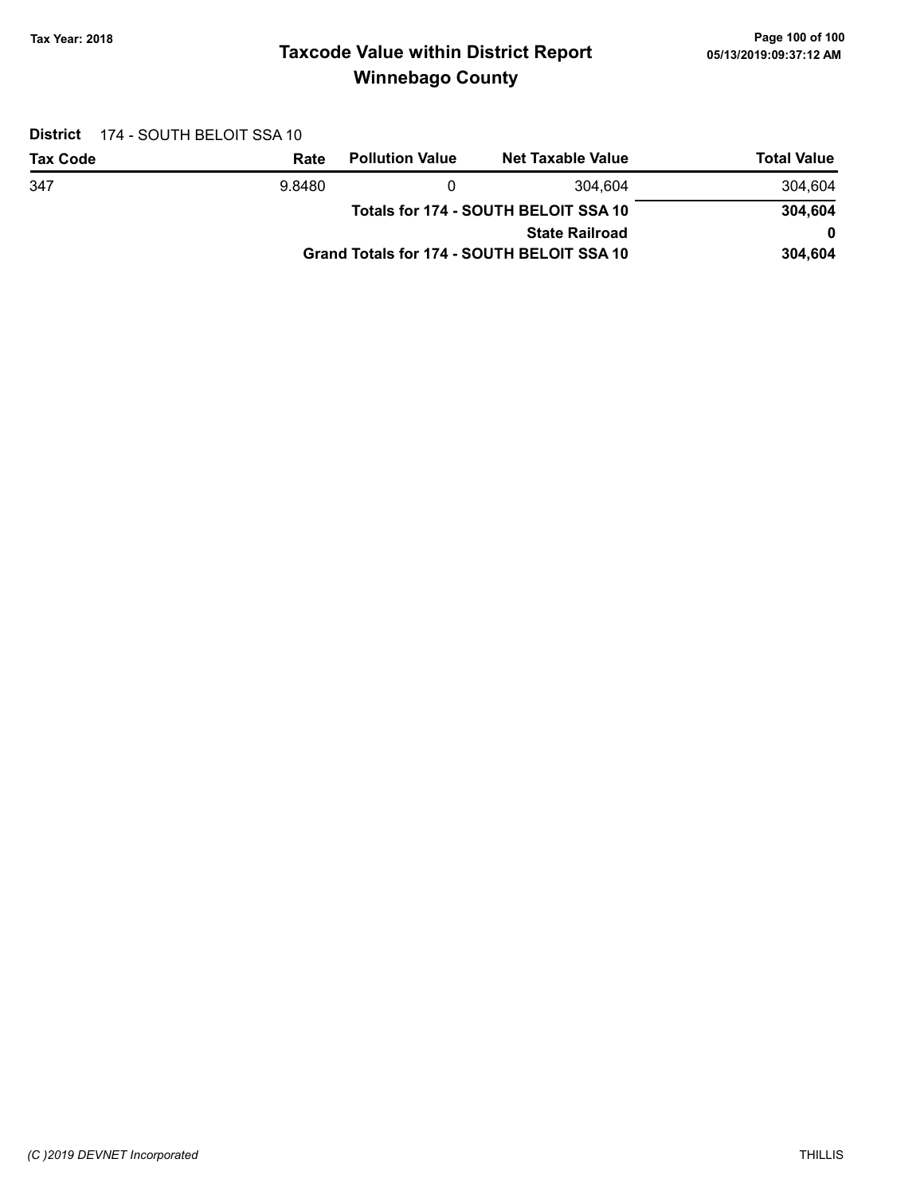# Taxcode Value within District Report
## Winnebago County

Tax Year: 2018

05/13/2019:09:37:12 AM

**District** 174 - SOUTH BELOIT SSA 10

| Tax Code | Rate | Pollution Value | Net Taxable Value | Total Value |
|---|---|---|---|---|
| 347 | 9.8480 | 0 | 304,604 | 304,604 |
| | | | **Totals for 174 - SOUTH BELOIT SSA 10** | **304,604** |
| | | | **State Railroad** | **0** |
| | | | **Grand Totals for 174 - SOUTH BELOIT SSA 10** | **304,604** |

*(C )2019 DEVNET Incorporated* THILLIS